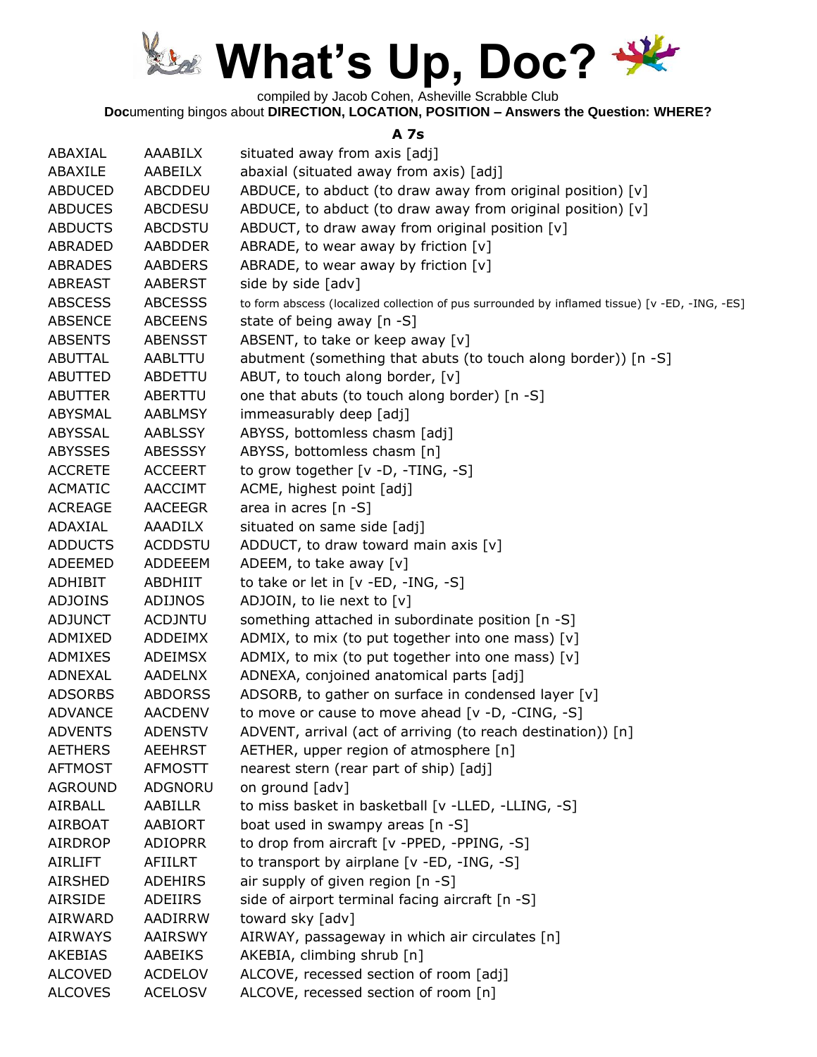# What's Up, Doc?

compiled by Jacob Cohen, Asheville Scrabble Club

**Doc**umenting bingos about **DIRECTION, LOCATION, POSITION – Answers the Question: WHERE?**

### A 7s

| | | |
|---|---|---|
| ABAXIAL | AAABILX | situated away from axis [adj] |
| ABAXILE | AABEILX | abaxial (situated away from axis) [adj] |
| ABDUCED | ABCDDEU | ABDUCE, to abduct (to draw away from original position) [v] |
| ABDUCES | ABCDESU | ABDUCE, to abduct (to draw away from original position) [v] |
| ABDUCTS | ABCDSTU | ABDUCT, to draw away from original position [v] |
| ABRADED | AABDDER | ABRADE, to wear away by friction [v] |
| ABRADES | AABDERS | ABRADE, to wear away by friction [v] |
| ABREAST | AABERST | side by side [adv] |
| ABSCESS | ABCESSS | to form abscess (localized collection of pus surrounded by inflamed tissue) [v -ED, -ING, -ES] |
| ABSENCE | ABCEENS | state of being away [n -S] |
| ABSENTS | ABENSST | ABSENT, to take or keep away [v] |
| ABUTTAL | AABLTTU | abutment (something that abuts (to touch along border)) [n -S] |
| ABUTTED | ABDETTU | ABUT, to touch along border, [v] |
| ABUTTER | ABERTTU | one that abuts (to touch along border) [n -S] |
| ABYSMAL | AABLMSY | immeasurably deep [adj] |
| ABYSSAL | AABLSSY | ABYSS, bottomless chasm [adj] |
| ABYSSES | ABESSSY | ABYSS, bottomless chasm [n] |
| ACCRETE | ACCEERT | to grow together [v -D, -TING, -S] |
| ACMATIC | AACCIMT | ACME, highest point [adj] |
| ACREAGE | AACEEGR | area in acres [n -S] |
| ADAXIAL | AAADILX | situated on same side [adj] |
| ADDUCTS | ACDDSTU | ADDUCT, to draw toward main axis [v] |
| ADEEMED | ADDEEEM | ADEEM, to take away [v] |
| ADHIBIT | ABDHIIT | to take or let in [v -ED, -ING, -S] |
| ADJOINS | ADIJNOS | ADJOIN, to lie next to [v] |
| ADJUNCT | ACDJNTU | something attached in subordinate position [n -S] |
| ADMIXED | ADDEIMX | ADMIX, to mix (to put together into one mass) [v] |
| ADMIXES | ADEIMSX | ADMIX, to mix (to put together into one mass) [v] |
| ADNEXAL | AADELNX | ADNEXA, conjoined anatomical parts [adj] |
| ADSORBS | ABDORSS | ADSORB, to gather on surface in condensed layer [v] |
| ADVANCE | AACDENV | to move or cause to move ahead [v -D, -CING, -S] |
| ADVENTS | ADENSTV | ADVENT, arrival (act of arriving (to reach destination)) [n] |
| AETHERS | AEEHRST | AETHER, upper region of atmosphere [n] |
| AFTMOST | AFMOSTT | nearest stern (rear part of ship) [adj] |
| AGROUND | ADGNORU | on ground [adv] |
| AIRBALL | AABILLR | to miss basket in basketball [v -LLED, -LLING, -S] |
| AIRBOAT | AABIORT | boat used in swampy areas [n -S] |
| AIRDROP | ADIOPRR | to drop from aircraft [v -PPED, -PPING, -S] |
| AIRLIFT | AFIILRT | to transport by airplane [v -ED, -ING, -S] |
| AIRSHED | ADEHIRS | air supply of given region [n -S] |
| AIRSIDE | ADEIIRS | side of airport terminal facing aircraft [n -S] |
| AIRWARD | AADIRRW | toward sky [adv] |
| AIRWAYS | AAIRSWY | AIRWAY, passageway in which air circulates [n] |
| AKEBIAS | AABEIKS | AKEBIA, climbing shrub [n] |
| ALCOVED | ACDELOV | ALCOVE, recessed section of room [adj] |
| ALCOVES | ACELOSV | ALCOVE, recessed section of room [n] |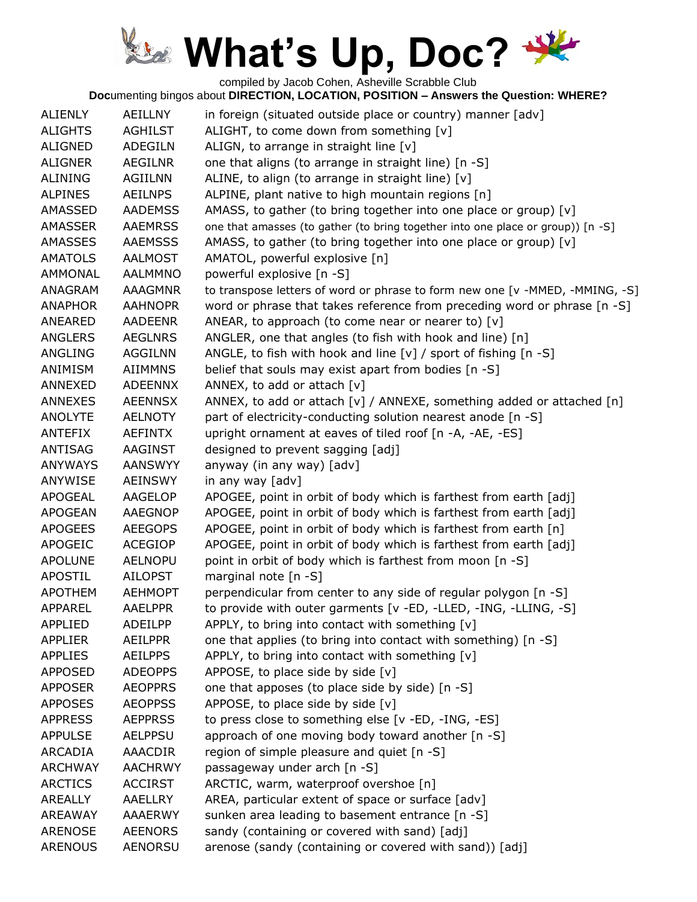# What's Up, Doc?

compiled by Jacob Cohen, Asheville Scrabble Club

**Doc**umenting bingos about **DIRECTION, LOCATION, POSITION – Answers the Question: WHERE?**

| | | |
|---|---|---|
| ALIENLY | AEILLNY | in foreign (situated outside place or country) manner [adv] |
| ALIGHTS | AGHILST | ALIGHT, to come down from something [v] |
| ALIGNED | ADEGILN | ALIGN, to arrange in straight line [v] |
| ALIGNER | AEGILNR | one that aligns (to arrange in straight line) [n -S] |
| ALINING | AGIILNN | ALINE, to align (to arrange in straight line) [v] |
| ALPINES | AEILNPS | ALPINE, plant native to high mountain regions [n] |
| AMASSED | AADEMSS | AMASS, to gather (to bring together into one place or group) [v] |
| AMASSER | AAEMRSS | one that amasses (to gather (to bring together into one place or group)) [n -S] |
| AMASSES | AAEMSSS | AMASS, to gather (to bring together into one place or group) [v] |
| AMATOLS | AALMOST | AMATOL, powerful explosive [n] |
| AMMONAL | AALMMNO | powerful explosive [n -S] |
| ANAGRAM | AAAGMNR | to transpose letters of word or phrase to form new one [v -MMED, -MMING, -S] |
| ANAPHOR | AAHNOPR | word or phrase that takes reference from preceding word or phrase [n -S] |
| ANEARED | AADEENR | ANEAR, to approach (to come near or nearer to) [v] |
| ANGLERS | AEGLNRS | ANGLER, one that angles (to fish with hook and line) [n] |
| ANGLING | AGGILNN | ANGLE, to fish with hook and line [v] / sport of fishing [n -S] |
| ANIMISM | AIIMMNS | belief that souls may exist apart from bodies [n -S] |
| ANNEXED | ADEENNX | ANNEX, to add or attach [v] |
| ANNEXES | AEENNSX | ANNEX, to add or attach [v] / ANNEXE, something added or attached [n] |
| ANOLYTE | AELNOTY | part of electricity-conducting solution nearest anode [n -S] |
| ANTEFIX | AEFINTX | upright ornament at eaves of tiled roof [n -A, -AE, -ES] |
| ANTISAG | AAGINST | designed to prevent sagging [adj] |
| ANYWAYS | AANSWYY | anyway (in any way) [adv] |
| ANYWISE | AEINSWY | in any way [adv] |
| APOGEAL | AAGELOP | APOGEE, point in orbit of body which is farthest from earth [adj] |
| APOGEAN | AAEGNOP | APOGEE, point in orbit of body which is farthest from earth [adj] |
| APOGEES | AEEGOPS | APOGEE, point in orbit of body which is farthest from earth [n] |
| APOGEIC | ACEGIOP | APOGEE, point in orbit of body which is farthest from earth [adj] |
| APOLUNE | AELNOPU | point in orbit of body which is farthest from moon [n -S] |
| APOSTIL | AILOPST | marginal note [n -S] |
| APOTHEM | AEHMOPT | perpendicular from center to any side of regular polygon [n -S] |
| APPAREL | AAELPPR | to provide with outer garments [v -ED, -LLED, -ING, -LLING, -S] |
| APPLIED | ADEILPP | APPLY, to bring into contact with something [v] |
| APPLIER | AEILPPR | one that applies (to bring into contact with something) [n -S] |
| APPLIES | AEILPPS | APPLY, to bring into contact with something [v] |
| APPOSED | ADEOPPS | APPOSE, to place side by side [v] |
| APPOSER | AEOPPRS | one that apposes (to place side by side) [n -S] |
| APPOSES | AEOPPSS | APPOSE, to place side by side [v] |
| APPRESS | AEPPRSS | to press close to something else [v -ED, -ING, -ES] |
| APPULSE | AELPPSU | approach of one moving body toward another [n -S] |
| ARCADIA | AAACDIR | region of simple pleasure and quiet [n -S] |
| ARCHWAY | AACHRWY | passageway under arch [n -S] |
| ARCTICS | ACCIRST | ARCTIC, warm, waterproof overshoe [n] |
| AREALLY | AAELLRY | AREA, particular extent of space or surface [adv] |
| AREAWAY | AAAERWY | sunken area leading to basement entrance [n -S] |
| ARENOSE | AEENORS | sandy (containing or covered with sand) [adj] |
| ARENOUS | AENORSU | arenose (sandy (containing or covered with sand)) [adj] |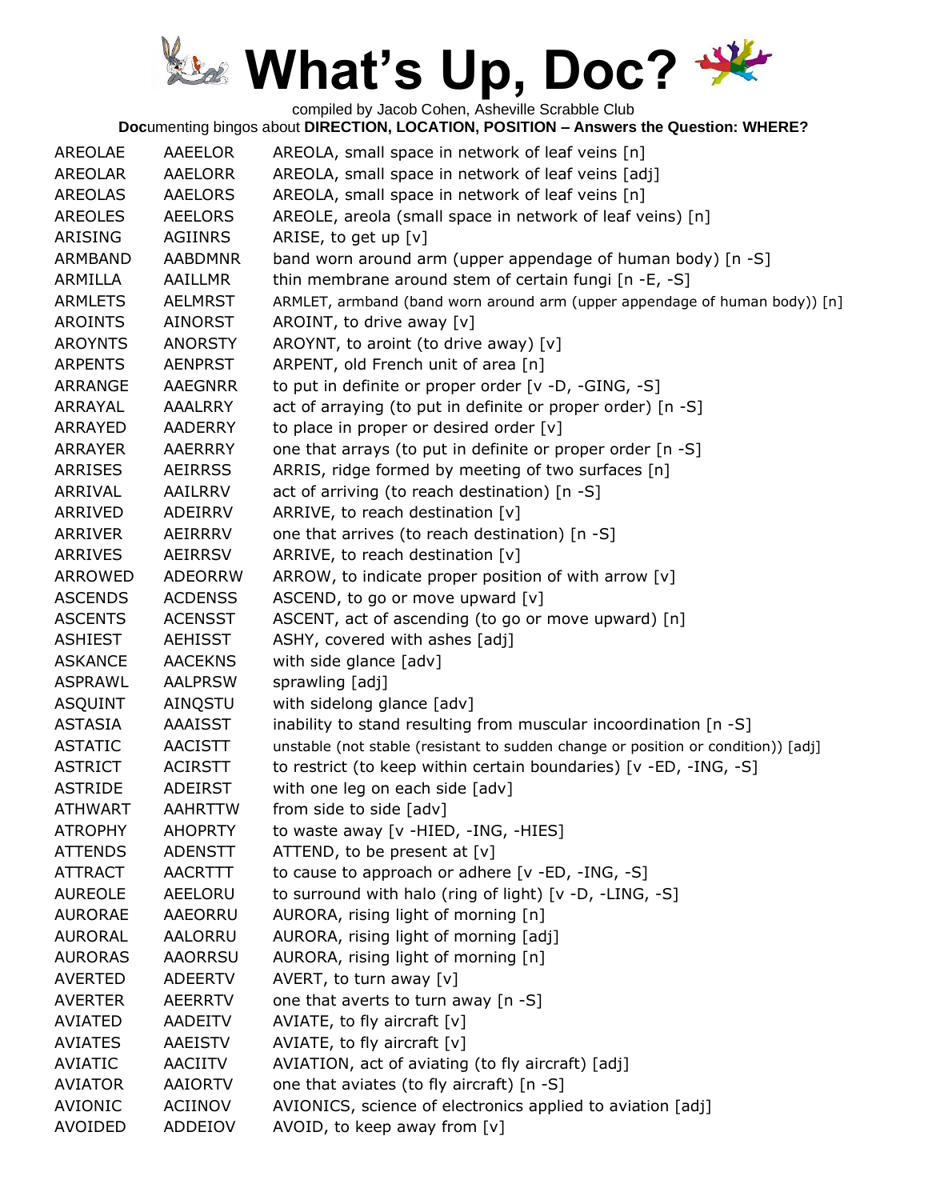# What's Up, Doc?

compiled by Jacob Cohen, Asheville Scrabble Club

**Doc**umenting bingos about **DIRECTION, LOCATION, POSITION – Answers the Question: WHERE?**

| | | |
|---|---|---|
| AREOLAE | AAEELOR | AREOLA, small space in network of leaf veins [n] |
| AREOLAR | AAELORR | AREOLA, small space in network of leaf veins [adj] |
| AREOLAS | AAELORS | AREOLA, small space in network of leaf veins [n] |
| AREOLES | AEELORS | AREOLE, areola (small space in network of leaf veins) [n] |
| ARISING | AGIINRS | ARISE, to get up [v] |
| ARMBAND | AABDMNR | band worn around arm (upper appendage of human body) [n -S] |
| ARMILLA | AAILLMR | thin membrane around stem of certain fungi [n -E, -S] |
| ARMLETS | AELMRST | ARMLET, armband (band worn around arm (upper appendage of human body)) [n] |
| AROINTS | AINORST | AROINT, to drive away [v] |
| AROYNTS | ANORSTY | AROYNT, to aroint (to drive away) [v] |
| ARPENTS | AENPRST | ARPENT, old French unit of area [n] |
| ARRANGE | AAEGNRR | to put in definite or proper order [v -D, -GING, -S] |
| ARRAYAL | AAALRRY | act of arraying (to put in definite or proper order) [n -S] |
| ARRAYED | AADERRY | to place in proper or desired order [v] |
| ARRAYER | AAERRRY | one that arrays (to put in definite or proper order [n -S] |
| ARRISES | AEIRRSS | ARRIS, ridge formed by meeting of two surfaces [n] |
| ARRIVAL | AAILRRV | act of arriving (to reach destination) [n -S] |
| ARRIVED | ADEIRRV | ARRIVE, to reach destination [v] |
| ARRIVER | AEIRRRV | one that arrives (to reach destination) [n -S] |
| ARRIVES | AEIRRSV | ARRIVE, to reach destination [v] |
| ARROWED | ADEORRW | ARROW, to indicate proper position of with arrow [v] |
| ASCENDS | ACDENSS | ASCEND, to go or move upward [v] |
| ASCENTS | ACENSST | ASCENT, act of ascending (to go or move upward) [n] |
| ASHIEST | AEHISST | ASHY, covered with ashes [adj] |
| ASKANCE | AACEKNS | with side glance [adv] |
| ASPRAWL | AALPRSW | sprawling [adj] |
| ASQUINT | AINQSTU | with sidelong glance [adv] |
| ASTASIA | AAAISST | inability to stand resulting from muscular incoordination [n -S] |
| ASTATIC | AACISTT | unstable (not stable (resistant to sudden change or position or condition)) [adj] |
| ASTRICT | ACIRSTT | to restrict (to keep within certain boundaries) [v -ED, -ING, -S] |
| ASTRIDE | ADEIRST | with one leg on each side [adv] |
| ATHWART | AAHRTTW | from side to side [adv] |
| ATROPHY | AHOPRTY | to waste away [v -HIED, -ING, -HIES] |
| ATTENDS | ADENSTT | ATTEND, to be present at [v] |
| ATTRACT | AACRTTT | to cause to approach or adhere [v -ED, -ING, -S] |
| AUREOLE | AEELORU | to surround with halo (ring of light) [v -D, -LING, -S] |
| AURORAE | AAEORRU | AURORA, rising light of morning [n] |
| AURORAL | AALORRU | AURORA, rising light of morning [adj] |
| AURORAS | AAORRSU | AURORA, rising light of morning [n] |
| AVERTED | ADEERTV | AVERT, to turn away [v] |
| AVERTER | AEERRTV | one that averts to turn away [n -S] |
| AVIATED | AADEITV | AVIATE, to fly aircraft [v] |
| AVIATES | AAEISTV | AVIATE, to fly aircraft [v] |
| AVIATIC | AACIITV | AVIATION, act of aviating (to fly aircraft) [adj] |
| AVIATOR | AAIORTV | one that aviates (to fly aircraft) [n -S] |
| AVIONIC | ACIINOV | AVIONICS, science of electronics applied to aviation [adj] |
| AVOIDED | ADDEIOV | AVOID, to keep away from [v] |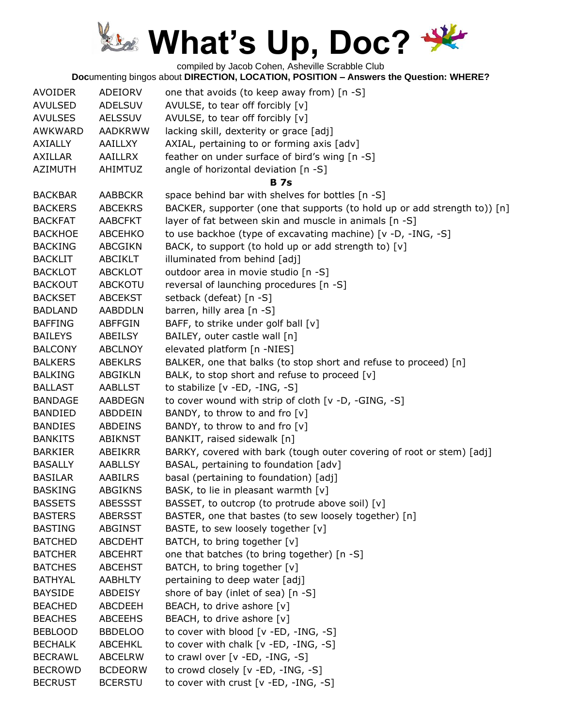# What's Up, Doc?

compiled by Jacob Cohen, Asheville Scrabble Club

**Doc**umenting bingos about **DIRECTION, LOCATION, POSITION – Answers the Question: WHERE?**

| | | |
|---|---|---|
| AVOIDER | ADEIORV | one that avoids (to keep away from) [n -S] |
| AVULSED | ADELSUV | AVULSE, to tear off forcibly [v] |
| AVULSES | AELSSUV | AVULSE, to tear off forcibly [v] |
| AWKWARD | AADKRWW | lacking skill, dexterity or grace [adj] |
| AXIALLY | AAILLXY | AXIAL, pertaining to or forming axis [adv] |
| AXILLAR | AAILLRX | feather on under surface of bird's wing [n -S] |
| AZIMUTH | AHIMTUZ | angle of horizontal deviation [n -S] |
| | | **B 7s** |
| BACKBAR | AABBCKR | space behind bar with shelves for bottles [n -S] |
| BACKERS | ABCEKRS | BACKER, supporter (one that supports (to hold up or add strength to)) [n] |
| BACKFAT | AABCFKT | layer of fat between skin and muscle in animals [n -S] |
| BACKHOE | ABCEHKO | to use backhoe (type of excavating machine) [v -D, -ING, -S] |
| BACKING | ABCGIKN | BACK, to support (to hold up or add strength to) [v] |
| BACKLIT | ABCIKLT | illuminated from behind [adj] |
| BACKLOT | ABCKLOT | outdoor area in movie studio [n -S] |
| BACKOUT | ABCKOTU | reversal of launching procedures [n -S] |
| BACKSET | ABCEKST | setback (defeat) [n -S] |
| BADLAND | AABDDLN | barren, hilly area [n -S] |
| BAFFING | ABFFGIN | BAFF, to strike under golf ball [v] |
| BAILEYS | ABEILSY | BAILEY, outer castle wall [n] |
| BALCONY | ABCLNOY | elevated platform [n -NIES] |
| BALKERS | ABEKLRS | BALKER, one that balks (to stop short and refuse to proceed) [n] |
| BALKING | ABGIKLN | BALK, to stop short and refuse to proceed [v] |
| BALLAST | AABLLST | to stabilize [v -ED, -ING, -S] |
| BANDAGE | AABDEGN | to cover wound with strip of cloth [v -D, -GING, -S] |
| BANDIED | ABDDEIN | BANDY, to throw to and fro [v] |
| BANDIES | ABDEINS | BANDY, to throw to and fro [v] |
| BANKITS | ABIKNST | BANKIT, raised sidewalk [n] |
| BARKIER | ABEIKRR | BARKY, covered with bark (tough outer covering of root or stem) [adj] |
| BASALLY | AABLLSY | BASAL, pertaining to foundation [adv] |
| BASILAR | AABILRS | basal (pertaining to foundation) [adj] |
| BASKING | ABGIKNS | BASK, to lie in pleasant warmth [v] |
| BASSETS | ABESSST | BASSET, to outcrop (to protrude above soil) [v] |
| BASTERS | ABERSST | BASTER, one that bastes (to sew loosely together) [n] |
| BASTING | ABGINST | BASTE, to sew loosely together [v] |
| BATCHED | ABCDEHT | BATCH, to bring together [v] |
| BATCHER | ABCEHRT | one that batches (to bring together) [n -S] |
| BATCHES | ABCEHST | BATCH, to bring together [v] |
| BATHYAL | AABHLTY | pertaining to deep water [adj] |
| BAYSIDE | ABDEISY | shore of bay (inlet of sea) [n -S] |
| BEACHED | ABCDEEH | BEACH, to drive ashore [v] |
| BEACHES | ABCEEHS | BEACH, to drive ashore [v] |
| BEBLOOD | BBDELOO | to cover with blood [v -ED, -ING, -S] |
| BECHALK | ABCEHKL | to cover with chalk [v -ED, -ING, -S] |
| BECRAWL | ABCELRW | to crawl over [v -ED, -ING, -S] |
| BECROWD | BCDEORW | to crowd closely [v -ED, -ING, -S] |
| BECRUST | BCERSTU | to cover with crust [v -ED, -ING, -S] |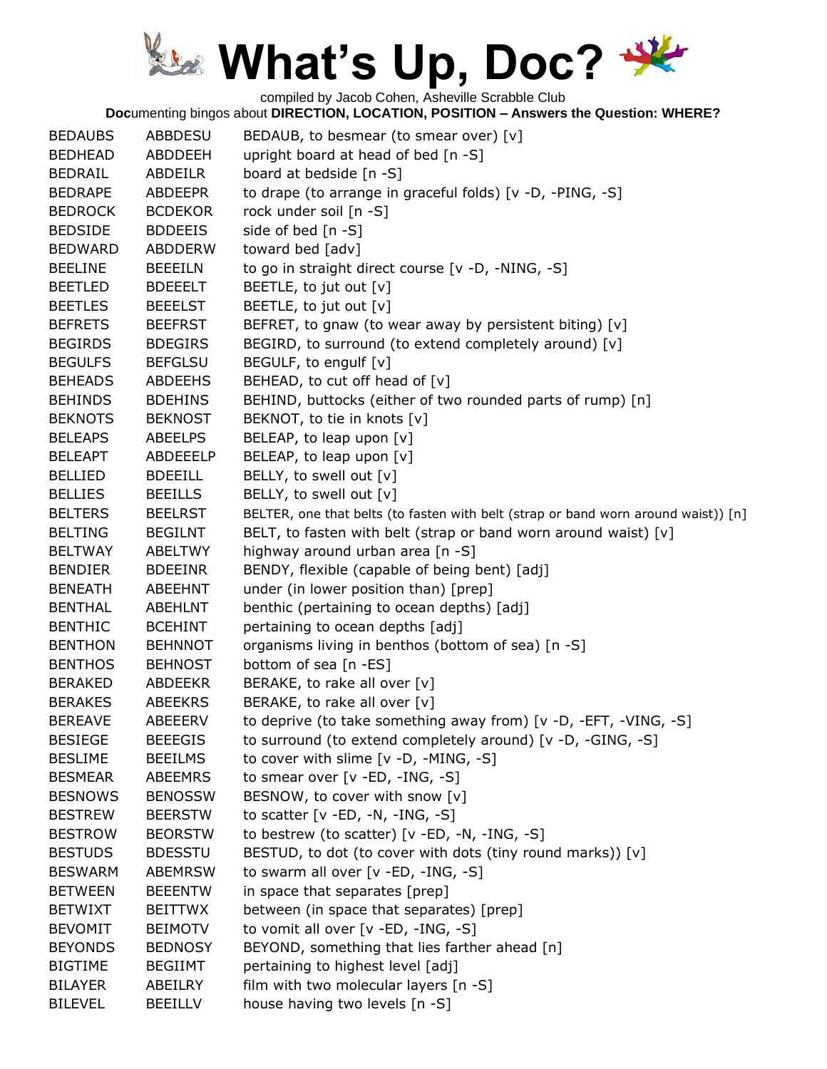# What's Up, Doc?

compiled by Jacob Cohen, Asheville Scrabble Club

**Doc**umenting bingos about **DIRECTION, LOCATION, POSITION – Answers the Question: WHERE?**

| | | |
|---|---|---|
| BEDAUBS | ABBDESU | BEDAUB, to besmear (to smear over) [v] |
| BEDHEAD | ABDDEEH | upright board at head of bed [n -S] |
| BEDRAIL | ABDEILR | board at bedside [n -S] |
| BEDRAPE | ABDEEPR | to drape (to arrange in graceful folds) [v -D, -PING, -S] |
| BEDROCK | BCDEKOR | rock under soil [n -S] |
| BEDSIDE | BDDEEIS | side of bed [n -S] |
| BEDWARD | ABDDERW | toward bed [adv] |
| BEELINE | BEEEILN | to go in straight direct course [v -D, -NING, -S] |
| BEETLED | BDEEELT | BEETLE, to jut out [v] |
| BEETLES | BEEELST | BEETLE, to jut out [v] |
| BEFRETS | BEEFRST | BEFRET, to gnaw (to wear away by persistent biting) [v] |
| BEGIRDS | BDEGIRS | BEGIRD, to surround (to extend completely around) [v] |
| BEGULFS | BEFGLSU | BEGULF, to engulf [v] |
| BEHEADS | ABDEEHS | BEHEAD, to cut off head of [v] |
| BEHINDS | BDEHINS | BEHIND, buttocks (either of two rounded parts of rump) [n] |
| BEKNOTS | BEKNOST | BEKNOT, to tie in knots [v] |
| BELEAPS | ABEELPS | BELEAP, to leap upon [v] |
| BELEAPT | ABDEEELP | BELEAP, to leap upon [v] |
| BELLIED | BDEEILL | BELLY, to swell out [v] |
| BELLIES | BEEILLS | BELLY, to swell out [v] |
| BELTERS | BEELRST | BELTER, one that belts (to fasten with belt (strap or band worn around waist)) [n] |
| BELTING | BEGILNT | BELT, to fasten with belt (strap or band worn around waist) [v] |
| BELTWAY | ABELTWY | highway around urban area [n -S] |
| BENDIER | BDEEINR | BENDY, flexible (capable of being bent) [adj] |
| BENEATH | ABEEHNT | under (in lower position than) [prep] |
| BENTHAL | ABEHLNT | benthic (pertaining to ocean depths) [adj] |
| BENTHIC | BCEHINT | pertaining to ocean depths [adj] |
| BENTHON | BEHNNOT | organisms living in benthos (bottom of sea) [n -S] |
| BENTHOS | BEHNOST | bottom of sea [n -ES] |
| BERAKED | ABDEEKR | BERAKE, to rake all over [v] |
| BERAKES | ABEEKRS | BERAKE, to rake all over [v] |
| BEREAVE | ABEEERV | to deprive (to take something away from) [v -D, -EFT, -VING, -S] |
| BESIEGE | BEEEGIS | to surround (to extend completely around) [v -D, -GING, -S] |
| BESLIME | BEEILMS | to cover with slime [v -D, -MING, -S] |
| BESMEAR | ABEEMRS | to smear over [v -ED, -ING, -S] |
| BESNOWS | BENOSSW | BESNOW, to cover with snow [v] |
| BESTREW | BEERSTW | to scatter [v -ED, -N, -ING, -S] |
| BESTROW | BEORSTW | to bestrew (to scatter) [v -ED, -N, -ING, -S] |
| BESTUDS | BDESSTU | BESTUD, to dot (to cover with dots (tiny round marks)) [v] |
| BESWARM | ABEMRSW | to swarm all over [v -ED, -ING, -S] |
| BETWEEN | BEEENTW | in space that separates [prep] |
| BETWIXT | BEITTWX | between (in space that separates) [prep] |
| BEVOMIT | BEIMOTV | to vomit all over [v -ED, -ING, -S] |
| BEYONDS | BEDNOSY | BEYOND, something that lies farther ahead [n] |
| BIGTIME | BEGIIMT | pertaining to highest level [adj] |
| BILAYER | ABEILRY | film with two molecular layers [n -S] |
| BILEVEL | BEEILLV | house having two levels [n -S] |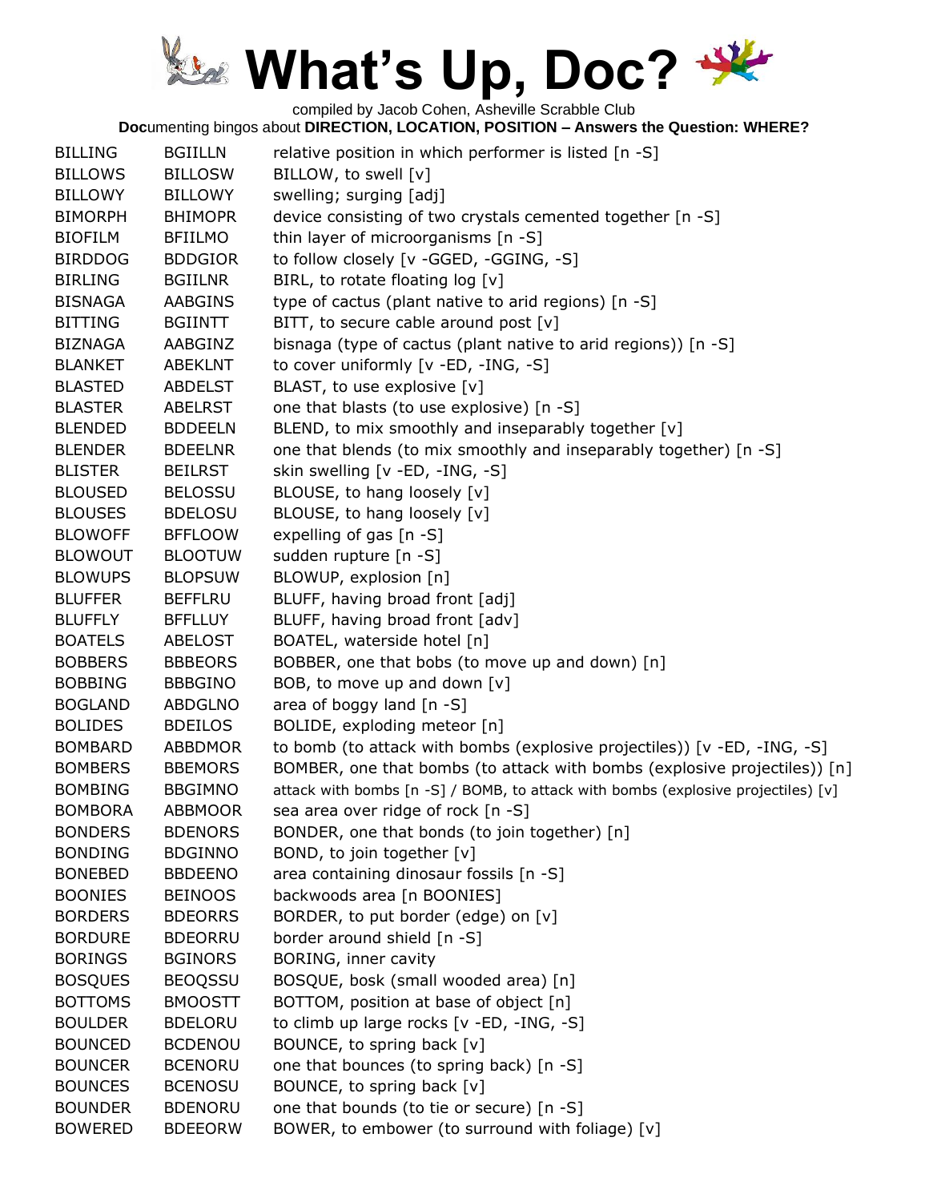# What's Up, Doc?

compiled by Jacob Cohen, Asheville Scrabble Club

**Doc**umenting bingos about **DIRECTION, LOCATION, POSITION – Answers the Question: WHERE?**

| | | |
|---|---|---|
| BILLING | BGIILLN | relative position in which performer is listed [n -S] |
| BILLOWS | BILLOSW | BILLOW, to swell [v] |
| BILLOWY | BILLOWY | swelling; surging [adj] |
| BIMORPH | BHIMOPR | device consisting of two crystals cemented together [n -S] |
| BIOFILM | BFIILMO | thin layer of microorganisms [n -S] |
| BIRDDOG | BDDGIOR | to follow closely [v -GGED, -GGING, -S] |
| BIRLING | BGIILNR | BIRL, to rotate floating log [v] |
| BISNAGA | AABGINS | type of cactus (plant native to arid regions) [n -S] |
| BITTING | BGIINTT | BITT, to secure cable around post [v] |
| BIZNAGA | AABGINZ | bisnaga (type of cactus (plant native to arid regions)) [n -S] |
| BLANKET | ABEKLNT | to cover uniformly [v -ED, -ING, -S] |
| BLASTED | ABDELST | BLAST, to use explosive [v] |
| BLASTER | ABELRST | one that blasts (to use explosive) [n -S] |
| BLENDED | BDDEELN | BLEND, to mix smoothly and inseparably together [v] |
| BLENDER | BDEELNR | one that blends (to mix smoothly and inseparably together) [n -S] |
| BLISTER | BEILRST | skin swelling [v -ED, -ING, -S] |
| BLOUSED | BELOSSU | BLOUSE, to hang loosely [v] |
| BLOUSES | BDELOSU | BLOUSE, to hang loosely [v] |
| BLOWOFF | BFFLOOW | expelling of gas [n -S] |
| BLOWOUT | BLOOTUW | sudden rupture [n -S] |
| BLOWUPS | BLOPSUW | BLOWUP, explosion [n] |
| BLUFFER | BEFFLRU | BLUFF, having broad front [adj] |
| BLUFFLY | BFFLLUY | BLUFF, having broad front [adv] |
| BOATELS | ABELOST | BOATEL, waterside hotel [n] |
| BOBBERS | BBBEORS | BOBBER, one that bobs (to move up and down) [n] |
| BOBBING | BBBGINO | BOB, to move up and down [v] |
| BOGLAND | ABDGLNO | area of boggy land [n -S] |
| BOLIDES | BDEILOS | BOLIDE, exploding meteor [n] |
| BOMBARD | ABBDMOR | to bomb (to attack with bombs (explosive projectiles)) [v -ED, -ING, -S] |
| BOMBERS | BBEMORS | BOMBER, one that bombs (to attack with bombs (explosive projectiles)) [n] |
| BOMBING | BBGIMNO | attack with bombs [n -S] / BOMB, to attack with bombs (explosive projectiles) [v] |
| BOMBORA | ABBMOOR | sea area over ridge of rock [n -S] |
| BONDERS | BDENORS | BONDER, one that bonds (to join together) [n] |
| BONDING | BDGINNO | BOND, to join together [v] |
| BONEBED | BBDEENO | area containing dinosaur fossils [n -S] |
| BOONIES | BEINOOS | backwoods area [n BOONIES] |
| BORDERS | BDEORRS | BORDER, to put border (edge) on [v] |
| BORDURE | BDEORRU | border around shield [n -S] |
| BORINGS | BGINORS | BORING, inner cavity |
| BOSQUES | BEOQSSU | BOSQUE, bosk (small wooded area) [n] |
| BOTTOMS | BMOOSTT | BOTTOM, position at base of object [n] |
| BOULDER | BDELORU | to climb up large rocks [v -ED, -ING, -S] |
| BOUNCED | BCDENOU | BOUNCE, to spring back [v] |
| BOUNCER | BCENORU | one that bounces (to spring back) [n -S] |
| BOUNCES | BCENOSU | BOUNCE, to spring back [v] |
| BOUNDER | BDENORU | one that bounds (to tie or secure) [n -S] |
| BOWERED | BDEEORW | BOWER, to embower (to surround with foliage) [v] |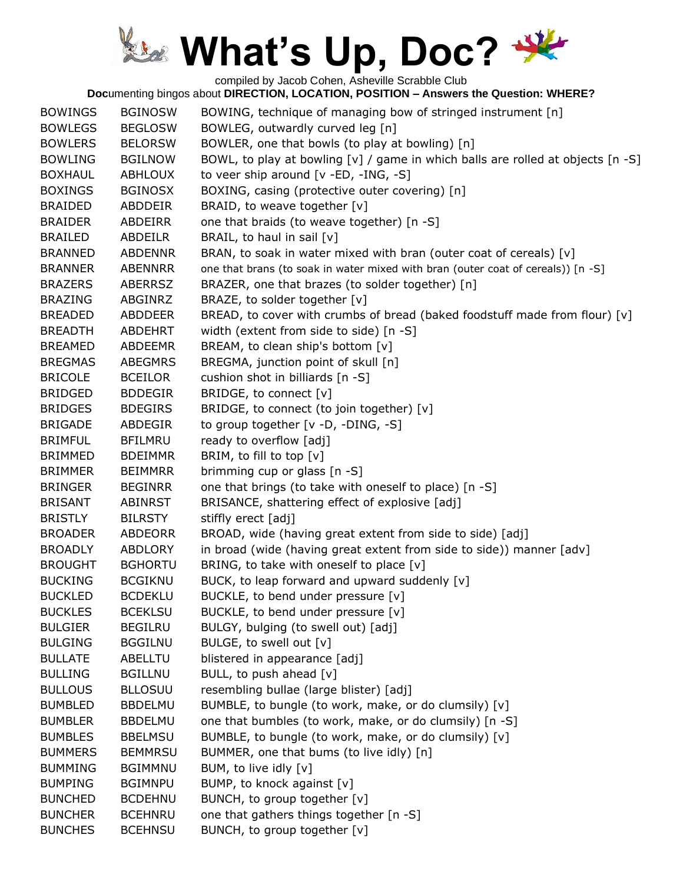# What's Up, Doc?

compiled by Jacob Cohen, Asheville Scrabble Club

**Doc**umenting bingos about **DIRECTION, LOCATION, POSITION – Answers the Question: WHERE?**

| | | |
|---|---|---|
| BOWINGS | BGINOSW | BOWING, technique of managing bow of stringed instrument [n] |
| BOWLEGS | BEGLOSW | BOWLEG, outwardly curved leg [n] |
| BOWLERS | BELORSW | BOWLER, one that bowls (to play at bowling) [n] |
| BOWLING | BGILNOW | BOWL, to play at bowling [v] / game in which balls are rolled at objects [n -S] |
| BOXHAUL | ABHLOUX | to veer ship around [v -ED, -ING, -S] |
| BOXINGS | BGINOSX | BOXING, casing (protective outer covering) [n] |
| BRAIDED | ABDDEIR | BRAID, to weave together [v] |
| BRAIDER | ABDEIRR | one that braids (to weave together) [n -S] |
| BRAILED | ABDEILR | BRAIL, to haul in sail [v] |
| BRANNED | ABDENNR | BRAN, to soak in water mixed with bran (outer coat of cereals) [v] |
| BRANNER | ABENNRR | one that brans (to soak in water mixed with bran (outer coat of cereals)) [n -S] |
| BRAZERS | ABERRSZ | BRAZER, one that brazes (to solder together) [n] |
| BRAZING | ABGINRZ | BRAZE, to solder together [v] |
| BREADED | ABDDEER | BREAD, to cover with crumbs of bread (baked foodstuff made from flour) [v] |
| BREADTH | ABDEHRT | width (extent from side to side) [n -S] |
| BREAMED | ABDEEMR | BREAM, to clean ship's bottom [v] |
| BREGMAS | ABEGMRS | BREGMA, junction point of skull [n] |
| BRICOLE | BCEILOR | cushion shot in billiards [n -S] |
| BRIDGED | BDDEGIR | BRIDGE, to connect [v] |
| BRIDGES | BDEGIRS | BRIDGE, to connect (to join together) [v] |
| BRIGADE | ABDEGIR | to group together [v -D, -DING, -S] |
| BRIMFUL | BFILMRU | ready to overflow [adj] |
| BRIMMED | BDEIMMR | BRIM, to fill to top [v] |
| BRIMMER | BEIMMRR | brimming cup or glass [n -S] |
| BRINGER | BEGINRR | one that brings (to take with oneself to place) [n -S] |
| BRISANT | ABINRST | BRISANCE, shattering effect of explosive [adj] |
| BRISTLY | BILRSTY | stiffly erect [adj] |
| BROADER | ABDEORR | BROAD, wide (having great extent from side to side) [adj] |
| BROADLY | ABDLORY | in broad (wide (having great extent from side to side)) manner [adv] |
| BROUGHT | BGHORTU | BRING, to take with oneself to place [v] |
| BUCKING | BCGIKNU | BUCK, to leap forward and upward suddenly [v] |
| BUCKLED | BCDEKLU | BUCKLE, to bend under pressure [v] |
| BUCKLES | BCEKLSU | BUCKLE, to bend under pressure [v] |
| BULGIER | BEGILRU | BULGY, bulging (to swell out) [adj] |
| BULGING | BGGILNU | BULGE, to swell out [v] |
| BULLATE | ABELLTU | blistered in appearance [adj] |
| BULLING | BGILLNU | BULL, to push ahead [v] |
| BULLOUS | BLLOSUU | resembling bullae (large blister) [adj] |
| BUMBLED | BBDELMU | BUMBLE, to bungle (to work, make, or do clumsily) [v] |
| BUMBLER | BBDELMU | one that bumbles (to work, make, or do clumsily) [n -S] |
| BUMBLES | BBELMSU | BUMBLE, to bungle (to work, make, or do clumsily) [v] |
| BUMMERS | BEMMRSU | BUMMER, one that bums (to live idly) [n] |
| BUMMING | BGIMMNU | BUM, to live idly [v] |
| BUMPING | BGIMNPU | BUMP, to knock against [v] |
| BUNCHED | BCDEHNU | BUNCH, to group together [v] |
| BUNCHER | BCEHNRU | one that gathers things together [n -S] |
| BUNCHES | BCEHNSU | BUNCH, to group together [v] |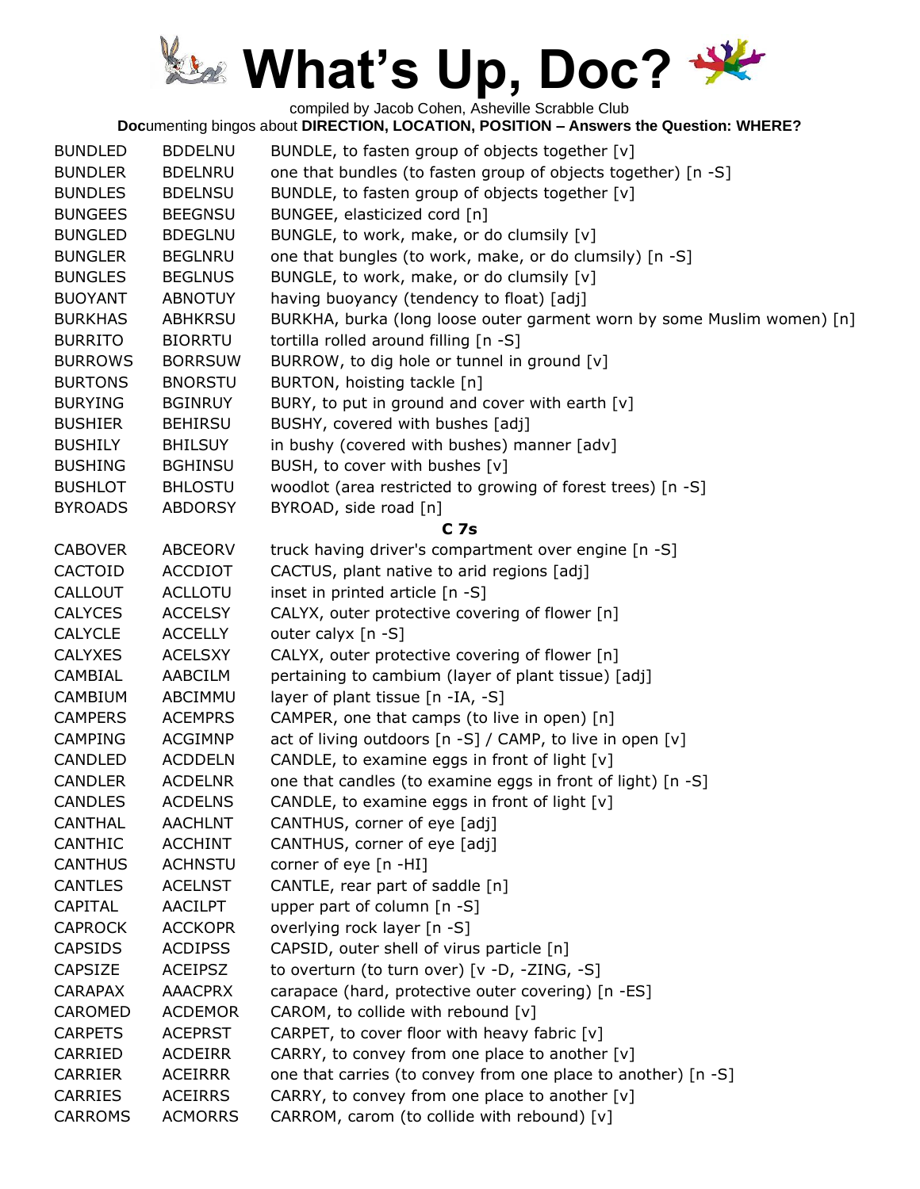# What's Up, Doc?

compiled by Jacob Cohen, Asheville Scrabble Club

**Doc**umenting bingos about **DIRECTION, LOCATION, POSITION – Answers the Question: WHERE?**

| | | |
|---|---|---|
| BUNDLED | BDDELNU | BUNDLE, to fasten group of objects together [v] |
| BUNDLER | BDELNRU | one that bundles (to fasten group of objects together) [n -S] |
| BUNDLES | BDELNSU | BUNDLE, to fasten group of objects together [v] |
| BUNGEES | BEEGNSU | BUNGEE, elasticized cord [n] |
| BUNGLED | BDEGLNU | BUNGLE, to work, make, or do clumsily [v] |
| BUNGLER | BEGLNRU | one that bungles (to work, make, or do clumsily) [n -S] |
| BUNGLES | BEGLNUS | BUNGLE, to work, make, or do clumsily [v] |
| BUOYANT | ABNOTUY | having buoyancy (tendency to float) [adj] |
| BURKHAS | ABHKRSU | BURKHA, burka (long loose outer garment worn by some Muslim women) [n] |
| BURRITO | BIORRTU | tortilla rolled around filling [n -S] |
| BURROWS | BORRSUW | BURROW, to dig hole or tunnel in ground [v] |
| BURTONS | BNORSTU | BURTON, hoisting tackle [n] |
| BURYING | BGINRUY | BURY, to put in ground and cover with earth [v] |
| BUSHIER | BEHIRSU | BUSHY, covered with bushes [adj] |
| BUSHILY | BHILSUY | in bushy (covered with bushes) manner [adv] |
| BUSHING | BGHINSU | BUSH, to cover with bushes [v] |
| BUSHLOT | BHLOSTU | woodlot (area restricted to growing of forest trees) [n -S] |
| BYROADS | ABDORSY | BYROAD, side road [n] |

**C 7s**

| | | |
|---|---|---|
| CABOVER | ABCEORV | truck having driver's compartment over engine [n -S] |
| CACTOID | ACCDIOT | CACTUS, plant native to arid regions [adj] |
| CALLOUT | ACLLOTU | inset in printed article [n -S] |
| CALYCES | ACCELSY | CALYX, outer protective covering of flower [n] |
| CALYCLE | ACCELLY | outer calyx [n -S] |
| CALYXES | ACELSXY | CALYX, outer protective covering of flower [n] |
| CAMBIAL | AABCILM | pertaining to cambium (layer of plant tissue) [adj] |
| CAMBIUM | ABCIMMU | layer of plant tissue [n -IA, -S] |
| CAMPERS | ACEMPRS | CAMPER, one that camps (to live in open) [n] |
| CAMPING | ACGIMNP | act of living outdoors [n -S] / CAMP, to live in open [v] |
| CANDLED | ACDDELN | CANDLE, to examine eggs in front of light [v] |
| CANDLER | ACDELNR | one that candles (to examine eggs in front of light) [n -S] |
| CANDLES | ACDELNS | CANDLE, to examine eggs in front of light [v] |
| CANTHAL | AACHLNT | CANTHUS, corner of eye [adj] |
| CANTHIC | ACCHINT | CANTHUS, corner of eye [adj] |
| CANTHUS | ACHNSTU | corner of eye [n -HI] |
| CANTLES | ACELNST | CANTLE, rear part of saddle [n] |
| CAPITAL | AACILPT | upper part of column [n -S] |
| CAPROCK | ACCKOPR | overlying rock layer [n -S] |
| CAPSIDS | ACDIPSS | CAPSID, outer shell of virus particle [n] |
| CAPSIZE | ACEIPSZ | to overturn (to turn over) [v -D, -ZING, -S] |
| CARAPAX | AAACPRX | carapace (hard, protective outer covering) [n -ES] |
| CAROMED | ACDEMOR | CAROM, to collide with rebound [v] |
| CARPETS | ACEPRST | CARPET, to cover floor with heavy fabric [v] |
| CARRIED | ACDEIRR | CARRY, to convey from one place to another [v] |
| CARRIER | ACEIRRR | one that carries (to convey from one place to another) [n -S] |
| CARRIES | ACEIRRS | CARRY, to convey from one place to another [v] |
| CARROMS | ACMORRS | CARROM, carom (to collide with rebound) [v] |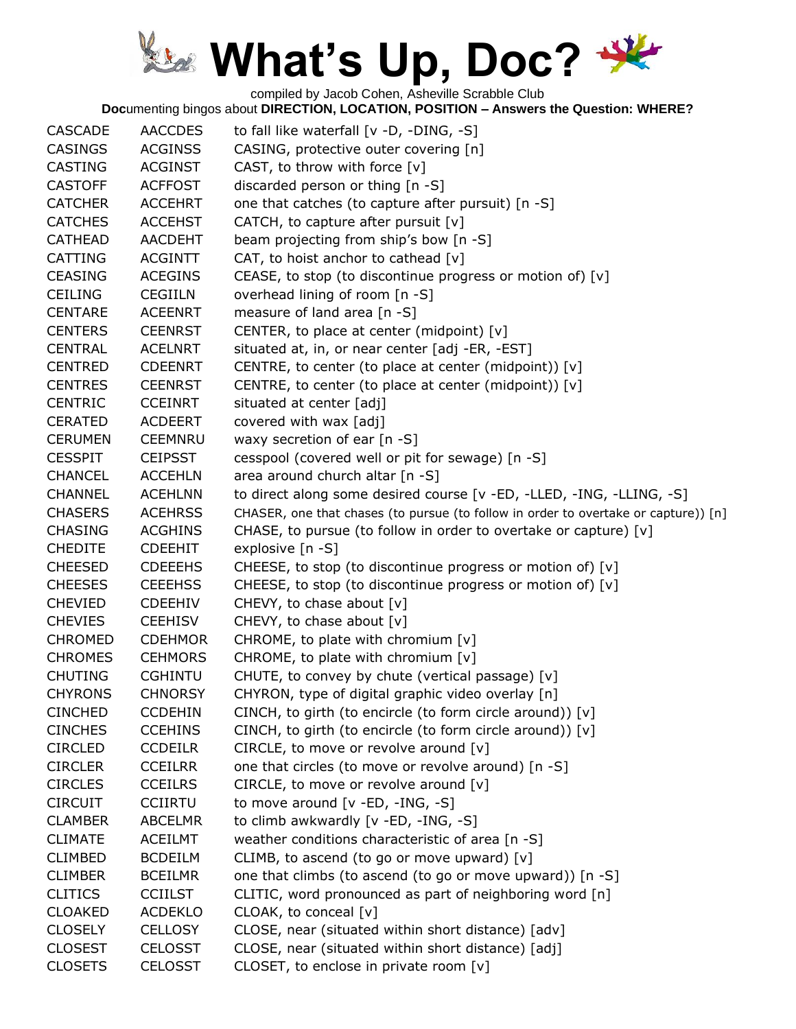# What's Up, Doc?

compiled by Jacob Cohen, Asheville Scrabble Club

**Doc**umenting bingos about **DIRECTION, LOCATION, POSITION – Answers the Question: WHERE?**

| | | |
|---|---|---|
| CASCADE | AACCDES | to fall like waterfall [v -D, -DING, -S] |
| CASINGS | ACGINSS | CASING, protective outer covering [n] |
| CASTING | ACGINST | CAST, to throw with force [v] |
| CASTOFF | ACFFOST | discarded person or thing [n -S] |
| CATCHER | ACCEHRT | one that catches (to capture after pursuit) [n -S] |
| CATCHES | ACCEHST | CATCH, to capture after pursuit [v] |
| CATHEAD | AACDEHT | beam projecting from ship's bow [n -S] |
| CATTING | ACGINTT | CAT, to hoist anchor to cathead [v] |
| CEASING | ACEGINS | CEASE, to stop (to discontinue progress or motion of) [v] |
| CEILING | CEGIILN | overhead lining of room [n -S] |
| CENTARE | ACEENRT | measure of land area [n -S] |
| CENTERS | CEENRST | CENTER, to place at center (midpoint) [v] |
| CENTRAL | ACELNRT | situated at, in, or near center [adj -ER, -EST] |
| CENTRED | CDEENRT | CENTRE, to center (to place at center (midpoint)) [v] |
| CENTRES | CEENRST | CENTRE, to center (to place at center (midpoint)) [v] |
| CENTRIC | CCEINRT | situated at center [adj] |
| CERATED | ACDEERT | covered with wax [adj] |
| CERUMEN | CEEMNRU | waxy secretion of ear [n -S] |
| CESSPIT | CEIPSST | cesspool (covered well or pit for sewage) [n -S] |
| CHANCEL | ACCEHLN | area around church altar [n -S] |
| CHANNEL | ACEHLNN | to direct along some desired course [v -ED, -LLED, -ING, -LLING, -S] |
| CHASERS | ACEHRSS | CHASER, one that chases (to pursue (to follow in order to overtake or capture)) [n] |
| CHASING | ACGHINS | CHASE, to pursue (to follow in order to overtake or capture) [v] |
| CHEDITE | CDEEHIT | explosive [n -S] |
| CHEESED | CDEEEHS | CHEESE, to stop (to discontinue progress or motion of) [v] |
| CHEESES | CEEEHSS | CHEESE, to stop (to discontinue progress or motion of) [v] |
| CHEVIED | CDEEHIV | CHEVY, to chase about [v] |
| CHEVIES | CEEHISV | CHEVY, to chase about [v] |
| CHROMED | CDEHMOR | CHROME, to plate with chromium [v] |
| CHROMES | CEHMORS | CHROME, to plate with chromium [v] |
| CHUTING | CGHINTU | CHUTE, to convey by chute (vertical passage) [v] |
| CHYRONS | CHNORSY | CHYRON, type of digital graphic video overlay [n] |
| CINCHED | CCDEHIN | CINCH, to girth (to encircle (to form circle around)) [v] |
| CINCHES | CCEHINS | CINCH, to girth (to encircle (to form circle around)) [v] |
| CIRCLED | CCDEILR | CIRCLE, to move or revolve around [v] |
| CIRCLER | CCEILRR | one that circles (to move or revolve around) [n -S] |
| CIRCLES | CCEILRS | CIRCLE, to move or revolve around [v] |
| CIRCUIT | CCIIRTU | to move around [v -ED, -ING, -S] |
| CLAMBER | ABCELMR | to climb awkwardly [v -ED, -ING, -S] |
| CLIMATE | ACEILMT | weather conditions characteristic of area [n -S] |
| CLIMBED | BCDEILM | CLIMB, to ascend (to go or move upward) [v] |
| CLIMBER | BCEILMR | one that climbs (to ascend (to go or move upward)) [n -S] |
| CLITICS | CCIILST | CLITIC, word pronounced as part of neighboring word [n] |
| CLOAKED | ACDEKLO | CLOAK, to conceal [v] |
| CLOSELY | CELLOSY | CLOSE, near (situated within short distance) [adv] |
| CLOSEST | CELOSST | CLOSE, near (situated within short distance) [adj] |
| CLOSETS | CELOSST | CLOSET, to enclose in private room [v] |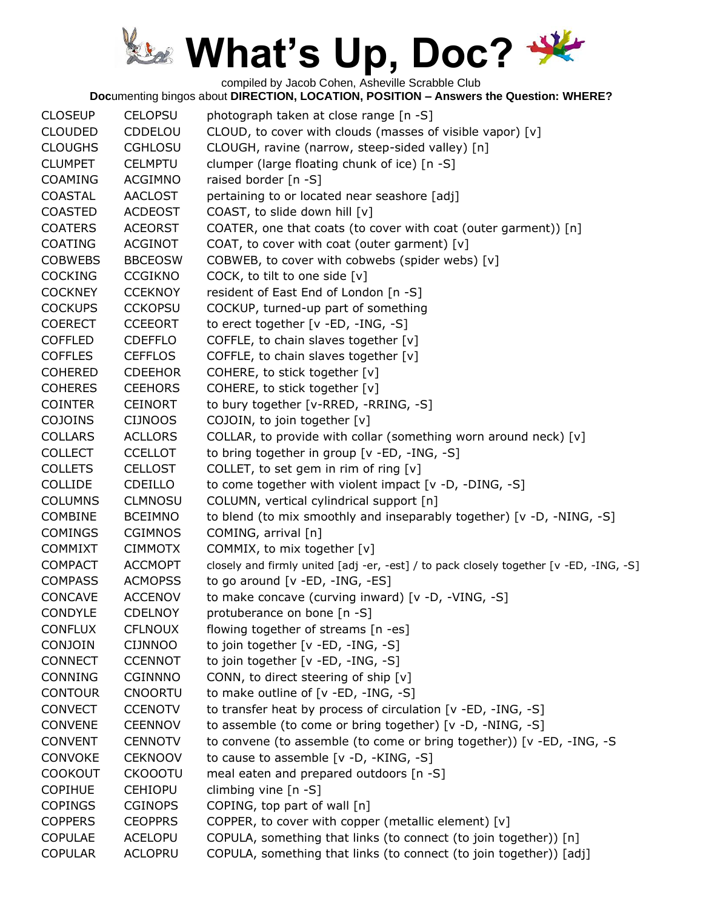# What's Up, Doc?

compiled by Jacob Cohen, Asheville Scrabble Club

**Doc**umenting bingos about **DIRECTION, LOCATION, POSITION – Answers the Question: WHERE?**

| | | |
|---|---|---|
| CLOSEUP | CELOPSU | photograph taken at close range [n -S] |
| CLOUDED | CDDELOU | CLOUD, to cover with clouds (masses of visible vapor) [v] |
| CLOUGHS | CGHLOSU | CLOUGH, ravine (narrow, steep-sided valley) [n] |
| CLUMPET | CELMPTU | clumper (large floating chunk of ice) [n -S] |
| COAMING | ACGIMNO | raised border [n -S] |
| COASTAL | AACLOST | pertaining to or located near seashore [adj] |
| COASTED | ACDEOST | COAST, to slide down hill [v] |
| COATERS | ACEORST | COATER, one that coats (to cover with coat (outer garment)) [n] |
| COATING | ACGINOT | COAT, to cover with coat (outer garment) [v] |
| COBWEBS | BBCEOSW | COBWEB, to cover with cobwebs (spider webs) [v] |
| COCKING | CCGIKNO | COCK, to tilt to one side [v] |
| COCKNEY | CCEKNOY | resident of East End of London [n -S] |
| COCKUPS | CCKOPSU | COCKUP, turned-up part of something |
| COERECT | CCEEORT | to erect together [v -ED, -ING, -S] |
| COFFLED | CDEFFLO | COFFLE, to chain slaves together [v] |
| COFFLES | CEFFLOS | COFFLE, to chain slaves together [v] |
| COHERED | CDEEHOR | COHERE, to stick together [v] |
| COHERES | CEEHORS | COHERE, to stick together [v] |
| COINTER | CEINORT | to bury together [v-RRED, -RRING, -S] |
| COJOINS | CIJNOOS | COJOIN, to join together [v] |
| COLLARS | ACLLORS | COLLAR, to provide with collar (something worn around neck) [v] |
| COLLECT | CCELLOT | to bring together in group [v -ED, -ING, -S] |
| COLLETS | CELLOST | COLLET, to set gem in rim of ring [v] |
| COLLIDE | CDEILLO | to come together with violent impact [v -D, -DING, -S] |
| COLUMNS | CLMNOSU | COLUMN, vertical cylindrical support [n] |
| COMBINE | BCEIMNO | to blend (to mix smoothly and inseparably together) [v -D, -NING, -S] |
| COMINGS | CGIMNOS | COMING, arrival [n] |
| COMMIXT | CIMMOTX | COMMIX, to mix together [v] |
| COMPACT | ACCMOPT | closely and firmly united [adj -er, -est] / to pack closely together [v -ED, -ING, -S] |
| COMPASS | ACMOPSS | to go around [v -ED, -ING, -ES] |
| CONCAVE | ACCENOV | to make concave (curving inward) [v -D, -VING, -S] |
| CONDYLE | CDELNOY | protuberance on bone [n -S] |
| CONFLUX | CFLNOUX | flowing together of streams [n -es] |
| CONJOIN | CIJNNOO | to join together [v -ED, -ING, -S] |
| CONNECT | CCENNOT | to join together [v -ED, -ING, -S] |
| CONNING | CGINNNO | CONN, to direct steering of ship [v] |
| CONTOUR | CNOORTU | to make outline of [v -ED, -ING, -S] |
| CONVECT | CCENOTV | to transfer heat by process of circulation [v -ED, -ING, -S] |
| CONVENE | CEENNOV | to assemble (to come or bring together) [v -D, -NING, -S] |
| CONVENT | CENNOTV | to convene (to assemble (to come or bring together)) [v -ED, -ING, -S |
| CONVOKE | CEKNOOV | to cause to assemble [v -D, -KING, -S] |
| COOKOUT | CKOOOTU | meal eaten and prepared outdoors [n -S] |
| COPIHUE | CEHIOPU | climbing vine [n -S] |
| COPINGS | CGINOPS | COPING, top part of wall [n] |
| COPPERS | CEOPPRS | COPPER, to cover with copper (metallic element) [v] |
| COPULAE | ACELOPU | COPULA, something that links (to connect (to join together)) [n] |
| COPULAR | ACLOPRU | COPULA, something that links (to connect (to join together)) [adj] |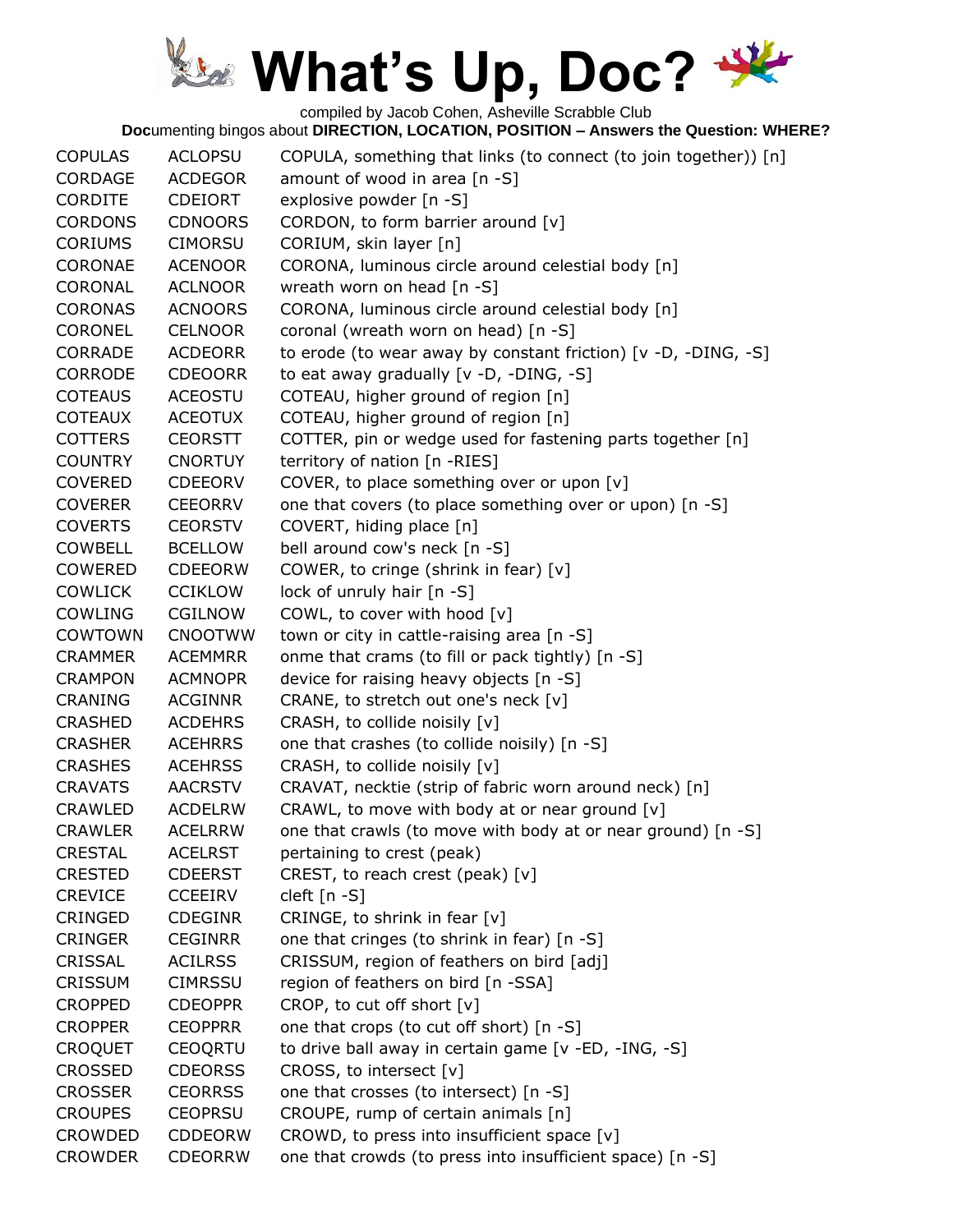# What's Up, Doc?

compiled by Jacob Cohen, Asheville Scrabble Club

**Doc**umenting bingos about **DIRECTION, LOCATION, POSITION – Answers the Question: WHERE?**

| | | |
|---|---|---|
| COPULAS | ACLOPSU | COPULA, something that links (to connect (to join together)) [n] |
| CORDAGE | ACDEGOR | amount of wood in area [n -S] |
| CORDITE | CDEIORT | explosive powder [n -S] |
| CORDONS | CDNOORS | CORDON, to form barrier around [v] |
| CORIUMS | CIMORSU | CORIUM, skin layer [n] |
| CORONAE | ACENOOR | CORONA, luminous circle around celestial body [n] |
| CORONAL | ACLNOOR | wreath worn on head [n -S] |
| CORONAS | ACNOORS | CORONA, luminous circle around celestial body [n] |
| CORONEL | CELNOOR | coronal (wreath worn on head) [n -S] |
| CORRADE | ACDEORR | to erode (to wear away by constant friction) [v -D, -DING, -S] |
| CORRODE | CDEOORR | to eat away gradually [v -D, -DING, -S] |
| COTEAUS | ACEOSTU | COTEAU, higher ground of region [n] |
| COTEAUX | ACEOTUX | COTEAU, higher ground of region [n] |
| COTTERS | CEORSTT | COTTER, pin or wedge used for fastening parts together [n] |
| COUNTRY | CNORTUY | territory of nation [n -RIES] |
| COVERED | CDEEORV | COVER, to place something over or upon [v] |
| COVERER | CEEORRV | one that covers (to place something over or upon) [n -S] |
| COVERTS | CEORSTV | COVERT, hiding place [n] |
| COWBELL | BCELLOW | bell around cow's neck [n -S] |
| COWERED | CDEEORW | COWER, to cringe (shrink in fear) [v] |
| COWLICK | CCIKLOW | lock of unruly hair [n -S] |
| COWLING | CGILNOW | COWL, to cover with hood [v] |
| COWTOWN | CNOOTWW | town or city in cattle-raising area [n -S] |
| CRAMMER | ACEMMRR | onme that crams (to fill or pack tightly) [n -S] |
| CRAMPON | ACMNOPR | device for raising heavy objects [n -S] |
| CRANING | ACGINNR | CRANE, to stretch out one's neck [v] |
| CRASHED | ACDEHRS | CRASH, to collide noisily [v] |
| CRASHER | ACEHRRS | one that crashes (to collide noisily) [n -S] |
| CRASHES | ACEHRSS | CRASH, to collide noisily [v] |
| CRAVATS | AACRSTV | CRAVAT, necktie (strip of fabric worn around neck) [n] |
| CRAWLED | ACDELRW | CRAWL, to move with body at or near ground [v] |
| CRAWLER | ACELRRW | one that crawls (to move with body at or near ground) [n -S] |
| CRESTAL | ACELRST | pertaining to crest (peak) |
| CRESTED | CDEERST | CREST, to reach crest (peak) [v] |
| CREVICE | CCEEIRV | cleft [n -S] |
| CRINGED | CDEGINR | CRINGE, to shrink in fear [v] |
| CRINGER | CEGINRR | one that cringes (to shrink in fear) [n -S] |
| CRISSAL | ACILRSS | CRISSUM, region of feathers on bird [adj] |
| CRISSUM | CIMRSSU | region of feathers on bird [n -SSA] |
| CROPPED | CDEOPPR | CROP, to cut off short [v] |
| CROPPER | CEOPPRR | one that crops (to cut off short) [n -S] |
| CROQUET | CEOQRTU | to drive ball away in certain game [v -ED, -ING, -S] |
| CROSSED | CDEORSS | CROSS, to intersect [v] |
| CROSSER | CEORRSS | one that crosses (to intersect) [n -S] |
| CROUPES | CEOPRSU | CROUPE, rump of certain animals [n] |
| CROWDED | CDDEORW | CROWD, to press into insufficient space [v] |
| CROWDER | CDEORRW | one that crowds (to press into insufficient space) [n -S] |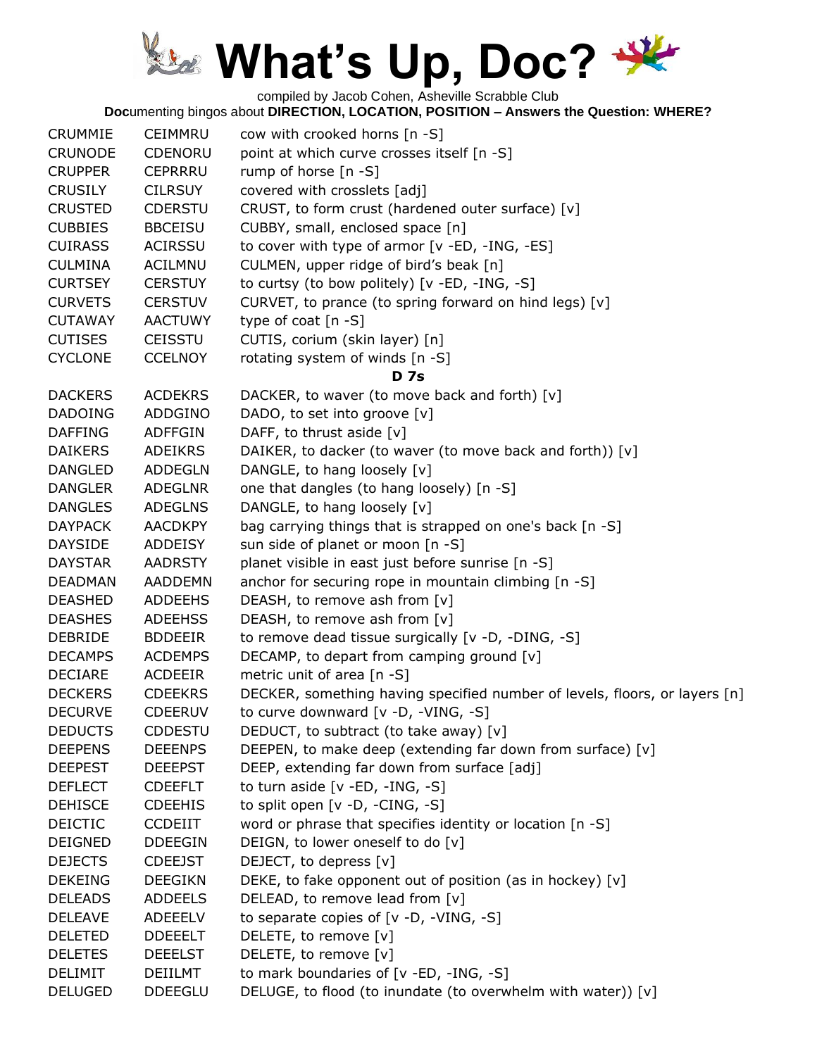# What's Up, Doc?

compiled by Jacob Cohen, Asheville Scrabble Club

**Doc**umenting bingos about **DIRECTION, LOCATION, POSITION – Answers the Question: WHERE?**

| | | |
|---|---|---|
| CRUMMIE | CEIMMRU | cow with crooked horns [n -S] |
| CRUNODE | CDENORU | point at which curve crosses itself [n -S] |
| CRUPPER | CEPRRRU | rump of horse [n -S] |
| CRUSILY | CILRSUY | covered with crosslets [adj] |
| CRUSTED | CDERSTU | CRUST, to form crust (hardened outer surface) [v] |
| CUBBIES | BBCEISU | CUBBY, small, enclosed space [n] |
| CUIRASS | ACIRSSU | to cover with type of armor [v -ED, -ING, -ES] |
| CULMINA | ACILMNU | CULMEN, upper ridge of bird's beak [n] |
| CURTSEY | CERSTUY | to curtsy (to bow politely) [v -ED, -ING, -S] |
| CURVETS | CERSTUV | CURVET, to prance (to spring forward on hind legs) [v] |
| CUTAWAY | AACTUWY | type of coat [n -S] |
| CUTISES | CEISSTU | CUTIS, corium (skin layer) [n] |
| CYCLONE | CCELNOY | rotating system of winds [n -S] |
| | | **D 7s** |
| DACKERS | ACDEKRS | DACKER, to waver (to move back and forth) [v] |
| DADOING | ADDGINO | DADO, to set into groove [v] |
| DAFFING | ADFFGIN | DAFF, to thrust aside [v] |
| DAIKERS | ADEIKRS | DAIKER, to dacker (to waver (to move back and forth)) [v] |
| DANGLED | ADDEGLN | DANGLE, to hang loosely [v] |
| DANGLER | ADEGLNR | one that dangles (to hang loosely) [n -S] |
| DANGLES | ADEGLNS | DANGLE, to hang loosely [v] |
| DAYPACK | AACDKPY | bag carrying things that is strapped on one's back [n -S] |
| DAYSIDE | ADDEISY | sun side of planet or moon [n -S] |
| DAYSTAR | AADRSTY | planet visible in east just before sunrise [n -S] |
| DEADMAN | AADDEMN | anchor for securing rope in mountain climbing [n -S] |
| DEASHED | ADDEEHS | DEASH, to remove ash from [v] |
| DEASHES | ADEEHSS | DEASH, to remove ash from [v] |
| DEBRIDE | BDDEEIR | to remove dead tissue surgically [v -D, -DING, -S] |
| DECAMPS | ACDEMPS | DECAMP, to depart from camping ground [v] |
| DECIARE | ACDEEIR | metric unit of area [n -S] |
| DECKERS | CDEEKRS | DECKER, something having specified number of levels, floors, or layers [n] |
| DECURVE | CDEERUV | to curve downward [v -D, -VING, -S] |
| DEDUCTS | CDDESTU | DEDUCT, to subtract (to take away) [v] |
| DEEPENS | DEEENPS | DEEPEN, to make deep (extending far down from surface) [v] |
| DEEPEST | DEEEPST | DEEP, extending far down from surface [adj] |
| DEFLECT | CDEEFLT | to turn aside [v -ED, -ING, -S] |
| DEHISCE | CDEEHIS | to split open [v -D, -CING, -S] |
| DEICTIC | CCDEIIT | word or phrase that specifies identity or location [n -S] |
| DEIGNED | DDEEGIN | DEIGN, to lower oneself to do [v] |
| DEJECTS | CDEEJST | DEJECT, to depress [v] |
| DEKEING | DEEGIKN | DEKE, to fake opponent out of position (as in hockey) [v] |
| DELEADS | ADDEELS | DELEAD, to remove lead from [v] |
| DELEAVE | ADEEELV | to separate copies of [v -D, -VING, -S] |
| DELETED | DDEEELT | DELETE, to remove [v] |
| DELETES | DEEELST | DELETE, to remove [v] |
| DELIMIT | DEIILMT | to mark boundaries of [v -ED, -ING, -S] |
| DELUGED | DDEEGLU | DELUGE, to flood (to inundate (to overwhelm with water)) [v] |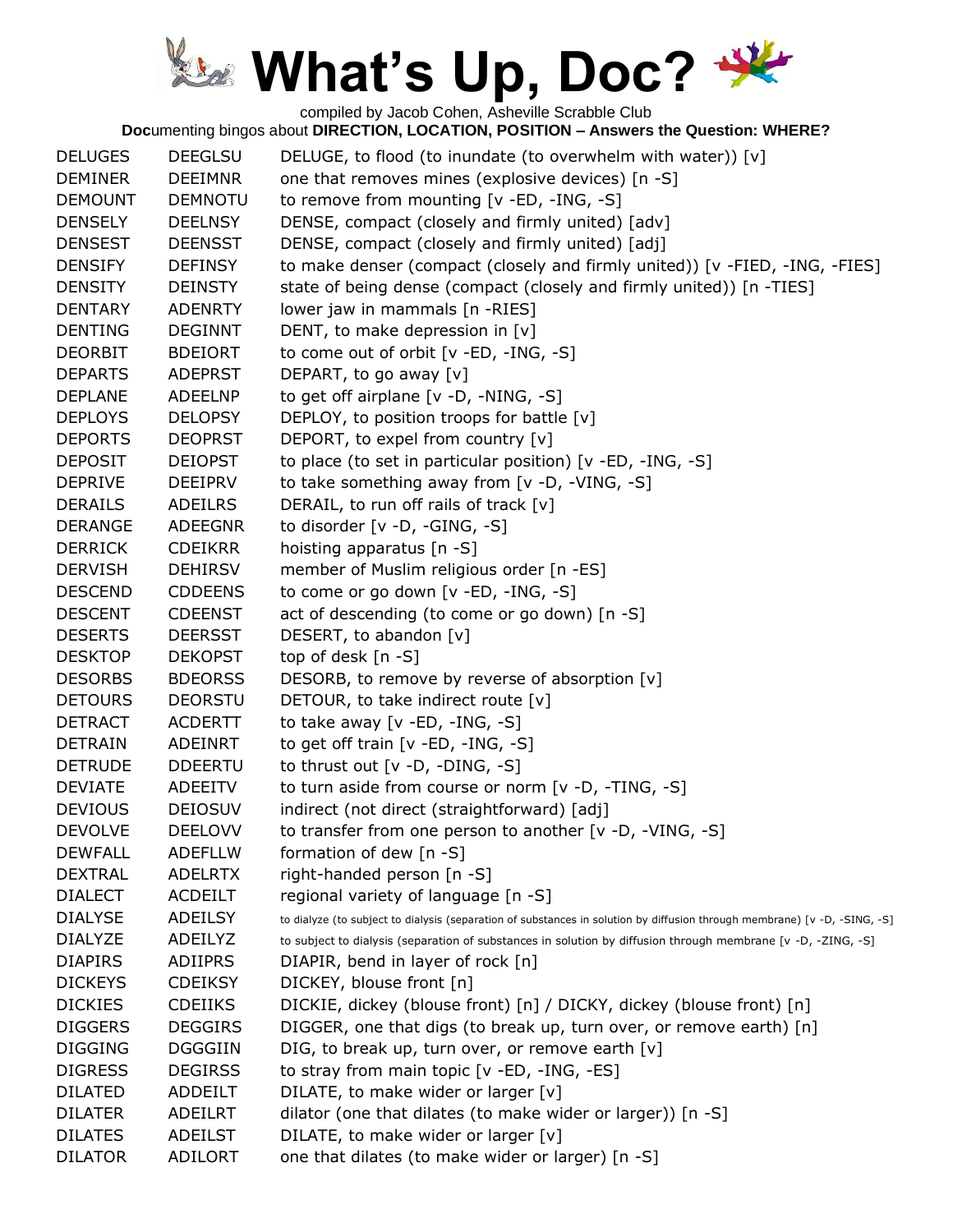# What's Up, Doc?

compiled by Jacob Cohen, Asheville Scrabble Club

**Doc**umenting bingos about **DIRECTION, LOCATION, POSITION – Answers the Question: WHERE?**

| | | |
|---|---|---|
| DELUGES | DEEGLSU | DELUGE, to flood (to inundate (to overwhelm with water)) [v] |
| DEMINER | DEEIMNR | one that removes mines (explosive devices) [n -S] |
| DEMOUNT | DEMNOTU | to remove from mounting [v -ED, -ING, -S] |
| DENSELY | DEELNSY | DENSE, compact (closely and firmly united) [adv] |
| DENSEST | DEENSST | DENSE, compact (closely and firmly united) [adj] |
| DENSIFY | DEFINSY | to make denser (compact (closely and firmly united)) [v -FIED, -ING, -FIES] |
| DENSITY | DEINSTY | state of being dense (compact (closely and firmly united)) [n -TIES] |
| DENTARY | ADENRTY | lower jaw in mammals [n -RIES] |
| DENTING | DEGINNT | DENT, to make depression in [v] |
| DEORBIT | BDEIORT | to come out of orbit [v -ED, -ING, -S] |
| DEPARTS | ADEPRST | DEPART, to go away [v] |
| DEPLANE | ADEELNP | to get off airplane [v -D, -NING, -S] |
| DEPLOYS | DELOPSY | DEPLOY, to position troops for battle [v] |
| DEPORTS | DEOPRST | DEPORT, to expel from country [v] |
| DEPOSIT | DEIOPST | to place (to set in particular position) [v -ED, -ING, -S] |
| DEPRIVE | DEEIPRV | to take something away from [v -D, -VING, -S] |
| DERAILS | ADEILRS | DERAIL, to run off rails of track [v] |
| DERANGE | ADEEGNR | to disorder [v -D, -GING, -S] |
| DERRICK | CDEIKRR | hoisting apparatus [n -S] |
| DERVISH | DEHIRSV | member of Muslim religious order [n -ES] |
| DESCEND | CDDEENS | to come or go down [v -ED, -ING, -S] |
| DESCENT | CDEENST | act of descending (to come or go down) [n -S] |
| DESERTS | DEERSST | DESERT, to abandon [v] |
| DESKTOP | DEKOPST | top of desk [n -S] |
| DESORBS | BDEORSS | DESORB, to remove by reverse of absorption [v] |
| DETOURS | DEORSTU | DETOUR, to take indirect route [v] |
| DETRACT | ACDERTT | to take away [v -ED, -ING, -S] |
| DETRAIN | ADEINRT | to get off train [v -ED, -ING, -S] |
| DETRUDE | DDEERTU | to thrust out [v -D, -DING, -S] |
| DEVIATE | ADEEITV | to turn aside from course or norm [v -D, -TING, -S] |
| DEVIOUS | DEIOSUV | indirect (not direct (straightforward) [adj] |
| DEVOLVE | DEELOVV | to transfer from one person to another [v -D, -VING, -S] |
| DEWFALL | ADEFLLW | formation of dew [n -S] |
| DEXTRAL | ADELRTX | right-handed person [n -S] |
| DIALECT | ACDEILT | regional variety of language [n -S] |
| DIALYSE | ADEILSY | to dialyze (to subject to dialysis (separation of substances in solution by diffusion through membrane) [v -D, -SING, -S] |
| DIALYZE | ADEILYZ | to subject to dialysis (separation of substances in solution by diffusion through membrane [v -D, -ZING, -S] |
| DIAPIRS | ADIIPRS | DIAPIR, bend in layer of rock [n] |
| DICKEYS | CDEIKSY | DICKEY, blouse front [n] |
| DICKIES | CDEIIKS | DICKIE, dickey (blouse front) [n] / DICKY, dickey (blouse front) [n] |
| DIGGERS | DEGGIRS | DIGGER, one that digs (to break up, turn over, or remove earth) [n] |
| DIGGING | DGGGIIN | DIG, to break up, turn over, or remove earth [v] |
| DIGRESS | DEGIRSS | to stray from main topic [v -ED, -ING, -ES] |
| DILATED | ADDEILT | DILATE, to make wider or larger [v] |
| DILATER | ADEILRT | dilator (one that dilates (to make wider or larger)) [n -S] |
| DILATES | ADEILST | DILATE, to make wider or larger [v] |
| DILATOR | ADILORT | one that dilates (to make wider or larger) [n -S] |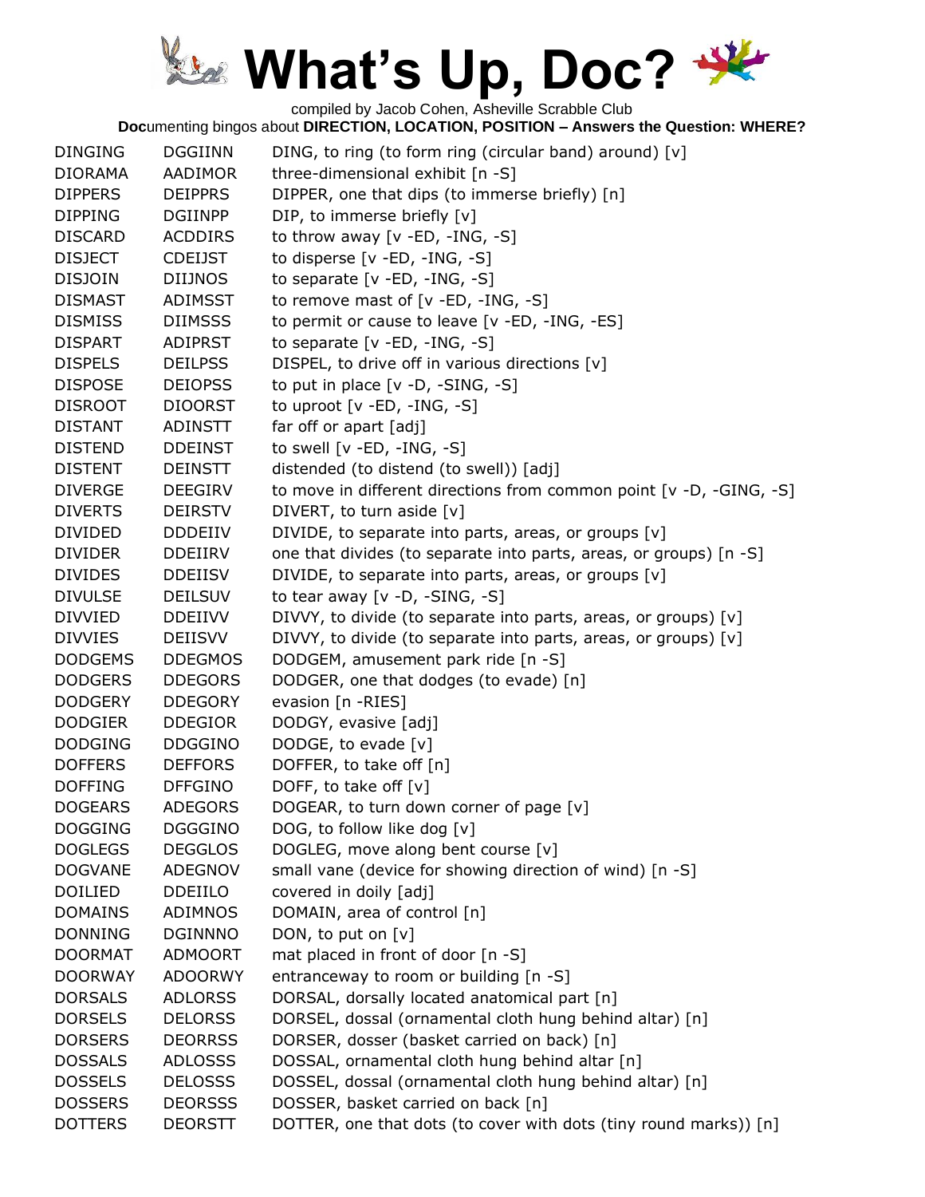# What's Up, Doc?

compiled by Jacob Cohen, Asheville Scrabble Club

**Doc**umenting bingos about **DIRECTION, LOCATION, POSITION – Answers the Question: WHERE?**

| | | |
|---|---|---|
| DINGING | DGGIINN | DING, to ring (to form ring (circular band) around) [v] |
| DIORAMA | AADIMOR | three-dimensional exhibit [n -S] |
| DIPPERS | DEIPPRS | DIPPER, one that dips (to immerse briefly) [n] |
| DIPPING | DGIINPP | DIP, to immerse briefly [v] |
| DISCARD | ACDDIRS | to throw away [v -ED, -ING, -S] |
| DISJECT | CDEIJST | to disperse [v -ED, -ING, -S] |
| DISJOIN | DIIJNOS | to separate [v -ED, -ING, -S] |
| DISMAST | ADIMSST | to remove mast of [v -ED, -ING, -S] |
| DISMISS | DIIMSSS | to permit or cause to leave [v -ED, -ING, -ES] |
| DISPART | ADIPRST | to separate [v -ED, -ING, -S] |
| DISPELS | DEILPSS | DISPEL, to drive off in various directions [v] |
| DISPOSE | DEIOPSS | to put in place [v -D, -SING, -S] |
| DISROOT | DIOORST | to uproot [v -ED, -ING, -S] |
| DISTANT | ADINSTT | far off or apart [adj] |
| DISTEND | DDEINST | to swell [v -ED, -ING, -S] |
| DISTENT | DEINSTT | distended (to distend (to swell)) [adj] |
| DIVERGE | DEEGIRV | to move in different directions from common point [v -D, -GING, -S] |
| DIVERTS | DEIRSTV | DIVERT, to turn aside [v] |
| DIVIDED | DDDEIIV | DIVIDE, to separate into parts, areas, or groups [v] |
| DIVIDER | DDEIIRV | one that divides (to separate into parts, areas, or groups) [n -S] |
| DIVIDES | DDEIISV | DIVIDE, to separate into parts, areas, or groups [v] |
| DIVULSE | DEILSUV | to tear away [v -D, -SING, -S] |
| DIVVIED | DDEIIVV | DIVVY, to divide (to separate into parts, areas, or groups) [v] |
| DIVVIES | DEIISVV | DIVVY, to divide (to separate into parts, areas, or groups) [v] |
| DODGEMS | DDEGMOS | DODGEM, amusement park ride [n -S] |
| DODGERS | DDEGORS | DODGER, one that dodges (to evade) [n] |
| DODGERY | DDEGORY | evasion [n -RIES] |
| DODGIER | DDEGIOR | DODGY, evasive [adj] |
| DODGING | DDGGINO | DODGE, to evade [v] |
| DOFFERS | DEFFORS | DOFFER, to take off [n] |
| DOFFING | DFFGINO | DOFF, to take off [v] |
| DOGEARS | ADEGORS | DOGEAR, to turn down corner of page [v] |
| DOGGING | DGGGINO | DOG, to follow like dog [v] |
| DOGLEGS | DEGGLOS | DOGLEG, move along bent course [v] |
| DOGVANE | ADEGNOV | small vane (device for showing direction of wind) [n -S] |
| DOILIED | DDEIILO | covered in doily [adj] |
| DOMAINS | ADIMNOS | DOMAIN, area of control [n] |
| DONNING | DGINNNO | DON, to put on [v] |
| DOORMAT | ADMOORT | mat placed in front of door [n -S] |
| DOORWAY | ADOORWY | entranceway to room or building [n -S] |
| DORSALS | ADLORSS | DORSAL, dorsally located anatomical part [n] |
| DORSELS | DELORSS | DORSEL, dossal (ornamental cloth hung behind altar) [n] |
| DORSERS | DEORRSS | DORSER, dosser (basket carried on back) [n] |
| DOSSALS | ADLOSSS | DOSSAL, ornamental cloth hung behind altar [n] |
| DOSSELS | DELOSSS | DOSSEL, dossal (ornamental cloth hung behind altar) [n] |
| DOSSERS | DEORSSS | DOSSER, basket carried on back [n] |
| DOTTERS | DEORSTT | DOTTER, one that dots (to cover with dots (tiny round marks)) [n] |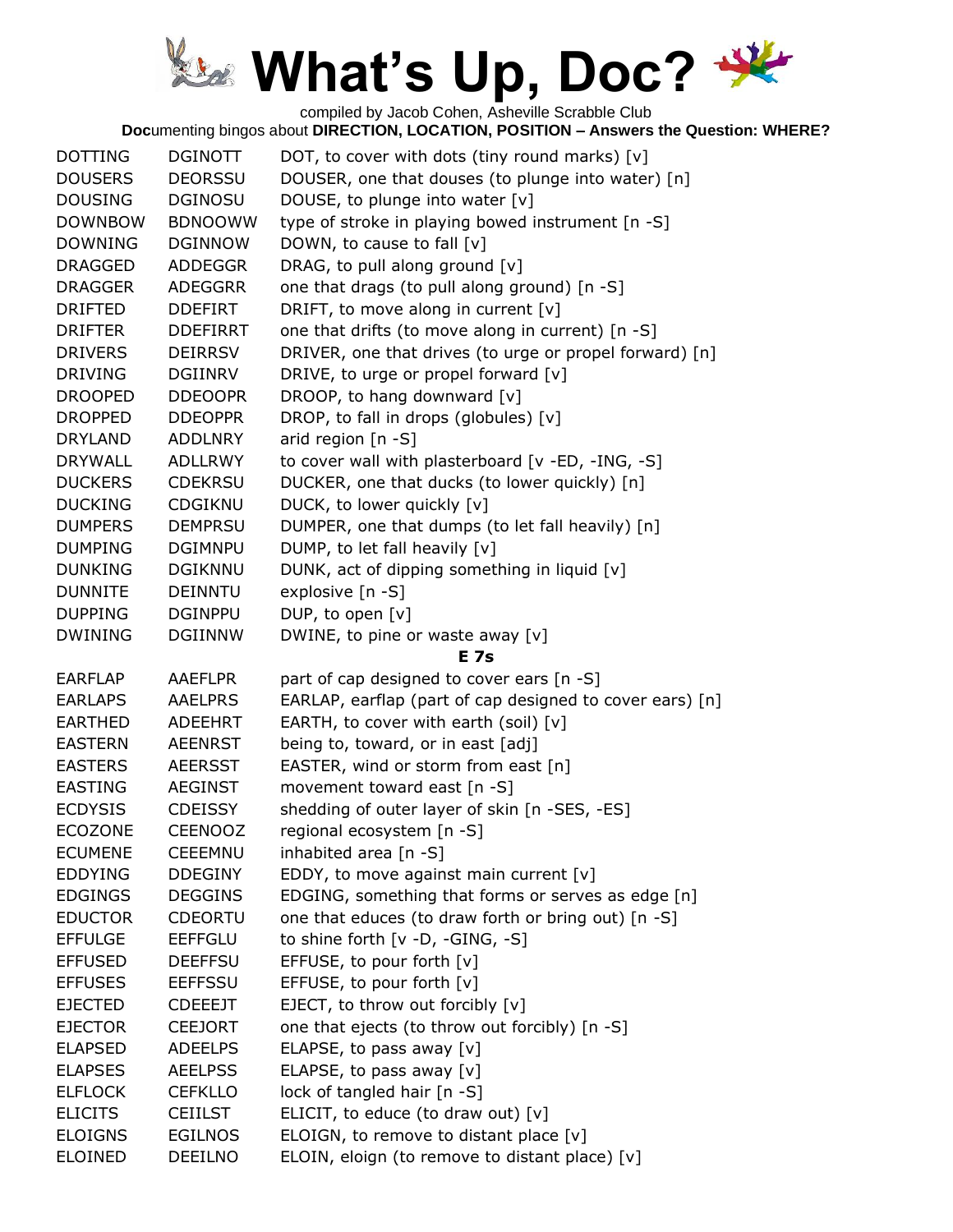# What's Up, Doc?

compiled by Jacob Cohen, Asheville Scrabble Club

**Doc**umenting bingos about **DIRECTION, LOCATION, POSITION – Answers the Question: WHERE?**

| | | |
|---|---|---|
| DOTTING | DGINOTT | DOT, to cover with dots (tiny round marks) [v] |
| DOUSERS | DEORSSU | DOUSER, one that douses (to plunge into water) [n] |
| DOUSING | DGINOSU | DOUSE, to plunge into water [v] |
| DOWNBOW | BDNOOWW | type of stroke in playing bowed instrument [n -S] |
| DOWNING | DGINNOW | DOWN, to cause to fall [v] |
| DRAGGED | ADDEGGR | DRAG, to pull along ground [v] |
| DRAGGER | ADEGGRR | one that drags (to pull along ground) [n -S] |
| DRIFTED | DDEFIRT | DRIFT, to move along in current [v] |
| DRIFTER | DDEFIRRT | one that drifts (to move along in current) [n -S] |
| DRIVERS | DEIRRSV | DRIVER, one that drives (to urge or propel forward) [n] |
| DRIVING | DGIINRV | DRIVE, to urge or propel forward [v] |
| DROOPED | DDEOOPR | DROOP, to hang downward [v] |
| DROPPED | DDEOPPR | DROP, to fall in drops (globules) [v] |
| DRYLAND | ADDLNRY | arid region [n -S] |
| DRYWALL | ADLLRWY | to cover wall with plasterboard [v -ED, -ING, -S] |
| DUCKERS | CDEKRSU | DUCKER, one that ducks (to lower quickly) [n] |
| DUCKING | CDGIKNU | DUCK, to lower quickly [v] |
| DUMPERS | DEMPRSU | DUMPER, one that dumps (to let fall heavily) [n] |
| DUMPING | DGIMNPU | DUMP, to let fall heavily [v] |
| DUNKING | DGIKNNU | DUNK, act of dipping something in liquid [v] |
| DUNNITE | DEINNTU | explosive [n -S] |
| DUPPING | DGINPPU | DUP, to open [v] |
| DWINING | DGIINNW | DWINE, to pine or waste away [v] |

**E 7s**

| | | |
|---|---|---|
| EARFLAP | AAEFLPR | part of cap designed to cover ears [n -S] |
| EARLAPS | AAELPRS | EARLAP, earflap (part of cap designed to cover ears) [n] |
| EARTHED | ADEEHRT | EARTH, to cover with earth (soil) [v] |
| EASTERN | AEENRST | being to, toward, or in east [adj] |
| EASTERS | AEERSST | EASTER, wind or storm from east [n] |
| EASTING | AEGINST | movement toward east [n -S] |
| ECDYSIS | CDEISSY | shedding of outer layer of skin [n -SES, -ES] |
| ECOZONE | CEENOOZ | regional ecosystem [n -S] |
| ECUMENE | CEEEMNU | inhabited area [n -S] |
| EDDYING | DDEGINY | EDDY, to move against main current [v] |
| EDGINGS | DEGGINS | EDGING, something that forms or serves as edge [n] |
| EDUCTOR | CDEORTU | one that educes (to draw forth or bring out) [n -S] |
| EFFULGE | EEFFGLU | to shine forth [v -D, -GING, -S] |
| EFFUSED | DEEFFSU | EFFUSE, to pour forth [v] |
| EFFUSES | EEFFSSU | EFFUSE, to pour forth [v] |
| EJECTED | CDEEEJT | EJECT, to throw out forcibly [v] |
| EJECTOR | CEEJORT | one that ejects (to throw out forcibly) [n -S] |
| ELAPSED | ADEELPS | ELAPSE, to pass away [v] |
| ELAPSES | AEELPSS | ELAPSE, to pass away [v] |
| ELFLOCK | CEFKLLO | lock of tangled hair [n -S] |
| ELICITS | CEIILST | ELICIT, to educe (to draw out) [v] |
| ELOIGNS | EGILNOS | ELOIGN, to remove to distant place [v] |
| ELOINED | DEEILNO | ELOIN, eloign (to remove to distant place) [v] |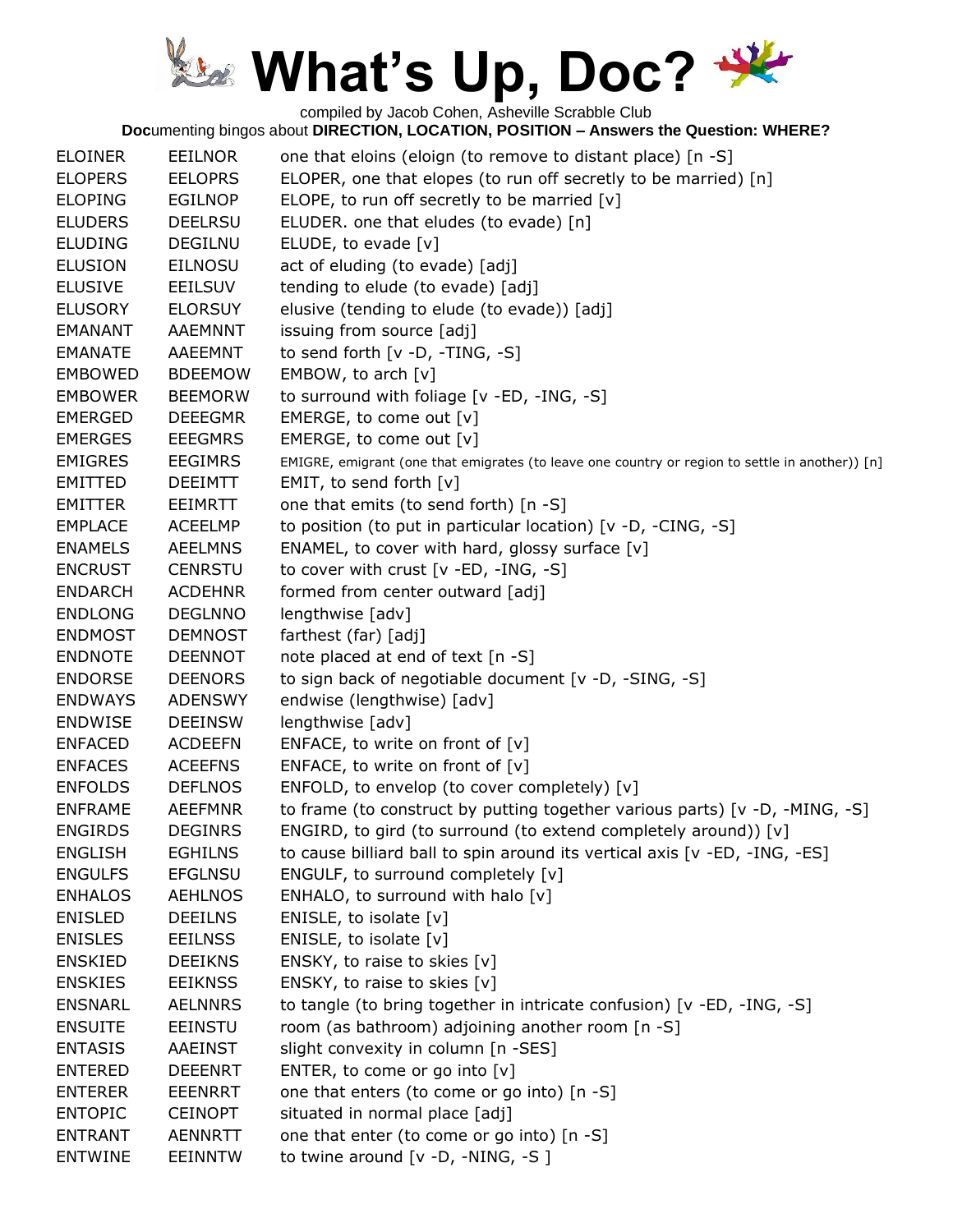# What's Up, Doc?

compiled by Jacob Cohen, Asheville Scrabble Club

**Doc**umenting bingos about **DIRECTION, LOCATION, POSITION – Answers the Question: WHERE?**

| | | |
|---|---|---|
| ELOINER | EEILNOR | one that eloins (eloign (to remove to distant place) [n -S] |
| ELOPERS | EELOPRS | ELOPER, one that elopes (to run off secretly to be married) [n] |
| ELOPING | EGILNOP | ELOPE, to run off secretly to be married [v] |
| ELUDERS | DEELRSU | ELUDER. one that eludes (to evade) [n] |
| ELUDING | DEGILNU | ELUDE, to evade [v] |
| ELUSION | EILNOSU | act of eluding (to evade) [adj] |
| ELUSIVE | EEILSUV | tending to elude (to evade) [adj] |
| ELUSORY | ELORSUY | elusive (tending to elude (to evade)) [adj] |
| EMANANT | AAEMNNT | issuing from source [adj] |
| EMANATE | AAEEMNT | to send forth [v -D, -TING, -S] |
| EMBOWED | BDEEMOW | EMBOW, to arch [v] |
| EMBOWER | BEEMORW | to surround with foliage [v -ED, -ING, -S] |
| EMERGED | DEEEGMR | EMERGE, to come out [v] |
| EMERGES | EEEGMRS | EMERGE, to come out [v] |
| EMIGRES | EEGIMRS | EMIGRE, emigrant (one that emigrates (to leave one country or region to settle in another)) [n] |
| EMITTED | DEEIMTT | EMIT, to send forth [v] |
| EMITTER | EEIMRTT | one that emits (to send forth) [n -S] |
| EMPLACE | ACEELMP | to position (to put in particular location) [v -D, -CING, -S] |
| ENAMELS | AEELMNS | ENAMEL, to cover with hard, glossy surface [v] |
| ENCRUST | CENRSTU | to cover with crust [v -ED, -ING, -S] |
| ENDARCH | ACDEHNR | formed from center outward [adj] |
| ENDLONG | DEGLNNO | lengthwise [adv] |
| ENDMOST | DEMNOST | farthest (far) [adj] |
| ENDNOTE | DEENNOT | note placed at end of text [n -S] |
| ENDORSE | DEENORS | to sign back of negotiable document [v -D, -SING, -S] |
| ENDWAYS | ADENSWY | endwise (lengthwise) [adv] |
| ENDWISE | DEEINSW | lengthwise [adv] |
| ENFACED | ACDEEFN | ENFACE, to write on front of [v] |
| ENFACES | ACEEFNS | ENFACE, to write on front of [v] |
| ENFOLDS | DEFLNOS | ENFOLD, to envelop (to cover completely) [v] |
| ENFRAME | AEEFMNR | to frame (to construct by putting together various parts) [v -D, -MING, -S] |
| ENGIRDS | DEGINRS | ENGIRD, to gird (to surround (to extend completely around)) [v] |
| ENGLISH | EGHILNS | to cause billiard ball to spin around its vertical axis [v -ED, -ING, -ES] |
| ENGULFS | EFGLNSU | ENGULF, to surround completely [v] |
| ENHALOS | AEHLNOS | ENHALO, to surround with halo [v] |
| ENISLED | DEEILNS | ENISLE, to isolate [v] |
| ENISLES | EEILNSS | ENISLE, to isolate [v] |
| ENSKIED | DEEIKNS | ENSKY, to raise to skies [v] |
| ENSKIES | EEIKNSS | ENSKY, to raise to skies [v] |
| ENSNARL | AELNNRS | to tangle (to bring together in intricate confusion) [v -ED, -ING, -S] |
| ENSUITE | EEINSTU | room (as bathroom) adjoining another room [n -S] |
| ENTASIS | AAEINST | slight convexity in column [n -SES] |
| ENTERED | DEEENRT | ENTER, to come or go into [v] |
| ENTERER | EEENRRT | one that enters (to come or go into) [n -S] |
| ENTOPIC | CEINOPT | situated in normal place [adj] |
| ENTRANT | AENNRTT | one that enter (to come or go into) [n -S] |
| ENTWINE | EEINNTW | to twine around [v -D, -NING, -S ] |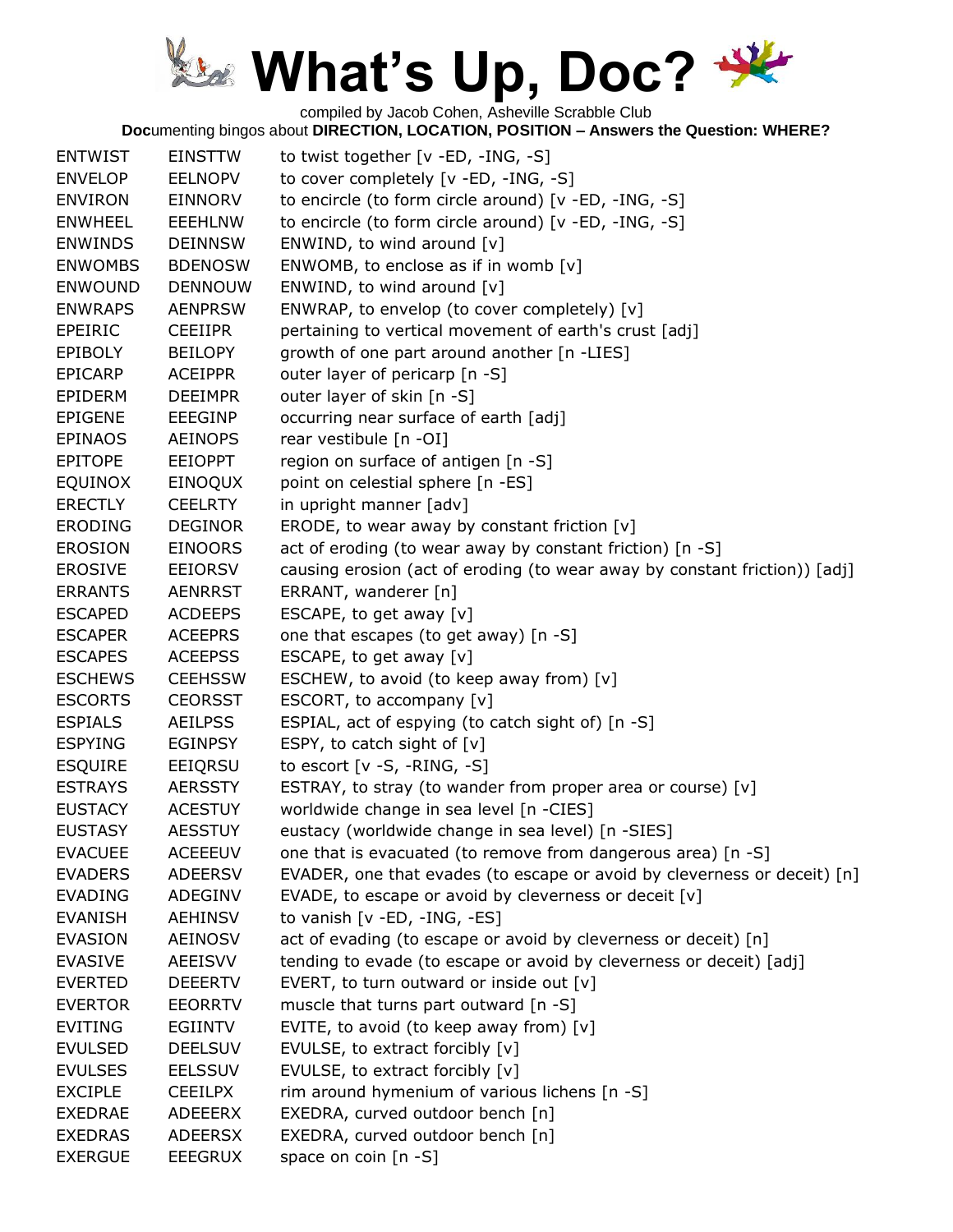# What's Up, Doc?

compiled by Jacob Cohen, Asheville Scrabble Club

**Doc**umenting bingos about **DIRECTION, LOCATION, POSITION – Answers the Question: WHERE?**

| | | |
|---|---|---|
| ENTWIST | EINSTTW | to twist together [v -ED, -ING, -S] |
| ENVELOP | EELNOPV | to cover completely [v -ED, -ING, -S] |
| ENVIRON | EINNORV | to encircle (to form circle around) [v -ED, -ING, -S] |
| ENWHEEL | EEEHLNW | to encircle (to form circle around) [v -ED, -ING, -S] |
| ENWINDS | DEINNSW | ENWIND, to wind around [v] |
| ENWOMBS | BDENOSW | ENWOMB, to enclose as if in womb [v] |
| ENWOUND | DENNOUW | ENWIND, to wind around [v] |
| ENWRAPS | AENPRSW | ENWRAP, to envelop (to cover completely) [v] |
| EPEIRIC | CEEIIPR | pertaining to vertical movement of earth's crust [adj] |
| EPIBOLY | BEILOPY | growth of one part around another [n -LIES] |
| EPICARP | ACEIPPR | outer layer of pericarp [n -S] |
| EPIDERM | DEEIMPR | outer layer of skin [n -S] |
| EPIGENE | EEEGINP | occurring near surface of earth [adj] |
| EPINAOS | AEINOPS | rear vestibule [n -OI] |
| EPITOPE | EEIOPPT | region on surface of antigen [n -S] |
| EQUINOX | EINOQUX | point on celestial sphere [n -ES] |
| ERECTLY | CEELRTY | in upright manner [adv] |
| ERODING | DEGINOR | ERODE, to wear away by constant friction [v] |
| EROSION | EINOORS | act of eroding (to wear away by constant friction) [n -S] |
| EROSIVE | EEIORSV | causing erosion (act of eroding (to wear away by constant friction)) [adj] |
| ERRANTS | AENRRST | ERRANT, wanderer [n] |
| ESCAPED | ACDEEPS | ESCAPE, to get away [v] |
| ESCAPER | ACEEPRS | one that escapes (to get away) [n -S] |
| ESCAPES | ACEEPSS | ESCAPE, to get away [v] |
| ESCHEWS | CEEHSSW | ESCHEW, to avoid (to keep away from) [v] |
| ESCORTS | CEORSST | ESCORT, to accompany [v] |
| ESPIALS | AEILPSS | ESPIAL, act of espying (to catch sight of) [n -S] |
| ESPYING | EGINPSY | ESPY, to catch sight of [v] |
| ESQUIRE | EEIQRSU | to escort [v -S, -RING, -S] |
| ESTRAYS | AERSSTY | ESTRAY, to stray (to wander from proper area or course) [v] |
| EUSTACY | ACESTUY | worldwide change in sea level [n -CIES] |
| EUSTASY | AESSTUY | eustacy (worldwide change in sea level) [n -SIES] |
| EVACUEE | ACEEEUV | one that is evacuated (to remove from dangerous area) [n -S] |
| EVADERS | ADEERSV | EVADER, one that evades (to escape or avoid by cleverness or deceit) [n] |
| EVADING | ADEGINV | EVADE, to escape or avoid by cleverness or deceit [v] |
| EVANISH | AEHINSV | to vanish [v -ED, -ING, -ES] |
| EVASION | AEINOSV | act of evading (to escape or avoid by cleverness or deceit) [n] |
| EVASIVE | AEEISVV | tending to evade (to escape or avoid by cleverness or deceit) [adj] |
| EVERTED | DEEERTV | EVERT, to turn outward or inside out [v] |
| EVERTOR | EEORRTV | muscle that turns part outward [n -S] |
| EVITING | EGIINTV | EVITE, to avoid (to keep away from) [v] |
| EVULSED | DEELSUV | EVULSE, to extract forcibly [v] |
| EVULSES | EELSSUV | EVULSE, to extract forcibly [v] |
| EXCIPLE | CEEILPX | rim around hymenium of various lichens [n -S] |
| EXEDRAE | ADEEERX | EXEDRA, curved outdoor bench [n] |
| EXEDRAS | ADEERSX | EXEDRA, curved outdoor bench [n] |
| EXERGUE | EEEGRUX | space on coin [n -S] |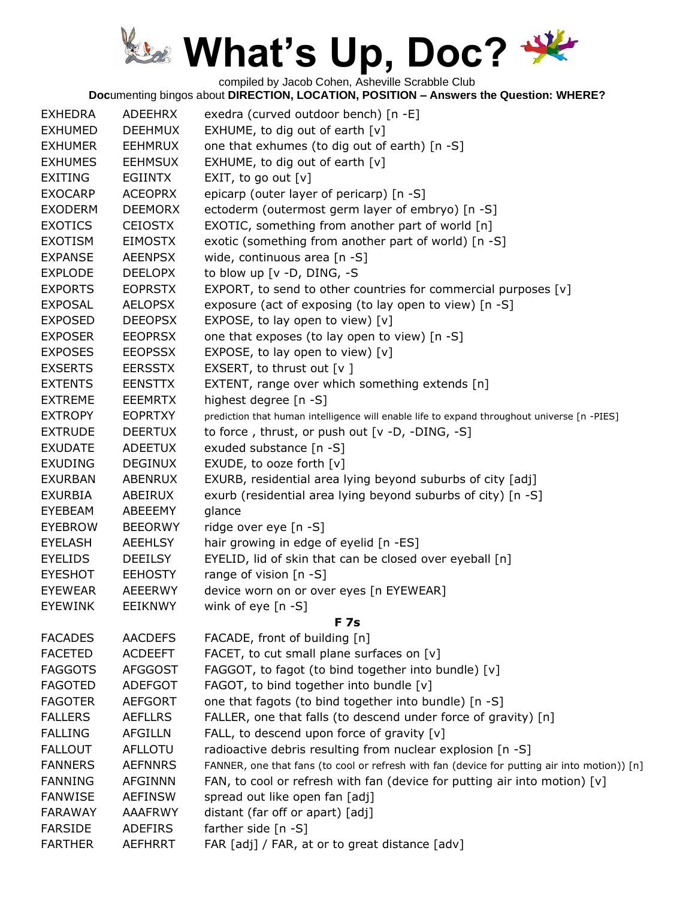# What's Up, Doc?

compiled by Jacob Cohen, Asheville Scrabble Club

**Doc**umenting bingos about **DIRECTION, LOCATION, POSITION – Answers the Question: WHERE?**

| | | |
|---|---|---|
| EXHEDRA | ADEEHRX | exedra (curved outdoor bench) [n -E] |
| EXHUMED | DEEHMUX | EXHUME, to dig out of earth [v] |
| EXHUMER | EEHMRUX | one that exhumes (to dig out of earth) [n -S] |
| EXHUMES | EEHMSUX | EXHUME, to dig out of earth [v] |
| EXITING | EGIINTX | EXIT, to go out [v] |
| EXOCARP | ACEOPRX | epicarp (outer layer of pericarp) [n -S] |
| EXODERM | DEEMORX | ectoderm (outermost germ layer of embryo) [n -S] |
| EXOTICS | CEIOSTX | EXOTIC, something from another part of world [n] |
| EXOTISM | EIMOSTX | exotic (something from another part of world) [n -S] |
| EXPANSE | AEENPSX | wide, continuous area [n -S] |
| EXPLODE | DEELOPX | to blow up [v -D, DING, -S |
| EXPORTS | EOPRSTX | EXPORT, to send to other countries for commercial purposes [v] |
| EXPOSAL | AELOPSX | exposure (act of exposing (to lay open to view) [n -S] |
| EXPOSED | DEEOPSX | EXPOSE, to lay open to view) [v] |
| EXPOSER | EEOPRSX | one that exposes (to lay open to view) [n -S] |
| EXPOSES | EEOPSSX | EXPOSE, to lay open to view) [v] |
| EXSERTS | EERSSTX | EXSERT, to thrust out [v ] |
| EXTENTS | EENSTTX | EXTENT, range over which something extends [n] |
| EXTREME | EEEMRTX | highest degree [n -S] |
| EXTROPY | EOPRTXY | prediction that human intelligence will enable life to expand throughout universe [n -PIES] |
| EXTRUDE | DEERTUX | to force , thrust, or push out [v -D, -DING, -S] |
| EXUDATE | ADEETUX | exuded substance [n -S] |
| EXUDING | DEGINUX | EXUDE, to ooze forth [v] |
| EXURBAN | ABENRUX | EXURB, residential area lying beyond suburbs of city [adj] |
| EXURBIA | ABEIRUX | exurb (residential area lying beyond suburbs of city) [n -S] |
| EYEBEAM | ABEEEMY | glance |
| EYEBROW | BEEORWY | ridge over eye [n -S] |
| EYELASH | AEEHLSY | hair growing in edge of eyelid [n -ES] |
| EYELIDS | DEEILSY | EYELID, lid of skin that can be closed over eyeball [n] |
| EYESHOT | EEHOSTY | range of vision [n -S] |
| EYEWEAR | AEEERWY | device worn on or over eyes [n EYEWEAR] |
| EYEWINK | EEIKNWY | wink of eye [n -S] |
| | | **F 7s** |
| FACADES | AACDEFS | FACADE, front of building [n] |
| FACETED | ACDEEFT | FACET, to cut small plane surfaces on [v] |
| FAGGOTS | AFGGOST | FAGGOT, to fagot (to bind together into bundle) [v] |
| FAGOTED | ADEFGOT | FAGOT, to bind together into bundle [v] |
| FAGOTER | AEFGORT | one that fagots (to bind together into bundle) [n -S] |
| FALLERS | AEFLLRS | FALLER, one that falls (to descend under force of gravity) [n] |
| FALLING | AFGILLN | FALL, to descend upon force of gravity [v] |
| FALLOUT | AFLLOTU | radioactive debris resulting from nuclear explosion [n -S] |
| FANNERS | AEFNNRS | FANNER, one that fans (to cool or refresh with fan (device for putting air into motion)) [n] |
| FANNING | AFGINNN | FAN, to cool or refresh with fan (device for putting air into motion) [v] |
| FANWISE | AEFINSW | spread out like open fan [adj] |
| FARAWAY | AAAFRWY | distant (far off or apart) [adj] |
| FARSIDE | ADEFIRS | farther side [n -S] |
| FARTHER | AEFHRRT | FAR [adj] / FAR, at or to great distance [adv] |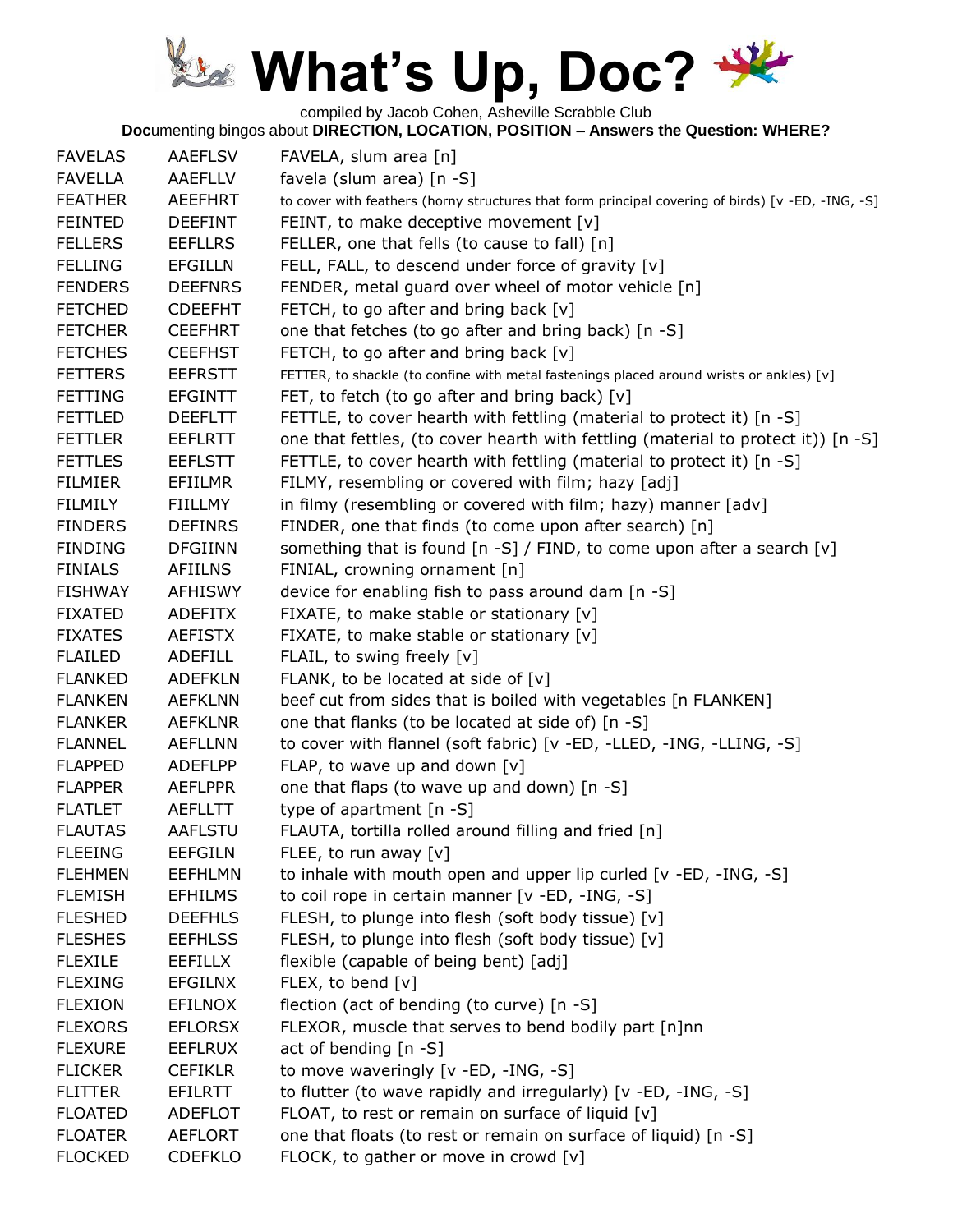# What's Up, Doc?

compiled by Jacob Cohen, Asheville Scrabble Club

**Doc**umenting bingos about **DIRECTION, LOCATION, POSITION – Answers the Question: WHERE?**

| | | |
|---|---|---|
| FAVELAS | AAEFLSV | FAVELA, slum area [n] |
| FAVELLA | AAEFLLV | favela (slum area) [n -S] |
| FEATHER | AEEFHRT | to cover with feathers (horny structures that form principal covering of birds) [v -ED, -ING, -S] |
| FEINTED | DEEFINT | FEINT, to make deceptive movement [v] |
| FELLERS | EEFLLRS | FELLER, one that fells (to cause to fall) [n] |
| FELLING | EFGILLN | FELL, FALL, to descend under force of gravity [v] |
| FENDERS | DEEFNRS | FENDER, metal guard over wheel of motor vehicle [n] |
| FETCHED | CDEEFHT | FETCH, to go after and bring back [v] |
| FETCHER | CEEFHRT | one that fetches (to go after and bring back) [n -S] |
| FETCHES | CEEFHST | FETCH, to go after and bring back [v] |
| FETTERS | EEFRSTT | FETTER, to shackle (to confine with metal fastenings placed around wrists or ankles) [v] |
| FETTING | EFGINTT | FET, to fetch (to go after and bring back) [v] |
| FETTLED | DEEFLTT | FETTLE, to cover hearth with fettling (material to protect it) [n -S] |
| FETTLER | EEFLRTT | one that fettles, (to cover hearth with fettling (material to protect it)) [n -S] |
| FETTLES | EEFLSTT | FETTLE, to cover hearth with fettling (material to protect it) [n -S] |
| FILMIER | EFIILMR | FILMY, resembling or covered with film; hazy [adj] |
| FILMILY | FIILLMY | in filmy (resembling or covered with film; hazy) manner [adv] |
| FINDERS | DEFINRS | FINDER, one that finds (to come upon after search) [n] |
| FINDING | DFGIINN | something that is found [n -S] / FIND, to come upon after a search [v] |
| FINIALS | AFIILNS | FINIAL, crowning ornament [n] |
| FISHWAY | AFHISWY | device for enabling fish to pass around dam [n -S] |
| FIXATED | ADEFITX | FIXATE, to make stable or stationary [v] |
| FIXATES | AEFISTX | FIXATE, to make stable or stationary [v] |
| FLAILED | ADEFILL | FLAIL, to swing freely [v] |
| FLANKED | ADEFKLN | FLANK, to be located at side of [v] |
| FLANKEN | AEFKLNN | beef cut from sides that is boiled with vegetables [n FLANKEN] |
| FLANKER | AEFKLNR | one that flanks (to be located at side of) [n -S] |
| FLANNEL | AEFLLNN | to cover with flannel (soft fabric) [v -ED, -LLED, -ING, -LLING, -S] |
| FLAPPED | ADEFLPP | FLAP, to wave up and down [v] |
| FLAPPER | AEFLPPR | one that flaps (to wave up and down) [n -S] |
| FLATLET | AEFLLTT | type of apartment [n -S] |
| FLAUTAS | AAFLSTU | FLAUTA, tortilla rolled around filling and fried [n] |
| FLEEING | EEFGILN | FLEE, to run away [v] |
| FLEHMEN | EEFHLMN | to inhale with mouth open and upper lip curled [v -ED, -ING, -S] |
| FLEMISH | EFHILMS | to coil rope in certain manner [v -ED, -ING, -S] |
| FLESHED | DEEFHLS | FLESH, to plunge into flesh (soft body tissue) [v] |
| FLESHES | EEFHLSS | FLESH, to plunge into flesh (soft body tissue) [v] |
| FLEXILE | EEFILLX | flexible (capable of being bent) [adj] |
| FLEXING | EFGILNX | FLEX, to bend [v] |
| FLEXION | EFILNOX | flection (act of bending (to curve) [n -S] |
| FLEXORS | EFLORSX | FLEXOR, muscle that serves to bend bodily part [n]nn |
| FLEXURE | EEFLRUX | act of bending [n -S] |
| FLICKER | CEFIKLR | to move waveringly [v -ED, -ING, -S] |
| FLITTER | EFILRTT | to flutter (to wave rapidly and irregularly) [v -ED, -ING, -S] |
| FLOATED | ADEFLOT | FLOAT, to rest or remain on surface of liquid [v] |
| FLOATER | AEFLORT | one that floats (to rest or remain on surface of liquid) [n -S] |
| FLOCKED | CDEFKLO | FLOCK, to gather or move in crowd [v] |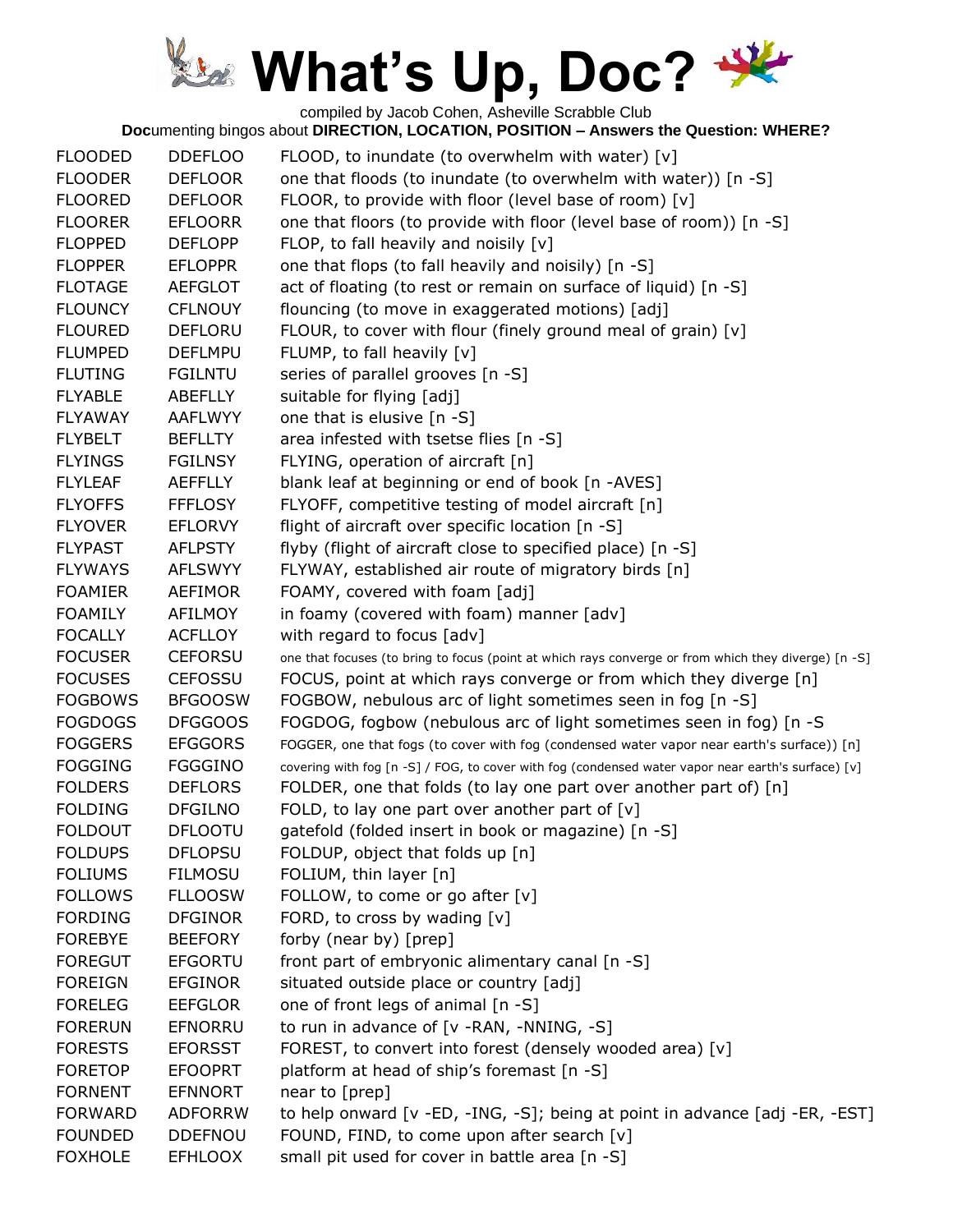# What's Up, Doc?

compiled by Jacob Cohen, Asheville Scrabble Club

**Doc**umenting bingos about **DIRECTION, LOCATION, POSITION – Answers the Question: WHERE?**

| | | |
|---|---|---|
| FLOODED | DDEFLOO | FLOOD, to inundate (to overwhelm with water) [v] |
| FLOODER | DEFLOOR | one that floods (to inundate (to overwhelm with water)) [n -S] |
| FLOORED | DEFLOOR | FLOOR, to provide with floor (level base of room) [v] |
| FLOORER | EFLOORR | one that floors (to provide with floor (level base of room)) [n -S] |
| FLOPPED | DEFLOPP | FLOP, to fall heavily and noisily [v] |
| FLOPPER | EFLOPPR | one that flops (to fall heavily and noisily) [n -S] |
| FLOTAGE | AEFGLOT | act of floating (to rest or remain on surface of liquid) [n -S] |
| FLOUNCY | CFLNOUY | flouncing (to move in exaggerated motions) [adj] |
| FLOURED | DEFLORU | FLOUR, to cover with flour (finely ground meal of grain) [v] |
| FLUMPED | DEFLMPU | FLUMP, to fall heavily [v] |
| FLUTING | FGILNTU | series of parallel grooves [n -S] |
| FLYABLE | ABEFLLY | suitable for flying [adj] |
| FLYAWAY | AAFLWYY | one that is elusive [n -S] |
| FLYBELT | BEFLLTY | area infested with tsetse flies [n -S] |
| FLYINGS | FGILNSY | FLYING, operation of aircraft [n] |
| FLYLEAF | AEFFLLY | blank leaf at beginning or end of book [n -AVES] |
| FLYOFFS | FFFLOSY | FLYOFF, competitive testing of model aircraft [n] |
| FLYOVER | EFLORVY | flight of aircraft over specific location [n -S] |
| FLYPAST | AFLPSTY | flyby (flight of aircraft close to specified place) [n -S] |
| FLYWAYS | AFLSWYY | FLYWAY, established air route of migratory birds [n] |
| FOAMIER | AEFIMOR | FOAMY, covered with foam [adj] |
| FOAMILY | AFILMOY | in foamy (covered with foam) manner [adv] |
| FOCALLY | ACFLLOY | with regard to focus [adv] |
| FOCUSER | CEFORSU | one that focuses (to bring to focus (point at which rays converge or from which they diverge) [n -S] |
| FOCUSES | CEFOSSU | FOCUS, point at which rays converge or from which they diverge [n] |
| FOGBOWS | BFGOOSW | FOGBOW, nebulous arc of light sometimes seen in fog [n -S] |
| FOGDOGS | DFGGOOS | FOGDOG, fogbow (nebulous arc of light sometimes seen in fog) [n -S |
| FOGGERS | EFGGORS | FOGGER, one that fogs (to cover with fog (condensed water vapor near earth's surface)) [n] |
| FOGGING | FGGGINO | covering with fog [n -S] / FOG, to cover with fog (condensed water vapor near earth's surface) [v] |
| FOLDERS | DEFLORS | FOLDER, one that folds (to lay one part over another part of) [n] |
| FOLDING | DFGILNO | FOLD, to lay one part over another part of [v] |
| FOLDOUT | DFLOOTU | gatefold (folded insert in book or magazine) [n -S] |
| FOLDUPS | DFLOPSU | FOLDUP, object that folds up [n] |
| FOLIUMS | FILMOSU | FOLIUM, thin layer [n] |
| FOLLOWS | FLLOOSW | FOLLOW, to come or go after [v] |
| FORDING | DFGINOR | FORD, to cross by wading [v] |
| FOREBYE | BEEFORY | forby (near by) [prep] |
| FOREGUT | EFGORTU | front part of embryonic alimentary canal [n -S] |
| FOREIGN | EFGINOR | situated outside place or country [adj] |
| FORELEG | EEFGLOR | one of front legs of animal [n -S] |
| FORERUN | EFNORRU | to run in advance of [v -RAN, -NNING, -S] |
| FORESTS | EFORSST | FOREST, to convert into forest (densely wooded area) [v] |
| FORETOP | EFOOPRT | platform at head of ship's foremast [n -S] |
| FORNENT | EFNNORT | near to [prep] |
| FORWARD | ADFORRW | to help onward [v -ED, -ING, -S]; being at point in advance [adj -ER, -EST] |
| FOUNDED | DDEFNOU | FOUND, FIND, to come upon after search [v] |
| FOXHOLE | EFHLOOX | small pit used for cover in battle area [n -S] |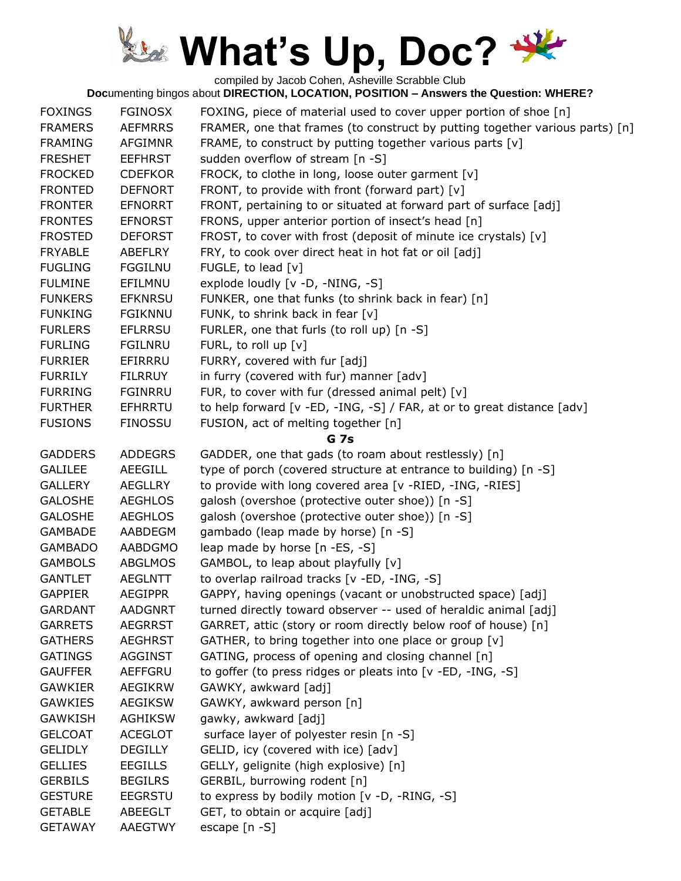# What's Up, Doc?

compiled by Jacob Cohen, Asheville Scrabble Club

**Doc**umenting bingos about **DIRECTION, LOCATION, POSITION – Answers the Question: WHERE?**

| | | |
|---|---|---|
| FOXINGS | FGINOSX | FOXING, piece of material used to cover upper portion of shoe [n] |
| FRAMERS | AEFMRRS | FRAMER, one that frames (to construct by putting together various parts) [n] |
| FRAMING | AFGIMNR | FRAME, to construct by putting together various parts [v] |
| FRESHET | EEFHRST | sudden overflow of stream [n -S] |
| FROCKED | CDEFKOR | FROCK, to clothe in long, loose outer garment [v] |
| FRONTED | DEFNORT | FRONT, to provide with front (forward part) [v] |
| FRONTER | EFNORRT | FRONT, pertaining to or situated at forward part of surface [adj] |
| FRONTES | EFNORST | FRONS, upper anterior portion of insect's head [n] |
| FROSTED | DEFORST | FROST, to cover with frost (deposit of minute ice crystals) [v] |
| FRYABLE | ABEFLRY | FRY, to cook over direct heat in hot fat or oil [adj] |
| FUGLING | FGGILNU | FUGLE, to lead [v] |
| FULMINE | EFILMNU | explode loudly [v -D, -NING, -S] |
| FUNKERS | EFKNRSU | FUNKER, one that funks (to shrink back in fear) [n] |
| FUNKING | FGIKNNU | FUNK, to shrink back in fear [v] |
| FURLERS | EFLRRSU | FURLER, one that furls (to roll up) [n -S] |
| FURLING | FGILNRU | FURL, to roll up [v] |
| FURRIER | EFIRRRU | FURRY, covered with fur [adj] |
| FURRILY | FILRRUY | in furry (covered with fur) manner [adv] |
| FURRING | FGINRRU | FUR, to cover with fur (dressed animal pelt) [v] |
| FURTHER | EFHRRTU | to help forward [v -ED, -ING, -S] / FAR, at or to great distance [adv] |
| FUSIONS | FINOSSU | FUSION, act of melting together [n] |

**G 7s**

| | | |
|---|---|---|
| GADDERS | ADDEGRS | GADDER, one that gads (to roam about restlessly) [n] |
| GALILEE | AEEGILL | type of porch (covered structure at entrance to building) [n -S] |
| GALLERY | AEGLLRY | to provide with long covered area [v -RIED, -ING, -RIES] |
| GALOSHE | AEGHLOS | galosh (overshoe (protective outer shoe)) [n -S] |
| GALOSHE | AEGHLOS | galosh (overshoe (protective outer shoe)) [n -S] |
| GAMBADE | AABDEGM | gambado (leap made by horse) [n -S] |
| GAMBADO | AABDGMO | leap made by horse [n -ES, -S] |
| GAMBOLS | ABGLMOS | GAMBOL, to leap about playfully [v] |
| GANTLET | AEGLNTT | to overlap railroad tracks [v -ED, -ING, -S] |
| GAPPIER | AEGIPPR | GAPPY, having openings (vacant or unobstructed space) [adj] |
| GARDANT | AADGNRT | turned directly toward observer -- used of heraldic animal [adj] |
| GARRETS | AEGRRST | GARRET, attic (story or room directly below roof of house) [n] |
| GATHERS | AEGHRST | GATHER, to bring together into one place or group [v] |
| GATINGS | AGGINST | GATING, process of opening and closing channel [n] |
| GAUFFER | AEFFGRU | to goffer (to press ridges or pleats into [v -ED, -ING, -S] |
| GAWKIER | AEGIKRW | GAWKY, awkward [adj] |
| GAWKIES | AEGIKSW | GAWKY, awkward person [n] |
| GAWKISH | AGHIKSW | gawky, awkward [adj] |
| GELCOAT | ACEGLOT | surface layer of polyester resin [n -S] |
| GELIDLY | DEGILLY | GELID, icy (covered with ice) [adv] |
| GELLIES | EEGILLS | GELLY, gelignite (high explosive) [n] |
| GERBILS | BEGILRS | GERBIL, burrowing rodent [n] |
| GESTURE | EEGRSTU | to express by bodily motion [v -D, -RING, -S] |
| GETABLE | ABEEGLT | GET, to obtain or acquire [adj] |
| GETAWAY | AAEGTWY | escape [n -S] |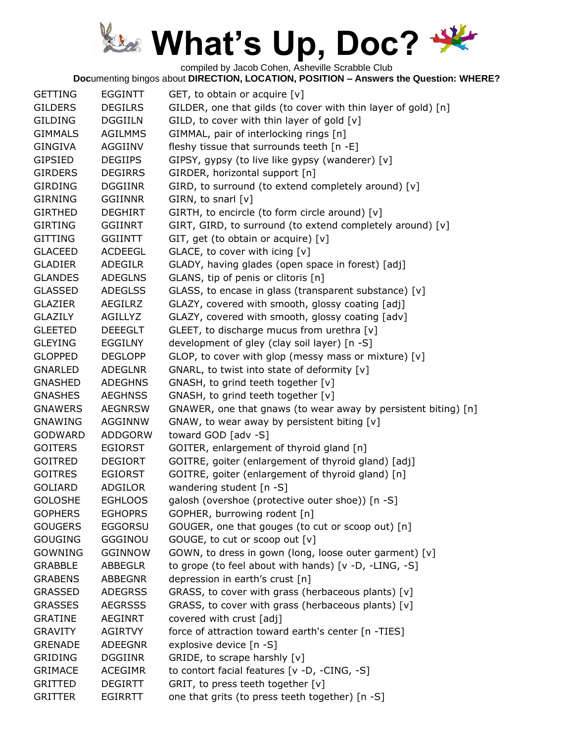# What's Up, Doc?

compiled by Jacob Cohen, Asheville Scrabble Club

**Doc**umenting bingos about **DIRECTION, LOCATION, POSITION – Answers the Question: WHERE?**

| | | |
|---|---|---|
| GETTING | EGGINTT | GET, to obtain or acquire [v] |
| GILDERS | DEGILRS | GILDER, one that gilds (to cover with thin layer of gold) [n] |
| GILDING | DGGIILN | GILD, to cover with thin layer of gold [v] |
| GIMMALS | AGILMMS | GIMMAL, pair of interlocking rings [n] |
| GINGIVA | AGGIINV | fleshy tissue that surrounds teeth [n -E] |
| GIPSIED | DEGIIPS | GIPSY, gypsy (to live like gypsy (wanderer) [v] |
| GIRDERS | DEGIRRS | GIRDER, horizontal support [n] |
| GIRDING | DGGIINR | GIRD, to surround (to extend completely around) [v] |
| GIRNING | GGIINNR | GIRN, to snarl [v] |
| GIRTHED | DEGHIRT | GIRTH, to encircle (to form circle around) [v] |
| GIRTING | GGIINRT | GIRT, GIRD, to surround (to extend completely around) [v] |
| GITTING | GGIINTT | GIT, get (to obtain or acquire) [v] |
| GLACEED | ACDEEGL | GLACE, to cover with icing [v] |
| GLADIER | ADEGILR | GLADY, having glades (open space in forest) [adj] |
| GLANDES | ADEGLNS | GLANS, tip of penis or clitoris [n] |
| GLASSED | ADEGLSS | GLASS, to encase in glass (transparent substance) [v] |
| GLAZIER | AEGILRZ | GLAZY, covered with smooth, glossy coating [adj] |
| GLAZILY | AGILLYZ | GLAZY, covered with smooth, glossy coating [adv] |
| GLEETED | DEEEGLT | GLEET, to discharge mucus from urethra [v] |
| GLEYING | EGGILNY | development of gley (clay soil layer) [n -S] |
| GLOPPED | DEGLOPP | GLOP, to cover with glop (messy mass or mixture) [v] |
| GNARLED | ADEGLNR | GNARL, to twist into state of deformity [v] |
| GNASHED | ADEGHNS | GNASH, to grind teeth together [v] |
| GNASHES | AEGHNSS | GNASH, to grind teeth together [v] |
| GNAWERS | AEGNRSW | GNAWER, one that gnaws (to wear away by persistent biting) [n] |
| GNAWING | AGGINNW | GNAW, to wear away by persistent biting [v] |
| GODWARD | ADDGORW | toward GOD [adv -S] |
| GOITERS | EGIORST | GOITER, enlargement of thyroid gland [n] |
| GOITRED | DEGIORT | GOITRE, goiter (enlargement of thyroid gland) [adj] |
| GOITRES | EGIORST | GOITRE, goiter (enlargement of thyroid gland) [n] |
| GOLIARD | ADGILOR | wandering student [n -S] |
| GOLOSHE | EGHLOOS | galosh (overshoe (protective outer shoe)) [n -S] |
| GOPHERS | EGHOPRS | GOPHER, burrowing rodent [n] |
| GOUGERS | EGGORSU | GOUGER, one that gouges (to cut or scoop out) [n] |
| GOUGING | GGGINOU | GOUGE, to cut or scoop out [v] |
| GOWNING | GGINNOW | GOWN, to dress in gown (long, loose outer garment) [v] |
| GRABBLE | ABBEGLR | to grope (to feel about with hands) [v -D, -LING, -S] |
| GRABENS | ABBEGNR | depression in earth's crust [n] |
| GRASSED | ADEGRSS | GRASS, to cover with grass (herbaceous plants) [v] |
| GRASSES | AEGRSSS | GRASS, to cover with grass (herbaceous plants) [v] |
| GRATINE | AEGINRT | covered with crust [adj] |
| GRAVITY | AGIRTVY | force of attraction toward earth's center [n -TIES] |
| GRENADE | ADEEGNR | explosive device [n -S] |
| GRIDING | DGGIINR | GRIDE, to scrape harshly [v] |
| GRIMACE | ACEGIMR | to contort facial features [v -D, -CING, -S] |
| GRITTED | DEGIRTT | GRIT, to press teeth together [v] |
| GRITTER | EGIRRTT | one that grits (to press teeth together) [n -S] |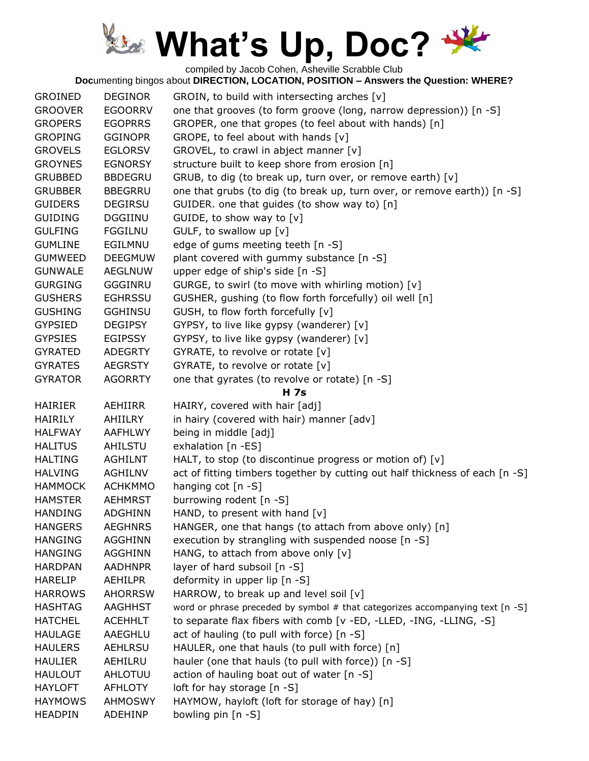# What's Up, Doc?

compiled by Jacob Cohen, Asheville Scrabble Club

**Doc**umenting bingos about **DIRECTION, LOCATION, POSITION – Answers the Question: WHERE?**

| | | |
|---|---|---|
| GROINED | DEGINOR | GROIN, to build with intersecting arches [v] |
| GROOVER | EGOORRV | one that grooves (to form groove (long, narrow depression)) [n -S] |
| GROPERS | EGOPRRS | GROPER, one that gropes (to feel about with hands) [n] |
| GROPING | GGINOPR | GROPE, to feel about with hands [v] |
| GROVELS | EGLORSV | GROVEL, to crawl in abject manner [v] |
| GROYNES | EGNORSY | structure built to keep shore from erosion [n] |
| GRUBBED | BBDEGRU | GRUB, to dig (to break up, turn over, or remove earth) [v] |
| GRUBBER | BBEGRRU | one that grubs (to dig (to break up, turn over, or remove earth)) [n -S] |
| GUIDERS | DEGIRSU | GUIDER. one that guides (to show way to) [n] |
| GUIDING | DGGIINU | GUIDE, to show way to [v] |
| GULFING | FGGILNU | GULF, to swallow up [v] |
| GUMLINE | EGILMNU | edge of gums meeting teeth [n -S] |
| GUMWEED | DEEGMUW | plant covered with gummy substance [n -S] |
| GUNWALE | AEGLNUW | upper edge of ship's side [n -S] |
| GURGING | GGGINRU | GURGE, to swirl (to move with whirling motion) [v] |
| GUSHERS | EGHRSSU | GUSHER, gushing (to flow forth forcefully) oil well [n] |
| GUSHING | GGHINSU | GUSH, to flow forth forcefully [v] |
| GYPSIED | DEGIPSY | GYPSY, to live like gypsy (wanderer) [v] |
| GYPSIES | EGIPSSY | GYPSY, to live like gypsy (wanderer) [v] |
| GYRATED | ADEGRTY | GYRATE, to revolve or rotate [v] |
| GYRATES | AEGRSTY | GYRATE, to revolve or rotate [v] |
| GYRATOR | AGORRTY | one that gyrates (to revolve or rotate) [n -S] |

**H 7s**

| | | |
|---|---|---|
| HAIRIER | AEHIIRR | HAIRY, covered with hair [adj] |
| HAIRILY | AHIILRY | in hairy (covered with hair) manner [adv] |
| HALFWAY | AAFHLWY | being in middle [adj] |
| HALITUS | AHILSTU | exhalation [n -ES] |
| HALTING | AGHILNT | HALT, to stop (to discontinue progress or motion of) [v] |
| HALVING | AGHILNV | act of fitting timbers together by cutting out half thickness of each [n -S] |
| HAMMOCK | ACHKMMO | hanging cot [n -S] |
| HAMSTER | AEHMRST | burrowing rodent [n -S] |
| HANDING | ADGHINN | HAND, to present with hand [v] |
| HANGERS | AEGHNRS | HANGER, one that hangs (to attach from above only) [n] |
| HANGING | AGGHINN | execution by strangling with suspended noose [n -S] |
| HANGING | AGGHINN | HANG, to attach from above only [v] |
| HARDPAN | AADHNPR | layer of hard subsoil [n -S] |
| HARELIP | AEHILPR | deformity in upper lip [n -S] |
| HARROWS | AHORRSW | HARROW, to break up and level soil [v] |
| HASHTAG | AAGHHST | word or phrase preceded by symbol # that categorizes accompanying text [n -S] |
| HATCHEL | ACEHHLT | to separate flax fibers with comb [v -ED, -LLED, -ING, -LLING, -S] |
| HAULAGE | AAEGHLU | act of hauling (to pull with force) [n -S] |
| HAULERS | AEHLRSU | HAULER, one that hauls (to pull with force) [n] |
| HAULIER | AEHILRU | hauler (one that hauls (to pull with force)) [n -S] |
| HAULOUT | AHLOTUU | action of hauling boat out of water [n -S] |
| HAYLOFT | AFHLOTY | loft for hay storage [n -S] |
| HAYMOWS | AHMOSWY | HAYMOW, hayloft (loft for storage of hay) [n] |
| HEADPIN | ADEHINP | bowling pin [n -S] |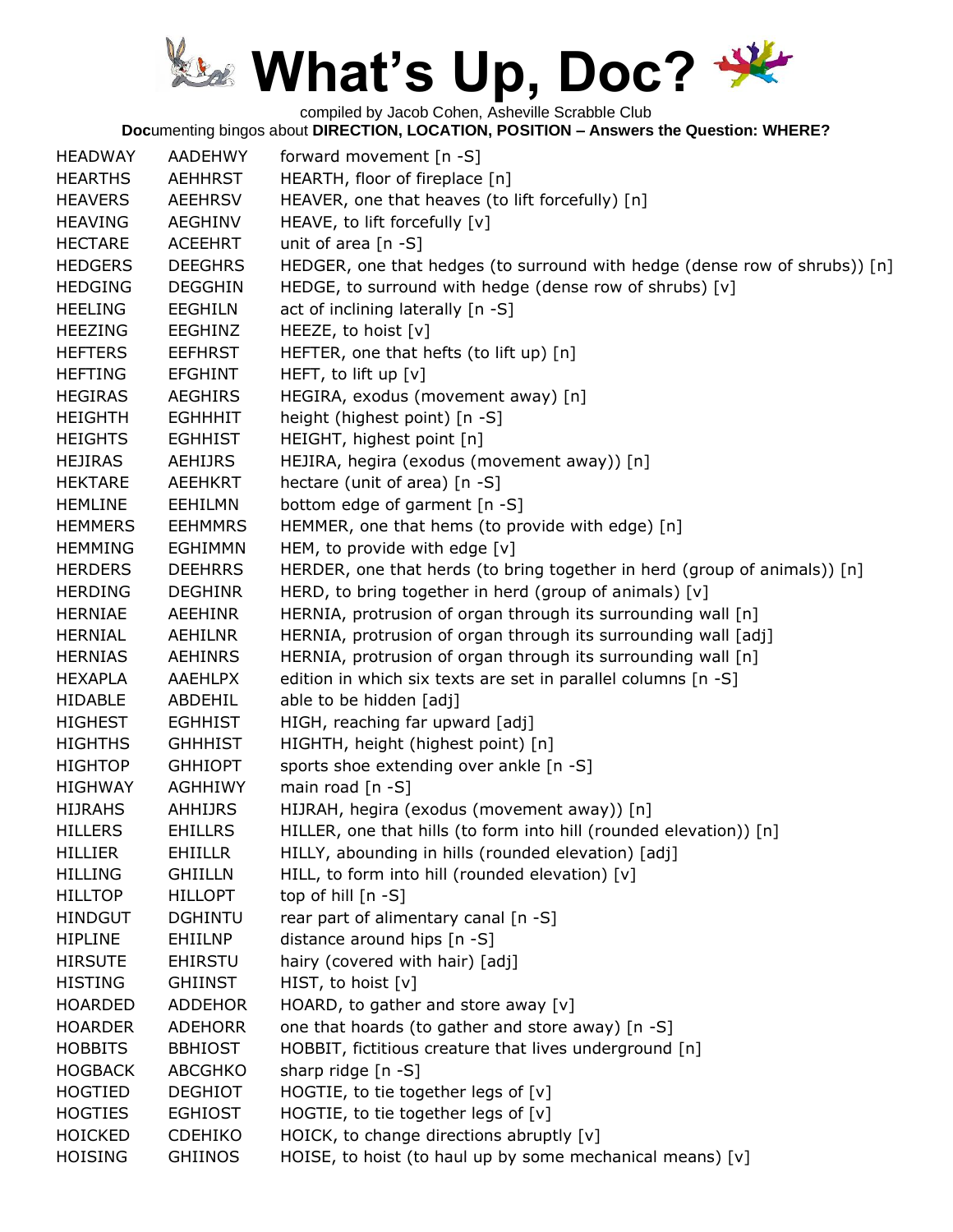# What's Up, Doc?

compiled by Jacob Cohen, Asheville Scrabble Club

**Doc**umenting bingos about **DIRECTION, LOCATION, POSITION – Answers the Question: WHERE?**

| | | |
|---|---|---|
| HEADWAY | AADEHWY | forward movement [n -S] |
| HEARTHS | AEHHRST | HEARTH, floor of fireplace [n] |
| HEAVERS | AEEHRSV | HEAVER, one that heaves (to lift forcefully) [n] |
| HEAVING | AEGHINV | HEAVE, to lift forcefully [v] |
| HECTARE | ACEEHRT | unit of area [n -S] |
| HEDGERS | DEEGHRS | HEDGER, one that hedges (to surround with hedge (dense row of shrubs)) [n] |
| HEDGING | DEGGHIN | HEDGE, to surround with hedge (dense row of shrubs) [v] |
| HEELING | EEGHILN | act of inclining laterally [n -S] |
| HEEZING | EEGHINZ | HEEZE, to hoist [v] |
| HEFTERS | EEFHRST | HEFTER, one that hefts (to lift up) [n] |
| HEFTING | EFGHINT | HEFT, to lift up [v] |
| HEGIRAS | AEGHIRS | HEGIRA, exodus (movement away) [n] |
| HEIGHTH | EGHHHIT | height (highest point) [n -S] |
| HEIGHTS | EGHHIST | HEIGHT, highest point [n] |
| HEJIRAS | AEHIJRS | HEJIRA, hegira (exodus (movement away)) [n] |
| HEKTARE | AEEHKRT | hectare (unit of area) [n -S] |
| HEMLINE | EEHILMN | bottom edge of garment [n -S] |
| HEMMERS | EEHMMRS | HEMMER, one that hems (to provide with edge) [n] |
| HEMMING | EGHIMMN | HEM, to provide with edge [v] |
| HERDERS | DEEHRRS | HERDER, one that herds (to bring together in herd (group of animals)) [n] |
| HERDING | DEGHINR | HERD, to bring together in herd (group of animals) [v] |
| HERNIAE | AEEHINR | HERNIA, protrusion of organ through its surrounding wall [n] |
| HERNIAL | AEHILNR | HERNIA, protrusion of organ through its surrounding wall [adj] |
| HERNIAS | AEHINRS | HERNIA, protrusion of organ through its surrounding wall [n] |
| HEXAPLA | AAEHLPX | edition in which six texts are set in parallel columns [n -S] |
| HIDABLE | ABDEHIL | able to be hidden [adj] |
| HIGHEST | EGHHIST | HIGH, reaching far upward [adj] |
| HIGHTHS | GHHHIST | HIGHTH, height (highest point) [n] |
| HIGHTOP | GHHIOPT | sports shoe extending over ankle [n -S] |
| HIGHWAY | AGHHIWY | main road [n -S] |
| HIJRAHS | AHHIJRS | HIJRAH, hegira (exodus (movement away)) [n] |
| HILLERS | EHILLRS | HILLER, one that hills (to form into hill (rounded elevation)) [n] |
| HILLIER | EHIILLR | HILLY, abounding in hills (rounded elevation) [adj] |
| HILLING | GHIILLN | HILL, to form into hill (rounded elevation) [v] |
| HILLTOP | HILLOPT | top of hill [n -S] |
| HINDGUT | DGHINTU | rear part of alimentary canal [n -S] |
| HIPLINE | EHIILNP | distance around hips [n -S] |
| HIRSUTE | EHIRSTU | hairy (covered with hair) [adj] |
| HISTING | GHIINST | HIST, to hoist [v] |
| HOARDED | ADDEHOR | HOARD, to gather and store away [v] |
| HOARDER | ADEHORR | one that hoards (to gather and store away) [n -S] |
| HOBBITS | BBHIOST | HOBBIT, fictitious creature that lives underground [n] |
| HOGBACK | ABCGHKO | sharp ridge [n -S] |
| HOGTIED | DEGHIOT | HOGTIE, to tie together legs of [v] |
| HOGTIES | EGHIOST | HOGTIE, to tie together legs of [v] |
| HOICKED | CDEHIKO | HOICK, to change directions abruptly [v] |
| HOISING | GHIINOS | HOISE, to hoist (to haul up by some mechanical means) [v] |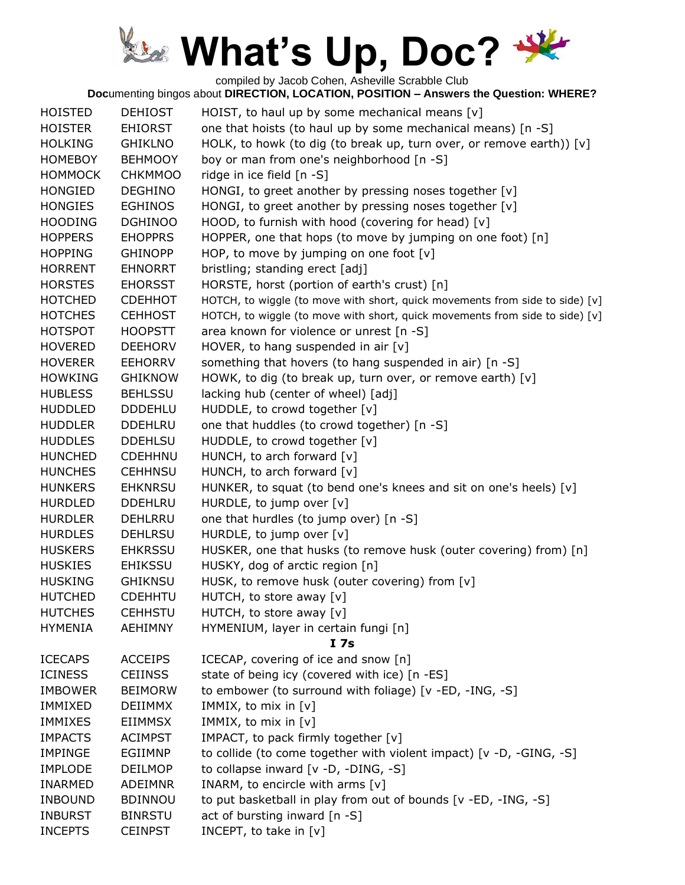# What's Up, Doc?

compiled by Jacob Cohen, Asheville Scrabble Club

**Doc**umenting bingos about **DIRECTION, LOCATION, POSITION – Answers the Question: WHERE?**

| | | |
|---|---|---|
| HOISTED | DEHIOST | HOIST, to haul up by some mechanical means [v] |
| HOISTER | EHIORST | one that hoists (to haul up by some mechanical means) [n -S] |
| HOLKING | GHIKLNO | HOLK, to howk (to dig (to break up, turn over, or remove earth)) [v] |
| HOMEBOY | BEHMOOY | boy or man from one's neighborhood [n -S] |
| HOMMOCK | CHKMMOO | ridge in ice field [n -S] |
| HONGIED | DEGHINO | HONGI, to greet another by pressing noses together [v] |
| HONGIES | EGHINOS | HONGI, to greet another by pressing noses together [v] |
| HOODING | DGHINOO | HOOD, to furnish with hood (covering for head) [v] |
| HOPPERS | EHOPPRS | HOPPER, one that hops (to move by jumping on one foot) [n] |
| HOPPING | GHINOPP | HOP, to move by jumping on one foot [v] |
| HORRENT | EHNORRT | bristling; standing erect [adj] |
| HORSTES | EHORSST | HORSTE, horst (portion of earth's crust) [n] |
| HOTCHED | CDEHHOT | HOTCH, to wiggle (to move with short, quick movements from side to side) [v] |
| HOTCHES | CEHHOST | HOTCH, to wiggle (to move with short, quick movements from side to side) [v] |
| HOTSPOT | HOOPSTT | area known for violence or unrest [n -S] |
| HOVERED | DEEHORV | HOVER, to hang suspended in air [v] |
| HOVERER | EEHORRV | something that hovers (to hang suspended in air) [n -S] |
| HOWKING | GHIKNOW | HOWK, to dig (to break up, turn over, or remove earth) [v] |
| HUBLESS | BEHLSSU | lacking hub (center of wheel) [adj] |
| HUDDLED | DDDEHLU | HUDDLE, to crowd together [v] |
| HUDDLER | DDEHLRU | one that huddles (to crowd together) [n -S] |
| HUDDLES | DDEHLSU | HUDDLE, to crowd together [v] |
| HUNCHED | CDEHHNU | HUNCH, to arch forward [v] |
| HUNCHES | CEHHNSU | HUNCH, to arch forward [v] |
| HUNKERS | EHKNRSU | HUNKER, to squat (to bend one's knees and sit on one's heels) [v] |
| HURDLED | DDEHLRU | HURDLE, to jump over [v] |
| HURDLER | DEHLRRU | one that hurdles (to jump over) [n -S] |
| HURDLES | DEHLRSU | HURDLE, to jump over [v] |
| HUSKERS | EHKRSSU | HUSKER, one that husks (to remove husk (outer covering) from) [n] |
| HUSKIES | EHIKSSU | HUSKY, dog of arctic region [n] |
| HUSKING | GHIKNSU | HUSK, to remove husk (outer covering) from [v] |
| HUTCHED | CDEHHTU | HUTCH, to store away [v] |
| HUTCHES | CEHHSTU | HUTCH, to store away [v] |
| HYMENIA | AEHIMNY | HYMENIUM, layer in certain fungi [n] |

**I 7s**

| | | |
|---|---|---|
| ICECAPS | ACCEIPS | ICECAP, covering of ice and snow [n] |
| ICINESS | CEIINSS | state of being icy (covered with ice) [n -ES] |
| IMBOWER | BEIMORW | to embower (to surround with foliage) [v -ED, -ING, -S] |
| IMMIXED | DEIIMMX | IMMIX, to mix in [v] |
| IMMIXES | EIIMMSX | IMMIX, to mix in [v] |
| IMPACTS | ACIMPST | IMPACT, to pack firmly together [v] |
| IMPINGE | EGIIMNP | to collide (to come together with violent impact) [v -D, -GING, -S] |
| IMPLODE | DEILMOP | to collapse inward [v -D, -DING, -S] |
| INARMED | ADEIMNR | INARM, to encircle with arms [v] |
| INBOUND | BDINNOU | to put basketball in play from out of bounds [v -ED, -ING, -S] |
| INBURST | BINRSTU | act of bursting inward [n -S] |
| INCEPTS | CEINPST | INCEPT, to take in [v] |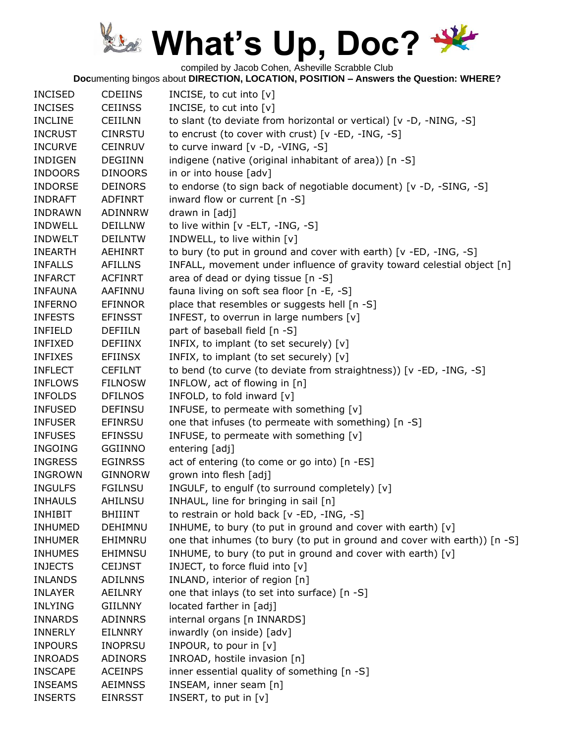# What's Up, Doc?

compiled by Jacob Cohen, Asheville Scrabble Club

**Doc**umenting bingos about **DIRECTION, LOCATION, POSITION – Answers the Question: WHERE?**

| | | |
|---|---|---|
| INCISED | CDEIINS | INCISE, to cut into [v] |
| INCISES | CEIINSS | INCISE, to cut into [v] |
| INCLINE | CEIILNN | to slant (to deviate from horizontal or vertical) [v -D, -NING, -S] |
| INCRUST | CINRSTU | to encrust (to cover with crust) [v -ED, -ING, -S] |
| INCURVE | CEINRUV | to curve inward [v -D, -VING, -S] |
| INDIGEN | DEGIINN | indigene (native (original inhabitant of area)) [n -S] |
| INDOORS | DINOORS | in or into house [adv] |
| INDORSE | DEINORS | to endorse (to sign back of negotiable document) [v -D, -SING, -S] |
| INDRAFT | ADFINRT | inward flow or current [n -S] |
| INDRAWN | ADINNRW | drawn in [adj] |
| INDWELL | DEILLNW | to live within [v -ELT, -ING, -S] |
| INDWELT | DEILNTW | INDWELL, to live within [v] |
| INEARTH | AEHINRT | to bury (to put in ground and cover with earth) [v -ED, -ING, -S] |
| INFALLS | AFILLNS | INFALL, movement under influence of gravity toward celestial object [n] |
| INFARCT | ACFINRT | area of dead or dying tissue [n -S] |
| INFAUNA | AAFINNU | fauna living on soft sea floor [n -E, -S] |
| INFERNO | EFINNOR | place that resembles or suggests hell [n -S] |
| INFESTS | EFINSST | INFEST, to overrun in large numbers [v] |
| INFIELD | DEFIILN | part of baseball field [n -S] |
| INFIXED | DEFIINX | INFIX, to implant (to set securely) [v] |
| INFIXES | EFIINSX | INFIX, to implant (to set securely) [v] |
| INFLECT | CEFILNT | to bend (to curve (to deviate from straightness)) [v -ED, -ING, -S] |
| INFLOWS | FILNOSW | INFLOW, act of flowing in [n] |
| INFOLDS | DFILNOS | INFOLD, to fold inward [v] |
| INFUSED | DEFINSU | INFUSE, to permeate with something [v] |
| INFUSER | EFINRSU | one that infuses (to permeate with something) [n -S] |
| INFUSES | EFINSSU | INFUSE, to permeate with something [v] |
| INGOING | GGIINNO | entering [adj] |
| INGRESS | EGINRSS | act of entering (to come or go into) [n -ES] |
| INGROWN | GINNORW | grown into flesh [adj] |
| INGULFS | FGILNSU | INGULF, to engulf (to surround completely) [v] |
| INHAULS | AHILNSU | INHAUL, line for bringing in sail [n] |
| INHIBIT | BHIIINT | to restrain or hold back [v -ED, -ING, -S] |
| INHUMED | DEHIMNU | INHUME, to bury (to put in ground and cover with earth) [v] |
| INHUMER | EHIMNRU | one that inhumes (to bury (to put in ground and cover with earth)) [n -S] |
| INHUMES | EHIMNSU | INHUME, to bury (to put in ground and cover with earth) [v] |
| INJECTS | CEIJNST | INJECT, to force fluid into [v] |
| INLANDS | ADILNNS | INLAND, interior of region [n] |
| INLAYER | AEILNRY | one that inlays (to set into surface) [n -S] |
| INLYING | GIILNNY | located farther in [adj] |
| INNARDS | ADINNRS | internal organs [n INNARDS] |
| INNERLY | EILNNRY | inwardly (on inside) [adv] |
| INPOURS | INOPRSU | INPOUR, to pour in [v] |
| INROADS | ADINORS | INROAD, hostile invasion [n] |
| INSCAPE | ACEINPS | inner essential quality of something [n -S] |
| INSEAMS | AEIMNSS | INSEAM, inner seam [n] |
| INSERTS | EINRSST | INSERT, to put in [v] |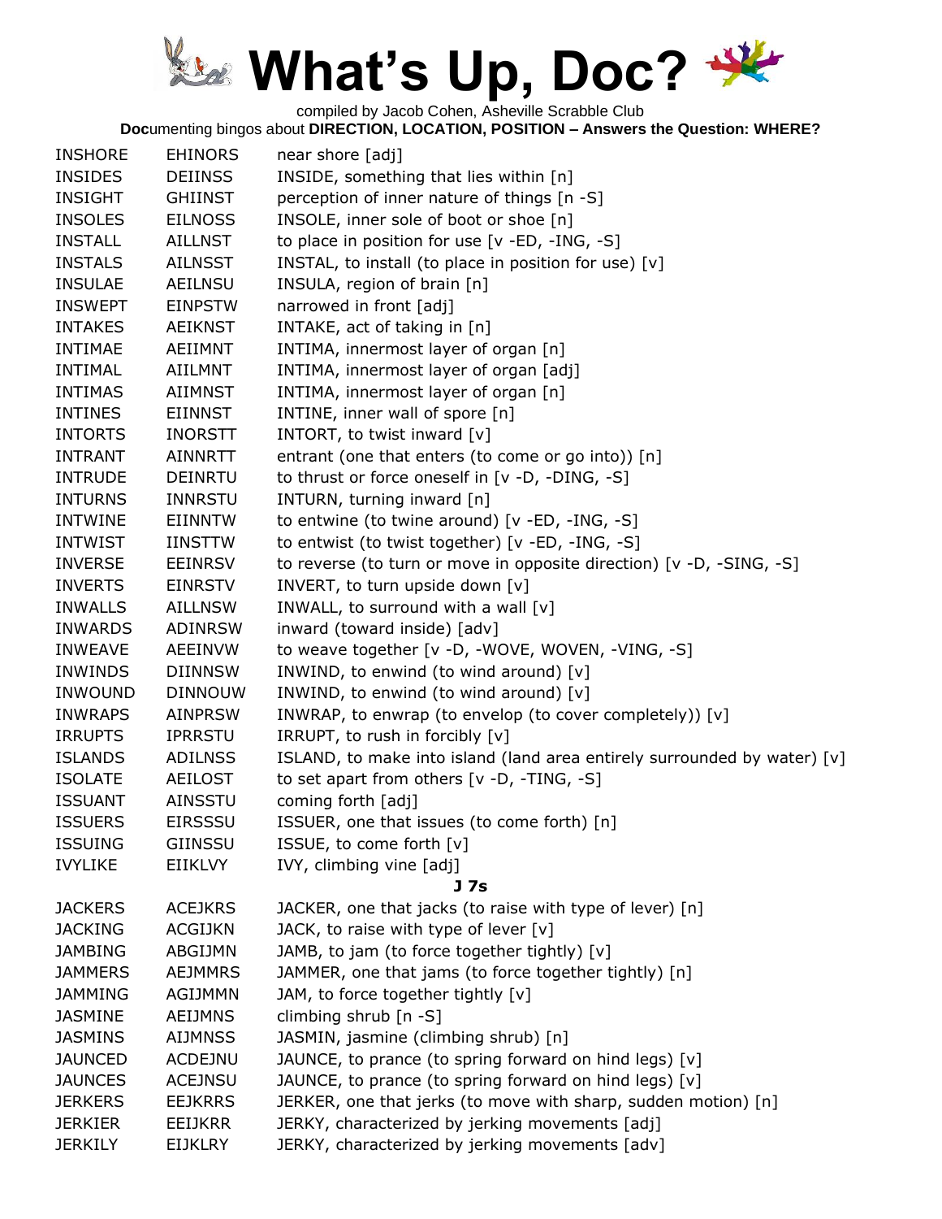# What's Up, Doc?

compiled by Jacob Cohen, Asheville Scrabble Club

**Doc**umenting bingos about **DIRECTION, LOCATION, POSITION – Answers the Question: WHERE?**

| | | |
|---|---|---|
| INSHORE | EHINORS | near shore [adj] |
| INSIDES | DEIINSS | INSIDE, something that lies within [n] |
| INSIGHT | GHIINST | perception of inner nature of things [n -S] |
| INSOLES | EILNOSS | INSOLE, inner sole of boot or shoe [n] |
| INSTALL | AILLNST | to place in position for use [v -ED, -ING, -S] |
| INSTALS | AILNSST | INSTAL, to install (to place in position for use) [v] |
| INSULAE | AEILNSU | INSULA, region of brain [n] |
| INSWEPT | EINPSTW | narrowed in front [adj] |
| INTAKES | AEIKNST | INTAKE, act of taking in [n] |
| INTIMAE | AEIIMNT | INTIMA, innermost layer of organ [n] |
| INTIMAL | AIILMNT | INTIMA, innermost layer of organ [adj] |
| INTIMAS | AIIMNST | INTIMA, innermost layer of organ [n] |
| INTINES | EIINNST | INTINE, inner wall of spore [n] |
| INTORTS | INORSTT | INTORT, to twist inward [v] |
| INTRANT | AINNRTT | entrant (one that enters (to come or go into)) [n] |
| INTRUDE | DEINRTU | to thrust or force oneself in [v -D, -DING, -S] |
| INTURNS | INNRSTU | INTURN, turning inward [n] |
| INTWINE | EIINNTW | to entwine (to twine around) [v -ED, -ING, -S] |
| INTWIST | IINSTTW | to entwist (to twist together) [v -ED, -ING, -S] |
| INVERSE | EEINRSV | to reverse (to turn or move in opposite direction) [v -D, -SING, -S] |
| INVERTS | EINRSTV | INVERT, to turn upside down [v] |
| INWALLS | AILLNSW | INWALL, to surround with a wall [v] |
| INWARDS | ADINRSW | inward (toward inside) [adv] |
| INWEAVE | AEEINVW | to weave together [v -D, -WOVE, WOVEN, -VING, -S] |
| INWINDS | DIINNSW | INWIND, to enwind (to wind around) [v] |
| INWOUND | DINNOUW | INWIND, to enwind (to wind around) [v] |
| INWRAPS | AINPRSW | INWRAP, to enwrap (to envelop (to cover completely)) [v] |
| IRRUPTS | IPRRSTU | IRRUPT, to rush in forcibly [v] |
| ISLANDS | ADILNSS | ISLAND, to make into island (land area entirely surrounded by water) [v] |
| ISOLATE | AEILOST | to set apart from others [v -D, -TING, -S] |
| ISSUANT | AINSSTU | coming forth [adj] |
| ISSUERS | EIRSSSU | ISSUER, one that issues (to come forth) [n] |
| ISSUING | GIINSSU | ISSUE, to come forth [v] |
| IVYLIKE | EIIKLVY | IVY, climbing vine [adj] |

**J 7s**

| | | |
|---|---|---|
| JACKERS | ACEJKRS | JACKER, one that jacks (to raise with type of lever) [n] |
| JACKING | ACGIJKN | JACK, to raise with type of lever [v] |
| JAMBING | ABGIJMN | JAMB, to jam (to force together tightly) [v] |
| JAMMERS | AEJMMRS | JAMMER, one that jams (to force together tightly) [n] |
| JAMMING | AGIJMMN | JAM, to force together tightly [v] |
| JASMINE | AEIJMNS | climbing shrub [n -S] |
| JASMINS | AIJMNSS | JASMIN, jasmine (climbing shrub) [n] |
| JAUNCED | ACDEJNU | JAUNCE, to prance (to spring forward on hind legs) [v] |
| JAUNCES | ACEJNSU | JAUNCE, to prance (to spring forward on hind legs) [v] |
| JERKERS | EEJKRRS | JERKER, one that jerks (to move with sharp, sudden motion) [n] |
| JERKIER | EEIJKRR | JERKY, characterized by jerking movements [adj] |
| JERKILY | EIJKLRY | JERKY, characterized by jerking movements [adv] |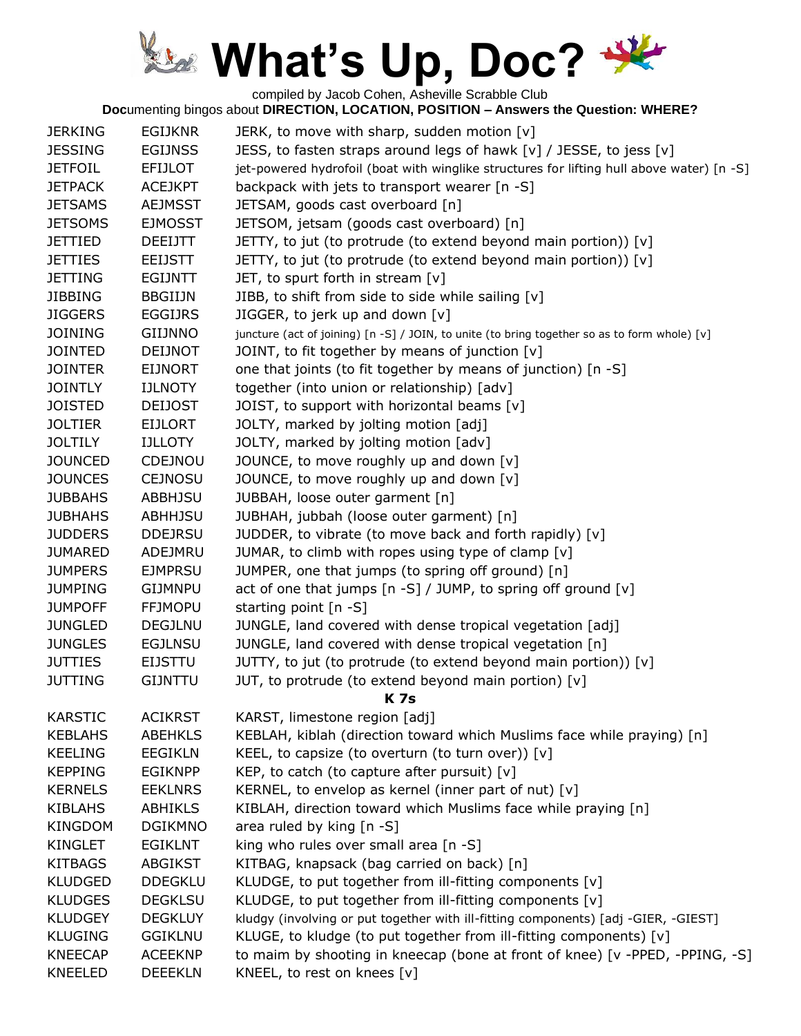# What's Up, Doc?

compiled by Jacob Cohen, Asheville Scrabble Club

**Doc**umenting bingos about **DIRECTION, LOCATION, POSITION – Answers the Question: WHERE?**

| | | |
|---|---|---|
| JERKING | EGIJKNR | JERK, to move with sharp, sudden motion [v] |
| JESSING | EGIJNSS | JESS, to fasten straps around legs of hawk [v] / JESSE, to jess [v] |
| JETFOIL | EFIJLOT | jet-powered hydrofoil (boat with winglike structures for lifting hull above water) [n -S] |
| JETPACK | ACEJKPT | backpack with jets to transport wearer [n -S] |
| JETSAMS | AEJMSST | JETSAM, goods cast overboard [n] |
| JETSOMS | EJMOSST | JETSOM, jetsam (goods cast overboard) [n] |
| JETTIED | DEEIJTT | JETTY, to jut (to protrude (to extend beyond main portion)) [v] |
| JETTIES | EEIJSTT | JETTY, to jut (to protrude (to extend beyond main portion)) [v] |
| JETTING | EGIJNTT | JET, to spurt forth in stream [v] |
| JIBBING | BBGIIJN | JIBB, to shift from side to side while sailing [v] |
| JIGGERS | EGGIJRS | JIGGER, to jerk up and down [v] |
| JOINING | GIIJNNO | juncture (act of joining) [n -S] / JOIN, to unite (to bring together so as to form whole) [v] |
| JOINTED | DEIJNOT | JOINT, to fit together by means of junction [v] |
| JOINTER | EIJNORT | one that joints (to fit together by means of junction) [n -S] |
| JOINTLY | IJLNOTY | together (into union or relationship) [adv] |
| JOISTED | DEIJOST | JOIST, to support with horizontal beams [v] |
| JOLTIER | EIJLORT | JOLTY, marked by jolting motion [adj] |
| JOLTILY | IJLLOTY | JOLTY, marked by jolting motion [adv] |
| JOUNCED | CDEJNOU | JOUNCE, to move roughly up and down [v] |
| JOUNCES | CEJNOSU | JOUNCE, to move roughly up and down [v] |
| JUBBAHS | ABBHJSU | JUBBAH, loose outer garment [n] |
| JUBHAHS | ABHHJSU | JUBHAH, jubbah (loose outer garment) [n] |
| JUDDERS | DDEJRSU | JUDDER, to vibrate (to move back and forth rapidly) [v] |
| JUMARED | ADEJMRU | JUMAR, to climb with ropes using type of clamp [v] |
| JUMPERS | EJMPRSU | JUMPER, one that jumps (to spring off ground) [n] |
| JUMPING | GIJMNPU | act of one that jumps [n -S] / JUMP, to spring off ground [v] |
| JUMPOFF | FFJMOPU | starting point [n -S] |
| JUNGLED | DEGJLNU | JUNGLE, land covered with dense tropical vegetation [adj] |
| JUNGLES | EGJLNSU | JUNGLE, land covered with dense tropical vegetation [n] |
| JUTTIES | EIJSTTU | JUTTY, to jut (to protrude (to extend beyond main portion)) [v] |
| JUTTING | GIJNTTU | JUT, to protrude (to extend beyond main portion) [v] |
| | | **K 7s** |
| KARSTIC | ACIKRST | KARST, limestone region [adj] |
| KEBLAHS | ABEHKLS | KEBLAH, kiblah (direction toward which Muslims face while praying) [n] |
| KEELING | EEGIKLN | KEEL, to capsize (to overturn (to turn over)) [v] |
| KEPPING | EGIKNPP | KEP, to catch (to capture after pursuit) [v] |
| KERNELS | EEKLNRS | KERNEL, to envelop as kernel (inner part of nut) [v] |
| KIBLAHS | ABHIKLS | KIBLAH, direction toward which Muslims face while praying [n] |
| KINGDOM | DGIKMNO | area ruled by king [n -S] |
| KINGLET | EGIKLNT | king who rules over small area [n -S] |
| KITBAGS | ABGIKST | KITBAG, knapsack (bag carried on back) [n] |
| KLUDGED | DDEGKLU | KLUDGE, to put together from ill-fitting components [v] |
| KLUDGES | DEGKLSU | KLUDGE, to put together from ill-fitting components [v] |
| KLUDGEY | DEGKLUY | kludgy (involving or put together with ill-fitting components) [adj -GIER, -GIEST] |
| KLUGING | GGIKLNU | KLUGE, to kludge (to put together from ill-fitting components) [v] |
| KNEECAP | ACEEKNP | to maim by shooting in kneecap (bone at front of knee) [v -PPED, -PPING, -S] |
| KNEELED | DEEEKLN | KNEEL, to rest on knees [v] |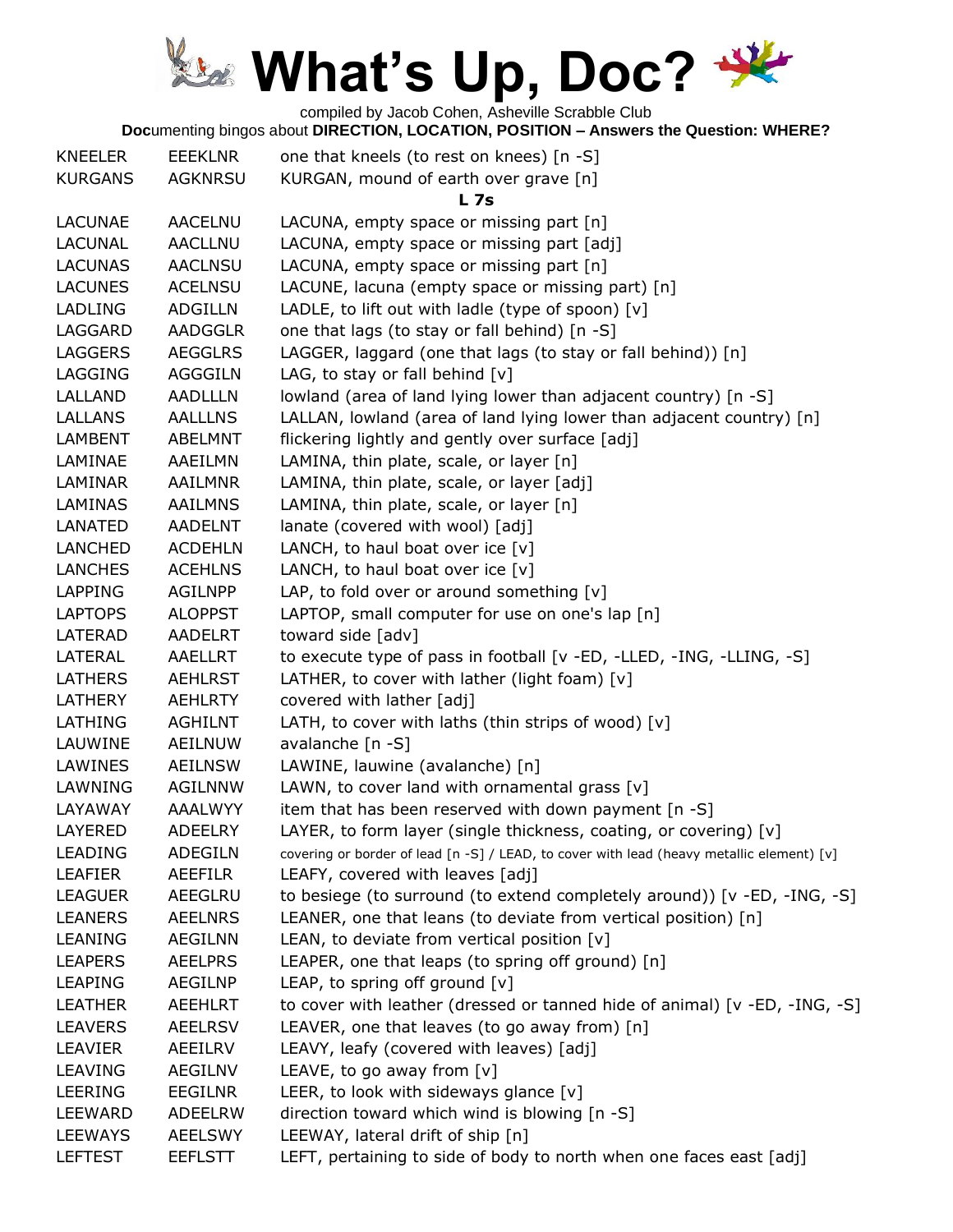# What's Up, Doc?

compiled by Jacob Cohen, Asheville Scrabble Club

**Doc**umenting bingos about **DIRECTION, LOCATION, POSITION – Answers the Question: WHERE?**

| | | |
|---|---|---|
| KNEELER | EEEKLNR | one that kneels (to rest on knees) [n -S] |
| KURGANS | AGKNRSU | KURGAN, mound of earth over grave [n] |
| | | **L 7s** |
| LACUNAE | AACELNU | LACUNA, empty space or missing part [n] |
| LACUNAL | AACLLNU | LACUNA, empty space or missing part [adj] |
| LACUNAS | AACLNSU | LACUNA, empty space or missing part [n] |
| LACUNES | ACELNSU | LACUNE, lacuna (empty space or missing part) [n] |
| LADLING | ADGILLN | LADLE, to lift out with ladle (type of spoon) [v] |
| LAGGARD | AADGGLR | one that lags (to stay or fall behind) [n -S] |
| LAGGERS | AEGGLRS | LAGGER, laggard (one that lags (to stay or fall behind)) [n] |
| LAGGING | AGGGILN | LAG, to stay or fall behind [v] |
| LALLAND | AADLLLN | lowland (area of land lying lower than adjacent country) [n -S] |
| LALLANS | AALLLNS | LALLAN, lowland (area of land lying lower than adjacent country) [n] |
| LAMBENT | ABELMNT | flickering lightly and gently over surface [adj] |
| LAMINAE | AAEILMN | LAMINA, thin plate, scale, or layer [n] |
| LAMINAR | AAILMNR | LAMINA, thin plate, scale, or layer [adj] |
| LAMINAS | AAILMNS | LAMINA, thin plate, scale, or layer [n] |
| LANATED | AADELNT | lanate (covered with wool) [adj] |
| LANCHED | ACDEHLN | LANCH, to haul boat over ice [v] |
| LANCHES | ACEHLNS | LANCH, to haul boat over ice [v] |
| LAPPING | AGILNPP | LAP, to fold over or around something [v] |
| LAPTOPS | ALOPPST | LAPTOP, small computer for use on one's lap [n] |
| LATERAD | AADELRT | toward side [adv] |
| LATERAL | AAELLRT | to execute type of pass in football [v -ED, -LLED, -ING, -LLING, -S] |
| LATHERS | AEHLRST | LATHER, to cover with lather (light foam) [v] |
| LATHERY | AEHLRTY | covered with lather [adj] |
| LATHING | AGHILNT | LATH, to cover with laths (thin strips of wood) [v] |
| LAUWINE | AEILNUW | avalanche [n -S] |
| LAWINES | AEILNSW | LAWINE, lauwine (avalanche) [n] |
| LAWNING | AGILNNW | LAWN, to cover land with ornamental grass [v] |
| LAYAWAY | AAALWYY | item that has been reserved with down payment [n -S] |
| LAYERED | ADEELRY | LAYER, to form layer (single thickness, coating, or covering) [v] |
| LEADING | ADEGILN | covering or border of lead [n -S] / LEAD, to cover with lead (heavy metallic element) [v] |
| LEAFIER | AEEFILR | LEAFY, covered with leaves [adj] |
| LEAGUER | AEEGLRU | to besiege (to surround (to extend completely around)) [v -ED, -ING, -S] |
| LEANERS | AEELNRS | LEANER, one that leans (to deviate from vertical position) [n] |
| LEANING | AEGILNN | LEAN, to deviate from vertical position [v] |
| LEAPERS | AEELPRS | LEAPER, one that leaps (to spring off ground) [n] |
| LEAPING | AEGILNP | LEAP, to spring off ground [v] |
| LEATHER | AEEHLRT | to cover with leather (dressed or tanned hide of animal) [v -ED, -ING, -S] |
| LEAVERS | AEELRSV | LEAVER, one that leaves (to go away from) [n] |
| LEAVIER | AEEILRV | LEAVY, leafy (covered with leaves) [adj] |
| LEAVING | AEGILNV | LEAVE, to go away from [v] |
| LEERING | EEGILNR | LEER, to look with sideways glance [v] |
| LEEWARD | ADEELRW | direction toward which wind is blowing [n -S] |
| LEEWAYS | AEELSWY | LEEWAY, lateral drift of ship [n] |
| LEFTEST | EEFLSTT | LEFT, pertaining to side of body to north when one faces east [adj] |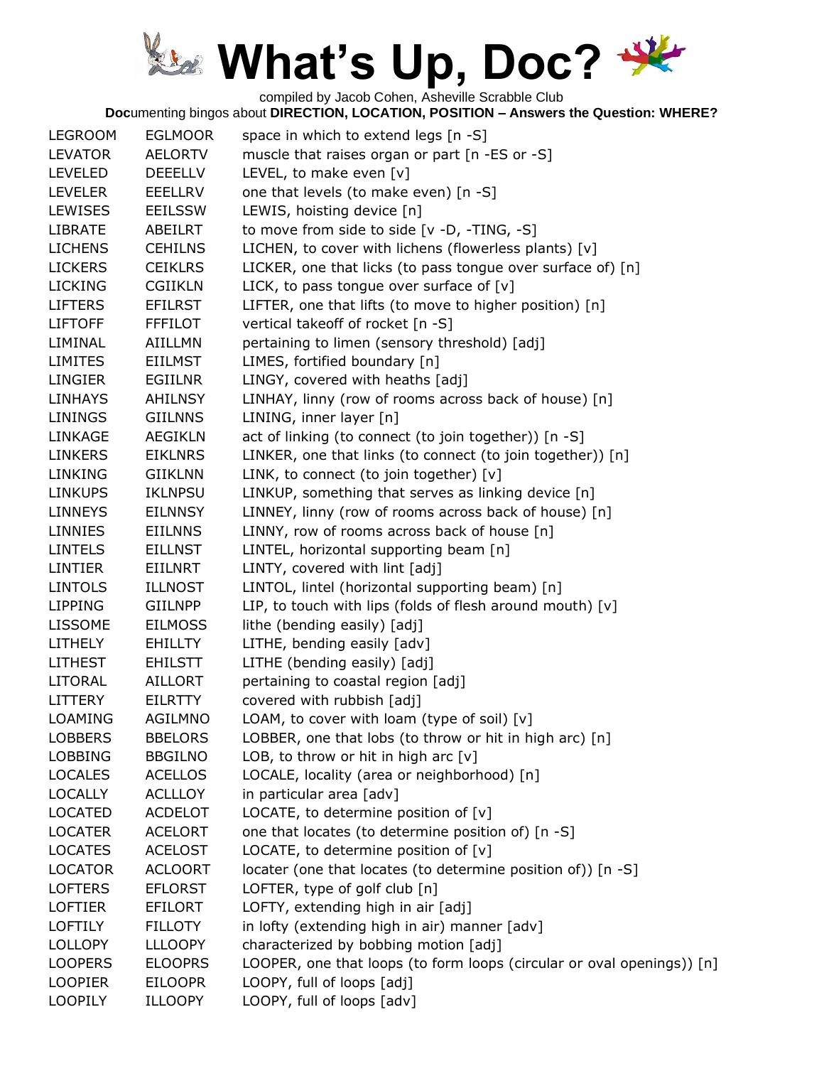# What's Up, Doc?

compiled by Jacob Cohen, Asheville Scrabble Club

**Doc**umenting bingos about **DIRECTION, LOCATION, POSITION – Answers the Question: WHERE?**

| | | |
|---|---|---|
| LEGROOM | EGLMOOR | space in which to extend legs [n -S] |
| LEVATOR | AELORTV | muscle that raises organ or part [n -ES or -S] |
| LEVELED | DEEELLV | LEVEL, to make even [v] |
| LEVELER | EEELLRV | one that levels (to make even) [n -S] |
| LEWISES | EEILSSW | LEWIS, hoisting device [n] |
| LIBRATE | ABEILRT | to move from side to side [v -D, -TING, -S] |
| LICHENS | CEHILNS | LICHEN, to cover with lichens (flowerless plants) [v] |
| LICKERS | CEIKLRS | LICKER, one that licks (to pass tongue over surface of) [n] |
| LICKING | CGIIKLN | LICK, to pass tongue over surface of [v] |
| LIFTERS | EFILRST | LIFTER, one that lifts (to move to higher position) [n] |
| LIFTOFF | FFFILOT | vertical takeoff of rocket [n -S] |
| LIMINAL | AIILLMN | pertaining to limen (sensory threshold) [adj] |
| LIMITES | EIILMST | LIMES, fortified boundary [n] |
| LINGIER | EGIILNR | LINGY, covered with heaths [adj] |
| LINHAYS | AHILNSY | LINHAY, linny (row of rooms across back of house) [n] |
| LININGS | GIILNNS | LINING, inner layer [n] |
| LINKAGE | AEGIKLN | act of linking (to connect (to join together)) [n -S] |
| LINKERS | EIKLNRS | LINKER, one that links (to connect (to join together)) [n] |
| LINKING | GIIKLNN | LINK, to connect (to join together) [v] |
| LINKUPS | IKLNPSU | LINKUP, something that serves as linking device [n] |
| LINNEYS | EILNNSY | LINNEY, linny (row of rooms across back of house) [n] |
| LINNIES | EIILNNS | LINNY, row of rooms across back of house [n] |
| LINTELS | EILLNST | LINTEL, horizontal supporting beam [n] |
| LINTIER | EIILNRT | LINTY, covered with lint [adj] |
| LINTOLS | ILLNOST | LINTOL, lintel (horizontal supporting beam) [n] |
| LIPPING | GIILNPP | LIP, to touch with lips (folds of flesh around mouth) [v] |
| LISSOME | EILMOSS | lithe (bending easily) [adj] |
| LITHELY | EHILLTY | LITHE, bending easily [adv] |
| LITHEST | EHILSTT | LITHE (bending easily) [adj] |
| LITORAL | AILLORT | pertaining to coastal region [adj] |
| LITTERY | EILRTTY | covered with rubbish [adj] |
| LOAMING | AGILMNO | LOAM, to cover with loam (type of soil) [v] |
| LOBBERS | BBELORS | LOBBER, one that lobs (to throw or hit in high arc) [n] |
| LOBBING | BBGILNO | LOB, to throw or hit in high arc [v] |
| LOCALES | ACELLOS | LOCALE, locality (area or neighborhood) [n] |
| LOCALLY | ACLLLOY | in particular area [adv] |
| LOCATED | ACDELOT | LOCATE, to determine position of [v] |
| LOCATER | ACELORT | one that locates (to determine position of) [n -S] |
| LOCATES | ACELOST | LOCATE, to determine position of [v] |
| LOCATOR | ACLOORT | locater (one that locates (to determine position of)) [n -S] |
| LOFTERS | EFLORST | LOFTER, type of golf club [n] |
| LOFTIER | EFILORT | LOFTY, extending high in air [adj] |
| LOFTILY | FILLOTY | in lofty (extending high in air) manner [adv] |
| LOLLOPY | LLLOOPY | characterized by bobbing motion [adj] |
| LOOPERS | ELOOPRS | LOOPER, one that loops (to form loops (circular or oval openings)) [n] |
| LOOPIER | EILOOPR | LOOPY, full of loops [adj] |
| LOOPILY | ILLOOPY | LOOPY, full of loops [adv] |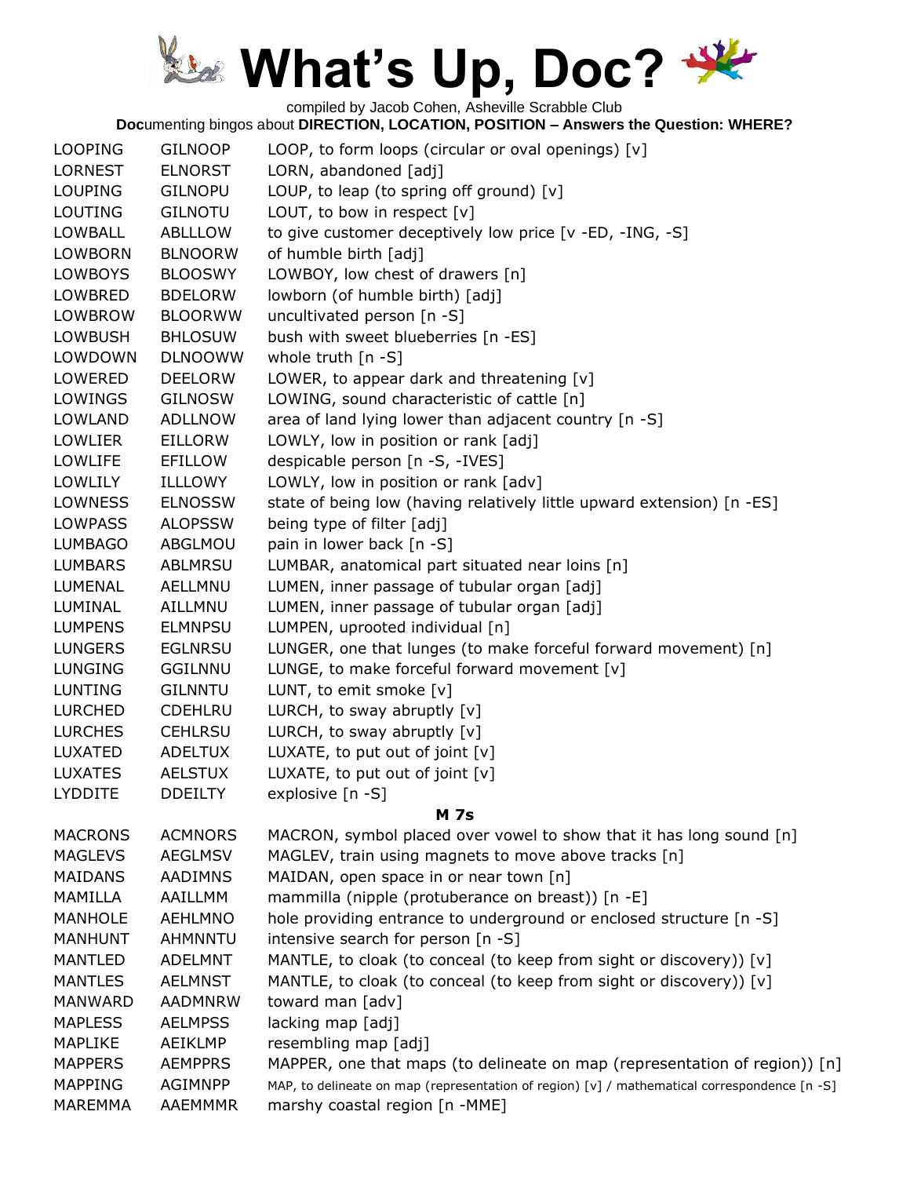# What's Up, Doc?

compiled by Jacob Cohen, Asheville Scrabble Club

**Doc**umenting bingos about **DIRECTION, LOCATION, POSITION – Answers the Question: WHERE?**

| | | |
|---|---|---|
| LOOPING | GILNOOP | LOOP, to form loops (circular or oval openings) [v] |
| LORNEST | ELNORST | LORN, abandoned [adj] |
| LOUPING | GILNOPU | LOUP, to leap (to spring off ground) [v] |
| LOUTING | GILNOTU | LOUT, to bow in respect [v] |
| LOWBALL | ABLLLOW | to give customer deceptively low price [v -ED, -ING, -S] |
| LOWBORN | BLNOORW | of humble birth [adj] |
| LOWBOYS | BLOOSWY | LOWBOY, low chest of drawers [n] |
| LOWBRED | BDELORW | lowborn (of humble birth) [adj] |
| LOWBROW | BLOORWW | uncultivated person [n -S] |
| LOWBUSH | BHLOSUW | bush with sweet blueberries [n -ES] |
| LOWDOWN | DLNOOWW | whole truth [n -S] |
| LOWERED | DEELORW | LOWER, to appear dark and threatening [v] |
| LOWINGS | GILNOSW | LOWING, sound characteristic of cattle [n] |
| LOWLAND | ADLLNOW | area of land lying lower than adjacent country [n -S] |
| LOWLIER | EILLORW | LOWLY, low in position or rank [adj] |
| LOWLIFE | EFILLOW | despicable person [n -S, -IVES] |
| LOWLILY | ILLLOWY | LOWLY, low in position or rank [adv] |
| LOWNESS | ELNOSSW | state of being low (having relatively little upward extension) [n -ES] |
| LOWPASS | ALOPSSW | being type of filter [adj] |
| LUMBAGO | ABGLMOU | pain in lower back [n -S] |
| LUMBARS | ABLMRSU | LUMBAR, anatomical part situated near loins [n] |
| LUMENAL | AELLMNU | LUMEN, inner passage of tubular organ [adj] |
| LUMINAL | AILLMNU | LUMEN, inner passage of tubular organ [adj] |
| LUMPENS | ELMNPSU | LUMPEN, uprooted individual [n] |
| LUNGERS | EGLNRSU | LUNGER, one that lunges (to make forceful forward movement) [n] |
| LUNGING | GGILNNU | LUNGE, to make forceful forward movement [v] |
| LUNTING | GILNNTU | LUNT, to emit smoke [v] |
| LURCHED | CDEHLRU | LURCH, to sway abruptly [v] |
| LURCHES | CEHLRSU | LURCH, to sway abruptly [v] |
| LUXATED | ADELTUX | LUXATE, to put out of joint [v] |
| LUXATES | AELSTUX | LUXATE, to put out of joint [v] |
| LYDDITE | DDEILTY | explosive [n -S] |

**M 7s**

| | | |
|---|---|---|
| MACRONS | ACMNORS | MACRON, symbol placed over vowel to show that it has long sound [n] |
| MAGLEVS | AEGLMSV | MAGLEV, train using magnets to move above tracks [n] |
| MAIDANS | AADIMNS | MAIDAN, open space in or near town [n] |
| MAMILLA | AAILLMM | mammilla (nipple (protuberance on breast)) [n -E] |
| MANHOLE | AEHLMNO | hole providing entrance to underground or enclosed structure [n -S] |
| MANHUNT | AHMNNTU | intensive search for person [n -S] |
| MANTLED | ADELMNT | MANTLE, to cloak (to conceal (to keep from sight or discovery)) [v] |
| MANTLES | AELMNST | MANTLE, to cloak (to conceal (to keep from sight or discovery)) [v] |
| MANWARD | AADMNRW | toward man [adv] |
| MAPLESS | AELMPSS | lacking map [adj] |
| MAPLIKE | AEIKLMP | resembling map [adj] |
| MAPPERS | AEMPPRS | MAPPER, one that maps (to delineate on map (representation of region)) [n] |
| MAPPING | AGIMNPP | MAP, to delineate on map (representation of region) [v] / mathematical correspondence [n -S] |
| MAREMMA | AAEMMMR | marshy coastal region [n -MME] |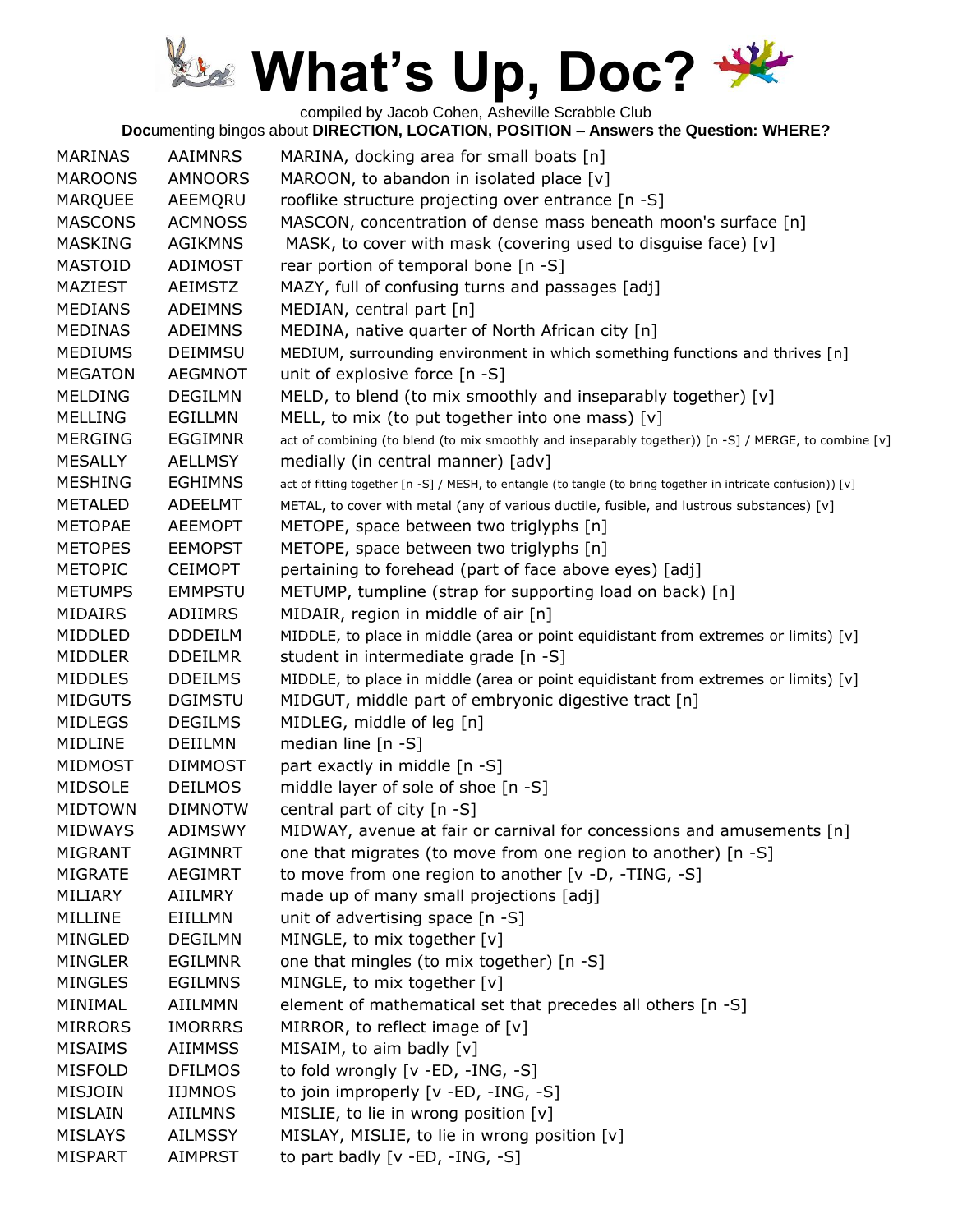# What's Up, Doc?

compiled by Jacob Cohen, Asheville Scrabble Club

**Doc**umenting bingos about **DIRECTION, LOCATION, POSITION – Answers the Question: WHERE?**

| | | |
|---|---|---|
| MARINAS | AAIMNRS | MARINA, docking area for small boats [n] |
| MAROONS | AMNOORS | MAROON, to abandon in isolated place [v] |
| MARQUEE | AEEMQRU | rooflike structure projecting over entrance [n -S] |
| MASCONS | ACMNOSS | MASCON, concentration of dense mass beneath moon's surface [n] |
| MASKING | AGIKMNS | MASK, to cover with mask (covering used to disguise face) [v] |
| MASTOID | ADIMOST | rear portion of temporal bone [n -S] |
| MAZIEST | AEIMSTZ | MAZY, full of confusing turns and passages [adj] |
| MEDIANS | ADEIMNS | MEDIAN, central part [n] |
| MEDINAS | ADEIMNS | MEDINA, native quarter of North African city [n] |
| MEDIUMS | DEIMMSU | MEDIUM, surrounding environment in which something functions and thrives [n] |
| MEGATON | AEGMNOT | unit of explosive force [n -S] |
| MELDING | DEGILMN | MELD, to blend (to mix smoothly and inseparably together) [v] |
| MELLING | EGILLMN | MELL, to mix (to put together into one mass) [v] |
| MERGING | EGGIMNR | act of combining (to blend (to mix smoothly and inseparably together)) [n -S] / MERGE, to combine [v] |
| MESALLY | AELLMSY | medially (in central manner) [adv] |
| MESHING | EGHIMNS | act of fitting together [n -S] / MESH, to entangle (to tangle (to bring together in intricate confusion)) [v] |
| METALED | ADEELMT | METAL, to cover with metal (any of various ductile, fusible, and lustrous substances) [v] |
| METOPAE | AEEMOPT | METOPE, space between two triglyphs [n] |
| METOPES | EEMOPST | METOPE, space between two triglyphs [n] |
| METOPIC | CEIMOPT | pertaining to forehead (part of face above eyes) [adj] |
| METUMPS | EMMPSTU | METUMP, tumpline (strap for supporting load on back) [n] |
| MIDAIRS | ADIIMRS | MIDAIR, region in middle of air [n] |
| MIDDLED | DDDEILM | MIDDLE, to place in middle (area or point equidistant from extremes or limits) [v] |
| MIDDLER | DDEILMR | student in intermediate grade [n -S] |
| MIDDLES | DDEILMS | MIDDLE, to place in middle (area or point equidistant from extremes or limits) [v] |
| MIDGUTS | DGIMSTU | MIDGUT, middle part of embryonic digestive tract [n] |
| MIDLEGS | DEGILMS | MIDLEG, middle of leg [n] |
| MIDLINE | DEIILMN | median line [n -S] |
| MIDMOST | DIMMOST | part exactly in middle [n -S] |
| MIDSOLE | DEILMOS | middle layer of sole of shoe [n -S] |
| MIDTOWN | DIMNOTW | central part of city [n -S] |
| MIDWAYS | ADIMSWY | MIDWAY, avenue at fair or carnival for concessions and amusements [n] |
| MIGRANT | AGIMNRT | one that migrates (to move from one region to another) [n -S] |
| MIGRATE | AEGIMRT | to move from one region to another [v -D, -TING, -S] |
| MILIARY | AIILMRY | made up of many small projections [adj] |
| MILLINE | EIILLMN | unit of advertising space [n -S] |
| MINGLED | DEGILMN | MINGLE, to mix together [v] |
| MINGLER | EGILMNR | one that mingles (to mix together) [n -S] |
| MINGLES | EGILMNS | MINGLE, to mix together [v] |
| MINIMAL | AIILMMN | element of mathematical set that precedes all others [n -S] |
| MIRRORS | IMORRRS | MIRROR, to reflect image of [v] |
| MISAIMS | AIIMMSS | MISAIM, to aim badly [v] |
| MISFOLD | DFILMOS | to fold wrongly [v -ED, -ING, -S] |
| MISJOIN | IIJMNOS | to join improperly [v -ED, -ING, -S] |
| MISLAIN | AIILMNS | MISLIE, to lie in wrong position [v] |
| MISLAYS | AILMSSY | MISLAY, MISLIE, to lie in wrong position [v] |
| MISPART | AIMPRST | to part badly [v -ED, -ING, -S] |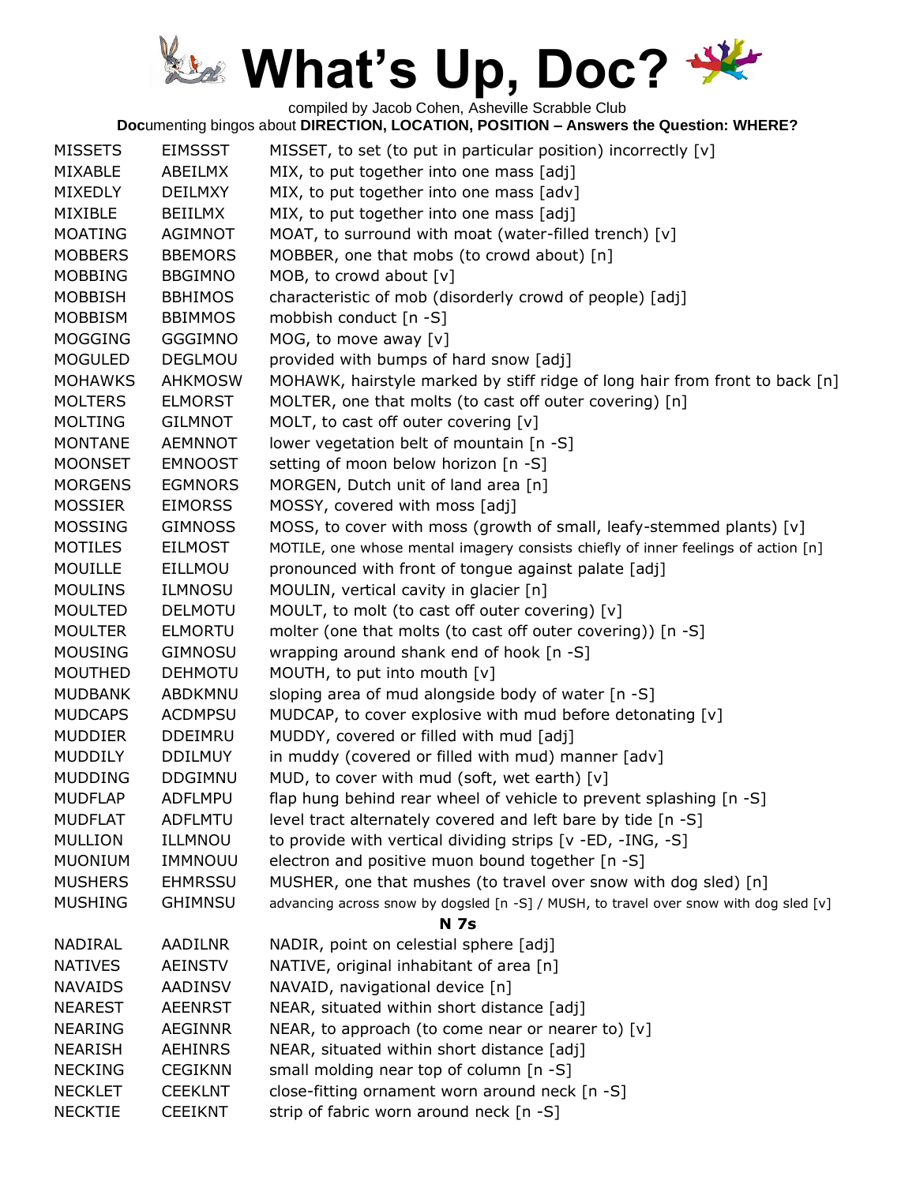# What's Up, Doc?

compiled by Jacob Cohen, Asheville Scrabble Club

**Doc**umenting bingos about **DIRECTION, LOCATION, POSITION – Answers the Question: WHERE?**

| | | |
|---|---|---|
| MISSETS | EIMSSST | MISSET, to set (to put in particular position) incorrectly [v] |
| MIXABLE | ABEILMX | MIX, to put together into one mass [adj] |
| MIXEDLY | DEILMXY | MIX, to put together into one mass [adv] |
| MIXIBLE | BEIILMX | MIX, to put together into one mass [adj] |
| MOATING | AGIMNOT | MOAT, to surround with moat (water-filled trench) [v] |
| MOBBERS | BBEMORS | MOBBER, one that mobs (to crowd about) [n] |
| MOBBING | BBGIMNO | MOB, to crowd about [v] |
| MOBBISH | BBHIMOS | characteristic of mob (disorderly crowd of people) [adj] |
| MOBBISM | BBIMMOS | mobbish conduct [n -S] |
| MOGGING | GGGIMNO | MOG, to move away [v] |
| MOGULED | DEGLMOU | provided with bumps of hard snow [adj] |
| MOHAWKS | AHKMOSW | MOHAWK, hairstyle marked by stiff ridge of long hair from front to back [n] |
| MOLTERS | ELMORST | MOLTER, one that molts (to cast off outer covering) [n] |
| MOLTING | GILMNOT | MOLT, to cast off outer covering [v] |
| MONTANE | AEMNNOT | lower vegetation belt of mountain [n -S] |
| MOONSET | EMNOOST | setting of moon below horizon [n -S] |
| MORGENS | EGMNORS | MORGEN, Dutch unit of land area [n] |
| MOSSIER | EIMORSS | MOSSY, covered with moss [adj] |
| MOSSING | GIMNOSS | MOSS, to cover with moss (growth of small, leafy-stemmed plants) [v] |
| MOTILES | EILMOST | MOTILE, one whose mental imagery consists chiefly of inner feelings of action [n] |
| MOUILLE | EILLMOU | pronounced with front of tongue against palate [adj] |
| MOULINS | ILMNOSU | MOULIN, vertical cavity in glacier [n] |
| MOULTED | DELMOTU | MOULT, to molt (to cast off outer covering) [v] |
| MOULTER | ELMORTU | molter (one that molts (to cast off outer covering)) [n -S] |
| MOUSING | GIMNOSU | wrapping around shank end of hook [n -S] |
| MOUTHED | DEHMOTU | MOUTH, to put into mouth [v] |
| MUDBANK | ABDKMNU | sloping area of mud alongside body of water [n -S] |
| MUDCAPS | ACDMPSU | MUDCAP, to cover explosive with mud before detonating [v] |
| MUDDIER | DDEIMRU | MUDDY, covered or filled with mud [adj] |
| MUDDILY | DDILMUY | in muddy (covered or filled with mud) manner [adv] |
| MUDDING | DDGIMNU | MUD, to cover with mud (soft, wet earth) [v] |
| MUDFLAP | ADFLMPU | flap hung behind rear wheel of vehicle to prevent splashing [n -S] |
| MUDFLAT | ADFLMTU | level tract alternately covered and left bare by tide [n -S] |
| MULLION | ILLMNOU | to provide with vertical dividing strips [v -ED, -ING, -S] |
| MUONIUM | IMMNOUU | electron and positive muon bound together [n -S] |
| MUSHERS | EHMRSSU | MUSHER, one that mushes (to travel over snow with dog sled) [n] |
| MUSHING | GHIMNSU | advancing across snow by dogsled [n -S] / MUSH, to travel over snow with dog sled [v] |
| | | **N 7s** |
| NADIRAL | AADILNR | NADIR, point on celestial sphere [adj] |
| NATIVES | AEINSTV | NATIVE, original inhabitant of area [n] |
| NAVAIDS | AADINSV | NAVAID, navigational device [n] |
| NEAREST | AEENRST | NEAR, situated within short distance [adj] |
| NEARING | AEGINNR | NEAR, to approach (to come near or nearer to) [v] |
| NEARISH | AEHINRS | NEAR, situated within short distance [adj] |
| NECKING | CEGIKNN | small molding near top of column [n -S] |
| NECKLET | CEEKLNT | close-fitting ornament worn around neck [n -S] |
| NECKTIE | CEEIKNT | strip of fabric worn around neck [n -S] |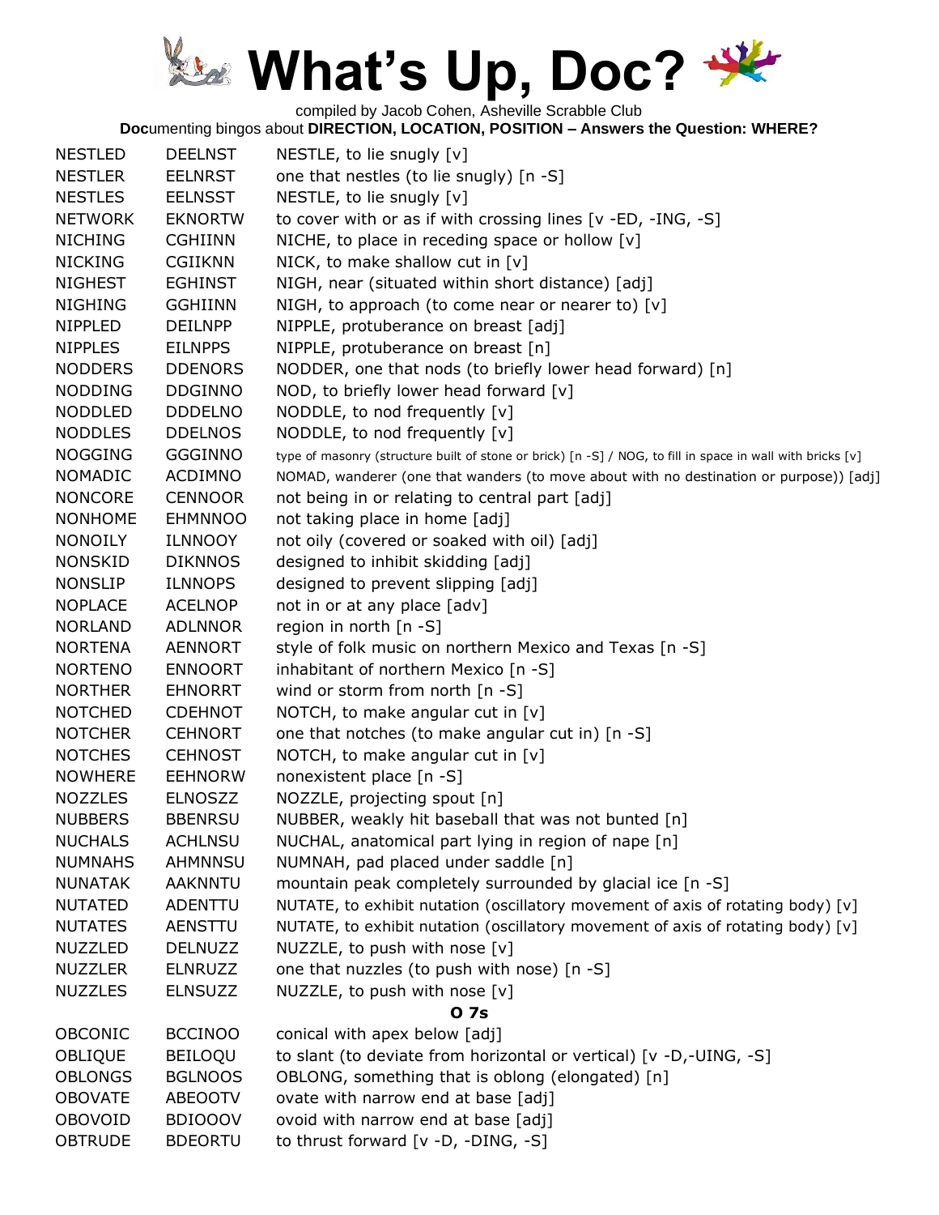# What's Up, Doc?

compiled by Jacob Cohen, Asheville Scrabble Club

**Doc**umenting bingos about **DIRECTION, LOCATION, POSITION – Answers the Question: WHERE?**

| | | |
|---|---|---|
| NESTLED | DEELNST | NESTLE, to lie snugly [v] |
| NESTLER | EELNRST | one that nestles (to lie snugly) [n -S] |
| NESTLES | EELNSST | NESTLE, to lie snugly [v] |
| NETWORK | EKNORTW | to cover with or as if with crossing lines [v -ED, -ING, -S] |
| NICHING | CGHIINN | NICHE, to place in receding space or hollow [v] |
| NICKING | CGIIKNN | NICK, to make shallow cut in [v] |
| NIGHEST | EGHINST | NIGH, near (situated within short distance) [adj] |
| NIGHING | GGHIINN | NIGH, to approach (to come near or nearer to) [v] |
| NIPPLED | DEILNPP | NIPPLE, protuberance on breast [adj] |
| NIPPLES | EILNPPS | NIPPLE, protuberance on breast [n] |
| NODDERS | DDENORS | NODDER, one that nods (to briefly lower head forward) [n] |
| NODDING | DDGINNO | NOD, to briefly lower head forward [v] |
| NODDLED | DDDELNO | NODDLE, to nod frequently [v] |
| NODDLES | DDELNOS | NODDLE, to nod frequently [v] |
| NOGGING | GGGINNO | type of masonry (structure built of stone or brick) [n -S] / NOG, to fill in space in wall with bricks [v] |
| NOMADIC | ACDIMNO | NOMAD, wanderer (one that wanders (to move about with no destination or purpose)) [adj] |
| NONCORE | CENNOOR | not being in or relating to central part [adj] |
| NONHOME | EHMNNOO | not taking place in home [adj] |
| NONOILY | ILNNOOY | not oily (covered or soaked with oil) [adj] |
| NONSKID | DIKNNOS | designed to inhibit skidding [adj] |
| NONSLIP | ILNNOPS | designed to prevent slipping [adj] |
| NOPLACE | ACELNOP | not in or at any place [adv] |
| NORLAND | ADLNNOR | region in north [n -S] |
| NORTENA | AENNORT | style of folk music on northern Mexico and Texas [n -S] |
| NORTENO | ENNOORT | inhabitant of northern Mexico [n -S] |
| NORTHER | EHNORRT | wind or storm from north [n -S] |
| NOTCHED | CDEHNOT | NOTCH, to make angular cut in [v] |
| NOTCHER | CEHNORT | one that notches (to make angular cut in) [n -S] |
| NOTCHES | CEHNOST | NOTCH, to make angular cut in [v] |
| NOWHERE | EEHNORW | nonexistent place [n -S] |
| NOZZLES | ELNOSZZ | NOZZLE, projecting spout [n] |
| NUBBERS | BBENRSU | NUBBER, weakly hit baseball that was not bunted [n] |
| NUCHALS | ACHLNSU | NUCHAL, anatomical part lying in region of nape [n] |
| NUMNAHS | AHMNNSU | NUMNAH, pad placed under saddle [n] |
| NUNATAK | AAKNNTU | mountain peak completely surrounded by glacial ice [n -S] |
| NUTATED | ADENTTU | NUTATE, to exhibit nutation (oscillatory movement of axis of rotating body) [v] |
| NUTATES | AENSTTU | NUTATE, to exhibit nutation (oscillatory movement of axis of rotating body) [v] |
| NUZZLED | DELNUZZ | NUZZLE, to push with nose [v] |
| NUZZLER | ELNRUZZ | one that nuzzles (to push with nose) [n -S] |
| NUZZLES | ELNSUZZ | NUZZLE, to push with nose [v] |

### O 7s

| | | |
|---|---|---|
| OBCONIC | BCCINOO | conical with apex below [adj] |
| OBLIQUE | BEILOQU | to slant (to deviate from horizontal or vertical) [v -D,-UING, -S] |
| OBLONGS | BGLNOOS | OBLONG, something that is oblong (elongated) [n] |
| OBOVATE | ABEOOTV | ovate with narrow end at base [adj] |
| OBOVOID | BDIOOOV | ovoid with narrow end at base [adj] |
| OBTRUDE | BDEORTU | to thrust forward [v -D, -DING, -S] |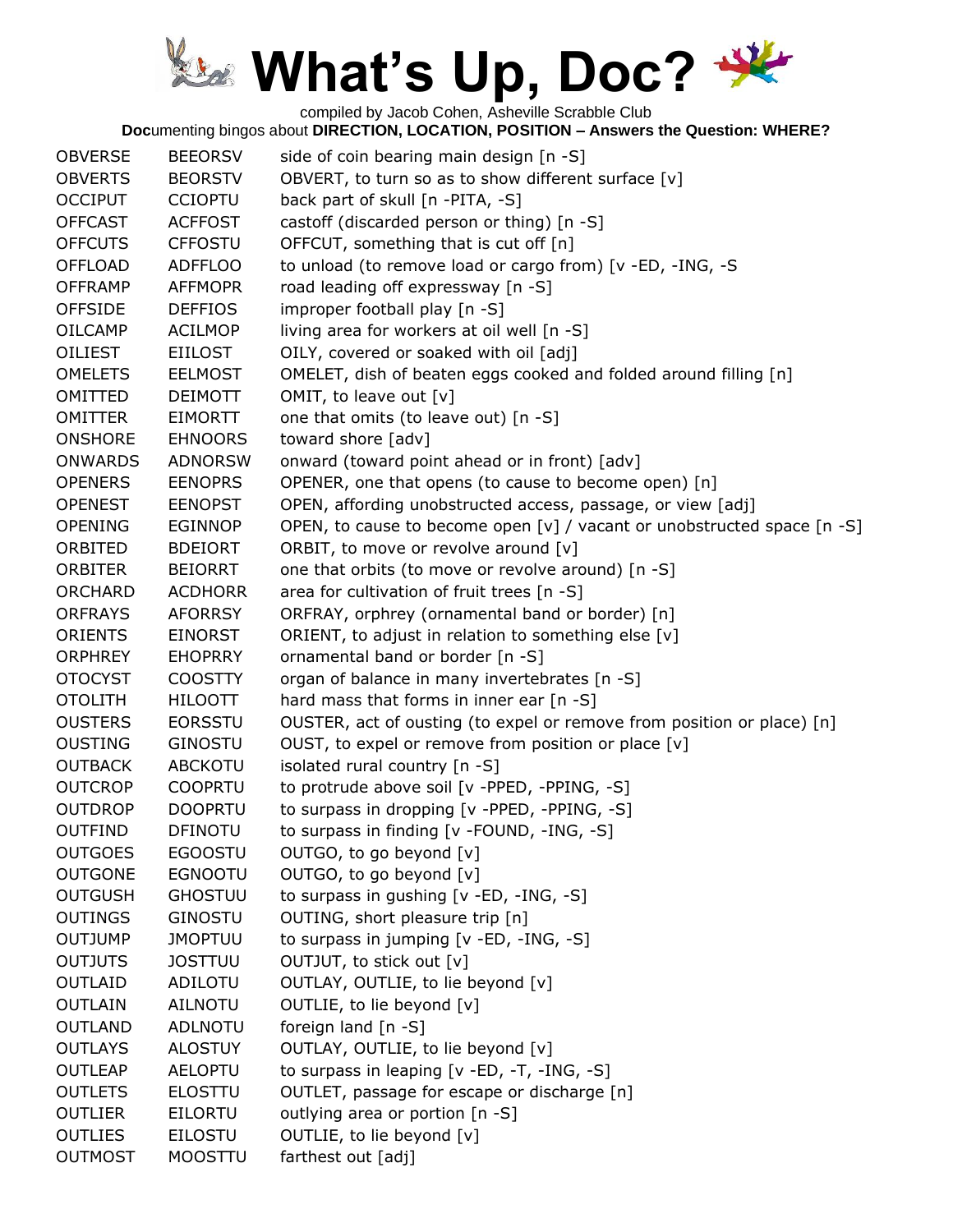# What's Up, Doc?

compiled by Jacob Cohen, Asheville Scrabble Club

**Doc**umenting bingos about **DIRECTION, LOCATION, POSITION – Answers the Question: WHERE?**

| | | |
|---|---|---|
| OBVERSE | BEEORSV | side of coin bearing main design [n -S] |
| OBVERTS | BEORSTV | OBVERT, to turn so as to show different surface [v] |
| OCCIPUT | CCIOPTU | back part of skull [n -PITA, -S] |
| OFFCAST | ACFFOST | castoff (discarded person or thing) [n -S] |
| OFFCUTS | CFFOSTU | OFFCUT, something that is cut off [n] |
| OFFLOAD | ADFFLOO | to unload (to remove load or cargo from) [v -ED, -ING, -S |
| OFFRAMP | AFFMOPR | road leading off expressway [n -S] |
| OFFSIDE | DEFFIOS | improper football play [n -S] |
| OILCAMP | ACILMOP | living area for workers at oil well [n -S] |
| OILIEST | EIILOST | OILY, covered or soaked with oil [adj] |
| OMELETS | EELMOST | OMELET, dish of beaten eggs cooked and folded around filling [n] |
| OMITTED | DEIMOTT | OMIT, to leave out [v] |
| OMITTER | EIMORTT | one that omits (to leave out) [n -S] |
| ONSHORE | EHNOORS | toward shore [adv] |
| ONWARDS | ADNORSW | onward (toward point ahead or in front) [adv] |
| OPENERS | EENOPRS | OPENER, one that opens (to cause to become open) [n] |
| OPENEST | EENOPST | OPEN, affording unobstructed access, passage, or view [adj] |
| OPENING | EGINNOP | OPEN, to cause to become open [v] / vacant or unobstructed space [n -S] |
| ORBITED | BDEIORT | ORBIT, to move or revolve around [v] |
| ORBITER | BEIORRT | one that orbits (to move or revolve around) [n -S] |
| ORCHARD | ACDHORR | area for cultivation of fruit trees [n -S] |
| ORFRAYS | AFORRSY | ORFRAY, orphrey (ornamental band or border) [n] |
| ORIENTS | EINORST | ORIENT, to adjust in relation to something else [v] |
| ORPHREY | EHOPRRY | ornamental band or border [n -S] |
| OTOCYST | COOSTTY | organ of balance in many invertebrates [n -S] |
| OTOLITH | HILOOTT | hard mass that forms in inner ear [n -S] |
| OUSTERS | EORSSTU | OUSTER, act of ousting (to expel or remove from position or place) [n] |
| OUSTING | GINOSTU | OUST, to expel or remove from position or place [v] |
| OUTBACK | ABCKOTU | isolated rural country [n -S] |
| OUTCROP | COOPRTU | to protrude above soil [v -PPED, -PPING, -S] |
| OUTDROP | DOOPRTU | to surpass in dropping [v -PPED, -PPING, -S] |
| OUTFIND | DFINOTU | to surpass in finding [v -FOUND, -ING, -S] |
| OUTGOES | EGOOSTU | OUTGO, to go beyond [v] |
| OUTGONE | EGNOOTU | OUTGO, to go beyond [v] |
| OUTGUSH | GHOSTUU | to surpass in gushing [v -ED, -ING, -S] |
| OUTINGS | GINOSTU | OUTING, short pleasure trip [n] |
| OUTJUMP | JMOPTUU | to surpass in jumping [v -ED, -ING, -S] |
| OUTJUTS | JOSTTUU | OUTJUT, to stick out [v] |
| OUTLAID | ADILOTU | OUTLAY, OUTLIE, to lie beyond [v] |
| OUTLAIN | AILNOTU | OUTLIE, to lie beyond [v] |
| OUTLAND | ADLNOTU | foreign land [n -S] |
| OUTLAYS | ALOSTUY | OUTLAY, OUTLIE, to lie beyond [v] |
| OUTLEAP | AELOPTU | to surpass in leaping [v -ED, -T, -ING, -S] |
| OUTLETS | ELOSTTU | OUTLET, passage for escape or discharge [n] |
| OUTLIER | EILORTU | outlying area or portion [n -S] |
| OUTLIES | EILOSTU | OUTLIE, to lie beyond [v] |
| OUTMOST | MOOSTTU | farthest out [adj] |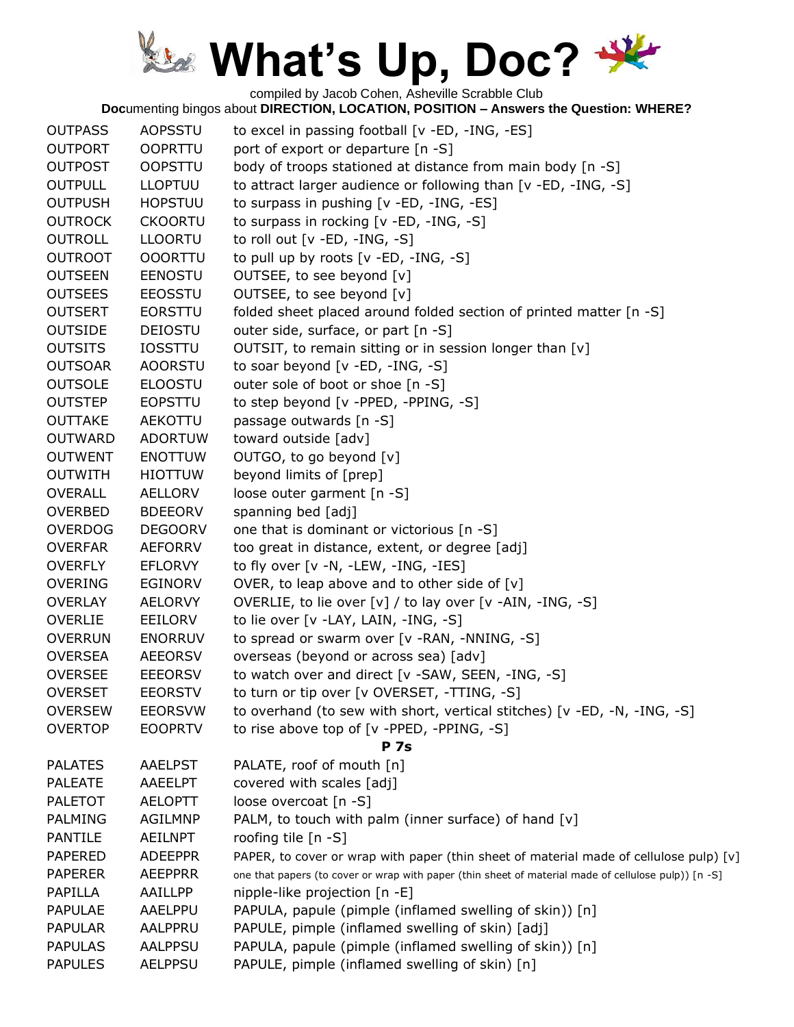# What's Up, Doc?

compiled by Jacob Cohen, Asheville Scrabble Club

**Doc**umenting bingos about **DIRECTION, LOCATION, POSITION – Answers the Question: WHERE?**

| | | |
|---|---|---|
| OUTPASS | AOPSSTU | to excel in passing football [v -ED, -ING, -ES] |
| OUTPORT | OOPRTTU | port of export or departure [n -S] |
| OUTPOST | OOPSTTU | body of troops stationed at distance from main body [n -S] |
| OUTPULL | LLOPTUU | to attract larger audience or following than [v -ED, -ING, -S] |
| OUTPUSH | HOPSTUU | to surpass in pushing [v -ED, -ING, -ES] |
| OUTROCK | CKOORTU | to surpass in rocking [v -ED, -ING, -S] |
| OUTROLL | LLOORTU | to roll out [v -ED, -ING, -S] |
| OUTROOT | OOORTTU | to pull up by roots [v -ED, -ING, -S] |
| OUTSEEN | EENOSTU | OUTSEE, to see beyond [v] |
| OUTSEES | EEOSSTU | OUTSEE, to see beyond [v] |
| OUTSERT | EORSTTU | folded sheet placed around folded section of printed matter [n -S] |
| OUTSIDE | DEIOSTU | outer side, surface, or part [n -S] |
| OUTSITS | IOSSTTU | OUTSIT, to remain sitting or in session longer than [v] |
| OUTSOAR | AOORSTU | to soar beyond [v -ED, -ING, -S] |
| OUTSOLE | ELOOSTU | outer sole of boot or shoe [n -S] |
| OUTSTEP | EOPSTTU | to step beyond [v -PPED, -PPING, -S] |
| OUTTAKE | AEKOTTU | passage outwards [n -S] |
| OUTWARD | ADORTUW | toward outside [adv] |
| OUTWENT | ENOTTUW | OUTGO, to go beyond [v] |
| OUTWITH | HIOTTUW | beyond limits of [prep] |
| OVERALL | AELLORV | loose outer garment [n -S] |
| OVERBED | BDEEORV | spanning bed [adj] |
| OVERDOG | DEGOORV | one that is dominant or victorious [n -S] |
| OVERFAR | AEFORRV | too great in distance, extent, or degree [adj] |
| OVERFLY | EFLORVY | to fly over [v -N, -LEW, -ING, -IES] |
| OVERING | EGINORV | OVER, to leap above and to other side of [v] |
| OVERLAY | AELORVY | OVERLIE, to lie over [v] / to lay over [v -AIN, -ING, -S] |
| OVERLIE | EEILORV | to lie over [v -LAY, LAIN, -ING, -S] |
| OVERRUN | ENORRUV | to spread or swarm over [v -RAN, -NNING, -S] |
| OVERSEA | AEEORSV | overseas (beyond or across sea) [adv] |
| OVERSEE | EEEORSV | to watch over and direct [v -SAW, SEEN, -ING, -S] |
| OVERSET | EEORSTV | to turn or tip over [v OVERSET, -TTING, -S] |
| OVERSEW | EEORSVW | to overhand (to sew with short, vertical stitches) [v -ED, -N, -ING, -S] |
| OVERTOP | EOOPRTV | to rise above top of [v -PPED, -PPING, -S] |
| | | **P 7s** |
| PALATES | AAELPST | PALATE, roof of mouth [n] |
| PALEATE | AAEELPT | covered with scales [adj] |
| PALETOT | AELOPTT | loose overcoat [n -S] |
| PALMING | AGILMNP | PALM, to touch with palm (inner surface) of hand [v] |
| PANTILE | AEILNPT | roofing tile [n -S] |
| PAPERED | ADEEPPR | PAPER, to cover or wrap with paper (thin sheet of material made of cellulose pulp) [v] |
| PAPERER | AEEPPRR | one that papers (to cover or wrap with paper (thin sheet of material made of cellulose pulp)) [n -S] |
| PAPILLA | AAILLPP | nipple-like projection [n -E] |
| PAPULAE | AAELPPU | PAPULA, papule (pimple (inflamed swelling of skin)) [n] |
| PAPULAR | AALPPRU | PAPULE, pimple (inflamed swelling of skin) [adj] |
| PAPULAS | AALPPSU | PAPULA, papule (pimple (inflamed swelling of skin)) [n] |
| PAPULES | AELPPSU | PAPULE, pimple (inflamed swelling of skin) [n] |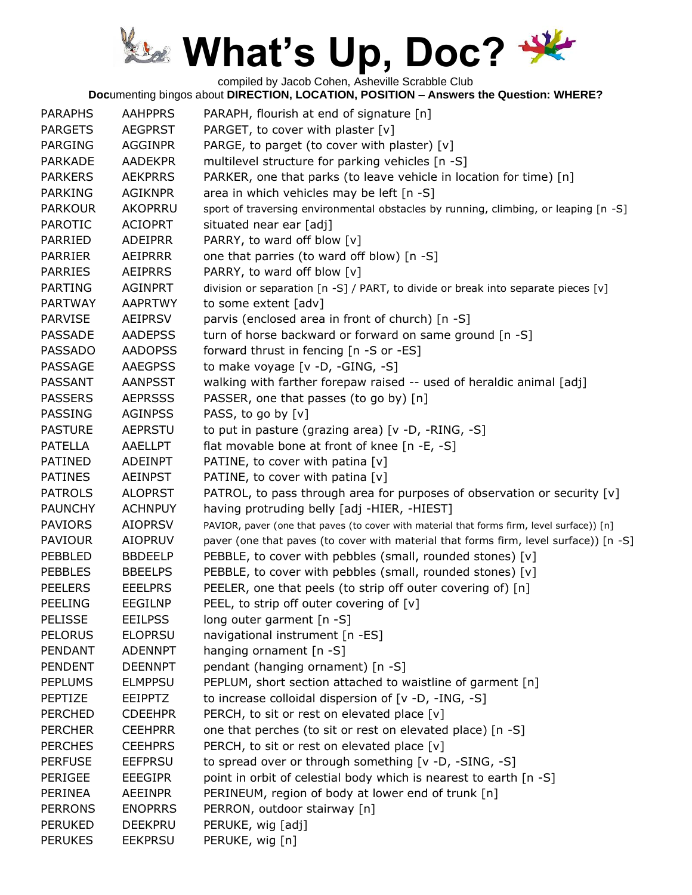# What's Up, Doc?

compiled by Jacob Cohen, Asheville Scrabble Club

**Doc**umenting bingos about **DIRECTION, LOCATION, POSITION – Answers the Question: WHERE?**

| | | |
|---|---|---|
| PARAPHS | AAHPPRS | PARAPH, flourish at end of signature [n] |
| PARGETS | AEGPRST | PARGET, to cover with plaster [v] |
| PARGING | AGGINPR | PARGE, to parget (to cover with plaster) [v] |
| PARKADE | AADEKPR | multilevel structure for parking vehicles [n -S] |
| PARKERS | AEKPRRS | PARKER, one that parks (to leave vehicle in location for time) [n] |
| PARKING | AGIKNPR | area in which vehicles may be left [n -S] |
| PARKOUR | AKOPRRU | sport of traversing environmental obstacles by running, climbing, or leaping [n -S] |
| PAROTIC | ACIOPRT | situated near ear [adj] |
| PARRIED | ADEIPRR | PARRY, to ward off blow [v] |
| PARRIER | AEIPRRR | one that parries (to ward off blow) [n -S] |
| PARRIES | AEIPRRS | PARRY, to ward off blow [v] |
| PARTING | AGINPRT | division or separation [n -S] / PART, to divide or break into separate pieces [v] |
| PARTWAY | AAPRTWY | to some extent [adv] |
| PARVISE | AEIPRSV | parvis (enclosed area in front of church) [n -S] |
| PASSADE | AADEPSS | turn of horse backward or forward on same ground [n -S] |
| PASSADO | AADOPSS | forward thrust in fencing [n -S or -ES] |
| PASSAGE | AAEGPSS | to make voyage [v -D, -GING, -S] |
| PASSANT | AANPSST | walking with farther forepaw raised -- used of heraldic animal [adj] |
| PASSERS | AEPRSSS | PASSER, one that passes (to go by) [n] |
| PASSING | AGINPSS | PASS, to go by [v] |
| PASTURE | AEPRSTU | to put in pasture (grazing area) [v -D, -RING, -S] |
| PATELLA | AAELLPT | flat movable bone at front of knee [n -E, -S] |
| PATINED | ADEINPT | PATINE, to cover with patina [v] |
| PATINES | AEINPST | PATINE, to cover with patina [v] |
| PATROLS | ALOPRST | PATROL, to pass through area for purposes of observation or security [v] |
| PAUNCHY | ACHNPUY | having protruding belly [adj -HIER, -HIEST] |
| PAVIORS | AIOPRSV | PAVIOR, paver (one that paves (to cover with material that forms firm, level surface)) [n] |
| PAVIOUR | AIOPRUV | paver (one that paves (to cover with material that forms firm, level surface)) [n -S] |
| PEBBLED | BBDEELP | PEBBLE, to cover with pebbles (small, rounded stones) [v] |
| PEBBLES | BBEELPS | PEBBLE, to cover with pebbles (small, rounded stones) [v] |
| PEELERS | EEELPRS | PEELER, one that peels (to strip off outer covering of) [n] |
| PEELING | EEGILNP | PEEL, to strip off outer covering of [v] |
| PELISSE | EEILPSS | long outer garment [n -S] |
| PELORUS | ELOPRSU | navigational instrument [n -ES] |
| PENDANT | ADENNPT | hanging ornament [n -S] |
| PENDENT | DEENNPT | pendant (hanging ornament) [n -S] |
| PEPLUMS | ELMPPSU | PEPLUM, short section attached to waistline of garment [n] |
| PEPTIZE | EEIPPTZ | to increase colloidal dispersion of [v -D, -ING, -S] |
| PERCHED | CDEEHPR | PERCH, to sit or rest on elevated place [v] |
| PERCHER | CEEHPRR | one that perches (to sit or rest on elevated place) [n -S] |
| PERCHES | CEEHPRS | PERCH, to sit or rest on elevated place [v] |
| PERFUSE | EEFPRSU | to spread over or through something [v -D, -SING, -S] |
| PERIGEE | EEEGIPR | point in orbit of celestial body which is nearest to earth [n -S] |
| PERINEA | AEEINPR | PERINEUM, region of body at lower end of trunk [n] |
| PERRONS | ENOPRRS | PERRON, outdoor stairway [n] |
| PERUKED | DEEKPRU | PERUKE, wig [adj] |
| PERUKES | EEKPRSU | PERUKE, wig [n] |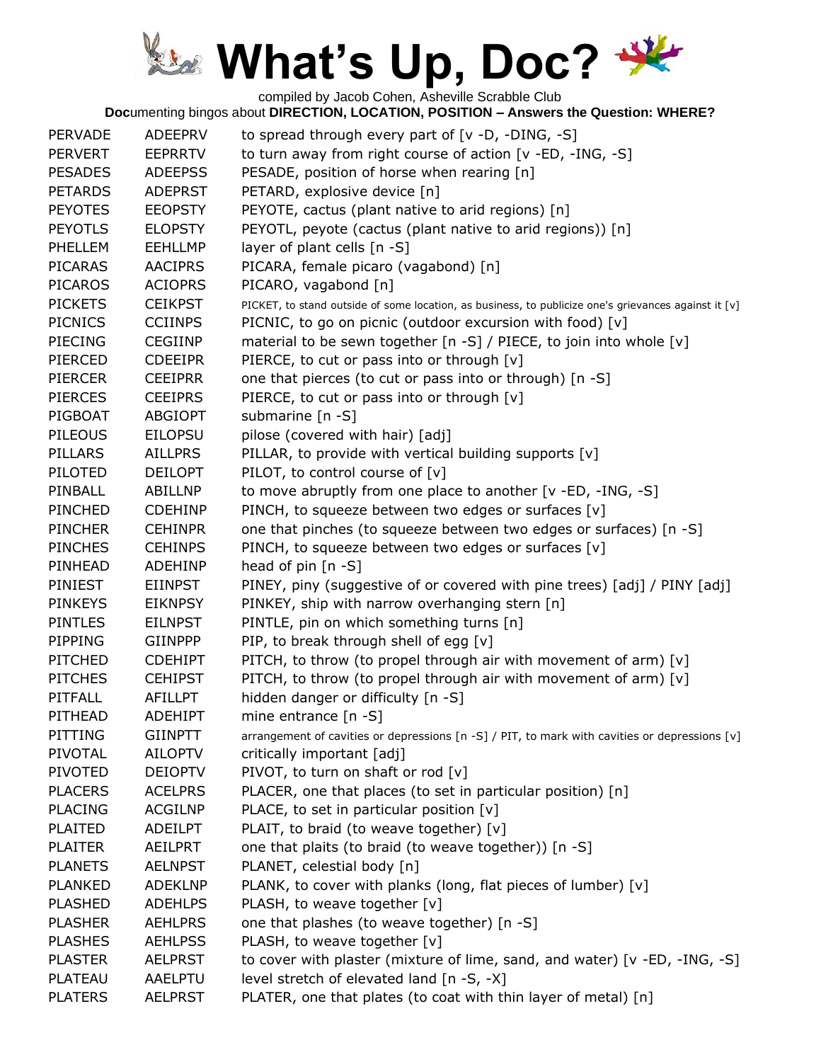# What's Up, Doc?

compiled by Jacob Cohen, Asheville Scrabble Club

**Doc**umenting bingos about **DIRECTION, LOCATION, POSITION – Answers the Question: WHERE?**

| | | |
|---|---|---|
| PERVADE | ADEEPRV | to spread through every part of [v -D, -DING, -S] |
| PERVERT | EEPRRTV | to turn away from right course of action [v -ED, -ING, -S] |
| PESADES | ADEEPSS | PESADE, position of horse when rearing [n] |
| PETARDS | ADEPRST | PETARD, explosive device [n] |
| PEYOTES | EEOPSTY | PEYOTE, cactus (plant native to arid regions) [n] |
| PEYOTLS | ELOPSTY | PEYOTL, peyote (cactus (plant native to arid regions)) [n] |
| PHELLEM | EEHLLMP | layer of plant cells [n -S] |
| PICARAS | AACIPRS | PICARA, female picaro (vagabond) [n] |
| PICAROS | ACIOPRS | PICARO, vagabond [n] |
| PICKETS | CEIKPST | PICKET, to stand outside of some location, as business, to publicize one's grievances against it [v] |
| PICNICS | CCIINPS | PICNIC, to go on picnic (outdoor excursion with food) [v] |
| PIECING | CEGIINP | material to be sewn together [n -S] / PIECE, to join into whole [v] |
| PIERCED | CDEEIPR | PIERCE, to cut or pass into or through [v] |
| PIERCER | CEEIPRR | one that pierces (to cut or pass into or through) [n -S] |
| PIERCES | CEEIPRS | PIERCE, to cut or pass into or through [v] |
| PIGBOAT | ABGIOPT | submarine [n -S] |
| PILEOUS | EILOPSU | pilose (covered with hair) [adj] |
| PILLARS | AILLPRS | PILLAR, to provide with vertical building supports [v] |
| PILOTED | DEILOPT | PILOT, to control course of [v] |
| PINBALL | ABILLNP | to move abruptly from one place to another [v -ED, -ING, -S] |
| PINCHED | CDEHINP | PINCH, to squeeze between two edges or surfaces [v] |
| PINCHER | CEHINPR | one that pinches (to squeeze between two edges or surfaces) [n -S] |
| PINCHES | CEHINPS | PINCH, to squeeze between two edges or surfaces [v] |
| PINHEAD | ADEHINP | head of pin [n -S] |
| PINIEST | EIINPST | PINEY, piny (suggestive of or covered with pine trees) [adj] / PINY [adj] |
| PINKEYS | EIKNPSY | PINKEY, ship with narrow overhanging stern [n] |
| PINTLES | EILNPST | PINTLE, pin on which something turns [n] |
| PIPPING | GIINPPP | PIP, to break through shell of egg [v] |
| PITCHED | CDEHIPT | PITCH, to throw (to propel through air with movement of arm) [v] |
| PITCHES | CEHIPST | PITCH, to throw (to propel through air with movement of arm) [v] |
| PITFALL | AFILLPT | hidden danger or difficulty [n -S] |
| PITHEAD | ADEHIPT | mine entrance [n -S] |
| PITTING | GIINPTT | arrangement of cavities or depressions [n -S] / PIT, to mark with cavities or depressions [v] |
| PIVOTAL | AILOPTV | critically important [adj] |
| PIVOTED | DEIOPTV | PIVOT, to turn on shaft or rod [v] |
| PLACERS | ACELPRS | PLACER, one that places (to set in particular position) [n] |
| PLACING | ACGILNP | PLACE, to set in particular position [v] |
| PLAITED | ADEILPT | PLAIT, to braid (to weave together) [v] |
| PLAITER | AEILPRT | one that plaits (to braid (to weave together)) [n -S] |
| PLANETS | AELNPST | PLANET, celestial body [n] |
| PLANKED | ADEKLNP | PLANK, to cover with planks (long, flat pieces of lumber) [v] |
| PLASHED | ADEHLPS | PLASH, to weave together [v] |
| PLASHER | AEHLPRS | one that plashes (to weave together) [n -S] |
| PLASHES | AEHLPSS | PLASH, to weave together [v] |
| PLASTER | AELPRST | to cover with plaster (mixture of lime, sand, and water) [v -ED, -ING, -S] |
| PLATEAU | AAELPTU | level stretch of elevated land [n -S, -X] |
| PLATERS | AELPRST | PLATER, one that plates (to coat with thin layer of metal) [n] |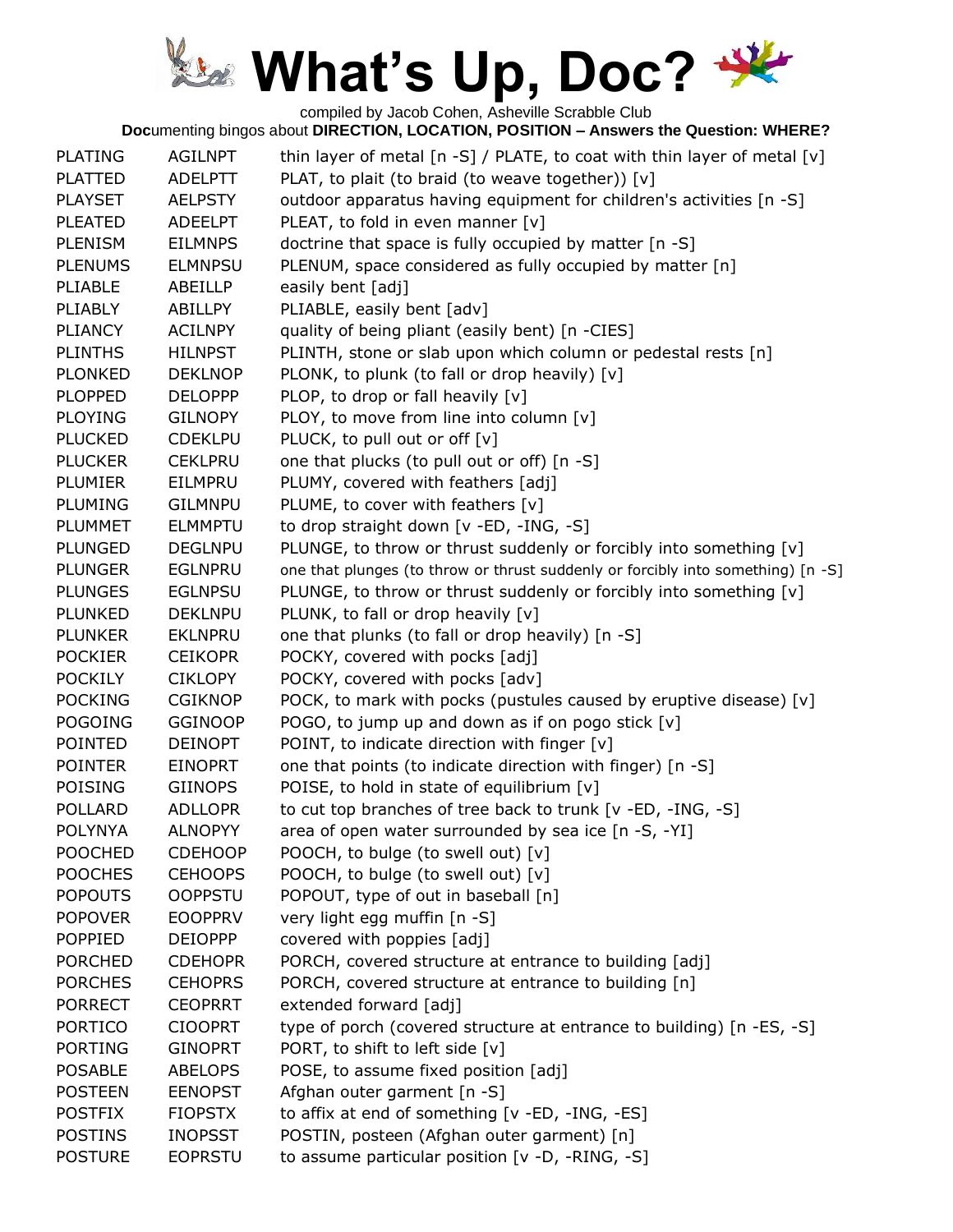# What's Up, Doc?

compiled by Jacob Cohen, Asheville Scrabble Club

**Doc**umenting bingos about **DIRECTION, LOCATION, POSITION – Answers the Question: WHERE?**

| | | |
|---|---|---|
| PLATING | AGILNPT | thin layer of metal [n -S] / PLATE, to coat with thin layer of metal [v] |
| PLATTED | ADELPTT | PLAT, to plait (to braid (to weave together)) [v] |
| PLAYSET | AELPSTY | outdoor apparatus having equipment for children's activities [n -S] |
| PLEATED | ADEELPT | PLEAT, to fold in even manner [v] |
| PLENISM | EILMNPS | doctrine that space is fully occupied by matter [n -S] |
| PLENUMS | ELMNPSU | PLENUM, space considered as fully occupied by matter [n] |
| PLIABLE | ABEILLP | easily bent [adj] |
| PLIABLY | ABILLPY | PLIABLE, easily bent [adv] |
| PLIANCY | ACILNPY | quality of being pliant (easily bent) [n -CIES] |
| PLINTHS | HILNPST | PLINTH, stone or slab upon which column or pedestal rests [n] |
| PLONKED | DEKLNOP | PLONK, to plunk (to fall or drop heavily) [v] |
| PLOPPED | DELOPPP | PLOP, to drop or fall heavily [v] |
| PLOYING | GILNOPY | PLOY, to move from line into column [v] |
| PLUCKED | CDEKLPU | PLUCK, to pull out or off [v] |
| PLUCKER | CEKLPRU | one that plucks (to pull out or off) [n -S] |
| PLUMIER | EILMPRU | PLUMY, covered with feathers [adj] |
| PLUMING | GILMNPU | PLUME, to cover with feathers [v] |
| PLUMMET | ELMMPTU | to drop straight down [v -ED, -ING, -S] |
| PLUNGED | DEGLNPU | PLUNGE, to throw or thrust suddenly or forcibly into something [v] |
| PLUNGER | EGLNPRU | one that plunges (to throw or thrust suddenly or forcibly into something) [n -S] |
| PLUNGES | EGLNPSU | PLUNGE, to throw or thrust suddenly or forcibly into something [v] |
| PLUNKED | DEKLNPU | PLUNK, to fall or drop heavily [v] |
| PLUNKER | EKLNPRU | one that plunks (to fall or drop heavily) [n -S] |
| POCKIER | CEIKOPR | POCKY, covered with pocks [adj] |
| POCKILY | CIKLOPY | POCKY, covered with pocks [adv] |
| POCKING | CGIKNOP | POCK, to mark with pocks (pustules caused by eruptive disease) [v] |
| POGOING | GGINOOP | POGO, to jump up and down as if on pogo stick [v] |
| POINTED | DEINOPT | POINT, to indicate direction with finger [v] |
| POINTER | EINOPRT | one that points (to indicate direction with finger) [n -S] |
| POISING | GIINOPS | POISE, to hold in state of equilibrium [v] |
| POLLARD | ADLLOPR | to cut top branches of tree back to trunk [v -ED, -ING, -S] |
| POLYNYA | ALNOPYY | area of open water surrounded by sea ice [n -S, -YI] |
| POOCHED | CDEHOOP | POOCH, to bulge (to swell out) [v] |
| POOCHES | CEHOOPS | POOCH, to bulge (to swell out) [v] |
| POPOUTS | OOPPSTU | POPOUT, type of out in baseball [n] |
| POPOVER | EOOPPRV | very light egg muffin [n -S] |
| POPPIED | DEIOPPP | covered with poppies [adj] |
| PORCHED | CDEHOPR | PORCH, covered structure at entrance to building [adj] |
| PORCHES | CEHOPRS | PORCH, covered structure at entrance to building [n] |
| PORRECT | CEOPRRT | extended forward [adj] |
| PORTICO | CIOOPRT | type of porch (covered structure at entrance to building) [n -ES, -S] |
| PORTING | GINOPRT | PORT, to shift to left side [v] |
| POSABLE | ABELOPS | POSE, to assume fixed position [adj] |
| POSTEEN | EENOPST | Afghan outer garment [n -S] |
| POSTFIX | FIOPSTX | to affix at end of something [v -ED, -ING, -ES] |
| POSTINS | INOPSST | POSTIN, posteen (Afghan outer garment) [n] |
| POSTURE | EOPRSTU | to assume particular position [v -D, -RING, -S] |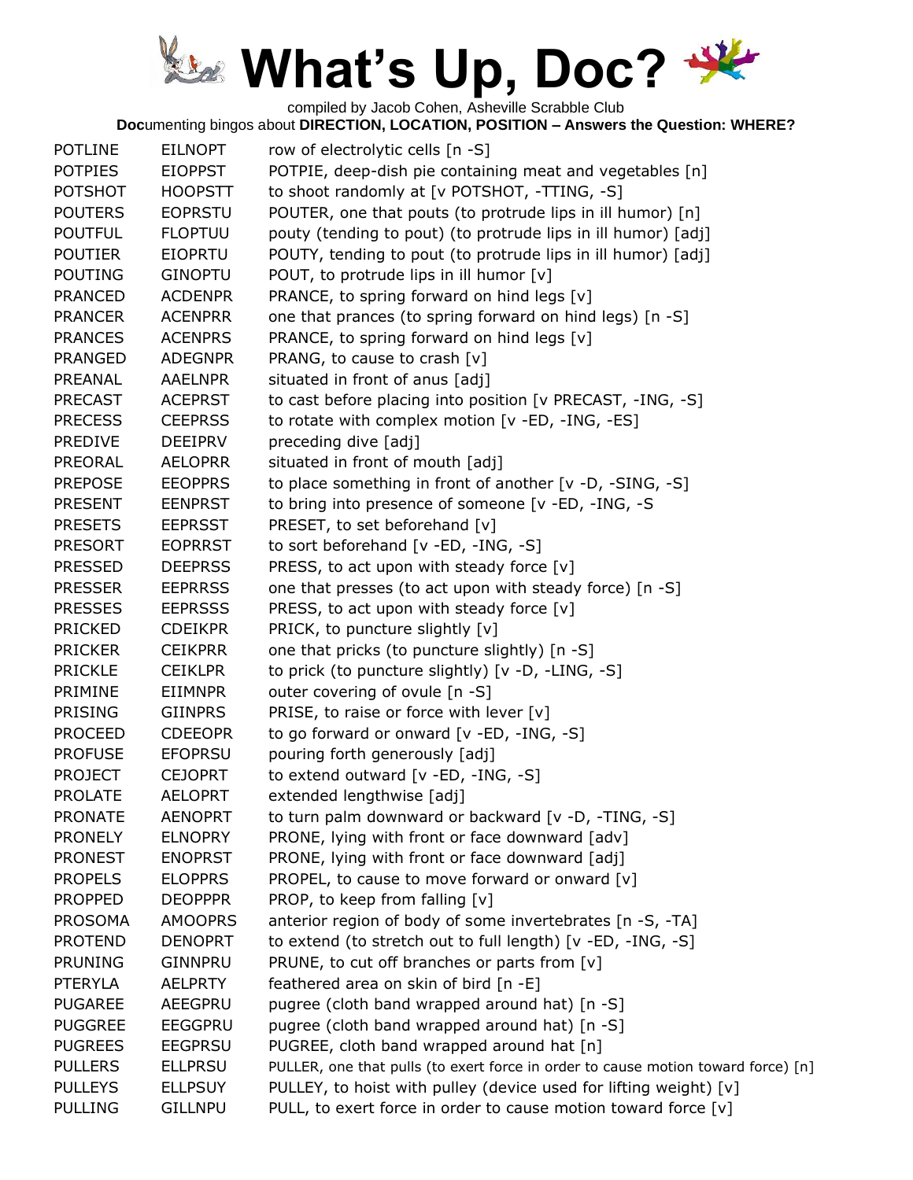# What's Up, Doc?

compiled by Jacob Cohen, Asheville Scrabble Club

**Doc**umenting bingos about **DIRECTION, LOCATION, POSITION – Answers the Question: WHERE?**

| | | |
|---|---|---|
| POTLINE | EILNOPT | row of electrolytic cells [n -S] |
| POTPIES | EIOPPST | POTPIE, deep-dish pie containing meat and vegetables [n] |
| POTSHOT | HOOPSTT | to shoot randomly at [v POTSHOT, -TTING, -S] |
| POUTERS | EOPRSTU | POUTER, one that pouts (to protrude lips in ill humor) [n] |
| POUTFUL | FLOPTUU | pouty (tending to pout) (to protrude lips in ill humor) [adj] |
| POUTIER | EIOPRTU | POUTY, tending to pout (to protrude lips in ill humor) [adj] |
| POUTING | GINOPTU | POUT, to protrude lips in ill humor [v] |
| PRANCED | ACDENPR | PRANCE, to spring forward on hind legs [v] |
| PRANCER | ACENPRR | one that prances (to spring forward on hind legs) [n -S] |
| PRANCES | ACENPRS | PRANCE, to spring forward on hind legs [v] |
| PRANGED | ADEGNPR | PRANG, to cause to crash [v] |
| PREANAL | AAELNPR | situated in front of anus [adj] |
| PRECAST | ACEPRST | to cast before placing into position [v PRECAST, -ING, -S] |
| PRECESS | CEEPRSS | to rotate with complex motion [v -ED, -ING, -ES] |
| PREDIVE | DEEIPRV | preceding dive [adj] |
| PREORAL | AELOPRR | situated in front of mouth [adj] |
| PREPOSE | EEOPPRS | to place something in front of another [v -D, -SING, -S] |
| PRESENT | EENPRST | to bring into presence of someone [v -ED, -ING, -S |
| PRESETS | EEPRSST | PRESET, to set beforehand [v] |
| PRESORT | EOPRRST | to sort beforehand [v -ED, -ING, -S] |
| PRESSED | DEEPRSS | PRESS, to act upon with steady force [v] |
| PRESSER | EEPRRSS | one that presses (to act upon with steady force) [n -S] |
| PRESSES | EEPRSSS | PRESS, to act upon with steady force [v] |
| PRICKED | CDEIKPR | PRICK, to puncture slightly [v] |
| PRICKER | CEIKPRR | one that pricks (to puncture slightly) [n -S] |
| PRICKLE | CEIKLPR | to prick (to puncture slightly) [v -D, -LING, -S] |
| PRIMINE | EIIMNPR | outer covering of ovule [n -S] |
| PRISING | GIINPRS | PRISE, to raise or force with lever [v] |
| PROCEED | CDEEOPR | to go forward or onward [v -ED, -ING, -S] |
| PROFUSE | EFOPRSU | pouring forth generously [adj] |
| PROJECT | CEJOPRT | to extend outward [v -ED, -ING, -S] |
| PROLATE | AELOPRT | extended lengthwise [adj] |
| PRONATE | AENOPRT | to turn palm downward or backward [v -D, -TING, -S] |
| PRONELY | ELNOPRY | PRONE, lying with front or face downward [adv] |
| PRONEST | ENOPRST | PRONE, lying with front or face downward [adj] |
| PROPELS | ELOPPRS | PROPEL, to cause to move forward or onward [v] |
| PROPPED | DEOPPPR | PROP, to keep from falling [v] |
| PROSOMA | AMOOPRS | anterior region of body of some invertebrates [n -S, -TA] |
| PROTEND | DENOPRT | to extend (to stretch out to full length) [v -ED, -ING, -S] |
| PRUNING | GINNPRU | PRUNE, to cut off branches or parts from [v] |
| PTERYLA | AELPRTY | feathered area on skin of bird [n -E] |
| PUGAREE | AEEGPRU | pugree (cloth band wrapped around hat) [n -S] |
| PUGGREE | EEGGPRU | pugree (cloth band wrapped around hat) [n -S] |
| PUGREES | EEGPRSU | PUGREE, cloth band wrapped around hat [n] |
| PULLERS | ELLPRSU | PULLER, one that pulls (to exert force in order to cause motion toward force) [n] |
| PULLEYS | ELLPSUY | PULLEY, to hoist with pulley (device used for lifting weight) [v] |
| PULLING | GILLNPU | PULL, to exert force in order to cause motion toward force [v] |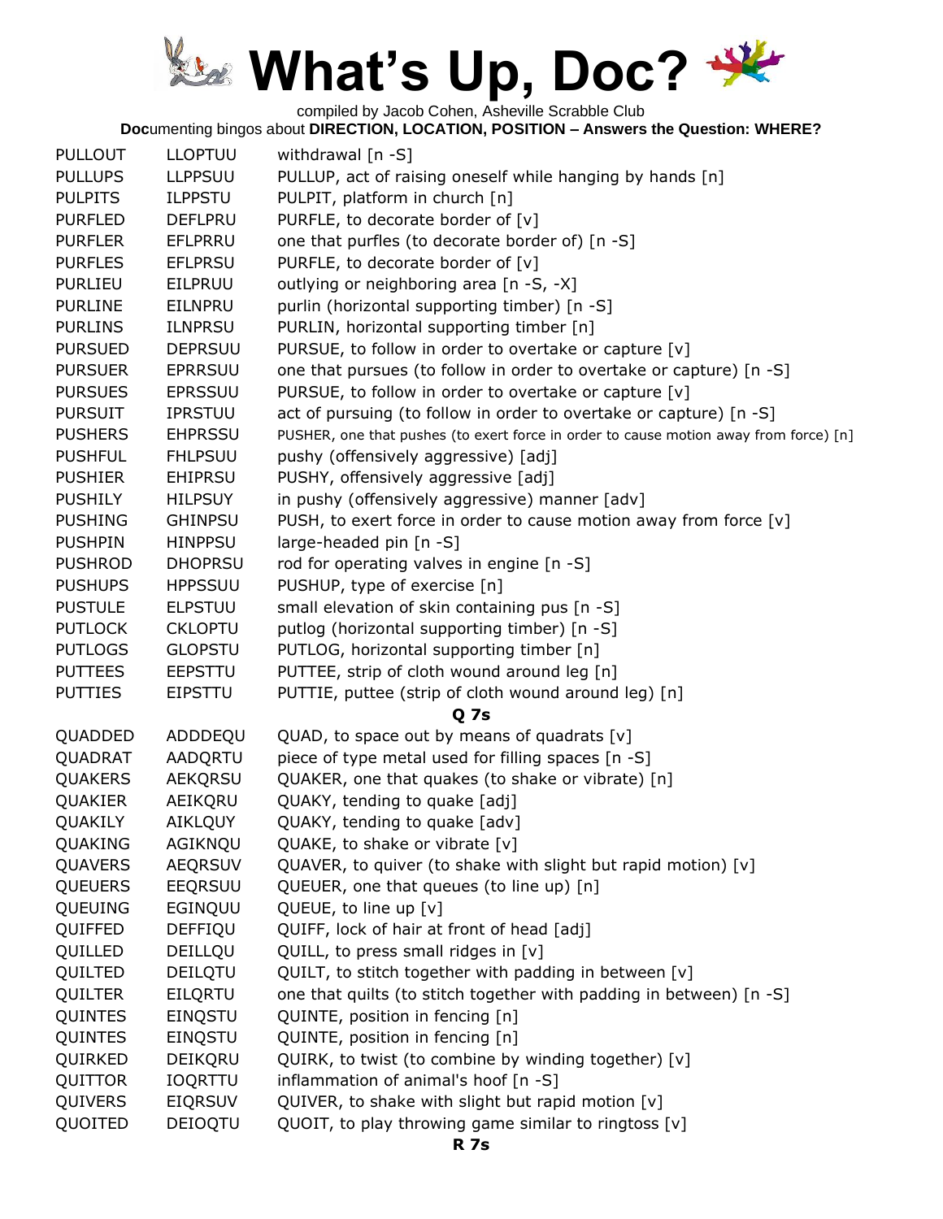# What's Up, Doc?

compiled by Jacob Cohen, Asheville Scrabble Club

**Doc**umenting bingos about **DIRECTION, LOCATION, POSITION – Answers the Question: WHERE?**

| | | |
|---|---|---|
| PULLOUT | LLOPTUU | withdrawal [n -S] |
| PULLUPS | LLPPSUU | PULLUP, act of raising oneself while hanging by hands [n] |
| PULPITS | ILPPSTU | PULPIT, platform in church [n] |
| PURFLED | DEFLPRU | PURFLE, to decorate border of [v] |
| PURFLER | EFLPRRU | one that purfles (to decorate border of) [n -S] |
| PURFLES | EFLPRSU | PURFLE, to decorate border of [v] |
| PURLIEU | EILPRUU | outlying or neighboring area [n -S, -X] |
| PURLINE | EILNPRU | purlin (horizontal supporting timber) [n -S] |
| PURLINS | ILNPRSU | PURLIN, horizontal supporting timber [n] |
| PURSUED | DEPRSUU | PURSUE, to follow in order to overtake or capture [v] |
| PURSUER | EPRRSUU | one that pursues (to follow in order to overtake or capture) [n -S] |
| PURSUES | EPRSSUU | PURSUE, to follow in order to overtake or capture [v] |
| PURSUIT | IPRSTUU | act of pursuing (to follow in order to overtake or capture) [n -S] |
| PUSHERS | EHPRSSU | PUSHER, one that pushes (to exert force in order to cause motion away from force) [n] |
| PUSHFUL | FHLPSUU | pushy (offensively aggressive) [adj] |
| PUSHIER | EHIPRSU | PUSHY, offensively aggressive [adj] |
| PUSHILY | HILPSUY | in pushy (offensively aggressive) manner [adv] |
| PUSHING | GHINPSU | PUSH, to exert force in order to cause motion away from force [v] |
| PUSHPIN | HINPPSU | large-headed pin [n -S] |
| PUSHROD | DHOPRSU | rod for operating valves in engine [n -S] |
| PUSHUPS | HPPSSUU | PUSHUP, type of exercise [n] |
| PUSTULE | ELPSTUU | small elevation of skin containing pus [n -S] |
| PUTLOCK | CKLOPTU | putlog (horizontal supporting timber) [n -S] |
| PUTLOGS | GLOPSTU | PUTLOG, horizontal supporting timber [n] |
| PUTTEES | EEPSTTU | PUTTEE, strip of cloth wound around leg [n] |
| PUTTIES | EIPSTTU | PUTTIE, puttee (strip of cloth wound around leg) [n] |

**Q 7s**

| | | |
|---|---|---|
| QUADDED | ADDDEQU | QUAD, to space out by means of quadrats [v] |
| QUADRAT | AADQRTU | piece of type metal used for filling spaces [n -S] |
| QUAKERS | AEKQRSU | QUAKER, one that quakes (to shake or vibrate) [n] |
| QUAKIER | AEIKQRU | QUAKY, tending to quake [adj] |
| QUAKILY | AIKLQUY | QUAKY, tending to quake [adv] |
| QUAKING | AGIKNQU | QUAKE, to shake or vibrate [v] |
| QUAVERS | AEQRSUV | QUAVER, to quiver (to shake with slight but rapid motion) [v] |
| QUEUERS | EEQRSUU | QUEUER, one that queues (to line up) [n] |
| QUEUING | EGINQUU | QUEUE, to line up [v] |
| QUIFFED | DEFFIQU | QUIFF, lock of hair at front of head [adj] |
| QUILLED | DEILLQU | QUILL, to press small ridges in [v] |
| QUILTED | DEILQTU | QUILT, to stitch together with padding in between [v] |
| QUILTER | EILQRTU | one that quilts (to stitch together with padding in between) [n -S] |
| QUINTES | EINQSTU | QUINTE, position in fencing [n] |
| QUINTES | EINQSTU | QUINTE, position in fencing [n] |
| QUIRKED | DEIKQRU | QUIRK, to twist (to combine by winding together) [v] |
| QUITTOR | IOQRTTU | inflammation of animal's hoof [n -S] |
| QUIVERS | EIQRSUV | QUIVER, to shake with slight but rapid motion [v] |
| QUOITED | DEIOQTU | QUOIT, to play throwing game similar to ringtoss [v] |

**R 7s**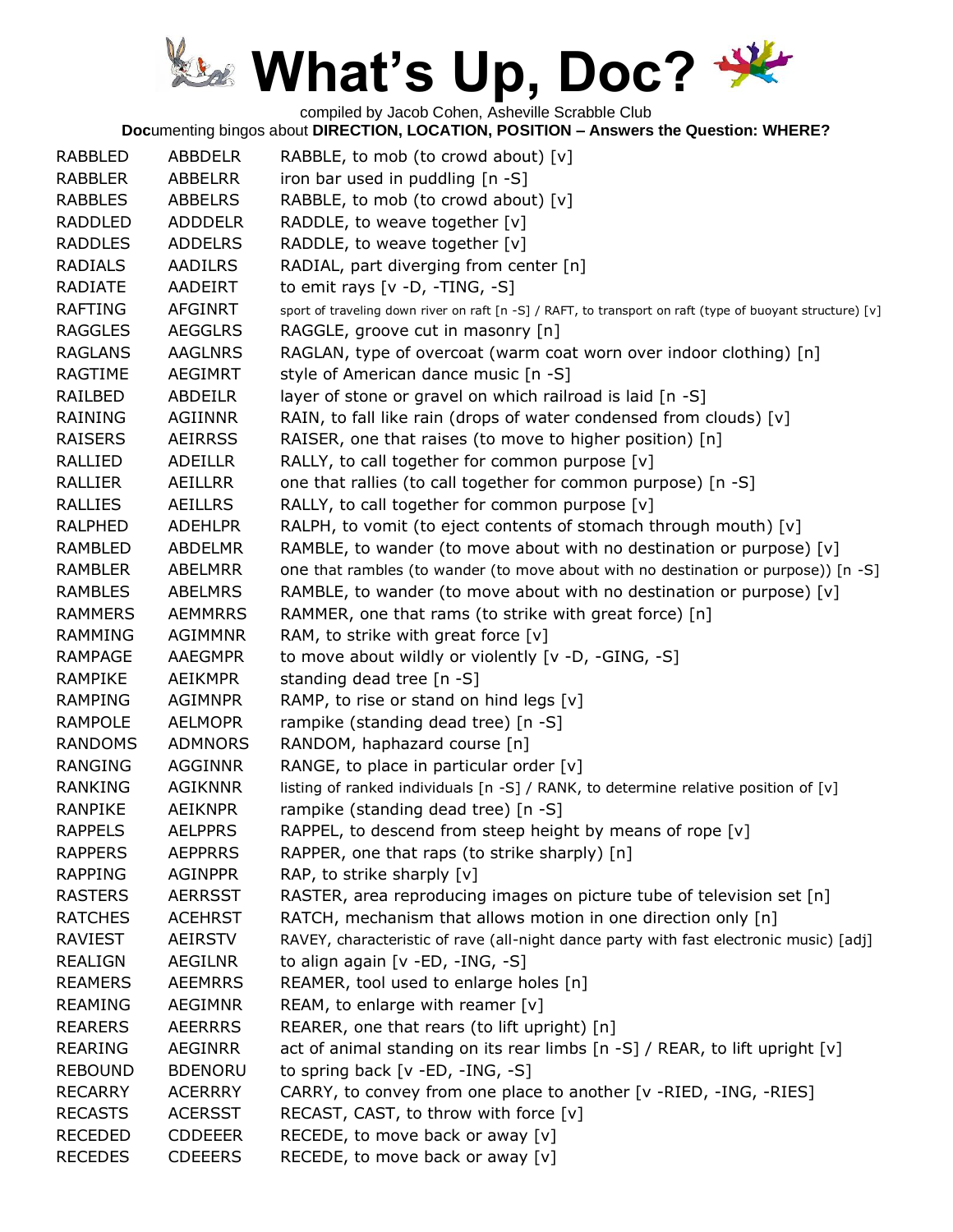# What's Up, Doc?

compiled by Jacob Cohen, Asheville Scrabble Club

**Doc**umenting bingos about **DIRECTION, LOCATION, POSITION – Answers the Question: WHERE?**

| | | |
|---|---|---|
| RABBLED | ABBDELR | RABBLE, to mob (to crowd about) [v] |
| RABBLER | ABBELRR | iron bar used in puddling [n -S] |
| RABBLES | ABBELRS | RABBLE, to mob (to crowd about) [v] |
| RADDLED | ADDDELR | RADDLE, to weave together [v] |
| RADDLES | ADDELRS | RADDLE, to weave together [v] |
| RADIALS | AADILRS | RADIAL, part diverging from center [n] |
| RADIATE | AADEIRT | to emit rays [v -D, -TING, -S] |
| RAFTING | AFGINRT | sport of traveling down river on raft [n -S] / RAFT, to transport on raft (type of buoyant structure) [v] |
| RAGGLES | AEGGLRS | RAGGLE, groove cut in masonry [n] |
| RAGLANS | AAGLNRS | RAGLAN, type of overcoat (warm coat worn over indoor clothing) [n] |
| RAGTIME | AEGIMRT | style of American dance music [n -S] |
| RAILBED | ABDEILR | layer of stone or gravel on which railroad is laid [n -S] |
| RAINING | AGIINNR | RAIN, to fall like rain (drops of water condensed from clouds) [v] |
| RAISERS | AEIRRSS | RAISER, one that raises (to move to higher position) [n] |
| RALLIED | ADEILLR | RALLY, to call together for common purpose [v] |
| RALLIER | AEILLRR | one that rallies (to call together for common purpose) [n -S] |
| RALLIES | AEILLRS | RALLY, to call together for common purpose [v] |
| RALPHED | ADEHLPR | RALPH, to vomit (to eject contents of stomach through mouth) [v] |
| RAMBLED | ABDELMR | RAMBLE, to wander (to move about with no destination or purpose) [v] |
| RAMBLER | ABELMRR | one that rambles (to wander (to move about with no destination or purpose)) [n -S] |
| RAMBLES | ABELMRS | RAMBLE, to wander (to move about with no destination or purpose) [v] |
| RAMMERS | AEMMRRS | RAMMER, one that rams (to strike with great force) [n] |
| RAMMING | AGIMMNR | RAM, to strike with great force [v] |
| RAMPAGE | AAEGMPR | to move about wildly or violently [v -D, -GING, -S] |
| RAMPIKE | AEIKMPR | standing dead tree [n -S] |
| RAMPING | AGIMNPR | RAMP, to rise or stand on hind legs [v] |
| RAMPOLE | AELMOPR | rampike (standing dead tree) [n -S] |
| RANDOMS | ADMNORS | RANDOM, haphazard course [n] |
| RANGING | AGGINNR | RANGE, to place in particular order [v] |
| RANKING | AGIKNNR | listing of ranked individuals [n -S] / RANK, to determine relative position of [v] |
| RANPIKE | AEIKNPR | rampike (standing dead tree) [n -S] |
| RAPPELS | AELPPRS | RAPPEL, to descend from steep height by means of rope [v] |
| RAPPERS | AEPPRRS | RAPPER, one that raps (to strike sharply) [n] |
| RAPPING | AGINPPR | RAP, to strike sharply [v] |
| RASTERS | AERRSST | RASTER, area reproducing images on picture tube of television set [n] |
| RATCHES | ACEHRST | RATCH, mechanism that allows motion in one direction only [n] |
| RAVIEST | AEIRSTV | RAVEY, characteristic of rave (all-night dance party with fast electronic music) [adj] |
| REALIGN | AEGILNR | to align again [v -ED, -ING, -S] |
| REAMERS | AEEMRRS | REAMER, tool used to enlarge holes [n] |
| REAMING | AEGIMNR | REAM, to enlarge with reamer [v] |
| REARERS | AEERRRS | REARER, one that rears (to lift upright) [n] |
| REARING | AEGINRR | act of animal standing on its rear limbs [n -S] / REAR, to lift upright [v] |
| REBOUND | BDENORU | to spring back [v -ED, -ING, -S] |
| RECARRY | ACERRRY | CARRY, to convey from one place to another [v -RIED, -ING, -RIES] |
| RECASTS | ACERSST | RECAST, CAST, to throw with force [v] |
| RECEDED | CDDEEER | RECEDE, to move back or away [v] |
| RECEDES | CDEEERS | RECEDE, to move back or away [v] |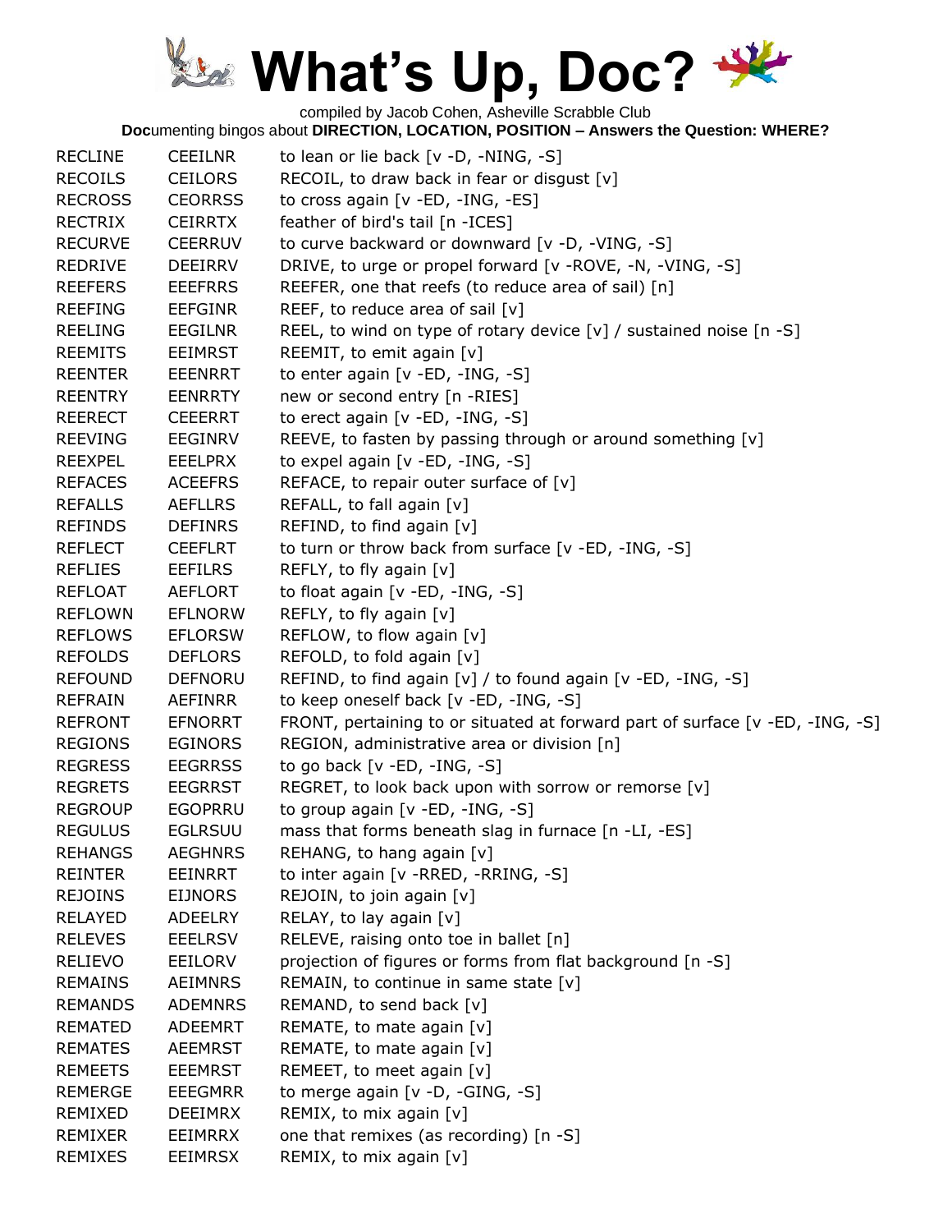# What's Up, Doc?

compiled by Jacob Cohen, Asheville Scrabble Club

**Doc**umenting bingos about **DIRECTION, LOCATION, POSITION – Answers the Question: WHERE?**

| | | |
|---|---|---|
| RECLINE | CEEILNR | to lean or lie back [v -D, -NING, -S] |
| RECOILS | CEILORS | RECOIL, to draw back in fear or disgust [v] |
| RECROSS | CEORRSS | to cross again [v -ED, -ING, -ES] |
| RECTRIX | CEIRRTX | feather of bird's tail [n -ICES] |
| RECURVE | CEERRUV | to curve backward or downward [v -D, -VING, -S] |
| REDRIVE | DEEIRRV | DRIVE, to urge or propel forward [v -ROVE, -N, -VING, -S] |
| REEFERS | EEEFRRS | REEFER, one that reefs (to reduce area of sail) [n] |
| REEFING | EEFGINR | REEF, to reduce area of sail [v] |
| REELING | EEGILNR | REEL, to wind on type of rotary device [v] / sustained noise [n -S] |
| REEMITS | EEIMRST | REEMIT, to emit again [v] |
| REENTER | EEENRRT | to enter again [v -ED, -ING, -S] |
| REENTRY | EENRRTY | new or second entry [n -RIES] |
| REERECT | CEEERRT | to erect again [v -ED, -ING, -S] |
| REEVING | EEGINRV | REEVE, to fasten by passing through or around something [v] |
| REEXPEL | EEELPRX | to expel again [v -ED, -ING, -S] |
| REFACES | ACEEFRS | REFACE, to repair outer surface of [v] |
| REFALLS | AEFLLRS | REFALL, to fall again [v] |
| REFINDS | DEFINRS | REFIND, to find again [v] |
| REFLECT | CEEFLRT | to turn or throw back from surface [v -ED, -ING, -S] |
| REFLIES | EEFILRS | REFLY, to fly again [v] |
| REFLOAT | AEFLORT | to float again [v -ED, -ING, -S] |
| REFLOWN | EFLNORW | REFLY, to fly again [v] |
| REFLOWS | EFLORSW | REFLOW, to flow again [v] |
| REFOLDS | DEFLORS | REFOLD, to fold again [v] |
| REFOUND | DEFNORU | REFIND, to find again [v] / to found again [v -ED, -ING, -S] |
| REFRAIN | AEFINRR | to keep oneself back [v -ED, -ING, -S] |
| REFRONT | EFNORRT | FRONT, pertaining to or situated at forward part of surface [v -ED, -ING, -S] |
| REGIONS | EGINORS | REGION, administrative area or division [n] |
| REGRESS | EEGRRSS | to go back [v -ED, -ING, -S] |
| REGRETS | EEGRRST | REGRET, to look back upon with sorrow or remorse [v] |
| REGROUP | EGOPRRU | to group again [v -ED, -ING, -S] |
| REGULUS | EGLRSUU | mass that forms beneath slag in furnace [n -LI, -ES] |
| REHANGS | AEGHNRS | REHANG, to hang again [v] |
| REINTER | EEINRRT | to inter again [v -RRED, -RRING, -S] |
| REJOINS | EIJNORS | REJOIN, to join again [v] |
| RELAYED | ADEELRY | RELAY, to lay again [v] |
| RELEVES | EEELRSV | RELEVE, raising onto toe in ballet [n] |
| RELIEVO | EEILORV | projection of figures or forms from flat background [n -S] |
| REMAINS | AEIMNRS | REMAIN, to continue in same state [v] |
| REMANDS | ADEMNRS | REMAND, to send back [v] |
| REMATED | ADEEMRT | REMATE, to mate again [v] |
| REMATES | AEEMRST | REMATE, to mate again [v] |
| REMEETS | EEEMRST | REMEET, to meet again [v] |
| REMERGE | EEEGMRR | to merge again [v -D, -GING, -S] |
| REMIXED | DEEIMRX | REMIX, to mix again [v] |
| REMIXER | EEIMRRX | one that remixes (as recording) [n -S] |
| REMIXES | EEIMRSX | REMIX, to mix again [v] |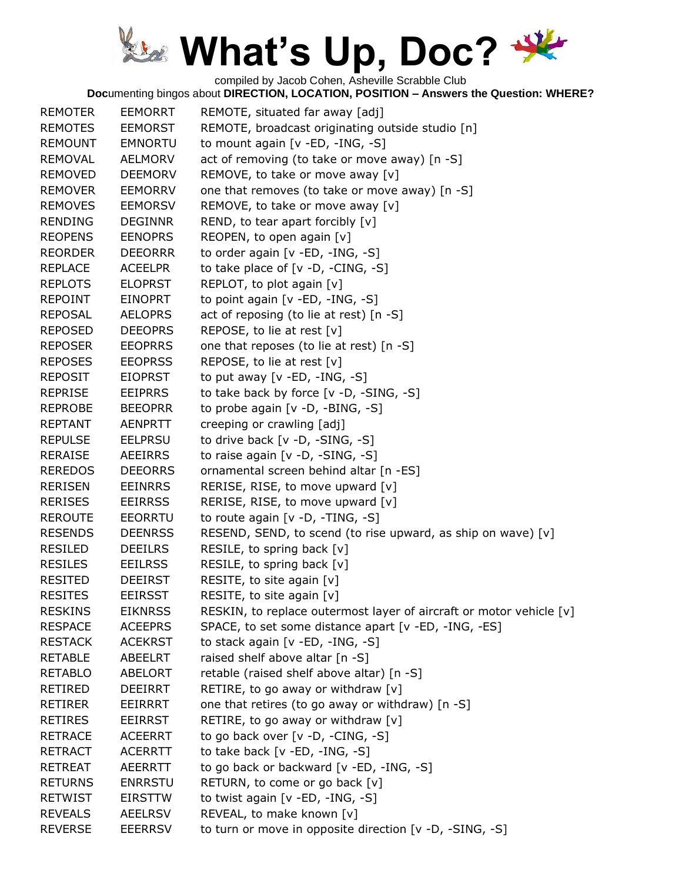# What's Up, Doc?

compiled by Jacob Cohen, Asheville Scrabble Club

**Doc**umenting bingos about **DIRECTION, LOCATION, POSITION – Answers the Question: WHERE?**

| | | |
|---|---|---|
| REMOTER | EEMORRT | REMOTE, situated far away [adj] |
| REMOTES | EEMORST | REMOTE, broadcast originating outside studio [n] |
| REMOUNT | EMNORTU | to mount again [v -ED, -ING, -S] |
| REMOVAL | AELMORV | act of removing (to take or move away) [n -S] |
| REMOVED | DEEMORV | REMOVE, to take or move away [v] |
| REMOVER | EEMORRV | one that removes (to take or move away) [n -S] |
| REMOVES | EEMORSV | REMOVE, to take or move away [v] |
| RENDING | DEGINNR | REND, to tear apart forcibly [v] |
| REOPENS | EENOPRS | REOPEN, to open again [v] |
| REORDER | DEEORRR | to order again [v -ED, -ING, -S] |
| REPLACE | ACEELPR | to take place of [v -D, -CING, -S] |
| REPLOTS | ELOPRST | REPLOT, to plot again [v] |
| REPOINT | EINOPRT | to point again [v -ED, -ING, -S] |
| REPOSAL | AELOPRS | act of reposing (to lie at rest) [n -S] |
| REPOSED | DEEOPRS | REPOSE, to lie at rest [v] |
| REPOSER | EEOPRRS | one that reposes (to lie at rest) [n -S] |
| REPOSES | EEOPRSS | REPOSE, to lie at rest [v] |
| REPOSIT | EIOPRST | to put away [v -ED, -ING, -S] |
| REPRISE | EEIPRRS | to take back by force [v -D, -SING, -S] |
| REPROBE | BEEOPRR | to probe again [v -D, -BING, -S] |
| REPTANT | AENPRTT | creeping or crawling [adj] |
| REPULSE | EELPRSU | to drive back [v -D, -SING, -S] |
| RERAISE | AEEIRRS | to raise again [v -D, -SING, -S] |
| REREDOS | DEEORRS | ornamental screen behind altar [n -ES] |
| RERISEN | EEINRRS | RERISE, RISE, to move upward [v] |
| RERISES | EEIRRSS | RERISE, RISE, to move upward [v] |
| REROUTE | EEORRTU | to route again [v -D, -TING, -S] |
| RESENDS | DEENRSS | RESEND, SEND, to scend (to rise upward, as ship on wave) [v] |
| RESILED | DEEILRS | RESILE, to spring back [v] |
| RESILES | EEILRSS | RESILE, to spring back [v] |
| RESITED | DEEIRST | RESITE, to site again [v] |
| RESITES | EEIRSST | RESITE, to site again [v] |
| RESKINS | EIKNRSS | RESKIN, to replace outermost layer of aircraft or motor vehicle [v] |
| RESPACE | ACEEPRS | SPACE, to set some distance apart [v -ED, -ING, -ES] |
| RESTACK | ACEKRST | to stack again [v -ED, -ING, -S] |
| RETABLE | ABEELRT | raised shelf above altar [n -S] |
| RETABLO | ABELORT | retable (raised shelf above altar) [n -S] |
| RETIRED | DEEIRRT | RETIRE, to go away or withdraw [v] |
| RETIRER | EEIRRRT | one that retires (to go away or withdraw) [n -S] |
| RETIRES | EEIRRST | RETIRE, to go away or withdraw [v] |
| RETRACE | ACEERRT | to go back over [v -D, -CING, -S] |
| RETRACT | ACERRTT | to take back [v -ED, -ING, -S] |
| RETREAT | AEERRTT | to go back or backward [v -ED, -ING, -S] |
| RETURNS | ENRRSTU | RETURN, to come or go back [v] |
| RETWIST | EIRSTTW | to twist again [v -ED, -ING, -S] |
| REVEALS | AEELRSV | REVEAL, to make known [v] |
| REVERSE | EEERRSV | to turn or move in opposite direction [v -D, -SING, -S] |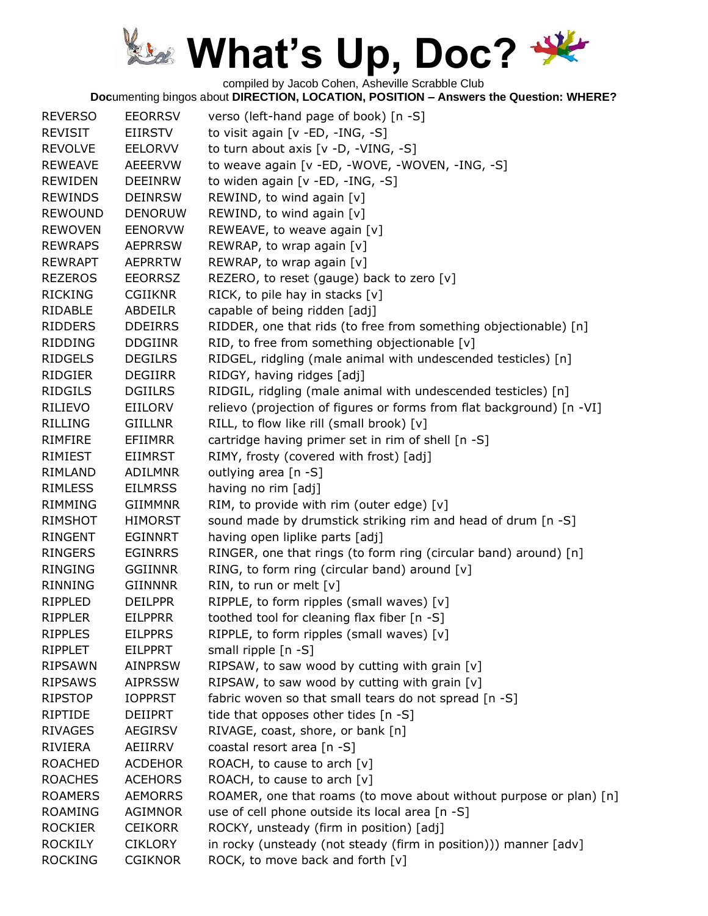# What's Up, Doc?

compiled by Jacob Cohen, Asheville Scrabble Club

**Doc**umenting bingos about **DIRECTION, LOCATION, POSITION – Answers the Question: WHERE?**

| | | |
|---|---|---|
| REVERSO | EEORRSV | verso (left-hand page of book) [n -S] |
| REVISIT | EIIRSTV | to visit again [v -ED, -ING, -S] |
| REVOLVE | EELORVV | to turn about axis [v -D, -VING, -S] |
| REWEAVE | AEEERVW | to weave again [v -ED, -WOVE, -WOVEN, -ING, -S] |
| REWIDEN | DEEINRW | to widen again [v -ED, -ING, -S] |
| REWINDS | DEINRSW | REWIND, to wind again [v] |
| REWOUND | DENORUW | REWIND, to wind again [v] |
| REWOVEN | EENORVW | REWEAVE, to weave again [v] |
| REWRAPS | AEPRRSW | REWRAP, to wrap again [v] |
| REWRAPT | AEPRRTW | REWRAP, to wrap again [v] |
| REZEROS | EEORRSZ | REZERO, to reset (gauge) back to zero [v] |
| RICKING | CGIIKNR | RICK, to pile hay in stacks [v] |
| RIDABLE | ABDEILR | capable of being ridden [adj] |
| RIDDERS | DDEIRRS | RIDDER, one that rids (to free from something objectionable) [n] |
| RIDDING | DDGIINR | RID, to free from something objectionable [v] |
| RIDGELS | DEGILRS | RIDGEL, ridgling (male animal with undescended testicles) [n] |
| RIDGIER | DEGIIRR | RIDGY, having ridges [adj] |
| RIDGILS | DGIILRS | RIDGIL, ridgling (male animal with undescended testicles) [n] |
| RILIEVO | EIILORV | relievo (projection of figures or forms from flat background) [n -VI] |
| RILLING | GIILLNR | RILL, to flow like rill (small brook) [v] |
| RIMFIRE | EFIIMRR | cartridge having primer set in rim of shell [n -S] |
| RIMIEST | EIIMRST | RIMY, frosty (covered with frost) [adj] |
| RIMLAND | ADILMNR | outlying area [n -S] |
| RIMLESS | EILMRSS | having no rim [adj] |
| RIMMING | GIIMMNR | RIM, to provide with rim (outer edge) [v] |
| RIMSHOT | HIMORST | sound made by drumstick striking rim and head of drum [n -S] |
| RINGENT | EGINNRT | having open liplike parts [adj] |
| RINGERS | EGINRRS | RINGER, one that rings (to form ring (circular band) around) [n] |
| RINGING | GGIINNR | RING, to form ring (circular band) around [v] |
| RINNING | GIINNNR | RIN, to run or melt [v] |
| RIPPLED | DEILPPR | RIPPLE, to form ripples (small waves) [v] |
| RIPPLER | EILPPRR | toothed tool for cleaning flax fiber [n -S] |
| RIPPLES | EILPPRS | RIPPLE, to form ripples (small waves) [v] |
| RIPPLET | EILPPRT | small ripple [n -S] |
| RIPSAWN | AINPRSW | RIPSAW, to saw wood by cutting with grain [v] |
| RIPSAWS | AIPRSSW | RIPSAW, to saw wood by cutting with grain [v] |
| RIPSTOP | IOPPRST | fabric woven so that small tears do not spread [n -S] |
| RIPTIDE | DEIIPRT | tide that opposes other tides [n -S] |
| RIVAGES | AEGIRSV | RIVAGE, coast, shore, or bank [n] |
| RIVIERA | AEIIRRV | coastal resort area [n -S] |
| ROACHED | ACDEHOR | ROACH, to cause to arch [v] |
| ROACHES | ACEHORS | ROACH, to cause to arch [v] |
| ROAMERS | AEMORRS | ROAMER, one that roams (to move about without purpose or plan) [n] |
| ROAMING | AGIMNOR | use of cell phone outside its local area [n -S] |
| ROCKIER | CEIKORR | ROCKY, unsteady (firm in position) [adj] |
| ROCKILY | CIKLORY | in rocky (unsteady (not steady (firm in position))) manner [adv] |
| ROCKING | CGIKNOR | ROCK, to move back and forth [v] |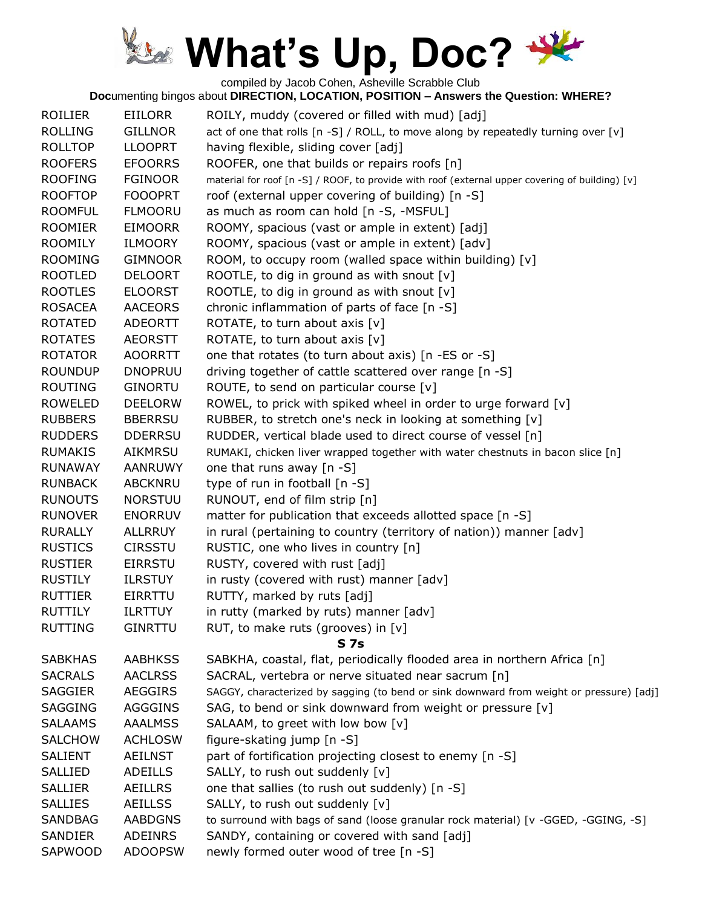# What's Up, Doc?

compiled by Jacob Cohen, Asheville Scrabble Club

**Doc**umenting bingos about **DIRECTION, LOCATION, POSITION – Answers the Question: WHERE?**

| | | |
|---|---|---|
| ROILIER | EIILORR | ROILY, muddy (covered or filled with mud) [adj] |
| ROLLING | GILLNOR | act of one that rolls [n -S] / ROLL, to move along by repeatedly turning over [v] |
| ROLLTOP | LLOOPRT | having flexible, sliding cover [adj] |
| ROOFERS | EFOORRS | ROOFER, one that builds or repairs roofs [n] |
| ROOFING | FGINOOR | material for roof [n -S] / ROOF, to provide with roof (external upper covering of building) [v] |
| ROOFTOP | FOOOPRT | roof (external upper covering of building) [n -S] |
| ROOMFUL | FLMOORU | as much as room can hold [n -S, -MSFUL] |
| ROOMIER | EIMOORR | ROOMY, spacious (vast or ample in extent) [adj] |
| ROOMILY | ILMOORY | ROOMY, spacious (vast or ample in extent) [adv] |
| ROOMING | GIMNOOR | ROOM, to occupy room (walled space within building) [v] |
| ROOTLED | DELOORT | ROOTLE, to dig in ground as with snout [v] |
| ROOTLES | ELOORST | ROOTLE, to dig in ground as with snout [v] |
| ROSACEA | AACEORS | chronic inflammation of parts of face [n -S] |
| ROTATED | ADEORTT | ROTATE, to turn about axis [v] |
| ROTATES | AEORSTT | ROTATE, to turn about axis [v] |
| ROTATOR | AOORRTT | one that rotates (to turn about axis) [n -ES or -S] |
| ROUNDUP | DNOPRUU | driving together of cattle scattered over range [n -S] |
| ROUTING | GINORTU | ROUTE, to send on particular course [v] |
| ROWELED | DEELORW | ROWEL, to prick with spiked wheel in order to urge forward [v] |
| RUBBERS | BBERRSU | RUBBER, to stretch one's neck in looking at something [v] |
| RUDDERS | DDERRSU | RUDDER, vertical blade used to direct course of vessel [n] |
| RUMAKIS | AIKMRSU | RUMAKI, chicken liver wrapped together with water chestnuts in bacon slice [n] |
| RUNAWAY | AANRUWY | one that runs away [n -S] |
| RUNBACK | ABCKNRU | type of run in football [n -S] |
| RUNOUTS | NORSTUU | RUNOUT, end of film strip [n] |
| RUNOVER | ENORRUV | matter for publication that exceeds allotted space [n -S] |
| RURALLY | ALLRRUY | in rural (pertaining to country (territory of nation)) manner [adv] |
| RUSTICS | CIRSSTU | RUSTIC, one who lives in country [n] |
| RUSTIER | EIRRSTU | RUSTY, covered with rust [adj] |
| RUSTILY | ILRSTUY | in rusty (covered with rust) manner [adv] |
| RUTTIER | EIRRTTU | RUTTY, marked by ruts [adj] |
| RUTTILY | ILRTTUY | in rutty (marked by ruts) manner [adv] |
| RUTTING | GINRTTU | RUT, to make ruts (grooves) in [v] |

**S 7s**

| | | |
|---|---|---|
| SABKHAS | AABHKSS | SABKHA, coastal, flat, periodically flooded area in northern Africa [n] |
| SACRALS | AACLRSS | SACRAL, vertebra or nerve situated near sacrum [n] |
| SAGGIER | AEGGIRS | SAGGY, characterized by sagging (to bend or sink downward from weight or pressure) [adj] |
| SAGGING | AGGGINS | SAG, to bend or sink downward from weight or pressure [v] |
| SALAAMS | AAALMSS | SALAAM, to greet with low bow [v] |
| SALCHOW | ACHLOSW | figure-skating jump [n -S] |
| SALIENT | AEILNST | part of fortification projecting closest to enemy [n -S] |
| SALLIED | ADEILLS | SALLY, to rush out suddenly [v] |
| SALLIER | AEILLRS | one that sallies (to rush out suddenly) [n -S] |
| SALLIES | AEILLSS | SALLY, to rush out suddenly [v] |
| SANDBAG | AABDGNS | to surround with bags of sand (loose granular rock material) [v -GGED, -GGING, -S] |
| SANDIER | ADEINRS | SANDY, containing or covered with sand [adj] |
| SAPWOOD | ADOOPSW | newly formed outer wood of tree [n -S] |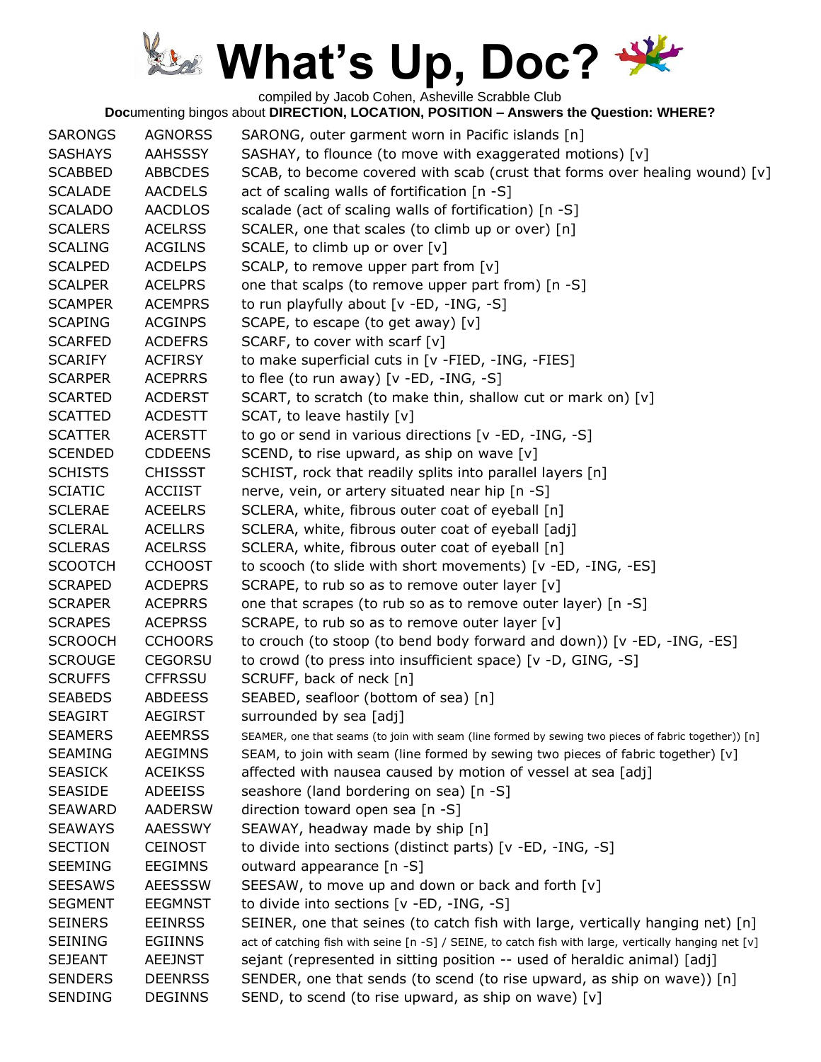# What's Up, Doc?

compiled by Jacob Cohen, Asheville Scrabble Club

**Doc**umenting bingos about **DIRECTION, LOCATION, POSITION – Answers the Question: WHERE?**

| | | |
|---|---|---|
| SARONGS | AGNORSS | SARONG, outer garment worn in Pacific islands [n] |
| SASHAYS | AAHSSSY | SASHAY, to flounce (to move with exaggerated motions) [v] |
| SCABBED | ABBCDES | SCAB, to become covered with scab (crust that forms over healing wound) [v] |
| SCALADE | AACDELS | act of scaling walls of fortification [n -S] |
| SCALADO | AACDLOS | scalade (act of scaling walls of fortification) [n -S] |
| SCALERS | ACELRSS | SCALER, one that scales (to climb up or over) [n] |
| SCALING | ACGILNS | SCALE, to climb up or over [v] |
| SCALPED | ACDELPS | SCALP, to remove upper part from [v] |
| SCALPER | ACELPRS | one that scalps (to remove upper part from) [n -S] |
| SCAMPER | ACEMPRS | to run playfully about [v -ED, -ING, -S] |
| SCAPING | ACGINPS | SCAPE, to escape (to get away) [v] |
| SCARFED | ACDEFRS | SCARF, to cover with scarf [v] |
| SCARIFY | ACFIRSY | to make superficial cuts in [v -FIED, -ING, -FIES] |
| SCARPER | ACEPRRS | to flee (to run away) [v -ED, -ING, -S] |
| SCARTED | ACDERST | SCART, to scratch (to make thin, shallow cut or mark on) [v] |
| SCATTED | ACDESTT | SCAT, to leave hastily [v] |
| SCATTER | ACERSTT | to go or send in various directions [v -ED, -ING, -S] |
| SCENDED | CDDEENS | SCEND, to rise upward, as ship on wave [v] |
| SCHISTS | CHISSST | SCHIST, rock that readily splits into parallel layers [n] |
| SCIATIC | ACCIIST | nerve, vein, or artery situated near hip [n -S] |
| SCLERAE | ACEELRS | SCLERA, white, fibrous outer coat of eyeball [n] |
| SCLERAL | ACELLRS | SCLERA, white, fibrous outer coat of eyeball [adj] |
| SCLERAS | ACELRSS | SCLERA, white, fibrous outer coat of eyeball [n] |
| SCOOTCH | CCHOOST | to scooch (to slide with short movements) [v -ED, -ING, -ES] |
| SCRAPED | ACDEPRS | SCRAPE, to rub so as to remove outer layer [v] |
| SCRAPER | ACEPRRS | one that scrapes (to rub so as to remove outer layer) [n -S] |
| SCRAPES | ACEPRSS | SCRAPE, to rub so as to remove outer layer [v] |
| SCROOCH | CCHOORS | to crouch (to stoop (to bend body forward and down)) [v -ED, -ING, -ES] |
| SCROUGE | CEGORSU | to crowd (to press into insufficient space) [v -D, GING, -S] |
| SCRUFFS | CFFRSSU | SCRUFF, back of neck [n] |
| SEABEDS | ABDEESS | SEABED, seafloor (bottom of sea) [n] |
| SEAGIRT | AEGIRST | surrounded by sea [adj] |
| SEAMERS | AEEMRSS | SEAMER, one that seams (to join with seam (line formed by sewing two pieces of fabric together)) [n] |
| SEAMING | AEGIMNS | SEAM, to join with seam (line formed by sewing two pieces of fabric together) [v] |
| SEASICK | ACEIKSS | affected with nausea caused by motion of vessel at sea [adj] |
| SEASIDE | ADEEISS | seashore (land bordering on sea) [n -S] |
| SEAWARD | AADERSW | direction toward open sea [n -S] |
| SEAWAYS | AAESSWY | SEAWAY, headway made by ship [n] |
| SECTION | CEINOST | to divide into sections (distinct parts) [v -ED, -ING, -S] |
| SEEMING | EEGIMNS | outward appearance [n -S] |
| SEESAWS | AEESSSW | SEESAW, to move up and down or back and forth [v] |
| SEGMENT | EEGMNST | to divide into sections [v -ED, -ING, -S] |
| SEINERS | EEINRSS | SEINER, one that seines (to catch fish with large, vertically hanging net) [n] |
| SEINING | EGIINNS | act of catching fish with seine [n -S] / SEINE, to catch fish with large, vertically hanging net [v] |
| SEJEANT | AEEJNST | sejant (represented in sitting position -- used of heraldic animal) [adj] |
| SENDERS | DEENRSS | SENDER, one that sends (to scend (to rise upward, as ship on wave)) [n] |
| SENDING | DEGINNS | SEND, to scend (to rise upward, as ship on wave) [v] |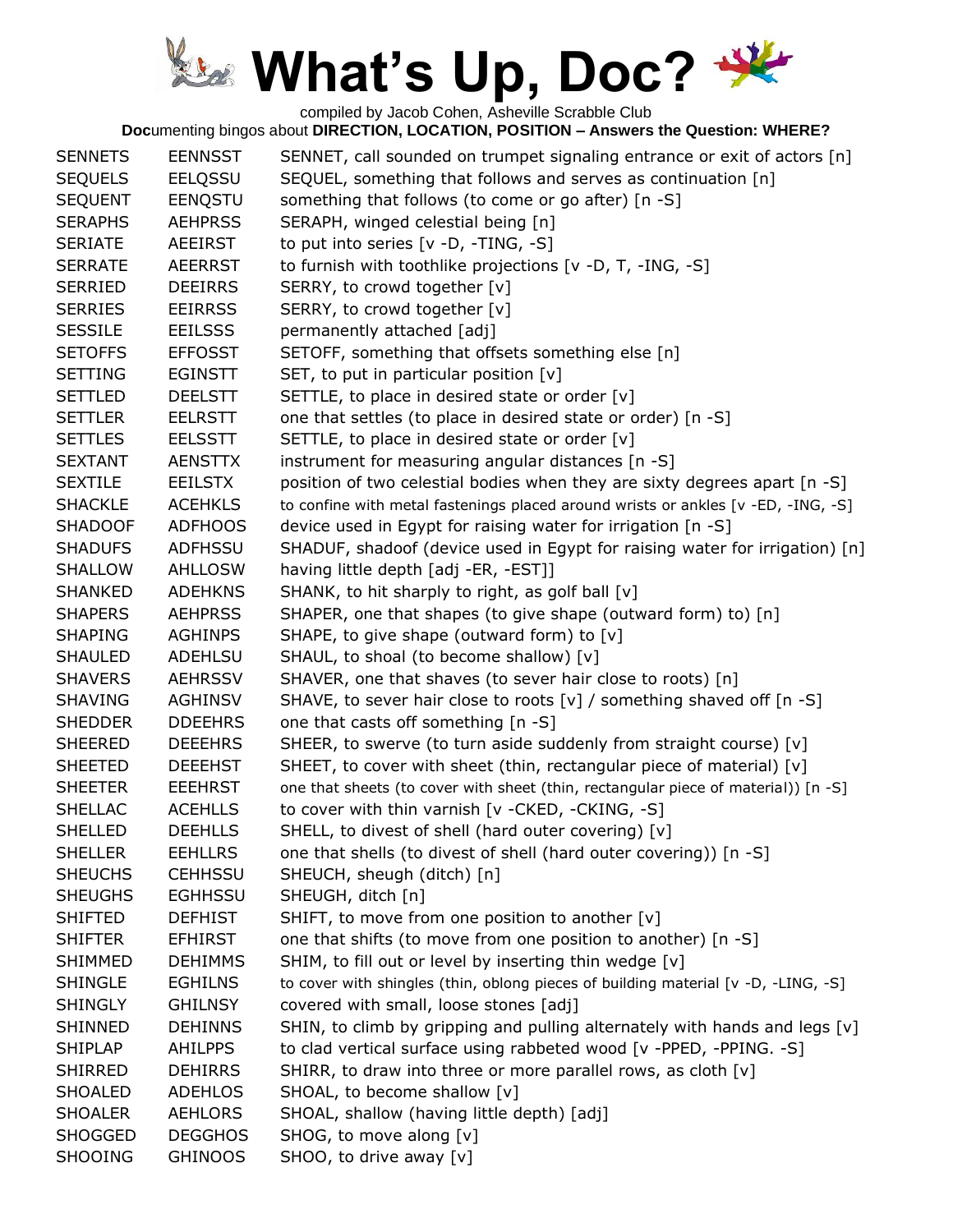# What's Up, Doc?

compiled by Jacob Cohen, Asheville Scrabble Club

**Doc**umenting bingos about **DIRECTION, LOCATION, POSITION – Answers the Question: WHERE?**

| | | |
|---|---|---|
| SENNETS | EENNSST | SENNET, call sounded on trumpet signaling entrance or exit of actors [n] |
| SEQUELS | EELQSSU | SEQUEL, something that follows and serves as continuation [n] |
| SEQUENT | EENQSTU | something that follows (to come or go after) [n -S] |
| SERAPHS | AEHPRSS | SERAPH, winged celestial being [n] |
| SERIATE | AEEIRST | to put into series [v -D, -TING, -S] |
| SERRATE | AEERRST | to furnish with toothlike projections [v -D, T, -ING, -S] |
| SERRIED | DEEIRRS | SERRY, to crowd together [v] |
| SERRIES | EEIRRSS | SERRY, to crowd together [v] |
| SESSILE | EEILSSS | permanently attached [adj] |
| SETOFFS | EFFOSST | SETOFF, something that offsets something else [n] |
| SETTING | EGINSTT | SET, to put in particular position [v] |
| SETTLED | DEELSTT | SETTLE, to place in desired state or order [v] |
| SETTLER | EELRSTT | one that settles (to place in desired state or order) [n -S] |
| SETTLES | EELSSTT | SETTLE, to place in desired state or order [v] |
| SEXTANT | AENSTTX | instrument for measuring angular distances [n -S] |
| SEXTILE | EEILSTX | position of two celestial bodies when they are sixty degrees apart [n -S] |
| SHACKLE | ACEHKLS | to confine with metal fastenings placed around wrists or ankles [v -ED, -ING, -S] |
| SHADOOF | ADFHOOS | device used in Egypt for raising water for irrigation [n -S] |
| SHADUFS | ADFHSSU | SHADUF, shadoof (device used in Egypt for raising water for irrigation) [n] |
| SHALLOW | AHLLOSW | having little depth [adj -ER, -EST]] |
| SHANKED | ADEHKNS | SHANK, to hit sharply to right, as golf ball [v] |
| SHAPERS | AEHPRSS | SHAPER, one that shapes (to give shape (outward form) to) [n] |
| SHAPING | AGHINPS | SHAPE, to give shape (outward form) to [v] |
| SHAULED | ADEHLSU | SHAUL, to shoal (to become shallow) [v] |
| SHAVERS | AEHRSSV | SHAVER, one that shaves (to sever hair close to roots) [n] |
| SHAVING | AGHINSV | SHAVE, to sever hair close to roots [v] / something shaved off [n -S] |
| SHEDDER | DDEEHRS | one that casts off something [n -S] |
| SHEERED | DEEEHRS | SHEER, to swerve (to turn aside suddenly from straight course) [v] |
| SHEETED | DEEEHST | SHEET, to cover with sheet (thin, rectangular piece of material) [v] |
| SHEETER | EEEHRST | one that sheets (to cover with sheet (thin, rectangular piece of material)) [n -S] |
| SHELLAC | ACEHLLS | to cover with thin varnish [v -CKED, -CKING, -S] |
| SHELLED | DEEHLLS | SHELL, to divest of shell (hard outer covering) [v] |
| SHELLER | EEHLLRS | one that shells (to divest of shell (hard outer covering)) [n -S] |
| SHEUCHS | CEHHSSU | SHEUCH, sheugh (ditch) [n] |
| SHEUGHS | EGHHSSU | SHEUGH, ditch [n] |
| SHIFTED | DEFHIST | SHIFT, to move from one position to another [v] |
| SHIFTER | EFHIRST | one that shifts (to move from one position to another) [n -S] |
| SHIMMED | DEHIMMS | SHIM, to fill out or level by inserting thin wedge [v] |
| SHINGLE | EGHILNS | to cover with shingles (thin, oblong pieces of building material [v -D, -LING, -S] |
| SHINGLY | GHILNSY | covered with small, loose stones [adj] |
| SHINNED | DEHINNS | SHIN, to climb by gripping and pulling alternately with hands and legs [v] |
| SHIPLAP | AHILPPS | to clad vertical surface using rabbeted wood [v -PPED, -PPING. -S] |
| SHIRRED | DEHIRRS | SHIRR, to draw into three or more parallel rows, as cloth [v] |
| SHOALED | ADEHLOS | SHOAL, to become shallow [v] |
| SHOALER | AEHLORS | SHOAL, shallow (having little depth) [adj] |
| SHOGGED | DEGGHOS | SHOG, to move along [v] |
| SHOOING | GHINOOS | SHOO, to drive away [v] |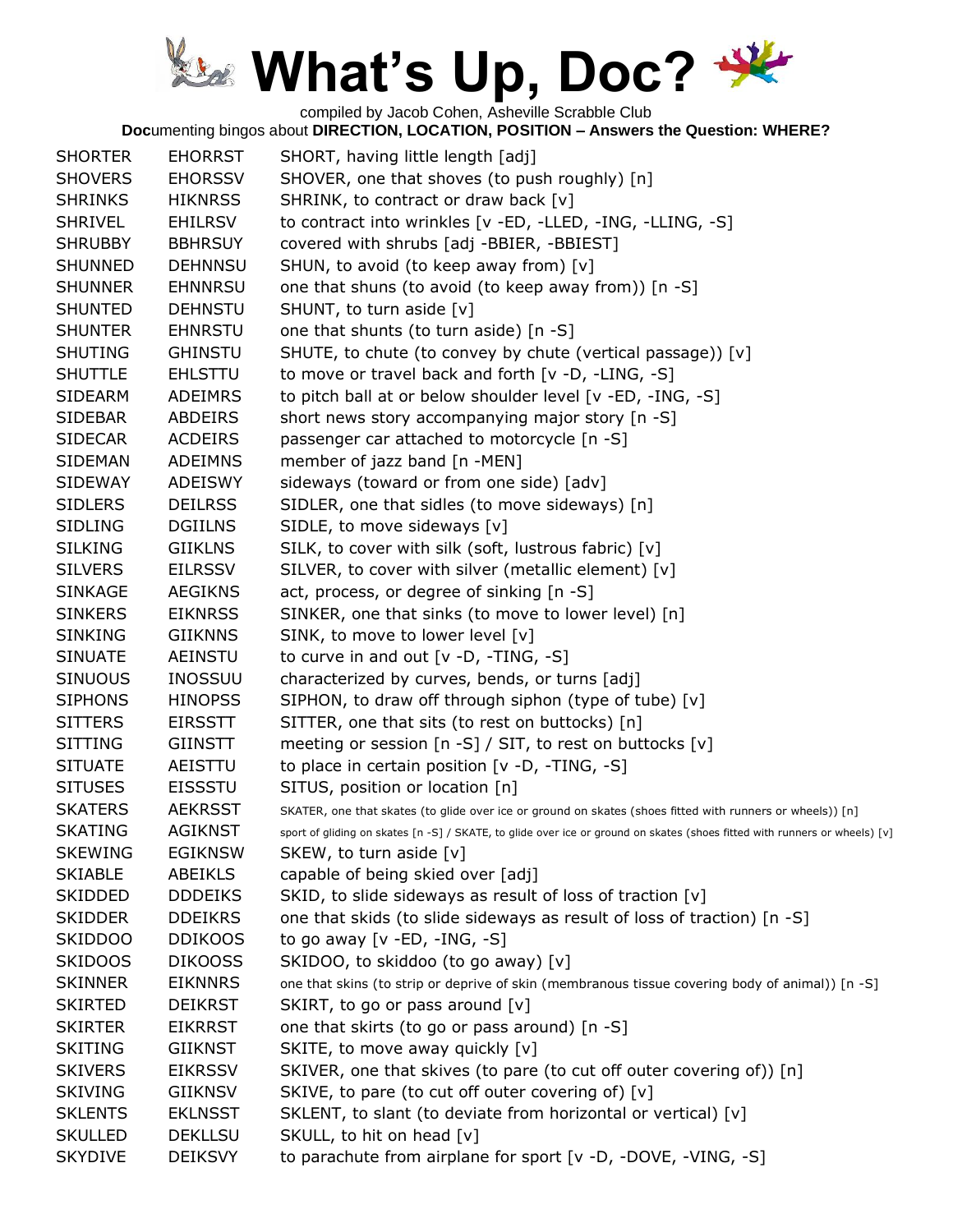# What's Up, Doc?

compiled by Jacob Cohen, Asheville Scrabble Club

**Doc**umenting bingos about **DIRECTION, LOCATION, POSITION – Answers the Question: WHERE?**

| | | |
|---|---|---|
| SHORTER | EHORRST | SHORT, having little length [adj] |
| SHOVERS | EHORSSV | SHOVER, one that shoves (to push roughly) [n] |
| SHRINKS | HIKNRSS | SHRINK, to contract or draw back [v] |
| SHRIVEL | EHILRSV | to contract into wrinkles [v -ED, -LLED, -ING, -LLING, -S] |
| SHRUBBY | BBHRSUY | covered with shrubs [adj -BBIER, -BBIEST] |
| SHUNNED | DEHNNSU | SHUN, to avoid (to keep away from) [v] |
| SHUNNER | EHNNRSU | one that shuns (to avoid (to keep away from)) [n -S] |
| SHUNTED | DEHNSTU | SHUNT, to turn aside [v] |
| SHUNTER | EHNRSTU | one that shunts (to turn aside) [n -S] |
| SHUTING | GHINSTU | SHUTE, to chute (to convey by chute (vertical passage)) [v] |
| SHUTTLE | EHLSTTU | to move or travel back and forth [v -D, -LING, -S] |
| SIDEARM | ADEIMRS | to pitch ball at or below shoulder level [v -ED, -ING, -S] |
| SIDEBAR | ABDEIRS | short news story accompanying major story [n -S] |
| SIDECAR | ACDEIRS | passenger car attached to motorcycle [n -S] |
| SIDEMAN | ADEIMNS | member of jazz band [n -MEN] |
| SIDEWAY | ADEISWY | sideways (toward or from one side) [adv] |
| SIDLERS | DEILRSS | SIDLER, one that sidles (to move sideways) [n] |
| SIDLING | DGIILNS | SIDLE, to move sideways [v] |
| SILKING | GIIKLNS | SILK, to cover with silk (soft, lustrous fabric) [v] |
| SILVERS | EILRSSV | SILVER, to cover with silver (metallic element) [v] |
| SINKAGE | AEGIKNS | act, process, or degree of sinking [n -S] |
| SINKERS | EIKNRSS | SINKER, one that sinks (to move to lower level) [n] |
| SINKING | GIIKNNS | SINK, to move to lower level [v] |
| SINUATE | AEINSTU | to curve in and out [v -D, -TING, -S] |
| SINUOUS | INOSSUU | characterized by curves, bends, or turns [adj] |
| SIPHONS | HINOPSS | SIPHON, to draw off through siphon (type of tube) [v] |
| SITTERS | EIRSSTT | SITTER, one that sits (to rest on buttocks) [n] |
| SITTING | GIINSTT | meeting or session [n -S] / SIT, to rest on buttocks [v] |
| SITUATE | AEISTTU | to place in certain position [v -D, -TING, -S] |
| SITUSES | EISSSTU | SITUS, position or location [n] |
| SKATERS | AEKRSST | SKATER, one that skates (to glide over ice or ground on skates (shoes fitted with runners or wheels)) [n] |
| SKATING | AGIKNST | sport of gliding on skates [n -S] / SKATE, to glide over ice or ground on skates (shoes fitted with runners or wheels) [v] |
| SKEWING | EGIKNSW | SKEW, to turn aside [v] |
| SKIABLE | ABEIKLS | capable of being skied over [adj] |
| SKIDDED | DDDEIKS | SKID, to slide sideways as result of loss of traction [v] |
| SKIDDER | DDEIKRS | one that skids (to slide sideways as result of loss of traction) [n -S] |
| SKIDDOO | DDIKOOS | to go away [v -ED, -ING, -S] |
| SKIDOOS | DIKOOSS | SKIDOO, to skiddoo (to go away) [v] |
| SKINNER | EIKNNRS | one that skins (to strip or deprive of skin (membranous tissue covering body of animal)) [n -S] |
| SKIRTED | DEIKRST | SKIRT, to go or pass around [v] |
| SKIRTER | EIKRRST | one that skirts (to go or pass around) [n -S] |
| SKITING | GIIKNST | SKITE, to move away quickly [v] |
| SKIVERS | EIKRSSV | SKIVER, one that skives (to pare (to cut off outer covering of)) [n] |
| SKIVING | GIIKNSV | SKIVE, to pare (to cut off outer covering of) [v] |
| SKLENTS | EKLNSST | SKLENT, to slant (to deviate from horizontal or vertical) [v] |
| SKULLED | DEKLLSU | SKULL, to hit on head [v] |
| SKYDIVE | DEIKSVY | to parachute from airplane for sport [v -D, -DOVE, -VING, -S] |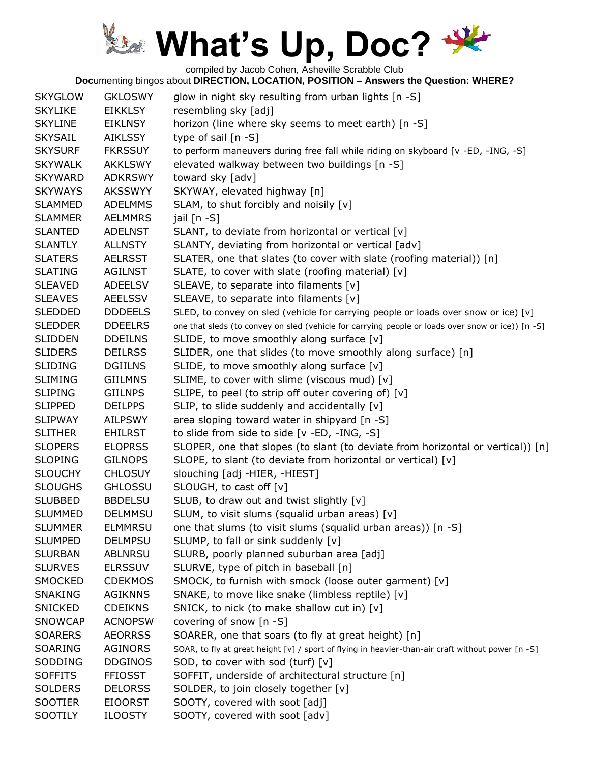# What's Up, Doc?

compiled by Jacob Cohen, Asheville Scrabble Club

**Doc**umenting bingos about **DIRECTION, LOCATION, POSITION – Answers the Question: WHERE?**

| | | |
|---|---|---|
| SKYGLOW | GKLOSWY | glow in night sky resulting from urban lights [n -S] |
| SKYLIKE | EIKKLSY | resembling sky [adj] |
| SKYLINE | EIKLNSY | horizon (line where sky seems to meet earth) [n -S] |
| SKYSAIL | AIKLSSY | type of sail [n -S] |
| SKYSURF | FKRSSUY | to perform maneuvers during free fall while riding on skyboard [v -ED, -ING, -S] |
| SKYWALK | AKKLSWY | elevated walkway between two buildings [n -S] |
| SKYWARD | ADKRSWY | toward sky [adv] |
| SKYWAYS | AKSSWYY | SKYWAY, elevated highway [n] |
| SLAMMED | ADELMMS | SLAM, to shut forcibly and noisily [v] |
| SLAMMER | AELMMRS | jail [n -S] |
| SLANTED | ADELNST | SLANT, to deviate from horizontal or vertical [v] |
| SLANTLY | ALLNSTY | SLANTY, deviating from horizontal or vertical [adv] |
| SLATERS | AELRSST | SLATER, one that slates (to cover with slate (roofing material)) [n] |
| SLATING | AGILNST | SLATE, to cover with slate (roofing material) [v] |
| SLEAVED | ADEELSV | SLEAVE, to separate into filaments [v] |
| SLEAVES | AEELSSV | SLEAVE, to separate into filaments [v] |
| SLEDDED | DDDEELS | SLED, to convey on sled (vehicle for carrying people or loads over snow or ice) [v] |
| SLEDDER | DDEELRS | one that sleds (to convey on sled (vehicle for carrying people or loads over snow or ice)) [n -S] |
| SLIDDEN | DDEILNS | SLIDE, to move smoothly along surface [v] |
| SLIDERS | DEILRSS | SLIDER, one that slides (to move smoothly along surface) [n] |
| SLIDING | DGIILNS | SLIDE, to move smoothly along surface [v] |
| SLIMING | GIILMNS | SLIME, to cover with slime (viscous mud) [v] |
| SLIPING | GIILNPS | SLIPE, to peel (to strip off outer covering of) [v] |
| SLIPPED | DEILPPS | SLIP, to slide suddenly and accidentally [v] |
| SLIPWAY | AILPSWY | area sloping toward water in shipyard [n -S] |
| SLITHER | EHILRST | to slide from side to side [v -ED, -ING, -S] |
| SLOPERS | ELOPRSS | SLOPER, one that slopes (to slant (to deviate from horizontal or vertical)) [n] |
| SLOPING | GILNOPS | SLOPE, to slant (to deviate from horizontal or vertical) [v] |
| SLOUCHY | CHLOSUY | slouching [adj -HIER, -HIEST] |
| SLOUGHS | GHLOSSU | SLOUGH, to cast off [v] |
| SLUBBED | BBDELSU | SLUB, to draw out and twist slightly [v] |
| SLUMMED | DELMMSU | SLUM, to visit slums (squalid urban areas) [v] |
| SLUMMER | ELMMRSU | one that slums (to visit slums (squalid urban areas)) [n -S] |
| SLUMPED | DELMPSU | SLUMP, to fall or sink suddenly [v] |
| SLURBAN | ABLNRSU | SLURB, poorly planned suburban area [adj] |
| SLURVES | ELRSSUV | SLURVE, type of pitch in baseball [n] |
| SMOCKED | CDEKMOS | SMOCK, to furnish with smock (loose outer garment) [v] |
| SNAKING | AGIKNNS | SNAKE, to move like snake (limbless reptile) [v] |
| SNICKED | CDEIKNS | SNICK, to nick (to make shallow cut in) [v] |
| SNOWCAP | ACNOPSW | covering of snow [n -S] |
| SOARERS | AEORRSS | SOARER, one that soars (to fly at great height) [n] |
| SOARING | AGINORS | SOAR, to fly at great height [v] / sport of flying in heavier-than-air craft without power [n -S] |
| SODDING | DDGINOS | SOD, to cover with sod (turf) [v] |
| SOFFITS | FFIOSST | SOFFIT, underside of architectural structure [n] |
| SOLDERS | DELORSS | SOLDER, to join closely together [v] |
| SOOTIER | EIOORST | SOOTY, covered with soot [adj] |
| SOOTILY | ILOOSTY | SOOTY, covered with soot [adv] |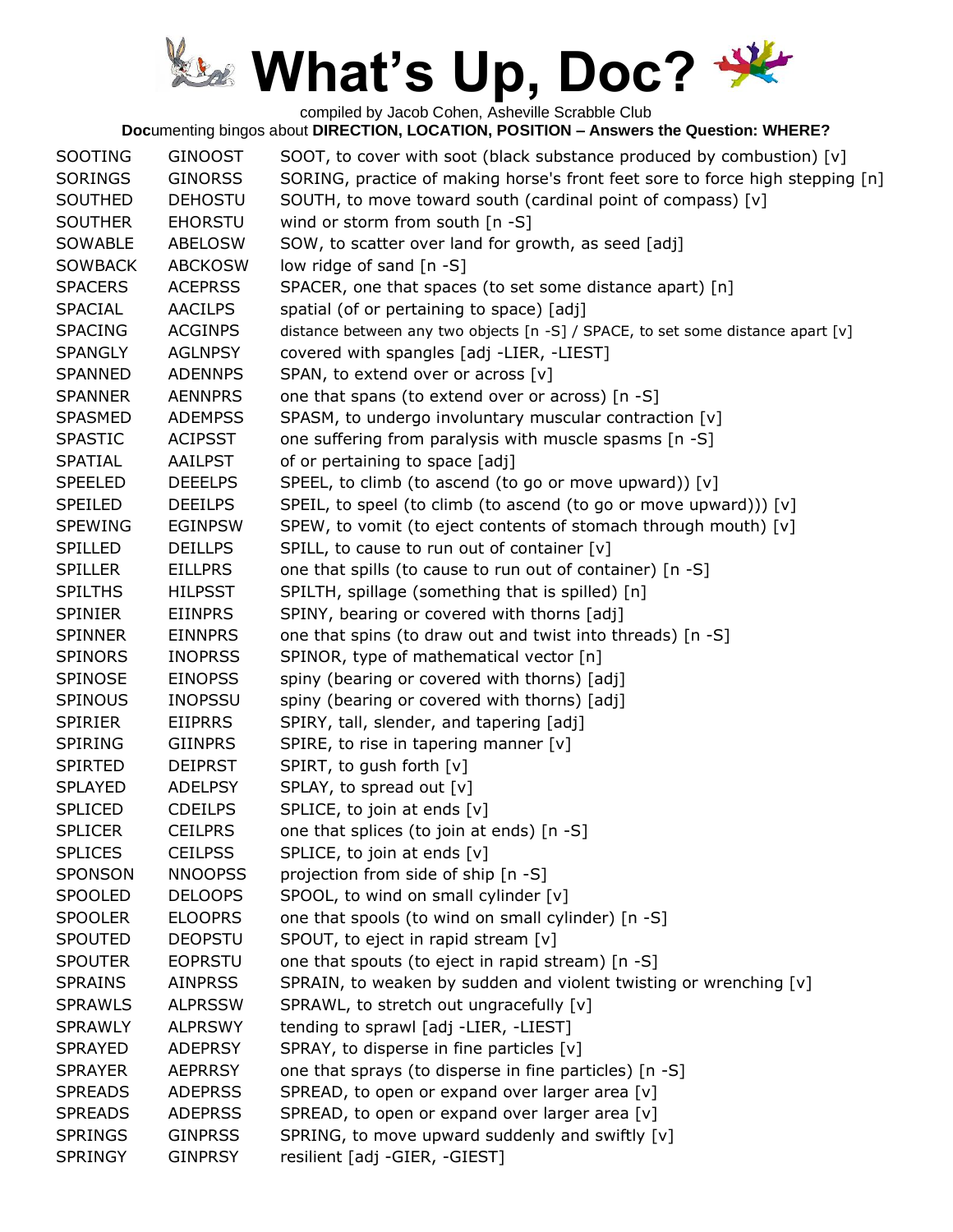# What's Up, Doc?

compiled by Jacob Cohen, Asheville Scrabble Club

**Doc**umenting bingos about **DIRECTION, LOCATION, POSITION – Answers the Question: WHERE?**

| | | |
|---|---|---|
| SOOTING | GINOOST | SOOT, to cover with soot (black substance produced by combustion) [v] |
| SORINGS | GINORSS | SORING, practice of making horse's front feet sore to force high stepping [n] |
| SOUTHED | DEHOSTU | SOUTH, to move toward south (cardinal point of compass) [v] |
| SOUTHER | EHORSTU | wind or storm from south [n -S] |
| SOWABLE | ABELOSW | SOW, to scatter over land for growth, as seed [adj] |
| SOWBACK | ABCKOSW | low ridge of sand [n -S] |
| SPACERS | ACEPRSS | SPACER, one that spaces (to set some distance apart) [n] |
| SPACIAL | AACILPS | spatial (of or pertaining to space) [adj] |
| SPACING | ACGINPS | distance between any two objects [n -S] / SPACE, to set some distance apart [v] |
| SPANGLY | AGLNPSY | covered with spangles [adj -LIER, -LIEST] |
| SPANNED | ADENNPS | SPAN, to extend over or across [v] |
| SPANNER | AENNPRS | one that spans (to extend over or across) [n -S] |
| SPASMED | ADEMPSS | SPASM, to undergo involuntary muscular contraction [v] |
| SPASTIC | ACIPSST | one suffering from paralysis with muscle spasms [n -S] |
| SPATIAL | AAILPST | of or pertaining to space [adj] |
| SPEELED | DEEELPS | SPEEL, to climb (to ascend (to go or move upward)) [v] |
| SPEILED | DEEILPS | SPEIL, to speel (to climb (to ascend (to go or move upward))) [v] |
| SPEWING | EGINPSW | SPEW, to vomit (to eject contents of stomach through mouth) [v] |
| SPILLED | DEILLPS | SPILL, to cause to run out of container [v] |
| SPILLER | EILLPRS | one that spills (to cause to run out of container) [n -S] |
| SPILTHS | HILPSST | SPILTH, spillage (something that is spilled) [n] |
| SPINIER | EIINPRS | SPINY, bearing or covered with thorns [adj] |
| SPINNER | EINNPRS | one that spins (to draw out and twist into threads) [n -S] |
| SPINORS | INOPRSS | SPINOR, type of mathematical vector [n] |
| SPINOSE | EINOPSS | spiny (bearing or covered with thorns) [adj] |
| SPINOUS | INOPSSU | spiny (bearing or covered with thorns) [adj] |
| SPIRIER | EIIPRRS | SPIRY, tall, slender, and tapering [adj] |
| SPIRING | GIINPRS | SPIRE, to rise in tapering manner [v] |
| SPIRTED | DEIPRST | SPIRT, to gush forth [v] |
| SPLAYED | ADELPSY | SPLAY, to spread out [v] |
| SPLICED | CDEILPS | SPLICE, to join at ends [v] |
| SPLICER | CEILPRS | one that splices (to join at ends) [n -S] |
| SPLICES | CEILPSS | SPLICE, to join at ends [v] |
| SPONSON | NNOOPSS | projection from side of ship [n -S] |
| SPOOLED | DELOOPS | SPOOL, to wind on small cylinder [v] |
| SPOOLER | ELOOPRS | one that spools (to wind on small cylinder) [n -S] |
| SPOUTED | DEOPSTU | SPOUT, to eject in rapid stream [v] |
| SPOUTER | EOPRSTU | one that spouts (to eject in rapid stream) [n -S] |
| SPRAINS | AINPRSS | SPRAIN, to weaken by sudden and violent twisting or wrenching [v] |
| SPRAWLS | ALPRSSW | SPRAWL, to stretch out ungracefully [v] |
| SPRAWLY | ALPRSWY | tending to sprawl [adj -LIER, -LIEST] |
| SPRAYED | ADEPRSY | SPRAY, to disperse in fine particles [v] |
| SPRAYER | AEPRRSY | one that sprays (to disperse in fine particles) [n -S] |
| SPREADS | ADEPRSS | SPREAD, to open or expand over larger area [v] |
| SPREADS | ADEPRSS | SPREAD, to open or expand over larger area [v] |
| SPRINGS | GINPRSS | SPRING, to move upward suddenly and swiftly [v] |
| SPRINGY | GINPRSY | resilient [adj -GIER, -GIEST] |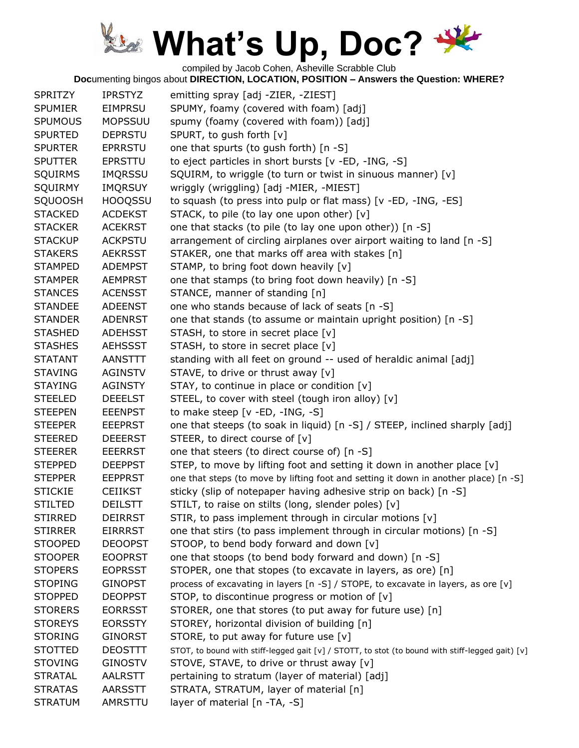# What's Up, Doc?

compiled by Jacob Cohen, Asheville Scrabble Club

**Doc**umenting bingos about **DIRECTION, LOCATION, POSITION – Answers the Question: WHERE?**

| | | |
|---|---|---|
| SPRITZY | IPRSTYZ | emitting spray [adj -ZIER, -ZIEST] |
| SPUMIER | EIMPRSU | SPUMY, foamy (covered with foam) [adj] |
| SPUMOUS | MOPSSUU | spumy (foamy (covered with foam)) [adj] |
| SPURTED | DEPRSTU | SPURT, to gush forth [v] |
| SPURTER | EPRRSTU | one that spurts (to gush forth) [n -S] |
| SPUTTER | EPRSTTU | to eject particles in short bursts [v -ED, -ING, -S] |
| SQUIRMS | IMQRSSU | SQUIRM, to wriggle (to turn or twist in sinuous manner) [v] |
| SQUIRMY | IMQRSUY | wriggly (wriggling) [adj -MIER, -MIEST] |
| SQUOOSH | HOOQSSU | to squash (to press into pulp or flat mass) [v -ED, -ING, -ES] |
| STACKED | ACDEKST | STACK, to pile (to lay one upon other) [v] |
| STACKER | ACEKRST | one that stacks (to pile (to lay one upon other)) [n -S] |
| STACKUP | ACKPSTU | arrangement of circling airplanes over airport waiting to land [n -S] |
| STAKERS | AEKRSST | STAKER, one that marks off area with stakes [n] |
| STAMPED | ADEMPST | STAMP, to bring foot down heavily [v] |
| STAMPER | AEMPRST | one that stamps (to bring foot down heavily) [n -S] |
| STANCES | ACENSST | STANCE, manner of standing [n] |
| STANDEE | ADEENST | one who stands because of lack of seats [n -S] |
| STANDER | ADENRST | one that stands (to assume or maintain upright position) [n -S] |
| STASHED | ADEHSST | STASH, to store in secret place [v] |
| STASHES | AEHSSST | STASH, to store in secret place [v] |
| STATANT | AANSTTT | standing with all feet on ground -- used of heraldic animal [adj] |
| STAVING | AGINSTV | STAVE, to drive or thrust away [v] |
| STAYING | AGINSTY | STAY, to continue in place or condition [v] |
| STEELED | DEEELST | STEEL, to cover with steel (tough iron alloy) [v] |
| STEEPEN | EEENPST | to make steep [v -ED, -ING, -S] |
| STEEPER | EEEPRST | one that steeps (to soak in liquid) [n -S] / STEEP, inclined sharply [adj] |
| STEERED | DEEERST | STEER, to direct course of [v] |
| STEERER | EEERRST | one that steers (to direct course of) [n -S] |
| STEPPED | DEEPPST | STEP, to move by lifting foot and setting it down in another place [v] |
| STEPPER | EEPPRST | one that steps (to move by lifting foot and setting it down in another place) [n -S] |
| STICKIE | CEIIKST | sticky (slip of notepaper having adhesive strip on back) [n -S] |
| STILTED | DEILSTT | STILT, to raise on stilts (long, slender poles) [v] |
| STIRRED | DEIRRST | STIR, to pass implement through in circular motions [v] |
| STIRRER | EIRRRST | one that stirs (to pass implement through in circular motions) [n -S] |
| STOOPED | DEOOPST | STOOP, to bend body forward and down [v] |
| STOOPER | EOOPRST | one that stoops (to bend body forward and down) [n -S] |
| STOPERS | EOPRSST | STOPER, one that stopes (to excavate in layers, as ore) [n] |
| STOPING | GINOPST | process of excavating in layers [n -S] / STOPE, to excavate in layers, as ore [v] |
| STOPPED | DEOPPST | STOP, to discontinue progress or motion of [v] |
| STORERS | EORRSST | STORER, one that stores (to put away for future use) [n] |
| STOREYS | EORSSTY | STOREY, horizontal division of building [n] |
| STORING | GINORST | STORE, to put away for future use [v] |
| STOTTED | DEOSTTT | STOT, to bound with stiff-legged gait [v] / STOTT, to stot (to bound with stiff-legged gait) [v] |
| STOVING | GINOSTV | STOVE, STAVE, to drive or thrust away [v] |
| STRATAL | AALRSTT | pertaining to stratum (layer of material) [adj] |
| STRATAS | AARSSTT | STRATA, STRATUM, layer of material [n] |
| STRATUM | AMRSTTU | layer of material [n -TA, -S] |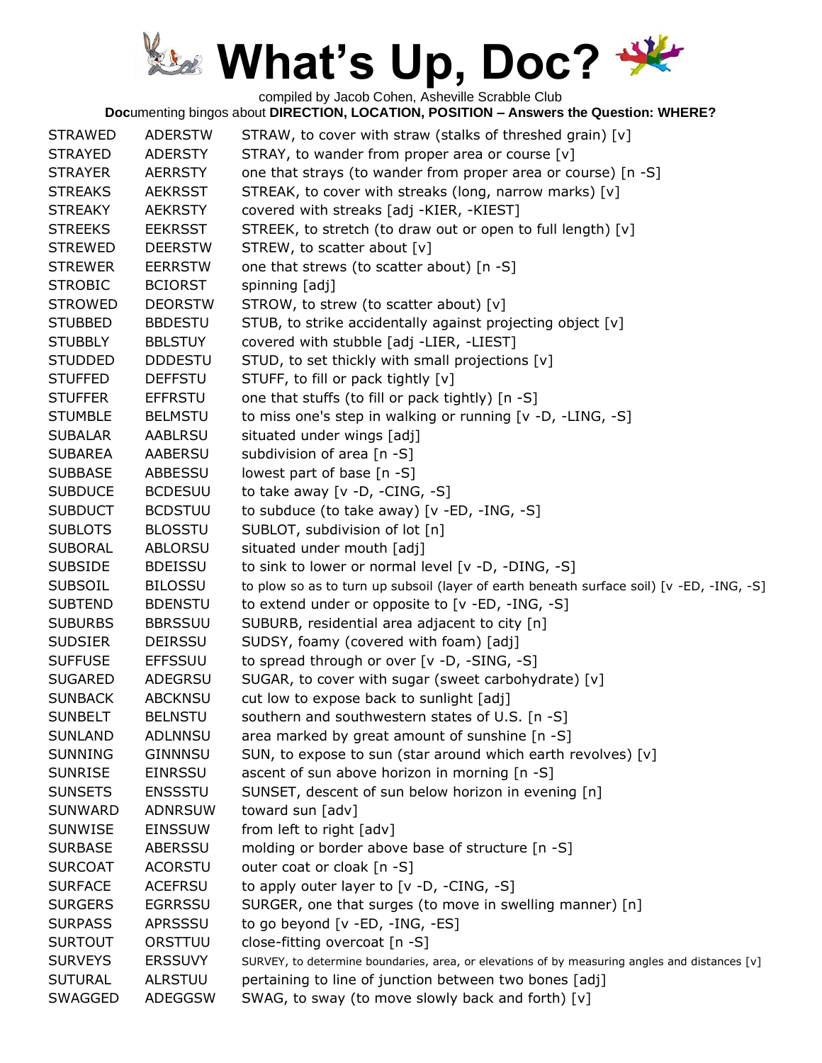# What's Up, Doc?

compiled by Jacob Cohen, Asheville Scrabble Club

**Doc**umenting bingos about **DIRECTION, LOCATION, POSITION – Answers the Question: WHERE?**

| | | |
|---|---|---|
| STRAWED | ADERSTW | STRAW, to cover with straw (stalks of threshed grain) [v] |
| STRAYED | ADERSTY | STRAY, to wander from proper area or course [v] |
| STRAYER | AERRSTY | one that strays (to wander from proper area or course) [n -S] |
| STREAKS | AEKRSST | STREAK, to cover with streaks (long, narrow marks) [v] |
| STREAKY | AEKRSTY | covered with streaks [adj -KIER, -KIEST] |
| STREEKS | EEKRSST | STREEK, to stretch (to draw out or open to full length) [v] |
| STREWED | DEERSTW | STREW, to scatter about [v] |
| STREWER | EERRSTW | one that strews (to scatter about) [n -S] |
| STROBIC | BCIORST | spinning [adj] |
| STROWED | DEORSTW | STROW, to strew (to scatter about) [v] |
| STUBBED | BBDESTU | STUB, to strike accidentally against projecting object [v] |
| STUBBLY | BBLSTUY | covered with stubble [adj -LIER, -LIEST] |
| STUDDED | DDDESTU | STUD, to set thickly with small projections [v] |
| STUFFED | DEFFSTU | STUFF, to fill or pack tightly [v] |
| STUFFER | EFFRSTU | one that stuffs (to fill or pack tightly) [n -S] |
| STUMBLE | BELMSTU | to miss one's step in walking or running [v -D, -LING, -S] |
| SUBALAR | AABLRSU | situated under wings [adj] |
| SUBAREA | AABERSU | subdivision of area [n -S] |
| SUBBASE | ABBESSU | lowest part of base [n -S] |
| SUBDUCE | BCDESUU | to take away [v -D, -CING, -S] |
| SUBDUCT | BCDSTUU | to subduce (to take away) [v -ED, -ING, -S] |
| SUBLOTS | BLOSSTU | SUBLOT, subdivision of lot [n] |
| SUBORAL | ABLORSU | situated under mouth [adj] |
| SUBSIDE | BDEISSU | to sink to lower or normal level [v -D, -DING, -S] |
| SUBSOIL | BILOSSU | to plow so as to turn up subsoil (layer of earth beneath surface soil) [v -ED, -ING, -S] |
| SUBTEND | BDENSTU | to extend under or opposite to [v -ED, -ING, -S] |
| SUBURBS | BBRSSUU | SUBURB, residential area adjacent to city [n] |
| SUDSIER | DEIRSSU | SUDSY, foamy (covered with foam) [adj] |
| SUFFUSE | EFFSSUU | to spread through or over [v -D, -SING, -S] |
| SUGARED | ADEGRSU | SUGAR, to cover with sugar (sweet carbohydrate) [v] |
| SUNBACK | ABCKNSU | cut low to expose back to sunlight [adj] |
| SUNBELT | BELNSTU | southern and southwestern states of U.S. [n -S] |
| SUNLAND | ADLNNSU | area marked by great amount of sunshine [n -S] |
| SUNNING | GINNNSU | SUN, to expose to sun (star around which earth revolves) [v] |
| SUNRISE | EINRSSU | ascent of sun above horizon in morning [n -S] |
| SUNSETS | ENSSSTU | SUNSET, descent of sun below horizon in evening [n] |
| SUNWARD | ADNRSUW | toward sun [adv] |
| SUNWISE | EINSSUW | from left to right [adv] |
| SURBASE | ABERSSU | molding or border above base of structure [n -S] |
| SURCOAT | ACORSTU | outer coat or cloak [n -S] |
| SURFACE | ACEFRSU | to apply outer layer to [v -D, -CING, -S] |
| SURGERS | EGRRSSU | SURGER, one that surges (to move in swelling manner) [n] |
| SURPASS | APRSSSU | to go beyond [v -ED, -ING, -ES] |
| SURTOUT | ORSTTUU | close-fitting overcoat [n -S] |
| SURVEYS | ERSSUVY | SURVEY, to determine boundaries, area, or elevations of by measuring angles and distances [v] |
| SUTURAL | ALRSTUU | pertaining to line of junction between two bones [adj] |
| SWAGGED | ADEGGSW | SWAG, to sway (to move slowly back and forth) [v] |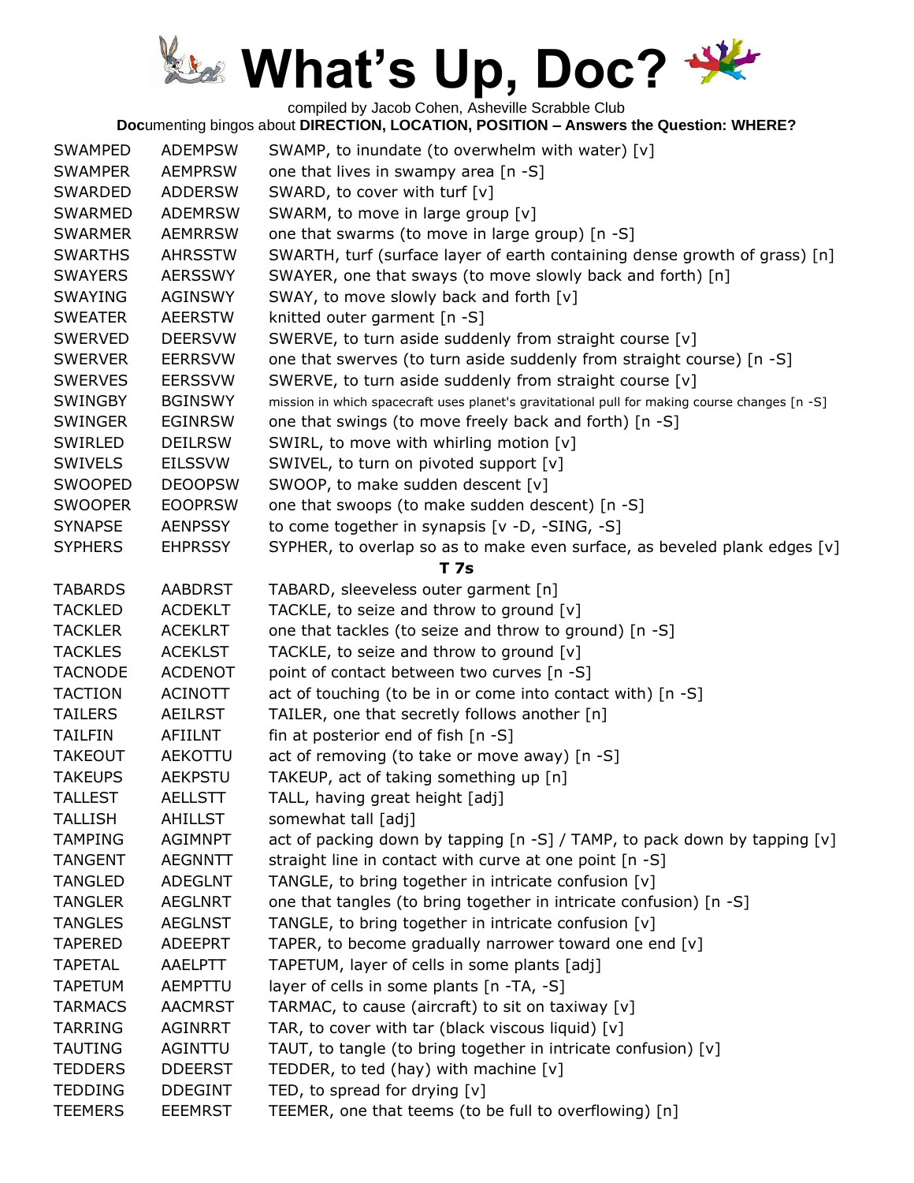# What's Up, Doc?

compiled by Jacob Cohen, Asheville Scrabble Club

**Doc**umenting bingos about **DIRECTION, LOCATION, POSITION – Answers the Question: WHERE?**

| | | |
|---|---|---|
| SWAMPED | ADEMPSW | SWAMP, to inundate (to overwhelm with water) [v] |
| SWAMPER | AEMPRSW | one that lives in swampy area [n -S] |
| SWARDED | ADDERSW | SWARD, to cover with turf [v] |
| SWARMED | ADEMRSW | SWARM, to move in large group [v] |
| SWARMER | AEMRRSW | one that swarms (to move in large group) [n -S] |
| SWARTHS | AHRSSTW | SWARTH, turf (surface layer of earth containing dense growth of grass) [n] |
| SWAYERS | AERSSWY | SWAYER, one that sways (to move slowly back and forth) [n] |
| SWAYING | AGINSWY | SWAY, to move slowly back and forth [v] |
| SWEATER | AEERSTW | knitted outer garment [n -S] |
| SWERVED | DEERSVW | SWERVE, to turn aside suddenly from straight course [v] |
| SWERVER | EERRSVW | one that swerves (to turn aside suddenly from straight course) [n -S] |
| SWERVES | EERSSVW | SWERVE, to turn aside suddenly from straight course [v] |
| SWINGBY | BGINSWY | mission in which spacecraft uses planet's gravitational pull for making course changes [n -S] |
| SWINGER | EGINRSW | one that swings (to move freely back and forth) [n -S] |
| SWIRLED | DEILRSW | SWIRL, to move with whirling motion [v] |
| SWIVELS | EILSSVW | SWIVEL, to turn on pivoted support [v] |
| SWOOPED | DEOOPSW | SWOOP, to make sudden descent [v] |
| SWOOPER | EOOPRSW | one that swoops (to make sudden descent) [n -S] |
| SYNAPSE | AENPSSY | to come together in synapsis [v -D, -SING, -S] |
| SYPHERS | EHPRSSY | SYPHER, to overlap so as to make even surface, as beveled plank edges [v] |
| | | **T 7s** |
| TABARDS | AABDRST | TABARD, sleeveless outer garment [n] |
| TACKLED | ACDEKLT | TACKLE, to seize and throw to ground [v] |
| TACKLER | ACEKLRT | one that tackles (to seize and throw to ground) [n -S] |
| TACKLES | ACEKLST | TACKLE, to seize and throw to ground [v] |
| TACNODE | ACDENOT | point of contact between two curves [n -S] |
| TACTION | ACINOTT | act of touching (to be in or come into contact with) [n -S] |
| TAILERS | AEILRST | TAILER, one that secretly follows another [n] |
| TAILFIN | AFIILNT | fin at posterior end of fish [n -S] |
| TAKEOUT | AEKOTTU | act of removing (to take or move away) [n -S] |
| TAKEUPS | AEKPSTU | TAKEUP, act of taking something up [n] |
| TALLEST | AELLSTT | TALL, having great height [adj] |
| TALLISH | AHILLST | somewhat tall [adj] |
| TAMPING | AGIMNPT | act of packing down by tapping [n -S] / TAMP, to pack down by tapping [v] |
| TANGENT | AEGNNTT | straight line in contact with curve at one point [n -S] |
| TANGLED | ADEGLNT | TANGLE, to bring together in intricate confusion [v] |
| TANGLER | AEGLNRT | one that tangles (to bring together in intricate confusion) [n -S] |
| TANGLES | AEGLNST | TANGLE, to bring together in intricate confusion [v] |
| TAPERED | ADEEPRT | TAPER, to become gradually narrower toward one end [v] |
| TAPETAL | AAELPTT | TAPETUM, layer of cells in some plants [adj] |
| TAPETUM | AEMPTTU | layer of cells in some plants [n -TA, -S] |
| TARMACS | AACMRST | TARMAC, to cause (aircraft) to sit on taxiway [v] |
| TARRING | AGINRRT | TAR, to cover with tar (black viscous liquid) [v] |
| TAUTING | AGINTTU | TAUT, to tangle (to bring together in intricate confusion) [v] |
| TEDDERS | DDEERST | TEDDER, to ted (hay) with machine [v] |
| TEDDING | DDEGINT | TED, to spread for drying [v] |
| TEEMERS | EEEMRST | TEEMER, one that teems (to be full to overflowing) [n] |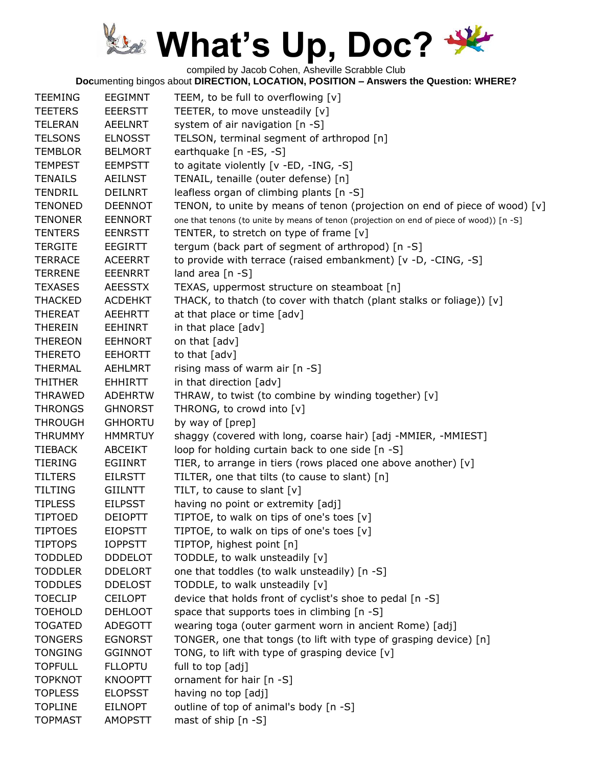# What's Up, Doc?

compiled by Jacob Cohen, Asheville Scrabble Club

**Doc**umenting bingos about **DIRECTION, LOCATION, POSITION – Answers the Question: WHERE?**

| | | |
|---|---|---|
| TEEMING | EEGIMNT | TEEM, to be full to overflowing [v] |
| TEETERS | EEERSTT | TEETER, to move unsteadily [v] |
| TELERAN | AEELNRT | system of air navigation [n -S] |
| TELSONS | ELNOSST | TELSON, terminal segment of arthropod [n] |
| TEMBLOR | BELMORT | earthquake [n -ES, -S] |
| TEMPEST | EEMPSTT | to agitate violently [v -ED, -ING, -S] |
| TENAILS | AEILNST | TENAIL, tenaille (outer defense) [n] |
| TENDRIL | DEILNRT | leafless organ of climbing plants [n -S] |
| TENONED | DEENNOT | TENON, to unite by means of tenon (projection on end of piece of wood) [v] |
| TENONER | EENNORT | one that tenons (to unite by means of tenon (projection on end of piece of wood)) [n -S] |
| TENTERS | EENRSTT | TENTER, to stretch on type of frame [v] |
| TERGITE | EEGIRTT | tergum (back part of segment of arthropod) [n -S] |
| TERRACE | ACEERRT | to provide with terrace (raised embankment) [v -D, -CING, -S] |
| TERRENE | EEENRRT | land area [n -S] |
| TEXASES | AEESSTX | TEXAS, uppermost structure on steamboat [n] |
| THACKED | ACDEHKT | THACK, to thatch (to cover with thatch (plant stalks or foliage)) [v] |
| THEREAT | AEEHRTT | at that place or time [adv] |
| THEREIN | EEHINRT | in that place [adv] |
| THEREON | EEHNORT | on that [adv] |
| THERETO | EEHORTT | to that [adv] |
| THERMAL | AEHLMRT | rising mass of warm air [n -S] |
| THITHER | EHHIRTT | in that direction [adv] |
| THRAWED | ADEHRTW | THRAW, to twist (to combine by winding together) [v] |
| THRONGS | GHNORST | THRONG, to crowd into [v] |
| THROUGH | GHHORTU | by way of [prep] |
| THRUMMY | HMMRTUY | shaggy (covered with long, coarse hair) [adj -MMIER, -MMIEST] |
| TIEBACK | ABCEIKT | loop for holding curtain back to one side [n -S] |
| TIERING | EGIINRT | TIER, to arrange in tiers (rows placed one above another) [v] |
| TILTERS | EILRSTT | TILTER, one that tilts (to cause to slant) [n] |
| TILTING | GIILNTT | TILT, to cause to slant [v] |
| TIPLESS | EILPSST | having no point or extremity [adj] |
| TIPTOED | DEIOPTT | TIPTOE, to walk on tips of one's toes [v] |
| TIPTOES | EIOPSTT | TIPTOE, to walk on tips of one's toes [v] |
| TIPTOPS | IOPPSTT | TIPTOP, highest point [n] |
| TODDLED | DDDELOT | TODDLE, to walk unsteadily [v] |
| TODDLER | DDELORT | one that toddles (to walk unsteadily) [n -S] |
| TODDLES | DDELOST | TODDLE, to walk unsteadily [v] |
| TOECLIP | CEILOPT | device that holds front of cyclist's shoe to pedal [n -S] |
| TOEHOLD | DEHLOOT | space that supports toes in climbing [n -S] |
| TOGATED | ADEGOTT | wearing toga (outer garment worn in ancient Rome) [adj] |
| TONGERS | EGNORST | TONGER, one that tongs (to lift with type of grasping device) [n] |
| TONGING | GGINNOT | TONG, to lift with type of grasping device [v] |
| TOPFULL | FLLOPTU | full to top [adj] |
| TOPKNOT | KNOOPTT | ornament for hair [n -S] |
| TOPLESS | ELOPSST | having no top [adj] |
| TOPLINE | EILNOPT | outline of top of animal's body [n -S] |
| TOPMAST | AMOPSTT | mast of ship [n -S] |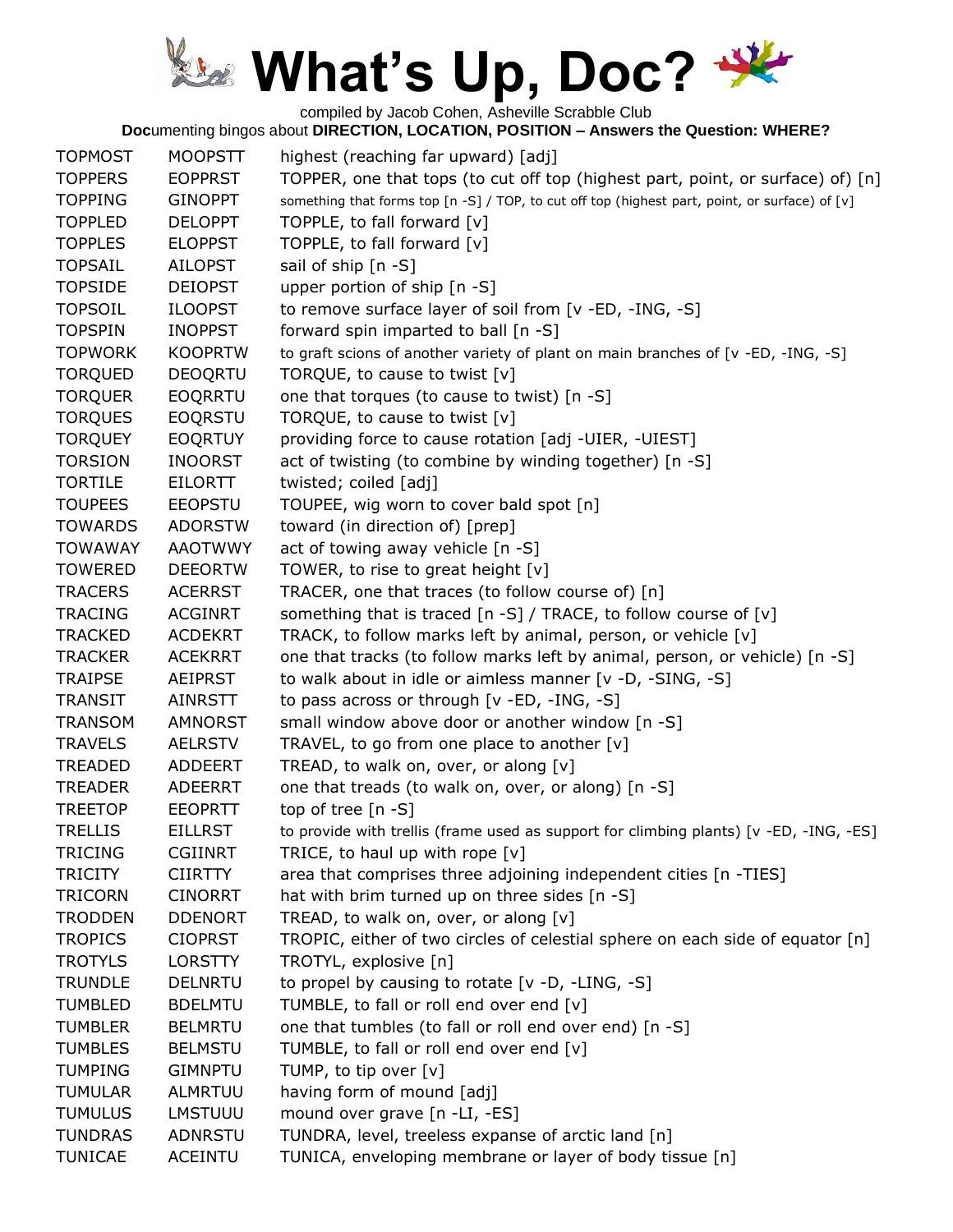# What's Up, Doc?

compiled by Jacob Cohen, Asheville Scrabble Club

**Doc**umenting bingos about **DIRECTION, LOCATION, POSITION – Answers the Question: WHERE?**

| | | |
|---|---|---|
| TOPMOST | MOOPSTT | highest (reaching far upward) [adj] |
| TOPPERS | EOPPRST | TOPPER, one that tops (to cut off top (highest part, point, or surface) of) [n] |
| TOPPING | GINOPPT | something that forms top [n -S] / TOP, to cut off top (highest part, point, or surface) of [v] |
| TOPPLED | DELOPPT | TOPPLE, to fall forward [v] |
| TOPPLES | ELOPPST | TOPPLE, to fall forward [v] |
| TOPSAIL | AILOPST | sail of ship [n -S] |
| TOPSIDE | DEIOPST | upper portion of ship [n -S] |
| TOPSOIL | ILOOPST | to remove surface layer of soil from [v -ED, -ING, -S] |
| TOPSPIN | INOPPST | forward spin imparted to ball [n -S] |
| TOPWORK | KOOPRTW | to graft scions of another variety of plant on main branches of [v -ED, -ING, -S] |
| TORQUED | DEOQRTU | TORQUE, to cause to twist [v] |
| TORQUER | EOQRRTU | one that torques (to cause to twist) [n -S] |
| TORQUES | EOQRSTU | TORQUE, to cause to twist [v] |
| TORQUEY | EOQRTUY | providing force to cause rotation [adj -UIER, -UIEST] |
| TORSION | INOORST | act of twisting (to combine by winding together) [n -S] |
| TORTILE | EILORTT | twisted; coiled [adj] |
| TOUPEES | EEOPSTU | TOUPEE, wig worn to cover bald spot [n] |
| TOWARDS | ADORSTW | toward (in direction of) [prep] |
| TOWAWAY | AAOTWWY | act of towing away vehicle [n -S] |
| TOWERED | DEEORTW | TOWER, to rise to great height [v] |
| TRACERS | ACERRST | TRACER, one that traces (to follow course of) [n] |
| TRACING | ACGINRT | something that is traced [n -S] / TRACE, to follow course of [v] |
| TRACKED | ACDEKRT | TRACK, to follow marks left by animal, person, or vehicle [v] |
| TRACKER | ACEKRRT | one that tracks (to follow marks left by animal, person, or vehicle) [n -S] |
| TRAIPSE | AEIPRST | to walk about in idle or aimless manner [v -D, -SING, -S] |
| TRANSIT | AINRSTT | to pass across or through [v -ED, -ING, -S] |
| TRANSOM | AMNORST | small window above door or another window [n -S] |
| TRAVELS | AELRSTV | TRAVEL, to go from one place to another [v] |
| TREADED | ADDEERT | TREAD, to walk on, over, or along [v] |
| TREADER | ADEERRT | one that treads (to walk on, over, or along) [n -S] |
| TREETOP | EEOPRTT | top of tree [n -S] |
| TRELLIS | EILLRST | to provide with trellis (frame used as support for climbing plants) [v -ED, -ING, -ES] |
| TRICING | CGIINRT | TRICE, to haul up with rope [v] |
| TRICITY | CIIRTTY | area that comprises three adjoining independent cities [n -TIES] |
| TRICORN | CINORRT | hat with brim turned up on three sides [n -S] |
| TRODDEN | DDENORT | TREAD, to walk on, over, or along [v] |
| TROPICS | CIOPRST | TROPIC, either of two circles of celestial sphere on each side of equator [n] |
| TROTYLS | LORSTTY | TROTYL, explosive [n] |
| TRUNDLE | DELNRTU | to propel by causing to rotate [v -D, -LING, -S] |
| TUMBLED | BDELMTU | TUMBLE, to fall or roll end over end [v] |
| TUMBLER | BELMRTU | one that tumbles (to fall or roll end over end) [n -S] |
| TUMBLES | BELMSTU | TUMBLE, to fall or roll end over end [v] |
| TUMPING | GIMNPTU | TUMP, to tip over [v] |
| TUMULAR | ALMRTUU | having form of mound [adj] |
| TUMULUS | LMSTUUU | mound over grave [n -LI, -ES] |
| TUNDRAS | ADNRSTU | TUNDRA, level, treeless expanse of arctic land [n] |
| TUNICAE | ACEINTU | TUNICA, enveloping membrane or layer of body tissue [n] |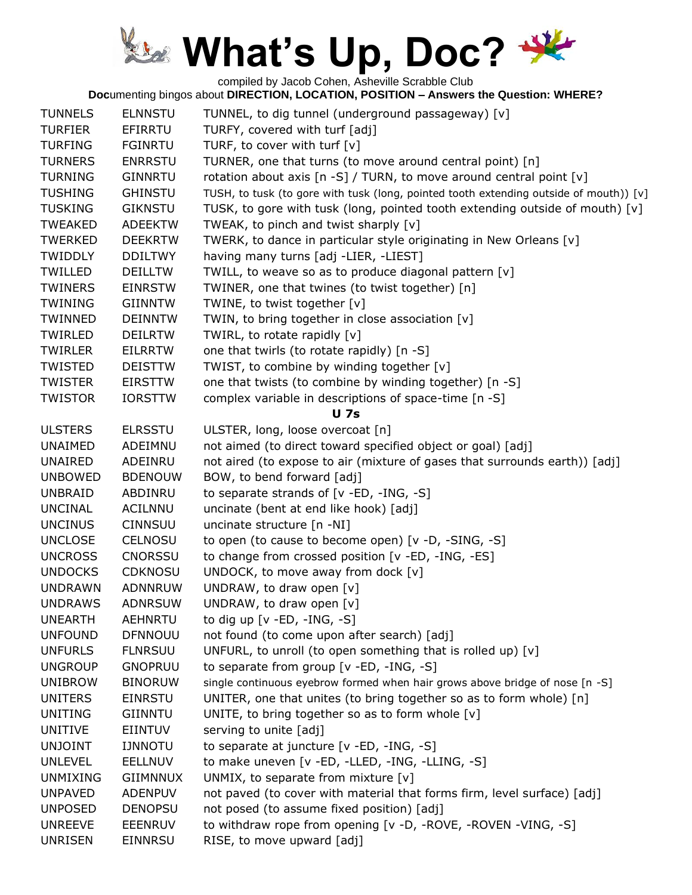# What's Up, Doc?

compiled by Jacob Cohen, Asheville Scrabble Club

**Doc**umenting bingos about **DIRECTION, LOCATION, POSITION – Answers the Question: WHERE?**

| | | |
|---|---|---|
| TUNNELS | ELNNSTU | TUNNEL, to dig tunnel (underground passageway) [v] |
| TURFIER | EFIRRTU | TURFY, covered with turf [adj] |
| TURFING | FGINRTU | TURF, to cover with turf [v] |
| TURNERS | ENRRSTU | TURNER, one that turns (to move around central point) [n] |
| TURNING | GINNRTU | rotation about axis [n -S] / TURN, to move around central point [v] |
| TUSHING | GHINSTU | TUSH, to tusk (to gore with tusk (long, pointed tooth extending outside of mouth)) [v] |
| TUSKING | GIKNSTU | TUSK, to gore with tusk (long, pointed tooth extending outside of mouth) [v] |
| TWEAKED | ADEEKTW | TWEAK, to pinch and twist sharply [v] |
| TWERKED | DEEKRTW | TWERK, to dance in particular style originating in New Orleans [v] |
| TWIDDLY | DDILTWY | having many turns [adj -LIER, -LIEST] |
| TWILLED | DEILLTW | TWILL, to weave so as to produce diagonal pattern [v] |
| TWINERS | EINRSTW | TWINER, one that twines (to twist together) [n] |
| TWINING | GIINNTW | TWINE, to twist together [v] |
| TWINNED | DEINNTW | TWIN, to bring together in close association [v] |
| TWIRLED | DEILRTW | TWIRL, to rotate rapidly [v] |
| TWIRLER | EILRRTW | one that twirls (to rotate rapidly) [n -S] |
| TWISTED | DEISTTW | TWIST, to combine by winding together [v] |
| TWISTER | EIRSTTW | one that twists (to combine by winding together) [n -S] |
| TWISTOR | IORSTTW | complex variable in descriptions of space-time [n -S] |

**U 7s**

| | | |
|---|---|---|
| ULSTERS | ELRSSTU | ULSTER, long, loose overcoat [n] |
| UNAIMED | ADEIMNU | not aimed (to direct toward specified object or goal) [adj] |
| UNAIRED | ADEINRU | not aired (to expose to air (mixture of gases that surrounds earth)) [adj] |
| UNBOWED | BDENOUW | BOW, to bend forward [adj] |
| UNBRAID | ABDINRU | to separate strands of [v -ED, -ING, -S] |
| UNCINAL | ACILNNU | uncinate (bent at end like hook) [adj] |
| UNCINUS | CINNSUU | uncinate structure [n -NI] |
| UNCLOSE | CELNOSU | to open (to cause to become open) [v -D, -SING, -S] |
| UNCROSS | CNORSSU | to change from crossed position [v -ED, -ING, -ES] |
| UNDOCKS | CDKNOSU | UNDOCK, to move away from dock [v] |
| UNDRAWN | ADNNRUW | UNDRAW, to draw open [v] |
| UNDRAWS | ADNRSUW | UNDRAW, to draw open [v] |
| UNEARTH | AEHNRTU | to dig up [v -ED, -ING, -S] |
| UNFOUND | DFNNOUU | not found (to come upon after search) [adj] |
| UNFURLS | FLNRSUU | UNFURL, to unroll (to open something that is rolled up) [v] |
| UNGROUP | GNOPRUU | to separate from group [v -ED, -ING, -S] |
| UNIBROW | BINORUW | single continuous eyebrow formed when hair grows above bridge of nose [n -S] |
| UNITERS | EINRSTU | UNITER, one that unites (to bring together so as to form whole) [n] |
| UNITING | GIINNTU | UNITE, to bring together so as to form whole [v] |
| UNITIVE | EIINTUV | serving to unite [adj] |
| UNJOINT | IJNNOTU | to separate at juncture [v -ED, -ING, -S] |
| UNLEVEL | EELLNUV | to make uneven [v -ED, -LLED, -ING, -LLING, -S] |
| UNMIXING | GIIMNNUX | UNMIX, to separate from mixture [v] |
| UNPAVED | ADENPUV | not paved (to cover with material that forms firm, level surface) [adj] |
| UNPOSED | DENOPSU | not posed (to assume fixed position) [adj] |
| UNREEVE | EEENRUV | to withdraw rope from opening [v -D, -ROVE, -ROVEN -VING, -S] |
| UNRISEN | EINNRSU | RISE, to move upward [adj] |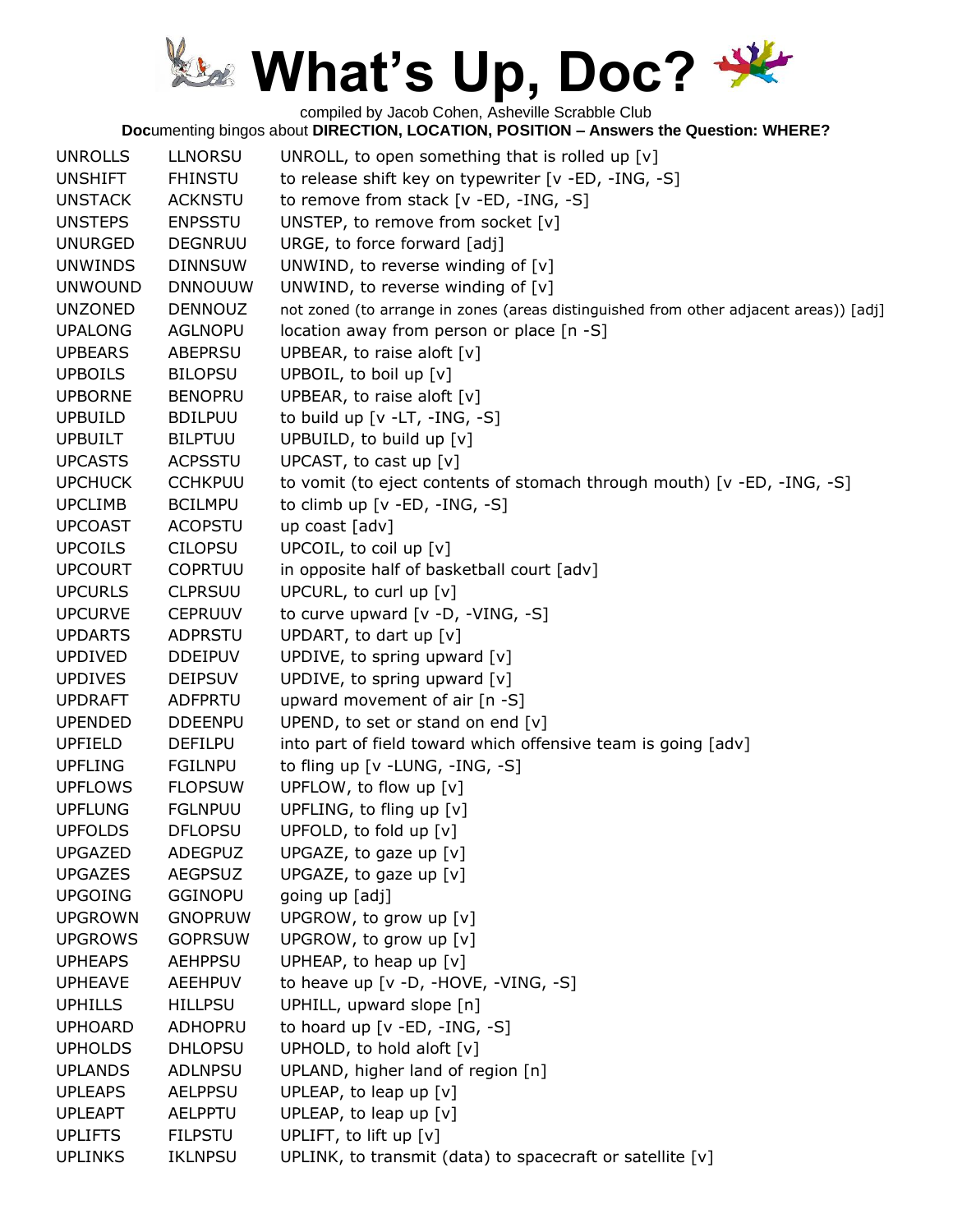# What's Up, Doc?

compiled by Jacob Cohen, Asheville Scrabble Club

**Doc**umenting bingos about **DIRECTION, LOCATION, POSITION – Answers the Question: WHERE?**

| | | |
|---|---|---|
| UNROLLS | LLNORSU | UNROLL, to open something that is rolled up [v] |
| UNSHIFT | FHINSTU | to release shift key on typewriter [v -ED, -ING, -S] |
| UNSTACK | ACKNSTU | to remove from stack [v -ED, -ING, -S] |
| UNSTEPS | ENPSSTU | UNSTEP, to remove from socket [v] |
| UNURGED | DEGNRUU | URGE, to force forward [adj] |
| UNWINDS | DINNSUW | UNWIND, to reverse winding of [v] |
| UNWOUND | DNNOUUW | UNWIND, to reverse winding of [v] |
| UNZONED | DENNOUZ | not zoned (to arrange in zones (areas distinguished from other adjacent areas)) [adj] |
| UPALONG | AGLNOPU | location away from person or place [n -S] |
| UPBEARS | ABEPRSU | UPBEAR, to raise aloft [v] |
| UPBOILS | BILOPSU | UPBOIL, to boil up [v] |
| UPBORNE | BENOPRU | UPBEAR, to raise aloft [v] |
| UPBUILD | BDILPUU | to build up [v -LT, -ING, -S] |
| UPBUILT | BILPTUU | UPBUILD, to build up [v] |
| UPCASTS | ACPSSTU | UPCAST, to cast up [v] |
| UPCHUCK | CCHKPUU | to vomit (to eject contents of stomach through mouth) [v -ED, -ING, -S] |
| UPCLIMB | BCILMPU | to climb up [v -ED, -ING, -S] |
| UPCOAST | ACOPSTU | up coast [adv] |
| UPCOILS | CILOPSU | UPCOIL, to coil up [v] |
| UPCOURT | COPRTUU | in opposite half of basketball court [adv] |
| UPCURLS | CLPRSUU | UPCURL, to curl up [v] |
| UPCURVE | CEPRUUV | to curve upward [v -D, -VING, -S] |
| UPDARTS | ADPRSTU | UPDART, to dart up [v] |
| UPDIVED | DDEIPUV | UPDIVE, to spring upward [v] |
| UPDIVES | DEIPSUV | UPDIVE, to spring upward [v] |
| UPDRAFT | ADFPRTU | upward movement of air [n -S] |
| UPENDED | DDEENPU | UPEND, to set or stand on end [v] |
| UPFIELD | DEFILPU | into part of field toward which offensive team is going [adv] |
| UPFLING | FGILNPU | to fling up [v -LUNG, -ING, -S] |
| UPFLOWS | FLOPSUW | UPFLOW, to flow up [v] |
| UPFLUNG | FGLNPUU | UPFLING, to fling up [v] |
| UPFOLDS | DFLOPSU | UPFOLD, to fold up [v] |
| UPGAZED | ADEGPUZ | UPGAZE, to gaze up [v] |
| UPGAZES | AEGPSUZ | UPGAZE, to gaze up [v] |
| UPGOING | GGINOPU | going up [adj] |
| UPGROWN | GNOPRUW | UPGROW, to grow up [v] |
| UPGROWS | GOPRSUW | UPGROW, to grow up [v] |
| UPHEAPS | AEHPPSU | UPHEAP, to heap up [v] |
| UPHEAVE | AEEHPUV | to heave up [v -D, -HOVE, -VING, -S] |
| UPHILLS | HILLPSU | UPHILL, upward slope [n] |
| UPHOARD | ADHOPRU | to hoard up [v -ED, -ING, -S] |
| UPHOLDS | DHLOPSU | UPHOLD, to hold aloft [v] |
| UPLANDS | ADLNPSU | UPLAND, higher land of region [n] |
| UPLEAPS | AELPPSU | UPLEAP, to leap up [v] |
| UPLEAPT | AELPPTU | UPLEAP, to leap up [v] |
| UPLIFTS | FILPSTU | UPLIFT, to lift up [v] |
| UPLINKS | IKLNPSU | UPLINK, to transmit (data) to spacecraft or satellite [v] |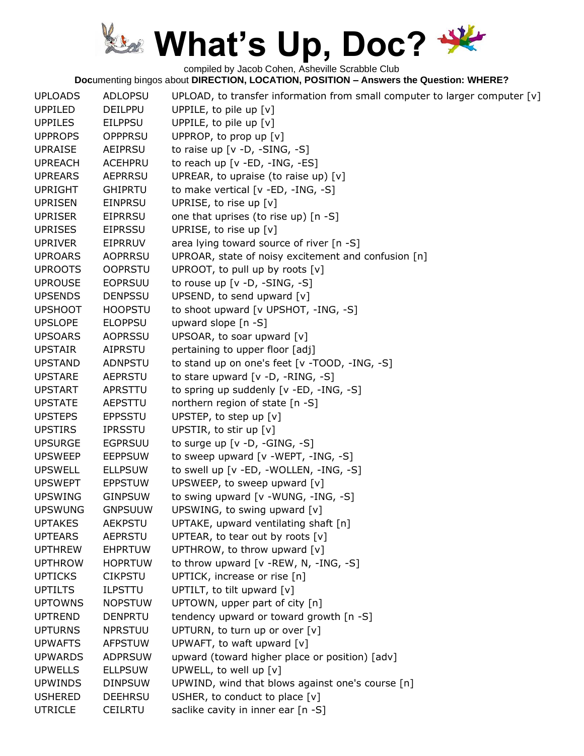# What's Up, Doc?

compiled by Jacob Cohen, Asheville Scrabble Club

**Doc**umenting bingos about **DIRECTION, LOCATION, POSITION – Answers the Question: WHERE?**

| | | |
|---|---|---|
| UPLOADS | ADLOPSU | UPLOAD, to transfer information from small computer to larger computer [v] |
| UPPILED | DEILPPU | UPPILE, to pile up [v] |
| UPPILES | EILPPSU | UPPILE, to pile up [v] |
| UPPROPS | OPPPRSU | UPPROP, to prop up [v] |
| UPRAISE | AEIPRSU | to raise up [v -D, -SING, -S] |
| UPREACH | ACEHPRU | to reach up [v -ED, -ING, -ES] |
| UPREARS | AEPRRSU | UPREAR, to upraise (to raise up) [v] |
| UPRIGHT | GHIPRTU | to make vertical [v -ED, -ING, -S] |
| UPRISEN | EINPRSU | UPRISE, to rise up [v] |
| UPRISER | EIPRRSU | one that uprises (to rise up) [n -S] |
| UPRISES | EIPRSSU | UPRISE, to rise up [v] |
| UPRIVER | EIPRRUV | area lying toward source of river [n -S] |
| UPROARS | AOPRRSU | UPROAR, state of noisy excitement and confusion [n] |
| UPROOTS | OOPRSTU | UPROOT, to pull up by roots [v] |
| UPROUSE | EOPRSUU | to rouse up [v -D, -SING, -S] |
| UPSENDS | DENPSSU | UPSEND, to send upward [v] |
| UPSHOOT | HOOPSTU | to shoot upward [v UPSHOT, -ING, -S] |
| UPSLOPE | ELOPPSU | upward slope [n -S] |
| UPSOARS | AOPRSSU | UPSOAR, to soar upward [v] |
| UPSTAIR | AIPRSTU | pertaining to upper floor [adj] |
| UPSTAND | ADNPSTU | to stand up on one's feet [v -TOOD, -ING, -S] |
| UPSTARE | AEPRSTU | to stare upward [v -D, -RING, -S] |
| UPSTART | APRSTTU | to spring up suddenly [v -ED, -ING, -S] |
| UPSTATE | AEPSTTU | northern region of state [n -S] |
| UPSTEPS | EPPSSTU | UPSTEP, to step up [v] |
| UPSTIRS | IPRSSTU | UPSTIR, to stir up [v] |
| UPSURGE | EGPRSUU | to surge up [v -D, -GING, -S] |
| UPSWEEP | EEPPSUW | to sweep upward [v -WEPT, -ING, -S] |
| UPSWELL | ELLPSUW | to swell up [v -ED, -WOLLEN, -ING, -S] |
| UPSWEPT | EPPSTUW | UPSWEEP, to sweep upward [v] |
| UPSWING | GINPSUW | to swing upward [v -WUNG, -ING, -S] |
| UPSWUNG | GNPSUUW | UPSWING, to swing upward [v] |
| UPTAKES | AEKPSTU | UPTAKE, upward ventilating shaft [n] |
| UPTEARS | AEPRSTU | UPTEAR, to tear out by roots [v] |
| UPTHREW | EHPRTUW | UPTHROW, to throw upward [v] |
| UPTHROW | HOPRTUW | to throw upward [v -REW, N, -ING, -S] |
| UPTICKS | CIKPSTU | UPTICK, increase or rise [n] |
| UPTILTS | ILPSTTU | UPTILT, to tilt upward [v] |
| UPTOWNS | NOPSTUW | UPTOWN, upper part of city [n] |
| UPTREND | DENPRTU | tendency upward or toward growth [n -S] |
| UPTURNS | NPRSTUU | UPTURN, to turn up or over [v] |
| UPWAFTS | AFPSTUW | UPWAFT, to waft upward [v] |
| UPWARDS | ADPRSUW | upward (toward higher place or position) [adv] |
| UPWELLS | ELLPSUW | UPWELL, to well up [v] |
| UPWINDS | DINPSUW | UPWIND, wind that blows against one's course [n] |
| USHERED | DEEHRSU | USHER, to conduct to place [v] |
| UTRICLE | CEILRTU | saclike cavity in inner ear [n -S] |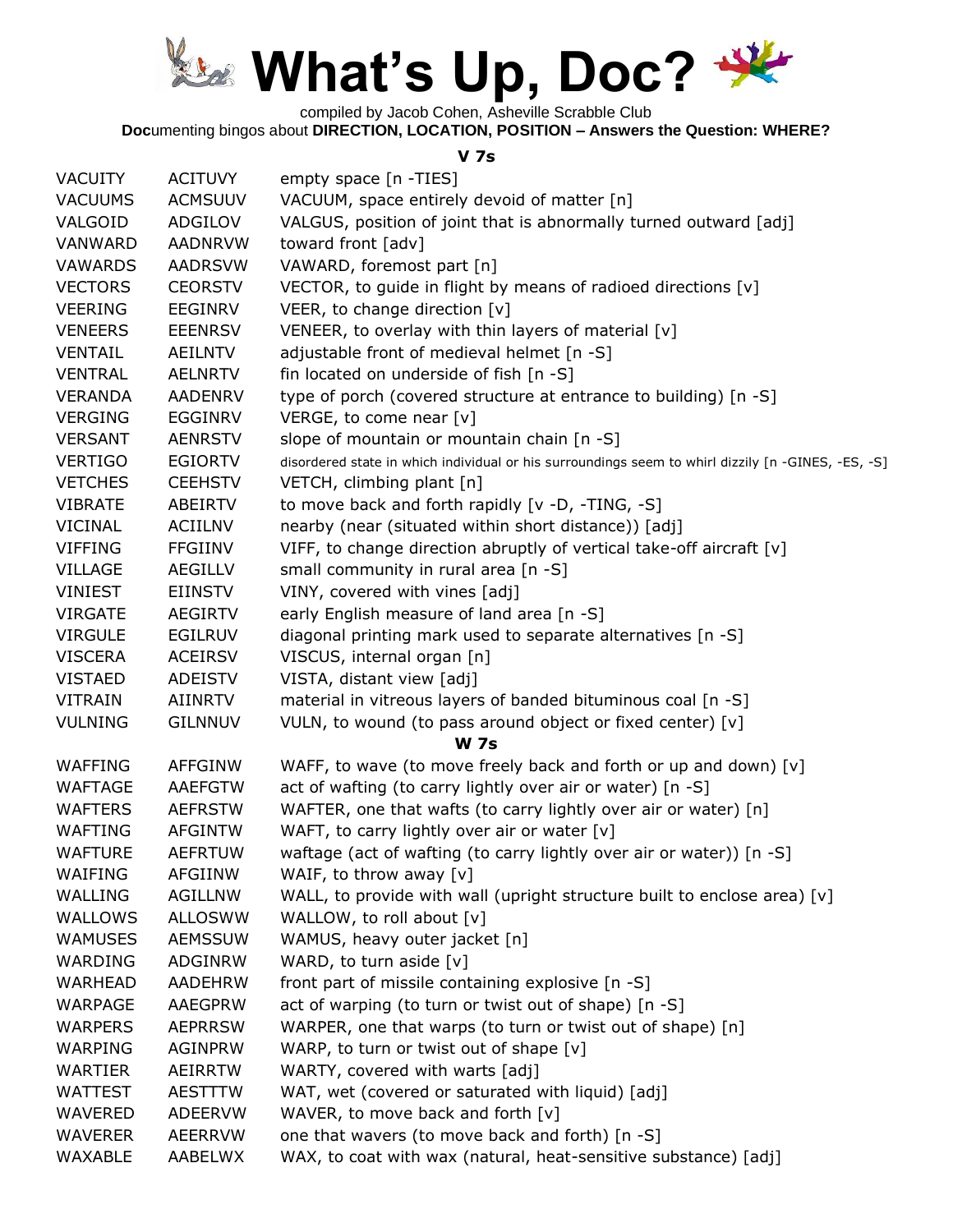# What's Up, Doc?

compiled by Jacob Cohen, Asheville Scrabble Club

**Doc**umenting bingos about **DIRECTION, LOCATION, POSITION – Answers the Question: WHERE?**

### V 7s

| | | |
|---|---|---|
| VACUITY | ACITUVY | empty space [n -TIES] |
| VACUUMS | ACMSUUV | VACUUM, space entirely devoid of matter [n] |
| VALGOID | ADGILOV | VALGUS, position of joint that is abnormally turned outward [adj] |
| VANWARD | AADNRVW | toward front [adv] |
| VAWARDS | AADRSVW | VAWARD, foremost part [n] |
| VECTORS | CEORSTV | VECTOR, to guide in flight by means of radioed directions [v] |
| VEERING | EEGINRV | VEER, to change direction [v] |
| VENEERS | EEENRSV | VENEER, to overlay with thin layers of material [v] |
| VENTAIL | AEILNTV | adjustable front of medieval helmet [n -S] |
| VENTRAL | AELNRTV | fin located on underside of fish [n -S] |
| VERANDA | AADENRV | type of porch (covered structure at entrance to building) [n -S] |
| VERGING | EGGINRV | VERGE, to come near [v] |
| VERSANT | AENRSTV | slope of mountain or mountain chain [n -S] |
| VERTIGO | EGIORTV | disordered state in which individual or his surroundings seem to whirl dizzily [n -GINES, -ES, -S] |
| VETCHES | CEEHSTV | VETCH, climbing plant [n] |
| VIBRATE | ABEIRTV | to move back and forth rapidly [v -D, -TING, -S] |
| VICINAL | ACIILNV | nearby (near (situated within short distance)) [adj] |
| VIFFING | FFGIINV | VIFF, to change direction abruptly of vertical take-off aircraft [v] |
| VILLAGE | AEGILLV | small community in rural area [n -S] |
| VINIEST | EIINSTV | VINY, covered with vines [adj] |
| VIRGATE | AEGIRTV | early English measure of land area [n -S] |
| VIRGULE | EGILRUV | diagonal printing mark used to separate alternatives [n -S] |
| VISCERA | ACEIRSV | VISCUS, internal organ [n] |
| VISTAED | ADEISTV | VISTA, distant view [adj] |
| VITRAIN | AIINRTV | material in vitreous layers of banded bituminous coal [n -S] |
| VULNING | GILNNUV | VULN, to wound (to pass around object or fixed center) [v] |

### W 7s

| | | |
|---|---|---|
| WAFFING | AFFGINW | WAFF, to wave (to move freely back and forth or up and down) [v] |
| WAFTAGE | AAEFGTW | act of wafting (to carry lightly over air or water) [n -S] |
| WAFTERS | AEFRSTW | WAFTER, one that wafts (to carry lightly over air or water) [n] |
| WAFTING | AFGINTW | WAFT, to carry lightly over air or water [v] |
| WAFTURE | AEFRTUW | waftage (act of wafting (to carry lightly over air or water)) [n -S] |
| WAIFING | AFGIINW | WAIF, to throw away [v] |
| WALLING | AGILLNW | WALL, to provide with wall (upright structure built to enclose area) [v] |
| WALLOWS | ALLOSWW | WALLOW, to roll about [v] |
| WAMUSES | AEMSSUW | WAMUS, heavy outer jacket [n] |
| WARDING | ADGINRW | WARD, to turn aside [v] |
| WARHEAD | AADEHRW | front part of missile containing explosive [n -S] |
| WARPAGE | AAEGPRW | act of warping (to turn or twist out of shape) [n -S] |
| WARPERS | AEPRRSW | WARPER, one that warps (to turn or twist out of shape) [n] |
| WARPING | AGINPRW | WARP, to turn or twist out of shape [v] |
| WARTIER | AEIRRTW | WARTY, covered with warts [adj] |
| WATTEST | AESTTTW | WAT, wet (covered or saturated with liquid) [adj] |
| WAVERED | ADEERVW | WAVER, to move back and forth [v] |
| WAVERER | AEERRVW | one that wavers (to move back and forth) [n -S] |
| WAXABLE | AABELWX | WAX, to coat with wax (natural, heat-sensitive substance) [adj] |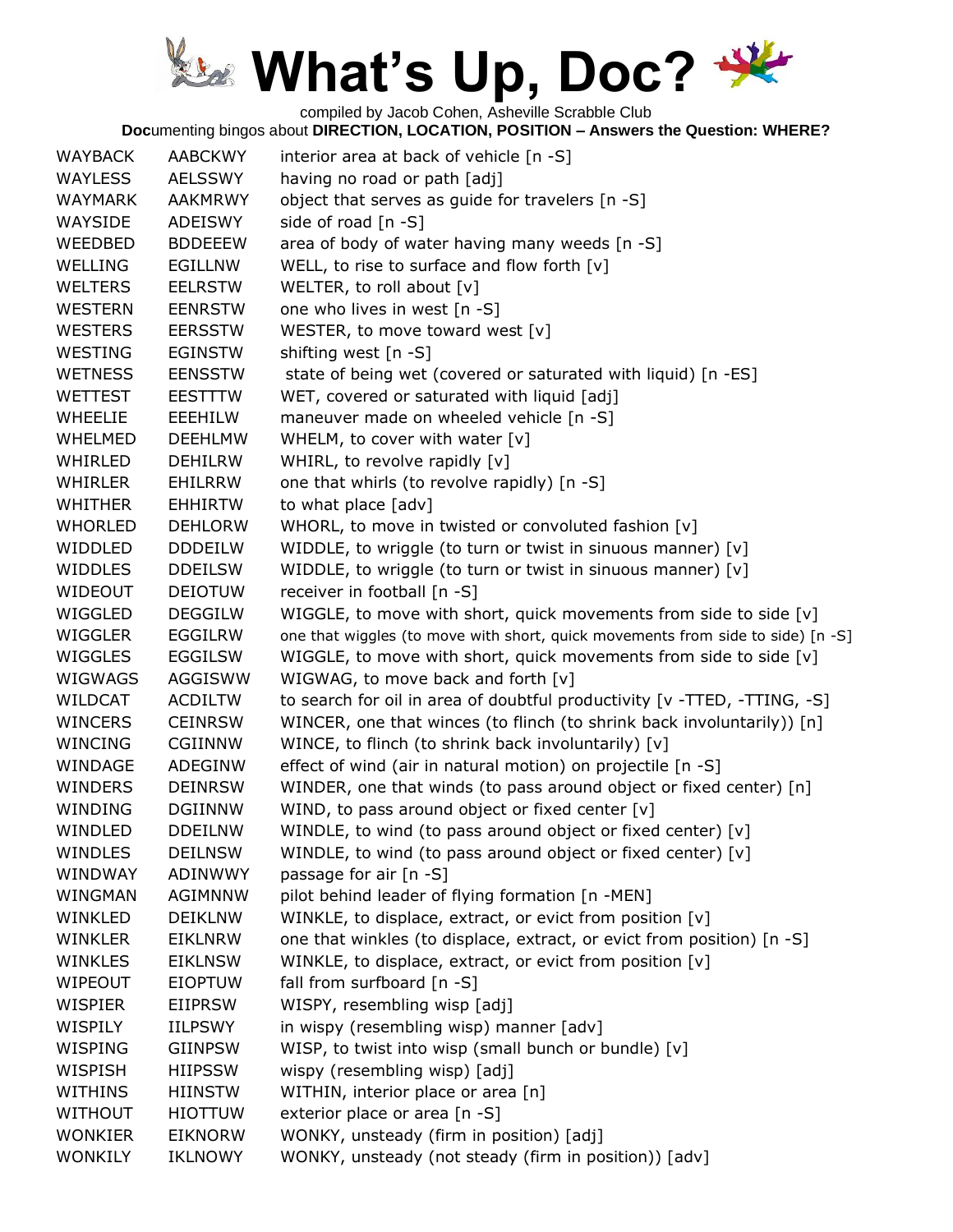# What's Up, Doc?

compiled by Jacob Cohen, Asheville Scrabble Club

**Doc**umenting bingos about **DIRECTION, LOCATION, POSITION – Answers the Question: WHERE?**

| | | |
|---|---|---|
| WAYBACK | AABCKWY | interior area at back of vehicle [n -S] |
| WAYLESS | AELSSWY | having no road or path [adj] |
| WAYMARK | AAKMRWY | object that serves as guide for travelers [n -S] |
| WAYSIDE | ADEISWY | side of road [n -S] |
| WEEDBED | BDDEEEW | area of body of water having many weeds [n -S] |
| WELLING | EGILLNW | WELL, to rise to surface and flow forth [v] |
| WELTERS | EELRSTW | WELTER, to roll about [v] |
| WESTERN | EENRSTW | one who lives in west [n -S] |
| WESTERS | EERSSTW | WESTER, to move toward west [v] |
| WESTING | EGINSTW | shifting west [n -S] |
| WETNESS | EENSSTW | state of being wet (covered or saturated with liquid) [n -ES] |
| WETTEST | EESTTTW | WET, covered or saturated with liquid [adj] |
| WHEELIE | EEEHILW | maneuver made on wheeled vehicle [n -S] |
| WHELMED | DEEHLMW | WHELM, to cover with water [v] |
| WHIRLED | DEHILRW | WHIRL, to revolve rapidly [v] |
| WHIRLER | EHILRRW | one that whirls (to revolve rapidly) [n -S] |
| WHITHER | EHHIRTW | to what place [adv] |
| WHORLED | DEHLORW | WHORL, to move in twisted or convoluted fashion [v] |
| WIDDLED | DDDEILW | WIDDLE, to wriggle (to turn or twist in sinuous manner) [v] |
| WIDDLES | DDEILSW | WIDDLE, to wriggle (to turn or twist in sinuous manner) [v] |
| WIDEOUT | DEIOTUW | receiver in football [n -S] |
| WIGGLED | DEGGILW | WIGGLE, to move with short, quick movements from side to side [v] |
| WIGGLER | EGGILRW | one that wiggles (to move with short, quick movements from side to side) [n -S] |
| WIGGLES | EGGILSW | WIGGLE, to move with short, quick movements from side to side [v] |
| WIGWAGS | AGGISWW | WIGWAG, to move back and forth [v] |
| WILDCAT | ACDILTW | to search for oil in area of doubtful productivity [v -TTED, -TTING, -S] |
| WINCERS | CEINRSW | WINCER, one that winces (to flinch (to shrink back involuntarily)) [n] |
| WINCING | CGIINNW | WINCE, to flinch (to shrink back involuntarily) [v] |
| WINDAGE | ADEGINW | effect of wind (air in natural motion) on projectile [n -S] |
| WINDERS | DEINRSW | WINDER, one that winds (to pass around object or fixed center) [n] |
| WINDING | DGIINNW | WIND, to pass around object or fixed center [v] |
| WINDLED | DDEILNW | WINDLE, to wind (to pass around object or fixed center) [v] |
| WINDLES | DEILNSW | WINDLE, to wind (to pass around object or fixed center) [v] |
| WINDWAY | ADINWWY | passage for air [n -S] |
| WINGMAN | AGIMNNW | pilot behind leader of flying formation [n -MEN] |
| WINKLED | DEIKLNW | WINKLE, to displace, extract, or evict from position [v] |
| WINKLER | EIKLNRW | one that winkles (to displace, extract, or evict from position) [n -S] |
| WINKLES | EIKLNSW | WINKLE, to displace, extract, or evict from position [v] |
| WIPEOUT | EIOPTUW | fall from surfboard [n -S] |
| WISPIER | EIIPRSW | WISPY, resembling wisp [adj] |
| WISPILY | IILPSWY | in wispy (resembling wisp) manner [adv] |
| WISPING | GIINPSW | WISP, to twist into wisp (small bunch or bundle) [v] |
| WISPISH | HIIPSSW | wispy (resembling wisp) [adj] |
| WITHINS | HIINSTW | WITHIN, interior place or area [n] |
| WITHOUT | HIOTTUW | exterior place or area [n -S] |
| WONKIER | EIKNORW | WONKY, unsteady (firm in position) [adj] |
| WONKILY | IKLNOWY | WONKY, unsteady (not steady (firm in position)) [adv] |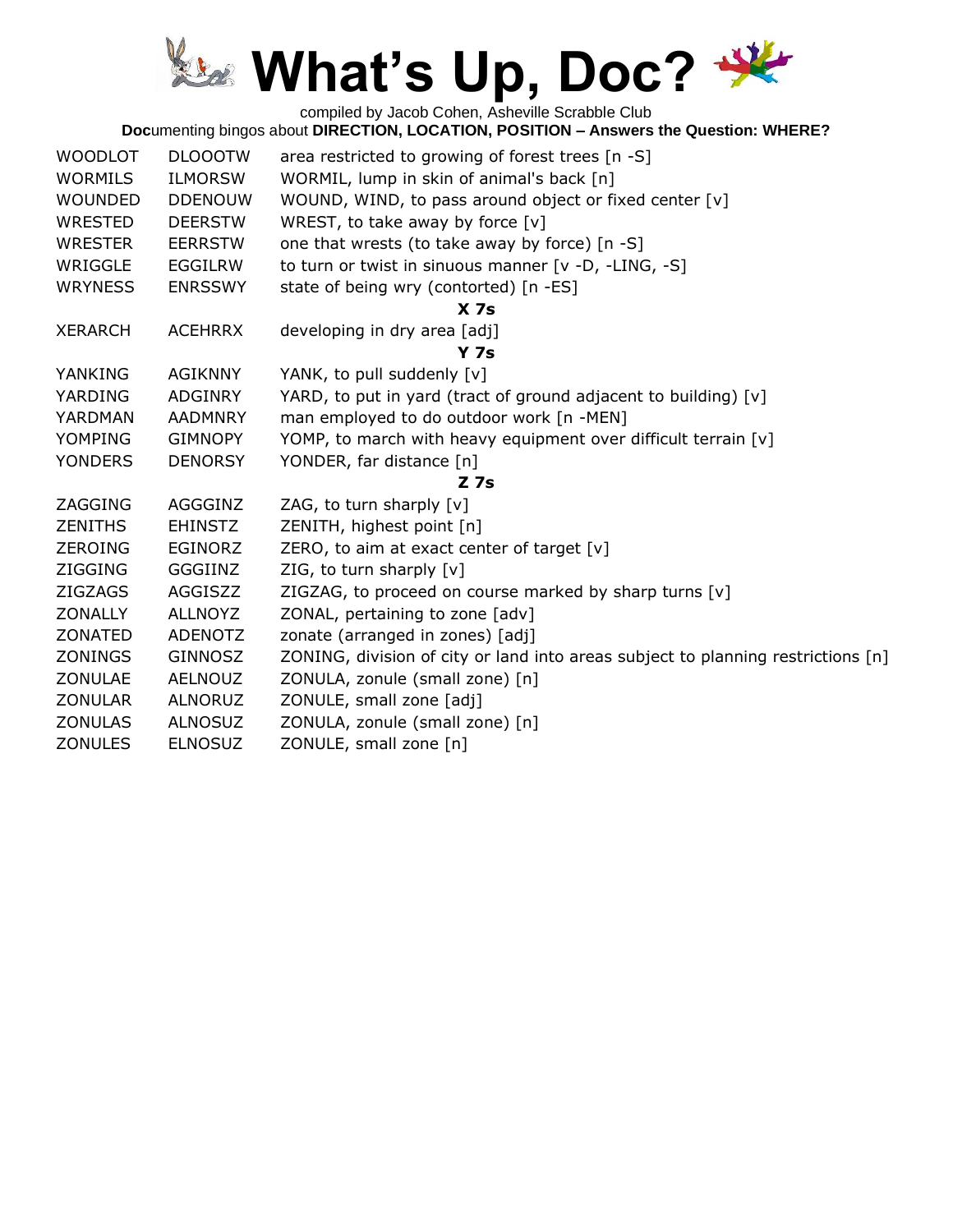# What's Up, Doc?

compiled by Jacob Cohen, Asheville Scrabble Club

**Doc**umenting bingos about **DIRECTION, LOCATION, POSITION – Answers the Question: WHERE?**

| | | |
|---|---|---|
| WOODLOT | DLOOOTW | area restricted to growing of forest trees [n -S] |
| WORMILS | ILMORSW | WORMIL, lump in skin of animal's back [n] |
| WOUNDED | DDENOUW | WOUND, WIND, to pass around object or fixed center [v] |
| WRESTED | DEERSTW | WREST, to take away by force [v] |
| WRESTER | EERRSTW | one that wrests (to take away by force) [n -S] |
| WRIGGLE | EGGILRW | to turn or twist in sinuous manner [v -D, -LING, -S] |
| WRYNESS | ENRSSWY | state of being wry (contorted) [n -ES] |
| | | **X 7s** |
| XERARCH | ACEHRRX | developing in dry area [adj] |
| | | **Y 7s** |
| YANKING | AGIKNNY | YANK, to pull suddenly [v] |
| YARDING | ADGINRY | YARD, to put in yard (tract of ground adjacent to building) [v] |
| YARDMAN | AADMNRY | man employed to do outdoor work [n -MEN] |
| YOMPING | GIMNOPY | YOMP, to march with heavy equipment over difficult terrain [v] |
| YONDERS | DENORSY | YONDER, far distance [n] |
| | | **Z 7s** |
| ZAGGING | AGGGINZ | ZAG, to turn sharply [v] |
| ZENITHS | EHINSTZ | ZENITH, highest point [n] |
| ZEROING | EGINORZ | ZERO, to aim at exact center of target [v] |
| ZIGGING | GGGIINZ | ZIG, to turn sharply [v] |
| ZIGZAGS | AGGISZZ | ZIGZAG, to proceed on course marked by sharp turns [v] |
| ZONALLY | ALLNOYZ | ZONAL, pertaining to zone [adv] |
| ZONATED | ADENOTZ | zonate (arranged in zones) [adj] |
| ZONINGS | GINNOSZ | ZONING, division of city or land into areas subject to planning restrictions [n] |
| ZONULAE | AELNOUZ | ZONULA, zonule (small zone) [n] |
| ZONULAR | ALNORUZ | ZONULE, small zone [adj] |
| ZONULAS | ALNOSUZ | ZONULA, zonule (small zone) [n] |
| ZONULES | ELNOSUZ | ZONULE, small zone [n] |